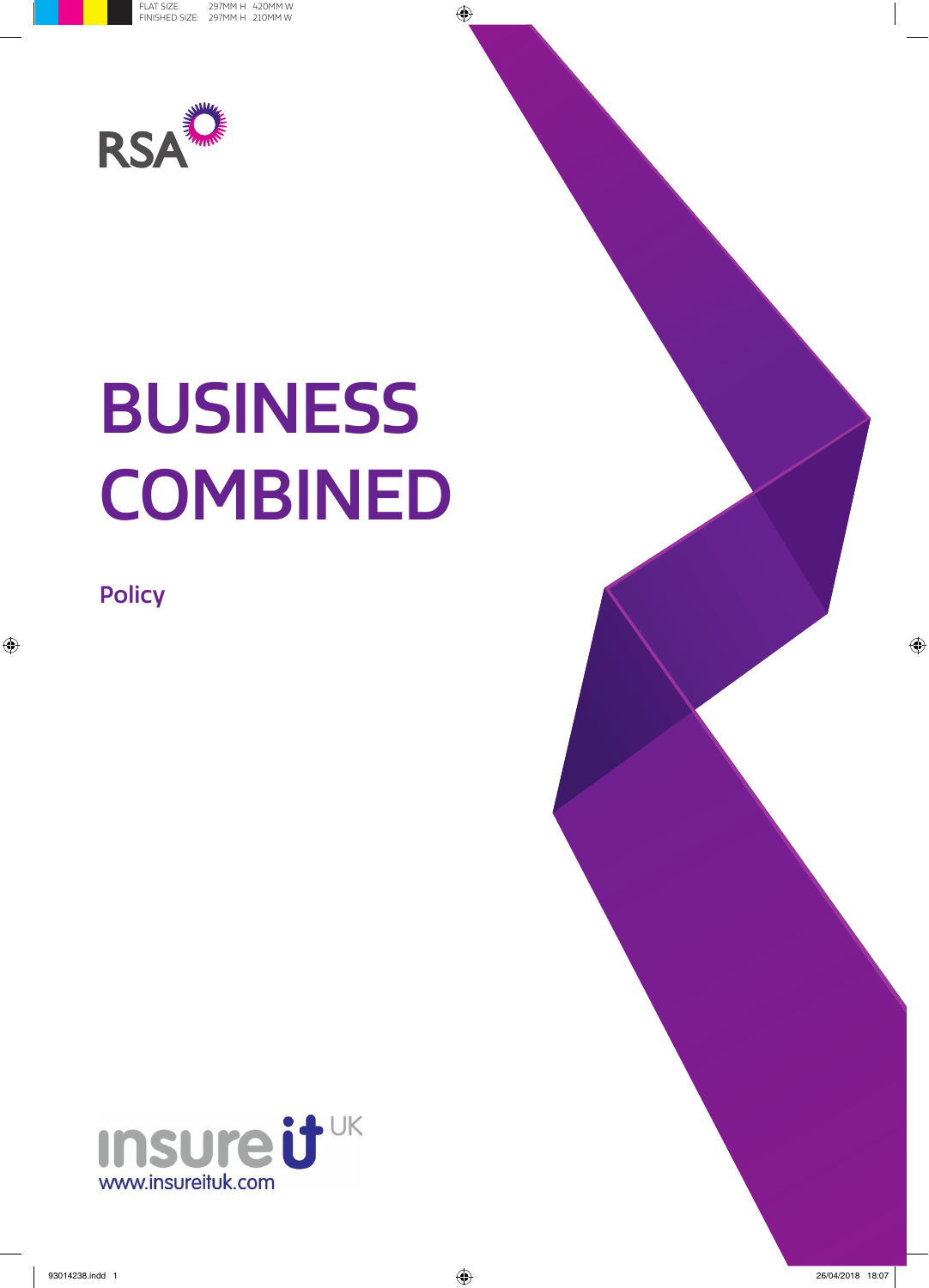RSA

# BUSINESS COMBINED

## Policy

insure it UK
www.insureituk.com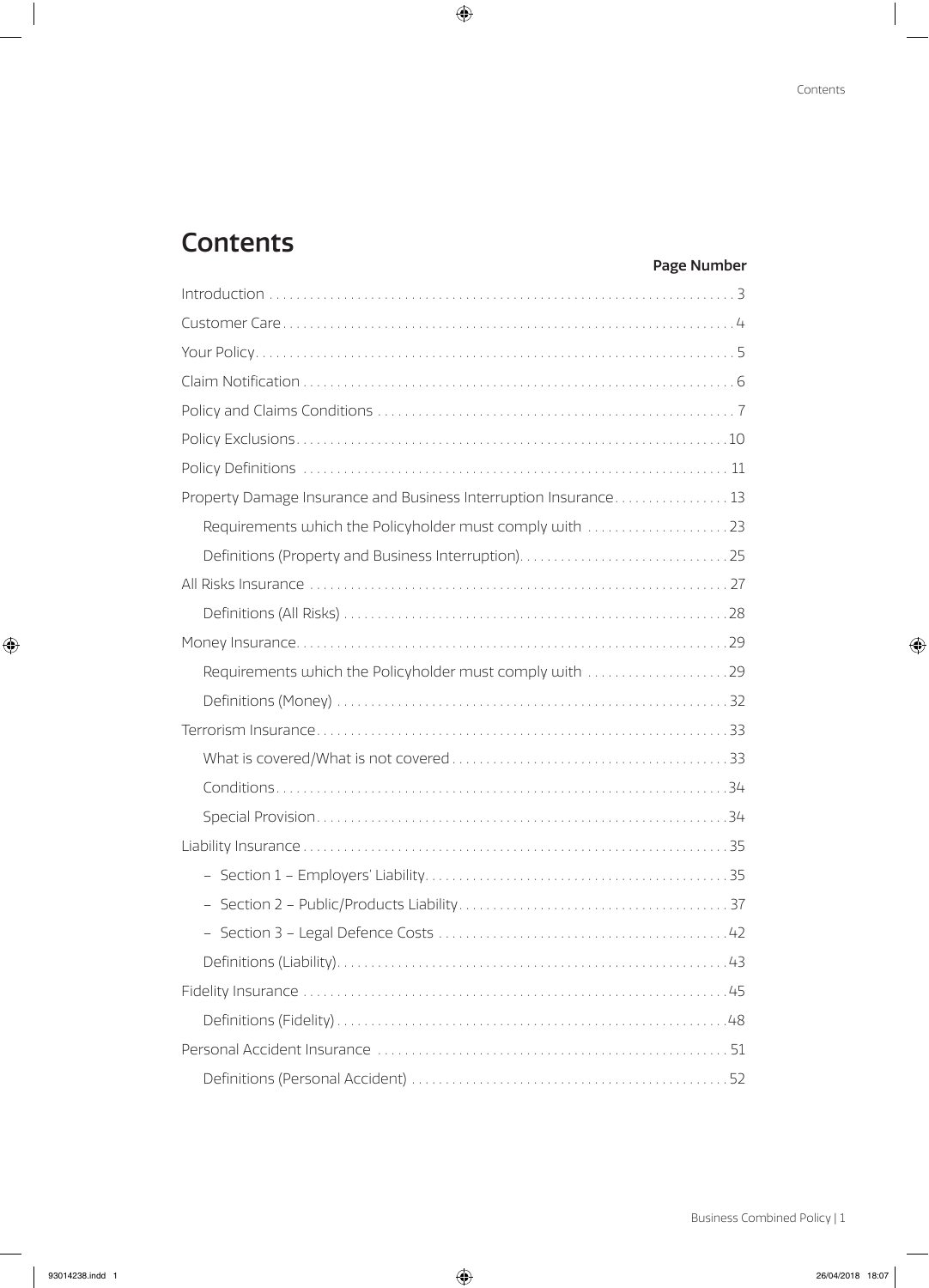# Contents

| | Page Number |
|---|---|
| Introduction | 3 |
| Customer Care | 4 |
| Your Policy | 5 |
| Claim Notification | 6 |
| Policy and Claims Conditions | 7 |
| Policy Exclusions | 10 |
| Policy Definitions | 11 |
| Property Damage Insurance and Business Interruption Insurance | 13 |
| Requirements which the Policyholder must comply with | 23 |
| Definitions (Property and Business Interruption) | 25 |
| All Risks Insurance | 27 |
| Definitions (All Risks) | 28 |
| Money Insurance | 29 |
| Requirements which the Policyholder must comply with | 29 |
| Definitions (Money) | 32 |
| Terrorism Insurance | 33 |
| What is covered/What is not covered | 33 |
| Conditions | 34 |
| Special Provision | 34 |
| Liability Insurance | 35 |
| – Section 1 – Employers' Liability | 35 |
| – Section 2 – Public/Products Liability | 37 |
| – Section 3 – Legal Defence Costs | 42 |
| Definitions (Liability) | 43 |
| Fidelity Insurance | 45 |
| Definitions (Fidelity) | 48 |
| Personal Accident Insurance | 51 |
| Definitions (Personal Accident) | 52 |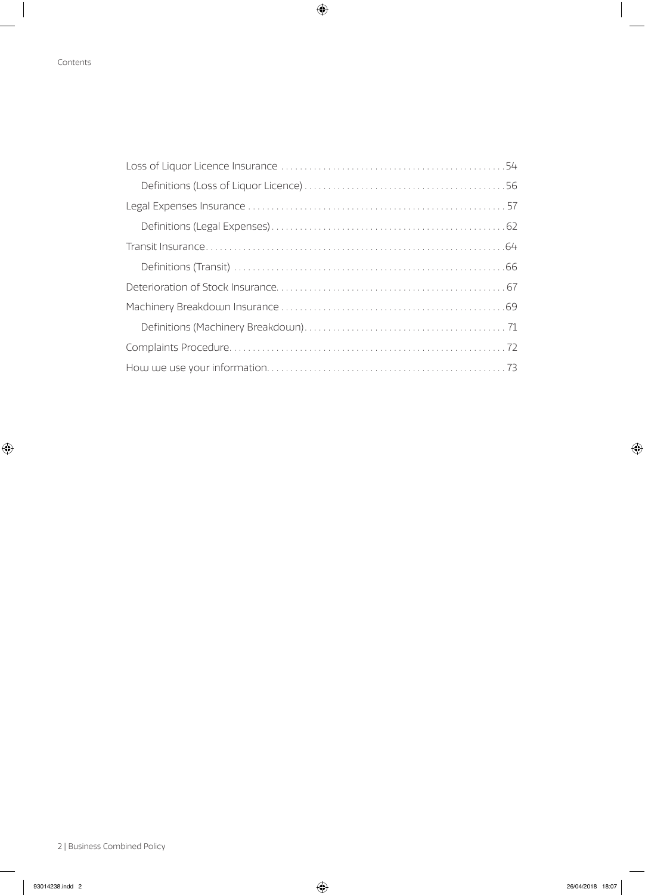| | |
|---|---|
| Loss of Liquor Licence Insurance | 54 |
| Definitions (Loss of Liquor Licence) | 56 |
| Legal Expenses Insurance | 57 |
| Definitions (Legal Expenses) | 62 |
| Transit Insurance | 64 |
| Definitions (Transit) | 66 |
| Deterioration of Stock Insurance | 67 |
| Machinery Breakdown Insurance | 69 |
| Definitions (Machinery Breakdown) | 71 |
| Complaints Procedure | 72 |
| How we use your information | 73 |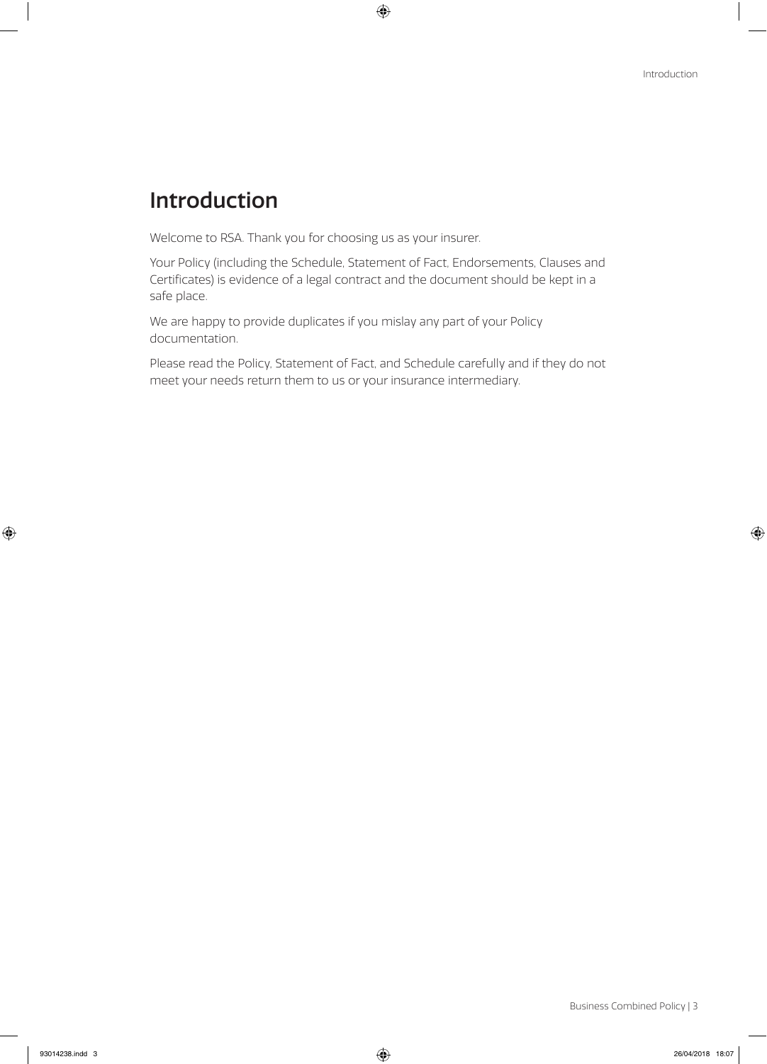# Introduction

Welcome to RSA. Thank you for choosing us as your insurer.

Your Policy (including the Schedule, Statement of Fact, Endorsements, Clauses and Certificates) is evidence of a legal contract and the document should be kept in a safe place.

We are happy to provide duplicates if you mislay any part of your Policy documentation.

Please read the Policy, Statement of Fact, and Schedule carefully and if they do not meet your needs return them to us or your insurance intermediary.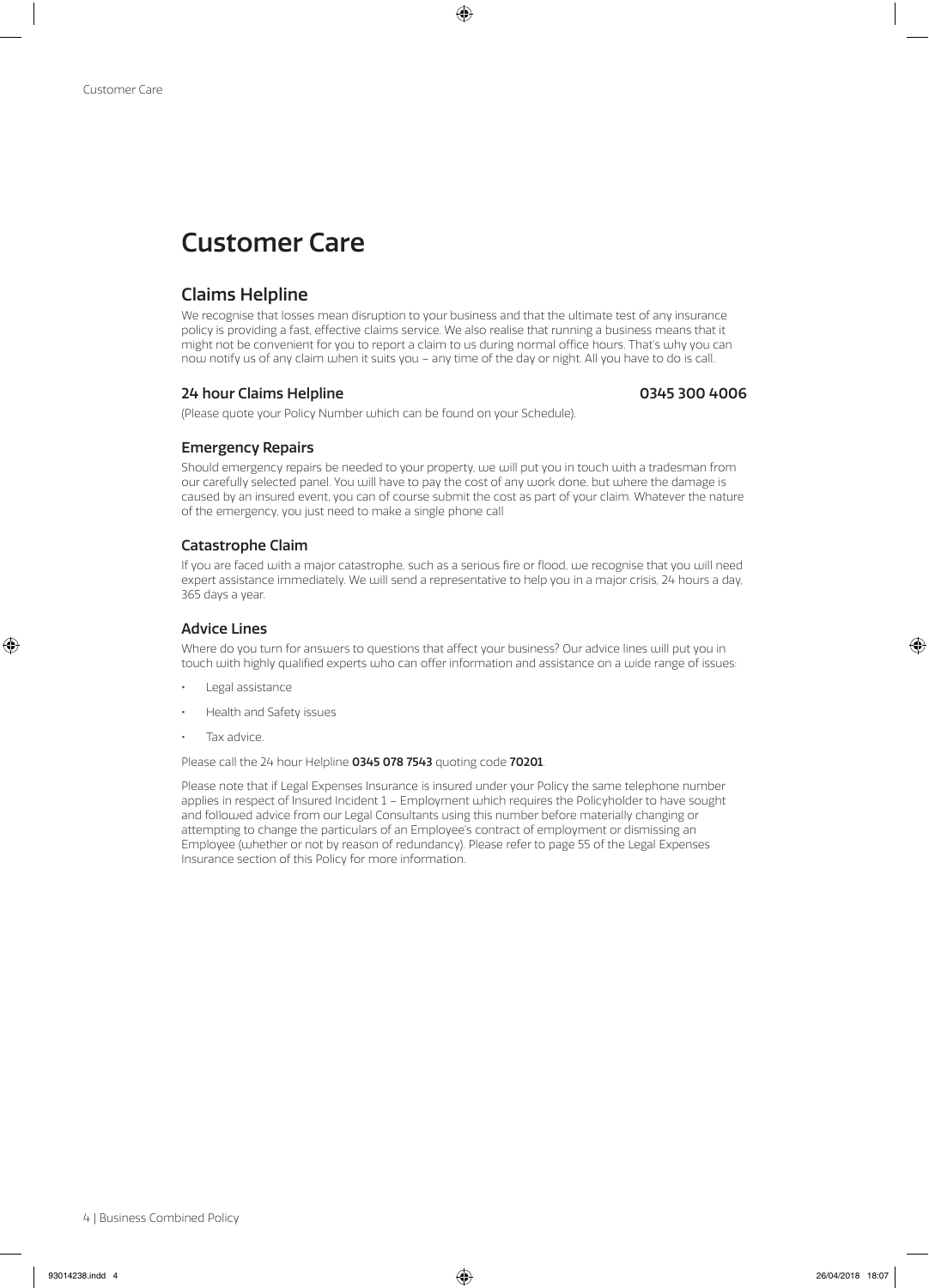# Customer Care

## Claims Helpline

We recognise that losses mean disruption to your business and that the ultimate test of any insurance policy is providing a fast, effective claims service. We also realise that running a business means that it might not be convenient for you to report a claim to us during normal office hours. That's why you can now notify us of any claim when it suits you – any time of the day or night. All you have to do is call.

### 24 hour Claims Helpline 0345 300 4006

(Please quote your Policy Number which can be found on your Schedule).

### Emergency Repairs

Should emergency repairs be needed to your property, we will put you in touch with a tradesman from our carefully selected panel. You will have to pay the cost of any work done, but where the damage is caused by an insured event, you can of course submit the cost as part of your claim. Whatever the nature of the emergency, you just need to make a single phone call

### Catastrophe Claim

If you are faced with a major catastrophe, such as a serious fire or flood, we recognise that you will need expert assistance immediately. We will send a representative to help you in a major crisis, 24 hours a day, 365 days a year.

### Advice Lines

Where do you turn for answers to questions that affect your business? Our advice lines will put you in touch with highly qualified experts who can offer information and assistance on a wide range of issues:

- Legal assistance
- Health and Safety issues
- Tax advice.

Please call the 24 hour Helpline **0345 078 7543** quoting code **70201**.

Please note that if Legal Expenses Insurance is insured under your Policy the same telephone number applies in respect of Insured Incident 1 – Employment which requires the Policyholder to have sought and followed advice from our Legal Consultants using this number before materially changing or attempting to change the particulars of an Employee's contract of employment or dismissing an Employee (whether or not by reason of redundancy). Please refer to page 55 of the Legal Expenses Insurance section of this Policy for more information.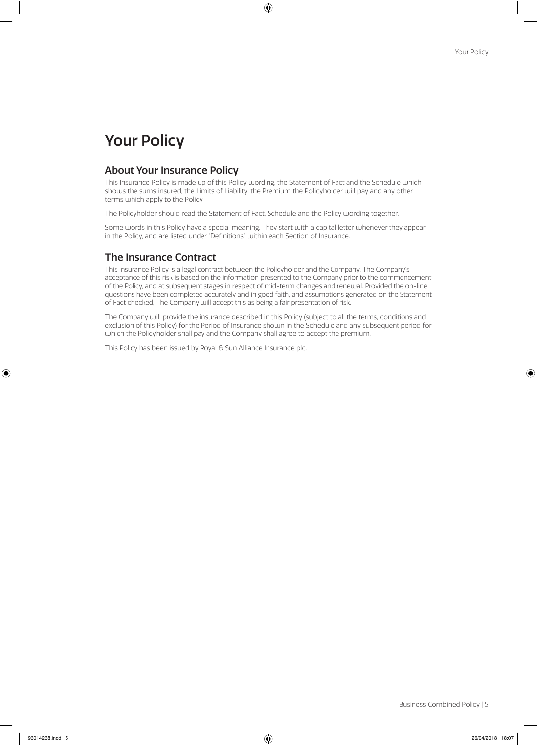# Your Policy

## About Your Insurance Policy

This Insurance Policy is made up of this Policy wording, the Statement of Fact and the Schedule which shows the sums insured, the Limits of Liability, the Premium the Policyholder will pay and any other terms which apply to the Policy.

The Policyholder should read the Statement of Fact, Schedule and the Policy wording together.

Some words in this Policy have a special meaning. They start with a capital letter whenever they appear in the Policy, and are listed under "Definitions" within each Section of Insurance.

## The Insurance Contract

This Insurance Policy is a legal contract between the Policyholder and the Company. The Company's acceptance of this risk is based on the information presented to the Company prior to the commencement of the Policy, and at subsequent stages in respect of mid-term changes and renewal. Provided the on-line questions have been completed accurately and in good faith, and assumptions generated on the Statement of Fact checked, The Company will accept this as being a fair presentation of risk.

The Company will provide the insurance described in this Policy (subject to all the terms, conditions and exclusion of this Policy) for the Period of Insurance shown in the Schedule and any subsequent period for which the Policyholder shall pay and the Company shall agree to accept the premium.

This Policy has been issued by Royal & Sun Alliance Insurance plc.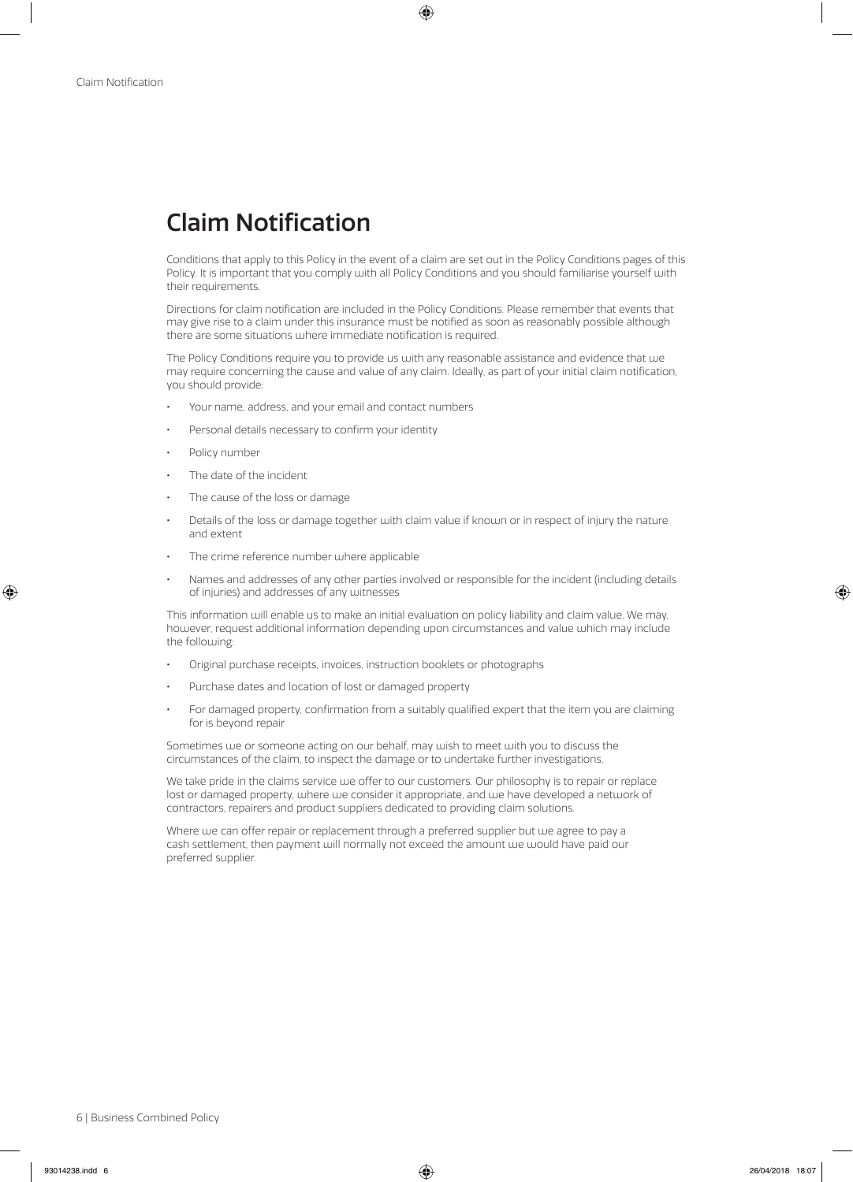# Claim Notification

Conditions that apply to this Policy in the event of a claim are set out in the Policy Conditions pages of this Policy. It is important that you comply with all Policy Conditions and you should familiarise yourself with their requirements.

Directions for claim notification are included in the Policy Conditions. Please remember that events that may give rise to a claim under this insurance must be notified as soon as reasonably possible although there are some situations where immediate notification is required.

The Policy Conditions require you to provide us with any reasonable assistance and evidence that we may require concerning the cause and value of any claim. Ideally, as part of your initial claim notification, you should provide:

- Your name, address, and your email and contact numbers
- Personal details necessary to confirm your identity
- Policy number
- The date of the incident
- The cause of the loss or damage
- Details of the loss or damage together with claim value if known or in respect of injury the nature and extent
- The crime reference number where applicable
- Names and addresses of any other parties involved or responsible for the incident (including details of injuries) and addresses of any witnesses

This information will enable us to make an initial evaluation on policy liability and claim value. We may, however, request additional information depending upon circumstances and value which may include the following:

- Original purchase receipts, invoices, instruction booklets or photographs
- Purchase dates and location of lost or damaged property
- For damaged property, confirmation from a suitably qualified expert that the item you are claiming for is beyond repair

Sometimes we or someone acting on our behalf, may wish to meet with you to discuss the circumstances of the claim, to inspect the damage or to undertake further investigations.

We take pride in the claims service we offer to our customers. Our philosophy is to repair or replace lost or damaged property, where we consider it appropriate, and we have developed a network of contractors, repairers and product suppliers dedicated to providing claim solutions.

Where we can offer repair or replacement through a preferred supplier but we agree to pay a cash settlement, then payment will normally not exceed the amount we would have paid our preferred supplier.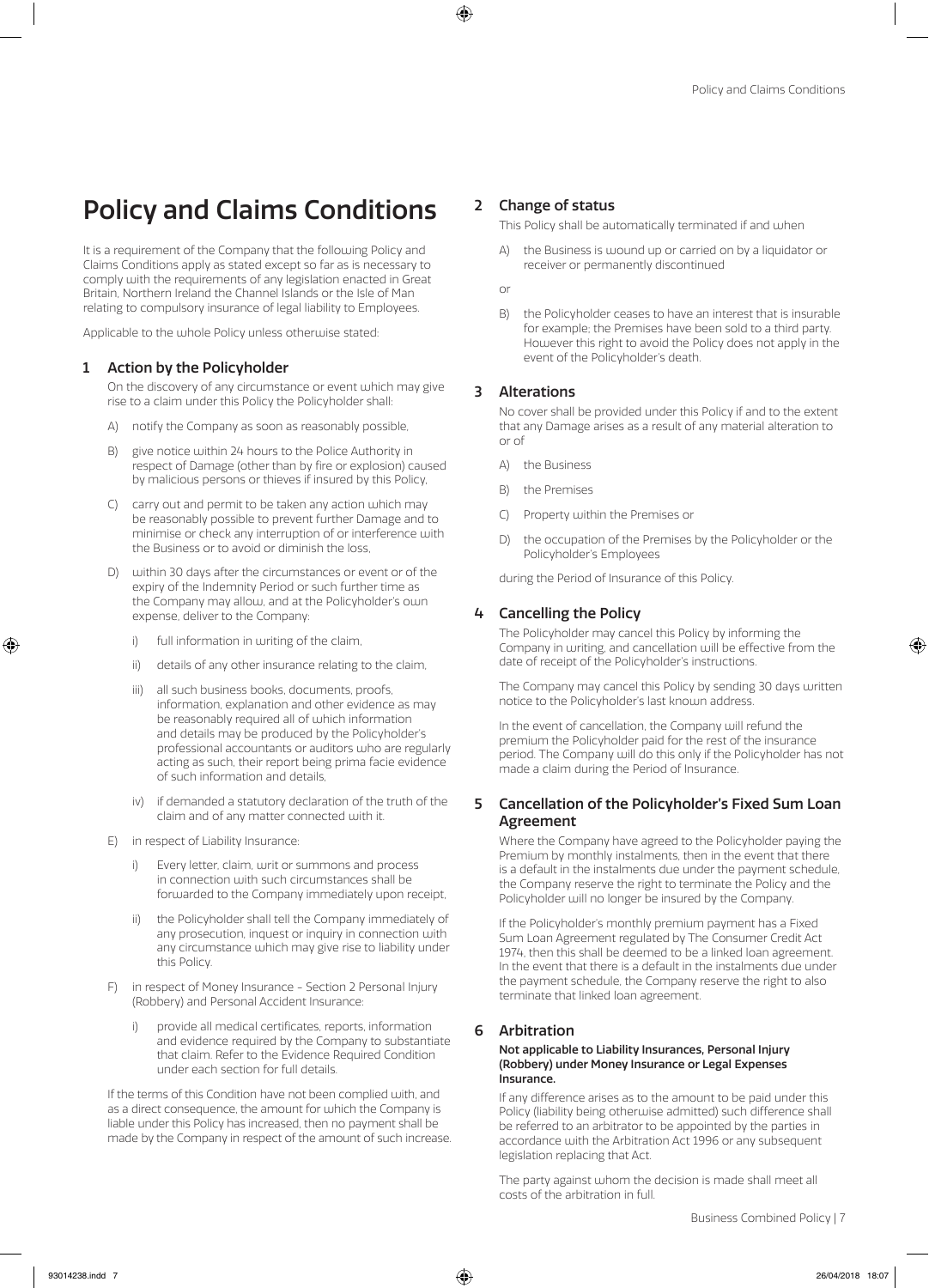# Policy and Claims Conditions

It is a requirement of the Company that the following Policy and Claims Conditions apply as stated except so far as is necessary to comply with the requirements of any legislation enacted in Great Britain, Northern Ireland the Channel Islands or the Isle of Man relating to compulsory insurance of legal liability to Employees.

Applicable to the whole Policy unless otherwise stated:

## 1 Action by the Policyholder

On the discovery of any circumstance or event which may give rise to a claim under this Policy the Policyholder shall:

A) notify the Company as soon as reasonably possible,

B) give notice within 24 hours to the Police Authority in respect of Damage (other than by fire or explosion) caused by malicious persons or thieves if insured by this Policy,

C) carry out and permit to be taken any action which may be reasonably possible to prevent further Damage and to minimise or check any interruption of or interference with the Business or to avoid or diminish the loss,

D) within 30 days after the circumstances or event or of the expiry of the Indemnity Period or such further time as the Company may allow, and at the Policyholder's own expense, deliver to the Company:

i) full information in writing of the claim,

ii) details of any other insurance relating to the claim,

iii) all such business books, documents, proofs, information, explanation and other evidence as may be reasonably required all of which information and details may be produced by the Policyholder's professional accountants or auditors who are regularly acting as such, their report being prima facie evidence of such information and details,

iv) if demanded a statutory declaration of the truth of the claim and of any matter connected with it.

E) in respect of Liability Insurance:

i) Every letter, claim, writ or summons and process in connection with such circumstances shall be forwarded to the Company immediately upon receipt,

ii) the Policyholder shall tell the Company immediately of any prosecution, inquest or inquiry in connection with any circumstance which may give rise to liability under this Policy.

F) in respect of Money Insurance – Section 2 Personal Injury (Robbery) and Personal Accident Insurance:

i) provide all medical certificates, reports, information and evidence required by the Company to substantiate that claim. Refer to the Evidence Required Condition under each section for full details.

If the terms of this Condition have not been complied with, and as a direct consequence, the amount for which the Company is liable under this Policy has increased, then no payment shall be made by the Company in respect of the amount of such increase.

## 2 Change of status

This Policy shall be automatically terminated if and when

A) the Business is wound up or carried on by a liquidator or receiver or permanently discontinued

or

B) the Policyholder ceases to have an interest that is insurable for example; the Premises have been sold to a third party. However this right to avoid the Policy does not apply in the event of the Policyholder's death.

## 3 Alterations

No cover shall be provided under this Policy if and to the extent that any Damage arises as a result of any material alteration to or of

A) the Business

B) the Premises

C) Property within the Premises or

D) the occupation of the Premises by the Policyholder or the Policyholder's Employees

during the Period of Insurance of this Policy.

## 4 Cancelling the Policy

The Policyholder may cancel this Policy by informing the Company in writing, and cancellation will be effective from the date of receipt of the Policyholder's instructions.

The Company may cancel this Policy by sending 30 days written notice to the Policyholder's last known address.

In the event of cancellation, the Company will refund the premium the Policyholder paid for the rest of the insurance period. The Company will do this only if the Policyholder has not made a claim during the Period of Insurance.

## 5 Cancellation of the Policyholder's Fixed Sum Loan Agreement

Where the Company have agreed to the Policyholder paying the Premium by monthly instalments, then in the event that there is a default in the instalments due under the payment schedule, the Company reserve the right to terminate the Policy and the Policyholder will no longer be insured by the Company.

If the Policyholder's monthly premium payment has a Fixed Sum Loan Agreement regulated by The Consumer Credit Act 1974, then this shall be deemed to be a linked loan agreement. In the event that there is a default in the instalments due under the payment schedule, the Company reserve the right to also terminate that linked loan agreement.

## 6 Arbitration

**Not applicable to Liability Insurances, Personal Injury (Robbery) under Money Insurance or Legal Expenses Insurance.**

If any difference arises as to the amount to be paid under this Policy (liability being otherwise admitted) such difference shall be referred to an arbitrator to be appointed by the parties in accordance with the Arbitration Act 1996 or any subsequent legislation replacing that Act.

The party against whom the decision is made shall meet all costs of the arbitration in full.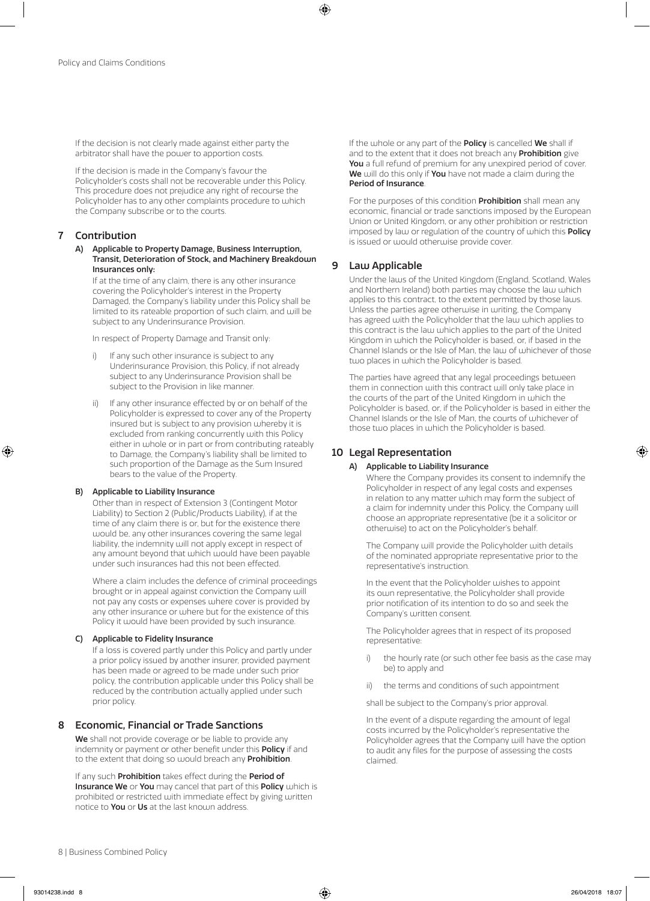If the decision is not clearly made against either party the arbitrator shall have the power to apportion costs.

If the decision is made in the Company's favour the Policyholder's costs shall not be recoverable under this Policy. This procedure does not prejudice any right of recourse the Policyholder has to any other complaints procedure to which the Company subscribe or to the courts.

## 7 Contribution

**A) Applicable to Property Damage, Business Interruption, Transit, Deterioration of Stock, and Machinery Breakdown Insurances only:**

If at the time of any claim, there is any other insurance covering the Policyholder's interest in the Property Damaged, the Company's liability under this Policy shall be limited to its rateable proportion of such claim, and will be subject to any Underinsurance Provision.

In respect of Property Damage and Transit only:

i) If any such other insurance is subject to any Underinsurance Provision, this Policy, if not already subject to any Underinsurance Provision shall be subject to the Provision in like manner.

ii) If any other insurance effected by or on behalf of the Policyholder is expressed to cover any of the Property insured but is subject to any provision whereby it is excluded from ranking concurrently with this Policy either in whole or in part or from contributing rateably to Damage, the Company's liability shall be limited to such proportion of the Damage as the Sum Insured bears to the value of the Property.

**B) Applicable to Liability Insurance**

Other than in respect of Extension 3 (Contingent Motor Liability) to Section 2 (Public/Products Liability), if at the time of any claim there is or, but for the existence there would be, any other insurances covering the same legal liability, the indemnity will not apply except in respect of any amount beyond that which would have been payable under such insurances had this not been effected.

Where a claim includes the defence of criminal proceedings brought or in appeal against conviction the Company will not pay any costs or expenses where cover is provided by any other insurance or where but for the existence of this Policy it would have been provided by such insurance.

**C) Applicable to Fidelity Insurance**

If a loss is covered partly under this Policy and partly under a prior policy issued by another insurer, provided payment has been made or agreed to be made under such prior policy, the contribution applicable under this Policy shall be reduced by the contribution actually applied under such prior policy.

## 8 Economic, Financial or Trade Sanctions

**We** shall not provide coverage or be liable to provide any indemnity or payment or other benefit under this **Policy** if and to the extent that doing so would breach any **Prohibition**.

If any such **Prohibition** takes effect during the **Period of Insurance We** or **You** may cancel that part of this **Policy** which is prohibited or restricted with immediate effect by giving written notice to **You** or **Us** at the last known address.

If the whole or any part of the **Policy** is cancelled **We** shall if and to the extent that it does not breach any **Prohibition** give **You** a full refund of premium for any unexpired period of cover. **We** will do this only if **You** have not made a claim during the **Period of Insurance**.

For the purposes of this condition **Prohibition** shall mean any economic, financial or trade sanctions imposed by the European Union or United Kingdom, or any other prohibition or restriction imposed by law or regulation of the country of which this **Policy** is issued or would otherwise provide cover.

## 9 Law Applicable

Under the laws of the United Kingdom (England, Scotland, Wales and Northern Ireland) both parties may choose the law which applies to this contract, to the extent permitted by those laws. Unless the parties agree otherwise in writing, the Company has agreed with the Policyholder that the law which applies to this contract is the law which applies to the part of the United Kingdom in which the Policyholder is based, or, if based in the Channel Islands or the Isle of Man, the law of whichever of those two places in which the Policyholder is based.

The parties have agreed that any legal proceedings between them in connection with this contract will only take place in the courts of the part of the United Kingdom in which the Policyholder is based, or, if the Policyholder is based in either the Channel Islands or the Isle of Man, the courts of whichever of those two places in which the Policyholder is based.

## 10 Legal Representation

**A) Applicable to Liability Insurance**

Where the Company provides its consent to indemnify the Policyholder in respect of any legal costs and expenses in relation to any matter which may form the subject of a claim for indemnity under this Policy, the Company will choose an appropriate representative (be it a solicitor or otherwise) to act on the Policyholder's behalf.

The Company will provide the Policyholder with details of the nominated appropriate representative prior to the representative's instruction.

In the event that the Policyholder wishes to appoint its own representative, the Policyholder shall provide prior notification of its intention to do so and seek the Company's written consent.

The Policyholder agrees that in respect of its proposed representative:

i) the hourly rate (or such other fee basis as the case may be) to apply and

ii) the terms and conditions of such appointment

shall be subject to the Company's prior approval.

In the event of a dispute regarding the amount of legal costs incurred by the Policyholder's representative the Policyholder agrees that the Company will have the option to audit any files for the purpose of assessing the costs claimed.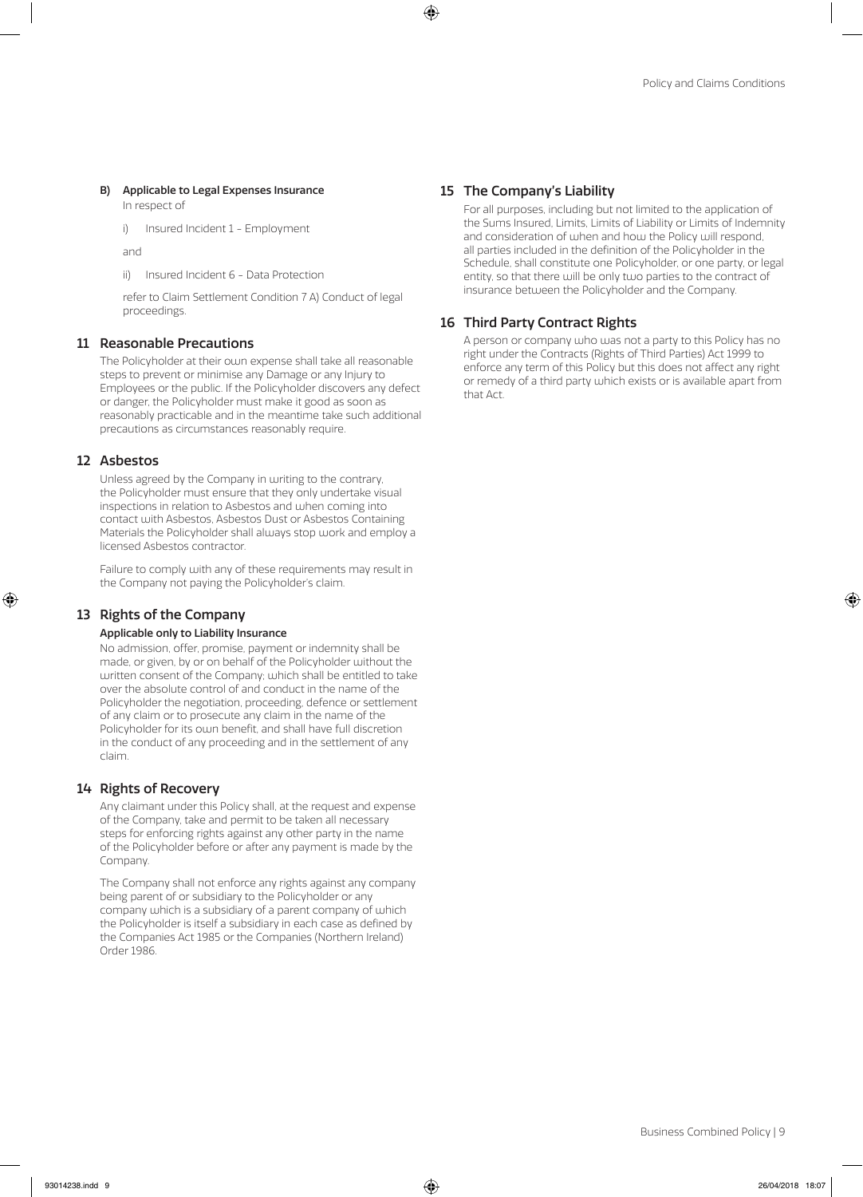**B) Applicable to Legal Expenses Insurance**

In respect of

i) Insured Incident 1 – Employment

and

ii) Insured Incident 6 – Data Protection

refer to Claim Settlement Condition 7 A) Conduct of legal proceedings.

## 11 Reasonable Precautions

The Policyholder at their own expense shall take all reasonable steps to prevent or minimise any Damage or any Injury to Employees or the public. If the Policyholder discovers any defect or danger, the Policyholder must make it good as soon as reasonably practicable and in the meantime take such additional precautions as circumstances reasonably require.

## 12 Asbestos

Unless agreed by the Company in writing to the contrary, the Policyholder must ensure that they only undertake visual inspections in relation to Asbestos and when coming into contact with Asbestos, Asbestos Dust or Asbestos Containing Materials the Policyholder shall always stop work and employ a licensed Asbestos contractor.

Failure to comply with any of these requirements may result in the Company not paying the Policyholder's claim.

## 13 Rights of the Company

**Applicable only to Liability Insurance**

No admission, offer, promise, payment or indemnity shall be made, or given, by or on behalf of the Policyholder without the written consent of the Company; which shall be entitled to take over the absolute control of and conduct in the name of the Policyholder the negotiation, proceeding, defence or settlement of any claim or to prosecute any claim in the name of the Policyholder for its own benefit, and shall have full discretion in the conduct of any proceeding and in the settlement of any claim.

## 14 Rights of Recovery

Any claimant under this Policy shall, at the request and expense of the Company, take and permit to be taken all necessary steps for enforcing rights against any other party in the name of the Policyholder before or after any payment is made by the Company.

The Company shall not enforce any rights against any company being parent of or subsidiary to the Policyholder or any company which is a subsidiary of a parent company of which the Policyholder is itself a subsidiary in each case as defined by the Companies Act 1985 or the Companies (Northern Ireland) Order 1986.

## 15 The Company's Liability

For all purposes, including but not limited to the application of the Sums Insured, Limits, Limits of Liability or Limits of Indemnity and consideration of when and how the Policy will respond, all parties included in the definition of the Policyholder in the Schedule, shall constitute one Policyholder, or one party, or legal entity, so that there will be only two parties to the contract of insurance between the Policyholder and the Company.

## 16 Third Party Contract Rights

A person or company who was not a party to this Policy has no right under the Contracts (Rights of Third Parties) Act 1999 to enforce any term of this Policy but this does not affect any right or remedy of a third party which exists or is available apart from that Act.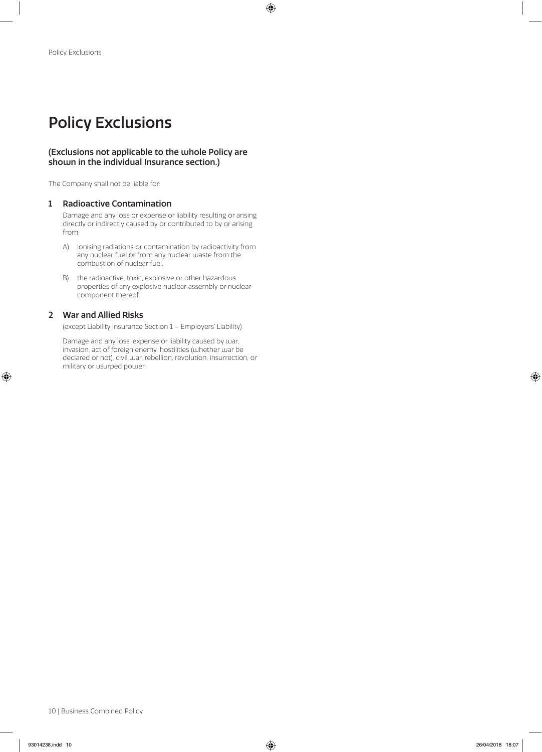# Policy Exclusions

### (Exclusions not applicable to the whole Policy are shown in the individual Insurance section.)

The Company shall not be liable for:

## 1 Radioactive Contamination

Damage and any loss or expense or liability resulting or arising directly or indirectly caused by or contributed to by or arising from:

A) ionising radiations or contamination by radioactivity from any nuclear fuel or from any nuclear waste from the combustion of nuclear fuel,

B) the radioactive, toxic, explosive or other hazardous properties of any explosive nuclear assembly or nuclear component thereof.

## 2 War and Allied Risks

(except Liability Insurance Section 1 – Employers' Liability)

Damage and any loss, expense or liability caused by war, invasion, act of foreign enemy, hostilities (whether war be declared or not), civil war, rebellion, revolution, insurrection, or military or usurped power.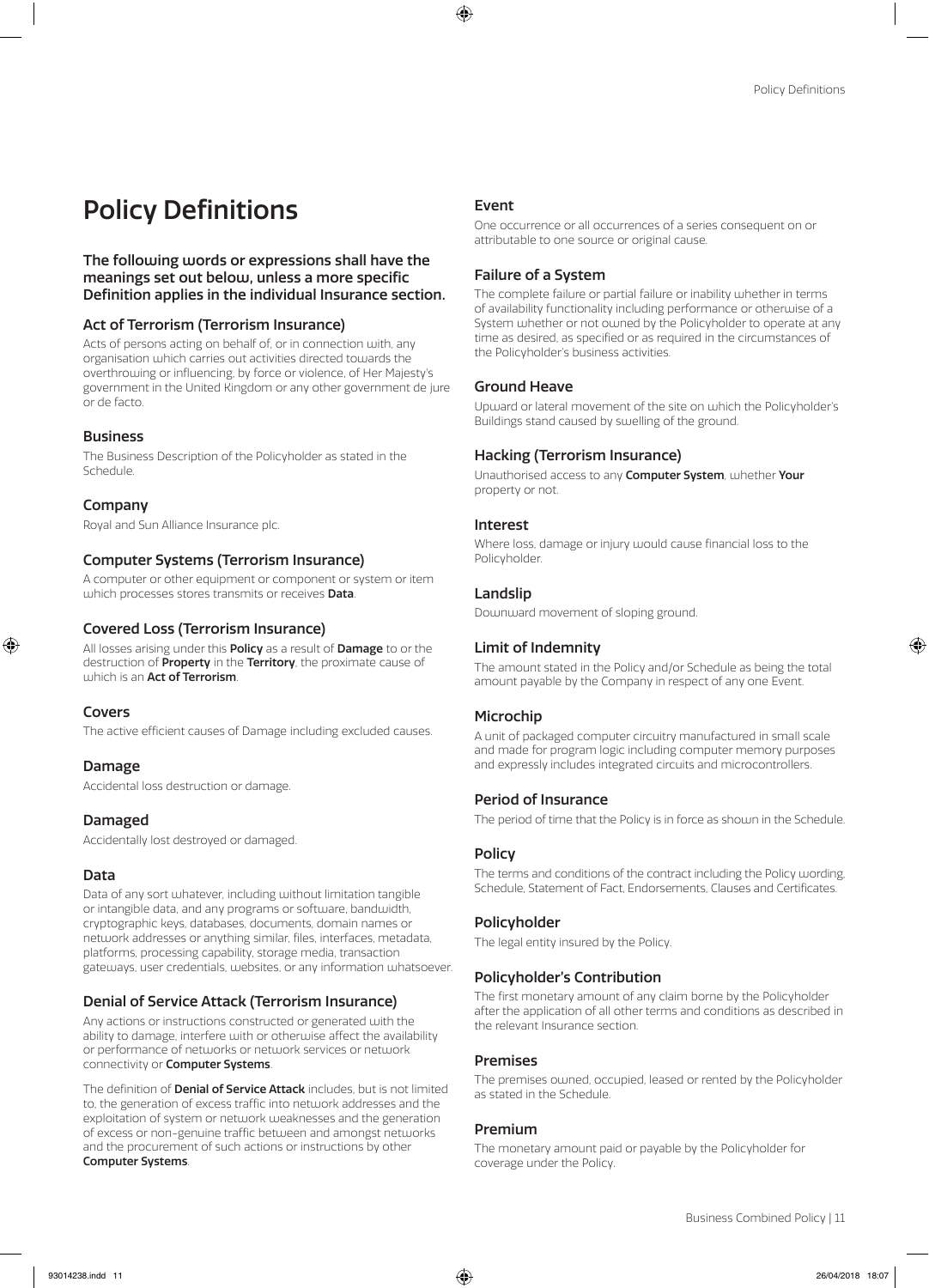# Policy Definitions

**The following words or expressions shall have the meanings set out below, unless a more specific Definition applies in the individual Insurance section.**

### Act of Terrorism (Terrorism Insurance)

Acts of persons acting on behalf of, or in connection with, any organisation which carries out activities directed towards the overthrowing or influencing, by force or violence, of Her Majesty's government in the United Kingdom or any other government de jure or de facto.

### Business

The Business Description of the Policyholder as stated in the Schedule.

### Company

Royal and Sun Alliance Insurance plc.

### Computer Systems (Terrorism Insurance)

A computer or other equipment or component or system or item which processes stores transmits or receives **Data**.

### Covered Loss (Terrorism Insurance)

All losses arising under this **Policy** as a result of **Damage** to or the destruction of **Property** in the **Territory**, the proximate cause of which is an **Act of Terrorism**.

### Covers

The active efficient causes of Damage including excluded causes.

### Damage

Accidental loss destruction or damage.

### Damaged

Accidentally lost destroyed or damaged.

### Data

Data of any sort whatever, including without limitation tangible or intangible data, and any programs or software, bandwidth, cryptographic keys, databases, documents, domain names or network addresses or anything similar, files, interfaces, metadata, platforms, processing capability, storage media, transaction gateways, user credentials, websites, or any information whatsoever.

### Denial of Service Attack (Terrorism Insurance)

Any actions or instructions constructed or generated with the ability to damage, interfere with or otherwise affect the availability or performance of networks or network services or network connectivity or **Computer Systems**.

The definition of **Denial of Service Attack** includes, but is not limited to, the generation of excess traffic into network addresses and the exploitation of system or network weaknesses and the generation of excess or non-genuine traffic between and amongst networks and the procurement of such actions or instructions by other **Computer Systems**.

### Event

One occurrence or all occurrences of a series consequent on or attributable to one source or original cause.

### Failure of a System

The complete failure or partial failure or inability whether in terms of availability functionality including performance or otherwise of a System whether or not owned by the Policyholder to operate at any time as desired, as specified or as required in the circumstances of the Policyholder's business activities.

### Ground Heave

Upward or lateral movement of the site on which the Policyholder's Buildings stand caused by swelling of the ground.

### Hacking (Terrorism Insurance)

Unauthorised access to any **Computer System**, whether **Your** property or not.

### Interest

Where loss, damage or injury would cause financial loss to the Policyholder.

### Landslip

Downward movement of sloping ground.

### Limit of Indemnity

The amount stated in the Policy and/or Schedule as being the total amount payable by the Company in respect of any one Event.

### Microchip

A unit of packaged computer circuitry manufactured in small scale and made for program logic including computer memory purposes and expressly includes integrated circuits and microcontrollers.

### Period of Insurance

The period of time that the Policy is in force as shown in the Schedule.

### Policy

The terms and conditions of the contract including the Policy wording, Schedule, Statement of Fact, Endorsements, Clauses and Certificates.

### Policyholder

The legal entity insured by the Policy.

### Policyholder's Contribution

The first monetary amount of any claim borne by the Policyholder after the application of all other terms and conditions as described in the relevant Insurance section.

### Premises

The premises owned, occupied, leased or rented by the Policyholder as stated in the Schedule.

### Premium

The monetary amount paid or payable by the Policyholder for coverage under the Policy.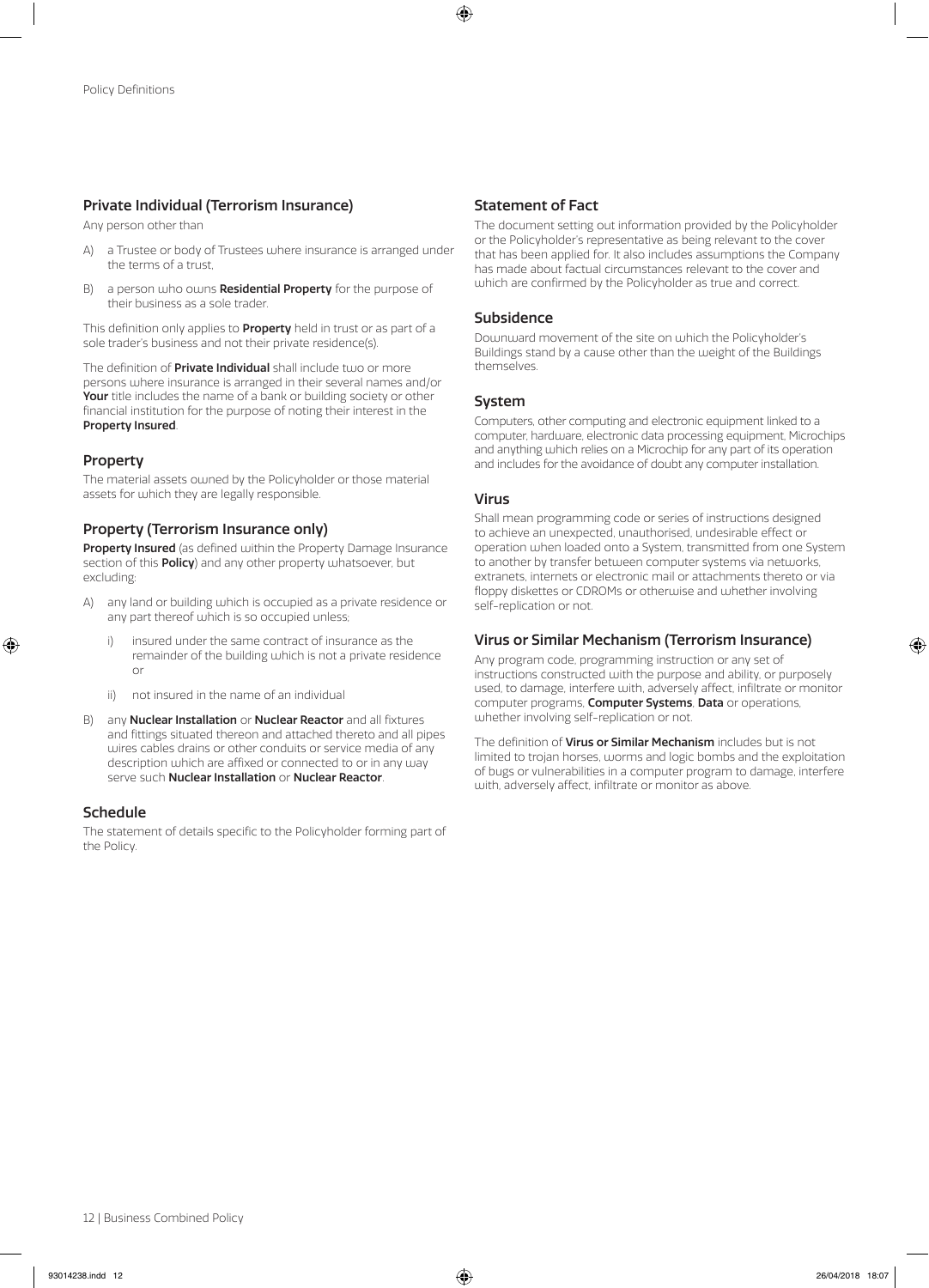## Private Individual (Terrorism Insurance)

Any person other than

A) a Trustee or body of Trustees where insurance is arranged under the terms of a trust,

B) a person who owns **Residential Property** for the purpose of their business as a sole trader.

This definition only applies to **Property** held in trust or as part of a sole trader's business and not their private residence(s).

The definition of **Private Individual** shall include two or more persons where insurance is arranged in their several names and/or **Your** title includes the name of a bank or building society or other financial institution for the purpose of noting their interest in the **Property Insured**.

## Property

The material assets owned by the Policyholder or those material assets for which they are legally responsible.

## Property (Terrorism Insurance only)

**Property Insured** (as defined within the Property Damage Insurance section of this **Policy**) and any other property whatsoever, but excluding:

A) any land or building which is occupied as a private residence or any part thereof which is so occupied unless;

   i) insured under the same contract of insurance as the remainder of the building which is not a private residence or

   ii) not insured in the name of an individual

B) any **Nuclear Installation** or **Nuclear Reactor** and all fixtures and fittings situated thereon and attached thereto and all pipes wires cables drains or other conduits or service media of any description which are affixed or connected to or in any way serve such **Nuclear Installation** or **Nuclear Reactor**.

## Schedule

The statement of details specific to the Policyholder forming part of the Policy.

## Statement of Fact

The document setting out information provided by the Policyholder or the Policyholder's representative as being relevant to the cover that has been applied for. It also includes assumptions the Company has made about factual circumstances relevant to the cover and which are confirmed by the Policyholder as true and correct.

## Subsidence

Downward movement of the site on which the Policyholder's Buildings stand by a cause other than the weight of the Buildings themselves.

## System

Computers, other computing and electronic equipment linked to a computer, hardware, electronic data processing equipment, Microchips and anything which relies on a Microchip for any part of its operation and includes for the avoidance of doubt any computer installation.

## Virus

Shall mean programming code or series of instructions designed to achieve an unexpected, unauthorised, undesirable effect or operation when loaded onto a System, transmitted from one System to another by transfer between computer systems via networks, extranets, internets or electronic mail or attachments thereto or via floppy diskettes or CDROMs or otherwise and whether involving self-replication or not.

## Virus or Similar Mechanism (Terrorism Insurance)

Any program code, programming instruction or any set of instructions constructed with the purpose and ability, or purposely used, to damage, interfere with, adversely affect, infiltrate or monitor computer programs, **Computer Systems**, **Data** or operations, whether involving self-replication or not.

The definition of **Virus or Similar Mechanism** includes but is not limited to trojan horses, worms and logic bombs and the exploitation of bugs or vulnerabilities in a computer program to damage, interfere with, adversely affect, infiltrate or monitor as above.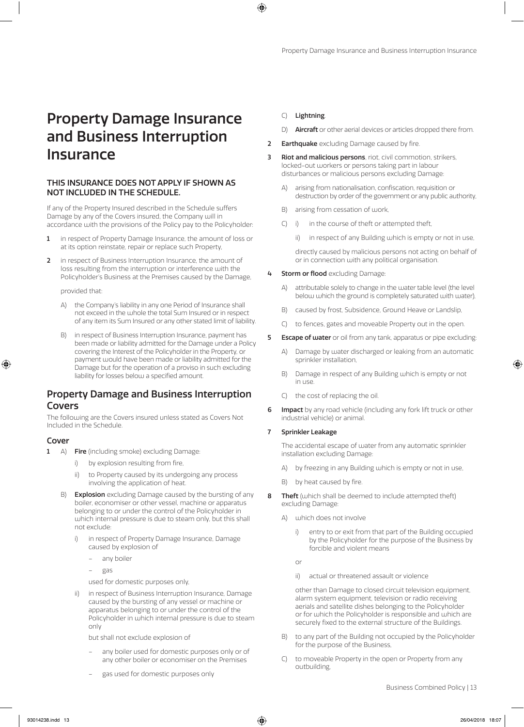# Property Damage Insurance and Business Interruption Insurance

### THIS INSURANCE DOES NOT APPLY IF SHOWN AS NOT INCLUDED IN THE SCHEDULE.

If any of the Property Insured described in the Schedule suffers Damage by any of the Covers insured, the Company will in accordance with the provisions of the Policy pay to the Policyholder:

1 in respect of Property Damage Insurance, the amount of loss or at its option reinstate, repair or replace such Property,

2 in respect of Business Interruption Insurance, the amount of loss resulting from the interruption or interference with the Policyholder's Business at the Premises caused by the Damage,

provided that:

A) the Company's liability in any one Period of Insurance shall not exceed in the whole the total Sum Insured or in respect of any item its Sum Insured or any other stated limit of liability.

B) in respect of Business Interruption Insurance, payment has been made or liability admitted for the Damage under a Policy covering the Interest of the Policyholder in the Property, or payment would have been made or liability admitted for the Damage but for the operation of a proviso in such excluding liability for losses below a specified amount.

## Property Damage and Business Interruption Covers

The following are the Covers insured unless stated as Covers Not Included in the Schedule.

### Cover

1 A) **Fire** (including smoke) excluding Damage:

i) by explosion resulting from fire,

ii) to Property caused by its undergoing any process involving the application of heat.

B) **Explosion** excluding Damage caused by the bursting of any boiler, economiser or other vessel, machine or apparatus belonging to or under the control of the Policyholder in which internal pressure is due to steam only, but this shall not exclude:

i) in respect of Property Damage Insurance, Damage caused by explosion of

- any boiler
- gas

used for domestic purposes only,

ii) in respect of Business Interruption Insurance, Damage caused by the bursting of any vessel or machine or apparatus belonging to or under the control of the Policyholder in which internal pressure is due to steam only

but shall not exclude explosion of

- any boiler used for domestic purposes only or of any other boiler or economiser on the Premises
- gas used for domestic purposes only

C) **Lightning**.

D) **Aircraft** or other aerial devices or articles dropped there from.

2 **Earthquake** excluding Damage caused by fire.

3 **Riot and malicious persons**, riot, civil commotion, strikers, locked-out workers or persons taking part in labour disturbances or malicious persons excluding Damage:

A) arising from nationalisation, confiscation, requisition or destruction by order of the government or any public authority,

B) arising from cessation of work,

C) i) in the course of theft or attempted theft,

ii) in respect of any Building which is empty or not in use,

directly caused by malicious persons not acting on behalf of or in connection with any political organisation.

4 **Storm or flood** excluding Damage:

A) attributable solely to change in the water table level (the level below which the ground is completely saturated with water),

B) caused by frost, Subsidence, Ground Heave or Landslip,

C) to fences, gates and moveable Property out in the open.

5 **Escape of water** or oil from any tank, apparatus or pipe excluding:

A) Damage by water discharged or leaking from an automatic sprinkler installation,

B) Damage in respect of any Building which is empty or not in use.

C) the cost of replacing the oil.

6 **Impact** by any road vehicle (including any fork lift truck or other industrial vehicle) or animal.

7 **Sprinkler Leakage**

The accidental escape of water from any automatic sprinkler installation excluding Damage:

A) by freezing in any Building which is empty or not in use,

B) by heat caused by fire.

8 **Theft** (which shall be deemed to include attempted theft) excluding Damage:

A) which does not involve

i) entry to or exit from that part of the Building occupied by the Policyholder for the purpose of the Business by forcible and violent means

or

ii) actual or threatened assault or violence

other than Damage to closed circuit television equipment, alarm system equipment, television or radio receiving aerials and satellite dishes belonging to the Policyholder or for which the Policyholder is responsible and which are securely fixed to the external structure of the Buildings.

B) to any part of the Building not occupied by the Policyholder for the purpose of the Business,

C) to moveable Property in the open or Property from any outbuilding,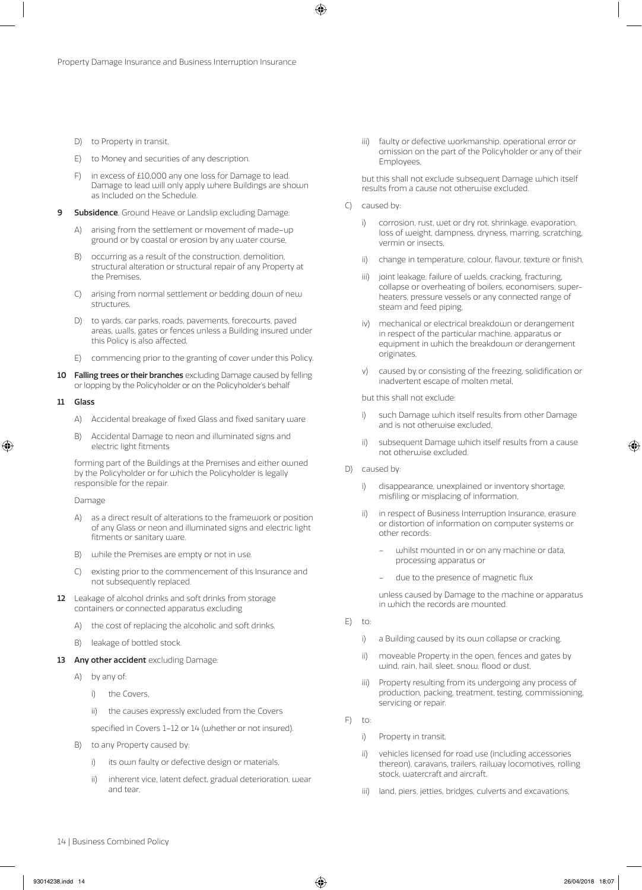D) to Property in transit,

E) to Money and securities of any description.

F) in excess of £10,000 any one loss for Damage to lead. Damage to lead will only apply where Buildings are shown as Included on the Schedule.

**9 Subsidence**, Ground Heave or Landslip excluding Damage:

A) arising from the settlement or movement of made-up ground or by coastal or erosion by any water course,

B) occurring as a result of the construction, demolition, structural alteration or structural repair of any Property at the Premises,

C) arising from normal settlement or bedding down of new structures,

D) to yards, car parks, roads, pavements, forecourts, paved areas, walls, gates or fences unless a Building insured under this Policy is also affected,

E) commencing prior to the granting of cover under this Policy.

**10 Falling trees or their branches** excluding Damage caused by felling or lopping by the Policyholder or on the Policyholder's behalf

**11 Glass**

A) Accidental breakage of fixed Glass and fixed sanitary ware

B) Accidental Damage to neon and illuminated signs and electric light fitments

forming part of the Buildings at the Premises and either owned by the Policyholder or for which the Policyholder is legally responsible for the repair.

Damage

A) as a direct result of alterations to the framework or position of any Glass or neon and illuminated signs and electric light fitments or sanitary ware.

B) while the Premises are empty or not in use.

C) existing prior to the commencement of this Insurance and not subsequently replaced.

**12** Leakage of alcohol drinks and soft drinks from storage containers or connected apparatus excluding

A) the cost of replacing the alcoholic and soft drinks.

B) leakage of bottled stock.

**13 Any other accident** excluding Damage:

A) by any of:

i) the Covers,

ii) the causes expressly excluded from the Covers

specified in Covers 1–12 or 14 (whether or not insured).

B) to any Property caused by:

i) its own faulty or defective design or materials,

ii) inherent vice, latent defect, gradual deterioration, wear and tear,

iii) faulty or defective workmanship, operational error or omission on the part of the Policyholder or any of their Employees,

but this shall not exclude subsequent Damage which itself results from a cause not otherwise excluded.

C) caused by:

i) corrosion, rust, wet or dry rot, shrinkage, evaporation, loss of weight, dampness, dryness, marring, scratching, vermin or insects,

ii) change in temperature, colour, flavour, texture or finish,

iii) joint leakage, failure of welds, cracking, fracturing, collapse or overheating of boilers, economisers, super-heaters, pressure vessels or any connected range of steam and feed piping,

iv) mechanical or electrical breakdown or derangement in respect of the particular machine, apparatus or equipment in which the breakdown or derangement originates,

v) caused by or consisting of the freezing, solidification or inadvertent escape of molten metal,

but this shall not exclude:

i) such Damage which itself results from other Damage and is not otherwise excluded,

ii) subsequent Damage which itself results from a cause not otherwise excluded.

D) caused by:

i) disappearance, unexplained or inventory shortage, misfiling or misplacing of information,

ii) in respect of Business Interruption Insurance, erasure or distortion of information on computer systems or other records:

- whilst mounted in or on any machine or data, processing apparatus or
- due to the presence of magnetic flux

unless caused by Damage to the machine or apparatus in which the records are mounted.

E) to:

i) a Building caused by its own collapse or cracking,

ii) moveable Property in the open, fences and gates by wind, rain, hail, sleet, snow, flood or dust,

iii) Property resulting from its undergoing any process of production, packing, treatment, testing, commissioning, servicing or repair.

F) to:

i) Property in transit,

ii) vehicles licensed for road use (including accessories thereon), caravans, trailers, railway locomotives, rolling stock, watercraft and aircraft,

iii) land, piers, jetties, bridges, culverts and excavations,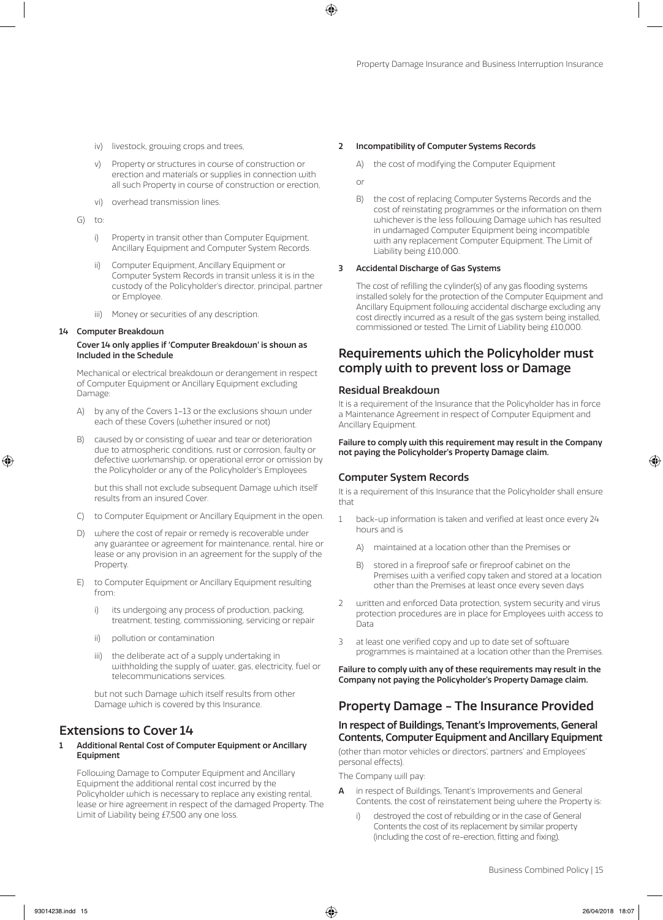- iv) livestock, growing crops and trees,
- v) Property or structures in course of construction or erection and materials or supplies in connection with all such Property in course of construction or erection,
- vi) overhead transmission lines.

G) to:

- i) Property in transit other than Computer Equipment, Ancillary Equipment and Computer System Records.
- ii) Computer Equipment, Ancillary Equipment or Computer System Records in transit unless it is in the custody of the Policyholder's director, principal, partner or Employee.
- iii) Money or securities of any description.

**14 Computer Breakdown**

**Cover 14 only applies if 'Computer Breakdown' is shown as Included in the Schedule**

Mechanical or electrical breakdown or derangement in respect of Computer Equipment or Ancillary Equipment excluding Damage:

A) by any of the Covers 1–13 or the exclusions shown under each of these Covers (whether insured or not)

B) caused by or consisting of wear and tear or deterioration due to atmospheric conditions, rust or corrosion, faulty or defective workmanship, or operational error or omission by the Policyholder or any of the Policyholder's Employees

but this shall not exclude subsequent Damage which itself results from an insured Cover.

C) to Computer Equipment or Ancillary Equipment in the open.

D) where the cost of repair or remedy is recoverable under any guarantee or agreement for maintenance, rental, hire or lease or any provision in an agreement for the supply of the Property.

E) to Computer Equipment or Ancillary Equipment resulting from:

- i) its undergoing any process of production, packing, treatment, testing, commissioning, servicing or repair
- ii) pollution or contamination
- iii) the deliberate act of a supply undertaking in withholding the supply of water, gas, electricity, fuel or telecommunications services.

but not such Damage which itself results from other Damage which is covered by this Insurance.

## Extensions to Cover 14

**1 Additional Rental Cost of Computer Equipment or Ancillary Equipment**

Following Damage to Computer Equipment and Ancillary Equipment the additional rental cost incurred by the Policyholder which is necessary to replace any existing rental, lease or hire agreement in respect of the damaged Property. The Limit of Liability being £7,500 any one loss.

**2 Incompatibility of Computer Systems Records**

A) the cost of modifying the Computer Equipment

or

B) the cost of replacing Computer Systems Records and the cost of reinstating programmes or the information on them whichever is the less following Damage which has resulted in undamaged Computer Equipment being incompatible with any replacement Computer Equipment. The Limit of Liability being £10,000.

**3 Accidental Discharge of Gas Systems**

The cost of refilling the cylinder(s) of any gas flooding systems installed solely for the protection of the Computer Equipment and Ancillary Equipment following accidental discharge excluding any cost directly incurred as a result of the gas system being installed, commissioned or tested. The Limit of Liability being £10,000.

## Requirements which the Policyholder must comply with to prevent loss or Damage

### Residual Breakdown

It is a requirement of the Insurance that the Policyholder has in force a Maintenance Agreement in respect of Computer Equipment and Ancillary Equipment.

**Failure to comply with this requirement may result in the Company not paying the Policyholder's Property Damage claim.**

### Computer System Records

It is a requirement of this Insurance that the Policyholder shall ensure that

1. back-up information is taken and verified at least once every 24 hours and is
   - A) maintained at a location other than the Premises or
   - B) stored in a fireproof safe or fireproof cabinet on the Premises with a verified copy taken and stored at a location other than the Premises at least once every seven days
2. written and enforced Data protection, system security and virus protection procedures are in place for Employees with access to Data
3. at least one verified copy and up to date set of software programmes is maintained at a location other than the Premises.

**Failure to comply with any of these requirements may result in the Company not paying the Policyholder's Property Damage claim.**

## Property Damage – The Insurance Provided

### In respect of Buildings, Tenant's Improvements, General Contents, Computer Equipment and Ancillary Equipment

(other than motor vehicles or directors', partners' and Employees' personal effects).

The Company will pay:

**A** in respect of Buildings, Tenant's Improvements and General Contents, the cost of reinstatement being where the Property is:

- i) destroyed the cost of rebuilding or in the case of General Contents the cost of its replacement by similar property (including the cost of re-erection, fitting and fixing),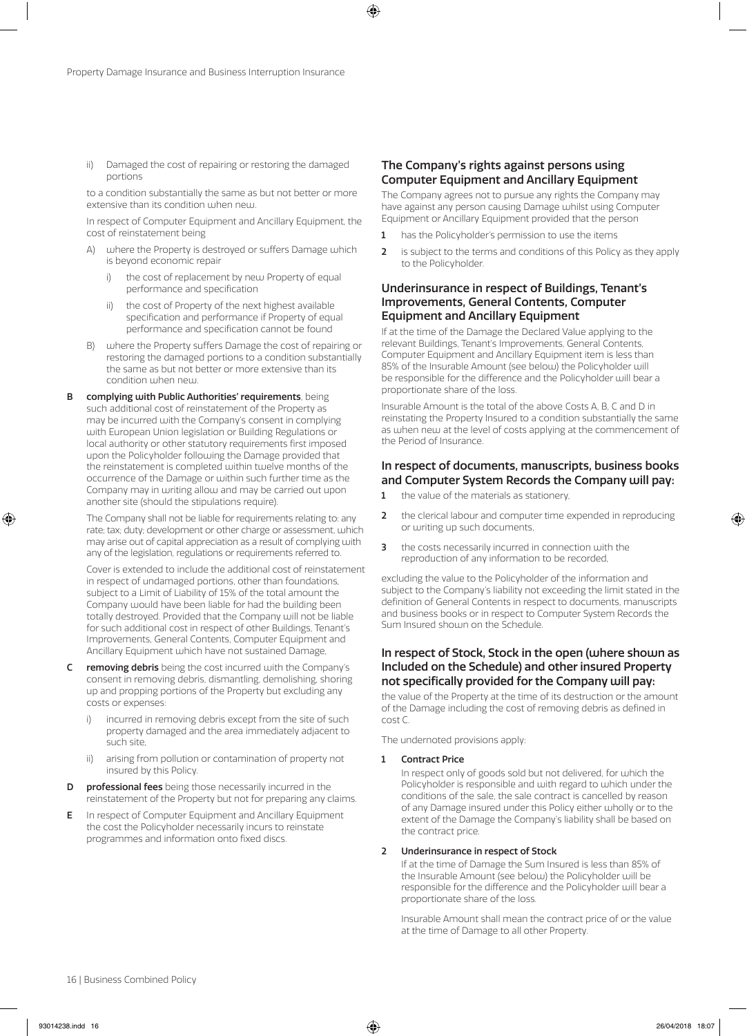ii) Damaged the cost of repairing or restoring the damaged portions

to a condition substantially the same as but not better or more extensive than its condition when new.

In respect of Computer Equipment and Ancillary Equipment, the cost of reinstatement being

A) where the Property is destroyed or suffers Damage which is beyond economic repair

   i) the cost of replacement by new Property of equal performance and specification

   ii) the cost of Property of the next highest available specification and performance if Property of equal performance and specification cannot be found

B) where the Property suffers Damage the cost of repairing or restoring the damaged portions to a condition substantially the same as but not better or more extensive than its condition when new.

**B** **complying with Public Authorities' requirements**, being such additional cost of reinstatement of the Property as may be incurred with the Company's consent in complying with European Union legislation or Building Regulations or local authority or other statutory requirements first imposed upon the Policyholder following the Damage provided that the reinstatement is completed within twelve months of the occurrence of the Damage or within such further time as the Company may in writing allow and may be carried out upon another site (should the stipulations require).

The Company shall not be liable for requirements relating to: any rate; tax; duty; development or other charge or assessment, which may arise out of capital appreciation as a result of complying with any of the legislation, regulations or requirements referred to.

Cover is extended to include the additional cost of reinstatement in respect of undamaged portions, other than foundations, subject to a Limit of Liability of 15% of the total amount the Company would have been liable for had the building been totally destroyed. Provided that the Company will not be liable for such additional cost in respect of other Buildings, Tenant's Improvements, General Contents, Computer Equipment and Ancillary Equipment which have not sustained Damage,

**C** **removing debris** being the cost incurred with the Company's consent in removing debris, dismantling, demolishing, shoring up and propping portions of the Property but excluding any costs or expenses:

   i) incurred in removing debris except from the site of such property damaged and the area immediately adjacent to such site,

   ii) arising from pollution or contamination of property not insured by this Policy.

**D** **professional fees** being those necessarily incurred in the reinstatement of the Property but not for preparing any claims.

**E** In respect of Computer Equipment and Ancillary Equipment the cost the Policyholder necessarily incurs to reinstate programmes and information onto fixed discs.

## The Company's rights against persons using Computer Equipment and Ancillary Equipment

The Company agrees not to pursue any rights the Company may have against any person causing Damage whilst using Computer Equipment or Ancillary Equipment provided that the person

1. has the Policyholder's permission to use the items
2. is subject to the terms and conditions of this Policy as they apply to the Policyholder.

## Underinsurance in respect of Buildings, Tenant's Improvements, General Contents, Computer Equipment and Ancillary Equipment

If at the time of the Damage the Declared Value applying to the relevant Buildings, Tenant's Improvements, General Contents, Computer Equipment and Ancillary Equipment item is less than 85% of the Insurable Amount (see below) the Policyholder will be responsible for the difference and the Policyholder will bear a proportionate share of the loss.

Insurable Amount is the total of the above Costs A, B, C and D in reinstating the Property Insured to a condition substantially the same as when new at the level of costs applying at the commencement of the Period of Insurance.

## In respect of documents, manuscripts, business books and Computer System Records the Company will pay:

1. the value of the materials as stationery,
2. the clerical labour and computer time expended in reproducing or writing up such documents,
3. the costs necessarily incurred in connection with the reproduction of any information to be recorded,

excluding the value to the Policyholder of the information and subject to the Company's liability not exceeding the limit stated in the definition of General Contents in respect to documents, manuscripts and business books or in respect to Computer System Records the Sum Insured shown on the Schedule.

## In respect of Stock, Stock in the open (where shown as Included on the Schedule) and other insured Property not specifically provided for the Company will pay:

the value of the Property at the time of its destruction or the amount of the Damage including the cost of removing debris as defined in cost C.

The undernoted provisions apply:

**1 Contract Price**

In respect only of goods sold but not delivered, for which the Policyholder is responsible and with regard to which under the conditions of the sale, the sale contract is cancelled by reason of any Damage insured under this Policy either wholly or to the extent of the Damage the Company's liability shall be based on the contract price.

**2 Underinsurance in respect of Stock**

If at the time of Damage the Sum Insured is less than 85% of the Insurable Amount (see below) the Policyholder will be responsible for the difference and the Policyholder will bear a proportionate share of the loss.

Insurable Amount shall mean the contract price of or the value at the time of Damage to all other Property.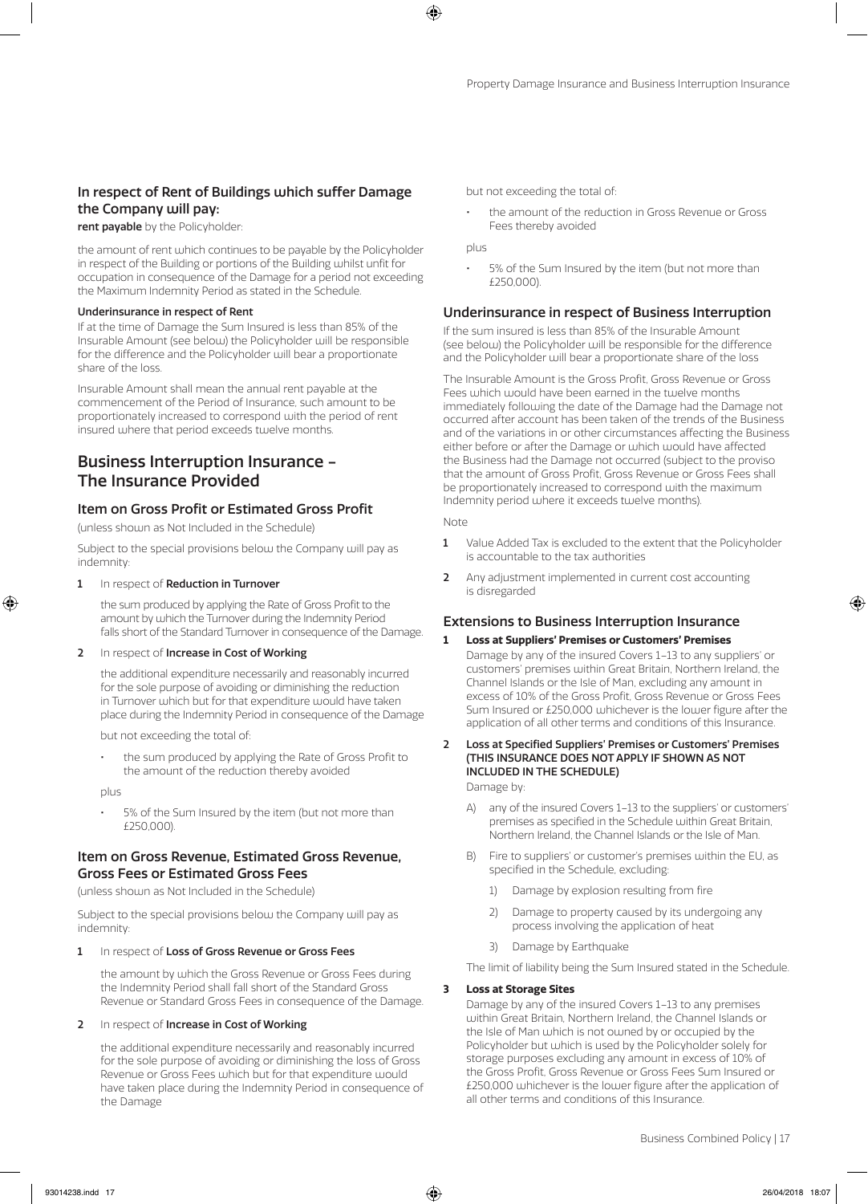### In respect of Rent of Buildings which suffer Damage the Company will pay:

**rent payable** by the Policyholder:

the amount of rent which continues to be payable by the Policyholder in respect of the Building or portions of the Building whilst unfit for occupation in consequence of the Damage for a period not exceeding the Maximum Indemnity Period as stated in the Schedule.

**Underinsurance in respect of Rent**

If at the time of Damage the Sum Insured is less than 85% of the Insurable Amount (see below) the Policyholder will be responsible for the difference and the Policyholder will bear a proportionate share of the loss.

Insurable Amount shall mean the annual rent payable at the commencement of the Period of Insurance, such amount to be proportionately increased to correspond with the period of rent insured where that period exceeds twelve months.

## Business Interruption Insurance – The Insurance Provided

### Item on Gross Profit or Estimated Gross Profit

(unless shown as Not Included in the Schedule)

Subject to the special provisions below the Company will pay as indemnity:

1. In respect of **Reduction in Turnover**

   the sum produced by applying the Rate of Gross Profit to the amount by which the Turnover during the Indemnity Period falls short of the Standard Turnover in consequence of the Damage.

2. In respect of **Increase in Cost of Working**

   the additional expenditure necessarily and reasonably incurred for the sole purpose of avoiding or diminishing the reduction in Turnover which but for that expenditure would have taken place during the Indemnity Period in consequence of the Damage

   but not exceeding the total of:

   - the sum produced by applying the Rate of Gross Profit to the amount of the reduction thereby avoided

   plus

   - 5% of the Sum Insured by the item (but not more than £250,000).

### Item on Gross Revenue, Estimated Gross Revenue, Gross Fees or Estimated Gross Fees

(unless shown as Not Included in the Schedule)

Subject to the special provisions below the Company will pay as indemnity:

1. In respect of **Loss of Gross Revenue or Gross Fees**

   the amount by which the Gross Revenue or Gross Fees during the Indemnity Period shall fall short of the Standard Gross Revenue or Standard Gross Fees in consequence of the Damage.

2. In respect of **Increase in Cost of Working**

   the additional expenditure necessarily and reasonably incurred for the sole purpose of avoiding or diminishing the loss of Gross Revenue or Gross Fees which but for that expenditure would have taken place during the Indemnity Period in consequence of the Damage

   but not exceeding the total of:

   - the amount of the reduction in Gross Revenue or Gross Fees thereby avoided

   plus

   - 5% of the Sum Insured by the item (but not more than £250,000).

### Underinsurance in respect of Business Interruption

If the sum insured is less than 85% of the Insurable Amount (see below) the Policyholder will be responsible for the difference and the Policyholder will bear a proportionate share of the loss

The Insurable Amount is the Gross Profit, Gross Revenue or Gross Fees which would have been earned in the twelve months immediately following the date of the Damage had the Damage not occurred after account has been taken of the trends of the Business and of the variations in or other circumstances affecting the Business either before or after the Damage or which would have affected the Business had the Damage not occurred (subject to the proviso that the amount of Gross Profit, Gross Revenue or Gross Fees shall be proportionately increased to correspond with the maximum Indemnity period where it exceeds twelve months).

Note

1. Value Added Tax is excluded to the extent that the Policyholder is accountable to the tax authorities
2. Any adjustment implemented in current cost accounting is disregarded

### Extensions to Business Interruption Insurance

1. **Loss at Suppliers' Premises or Customers' Premises**

   Damage by any of the insured Covers 1–13 to any suppliers' or customers' premises within Great Britain, Northern Ireland, the Channel Islands or the Isle of Man, excluding any amount in excess of 10% of the Gross Profit, Gross Revenue or Gross Fees Sum Insured or £250,000 whichever is the lower figure after the application of all other terms and conditions of this Insurance.

2. **Loss at Specified Suppliers' Premises or Customers' Premises (THIS INSURANCE DOES NOT APPLY IF SHOWN AS NOT INCLUDED IN THE SCHEDULE)**

   Damage by:

   A) any of the insured Covers 1–13 to the suppliers' or customers' premises as specified in the Schedule within Great Britain, Northern Ireland, the Channel Islands or the Isle of Man.

   B) Fire to suppliers' or customer's premises within the EU, as specified in the Schedule, excluding:

      1) Damage by explosion resulting from fire
      2) Damage to property caused by its undergoing any process involving the application of heat
      3) Damage by Earthquake

   The limit of liability being the Sum Insured stated in the Schedule.

3. **Loss at Storage Sites**

   Damage by any of the insured Covers 1–13 to any premises within Great Britain, Northern Ireland, the Channel Islands or the Isle of Man which is not owned by or occupied by the Policyholder but which is used by the Policyholder solely for storage purposes excluding any amount in excess of 10% of the Gross Profit, Gross Revenue or Gross Fees Sum Insured or £250,000 whichever is the lower figure after the application of all other terms and conditions of this Insurance.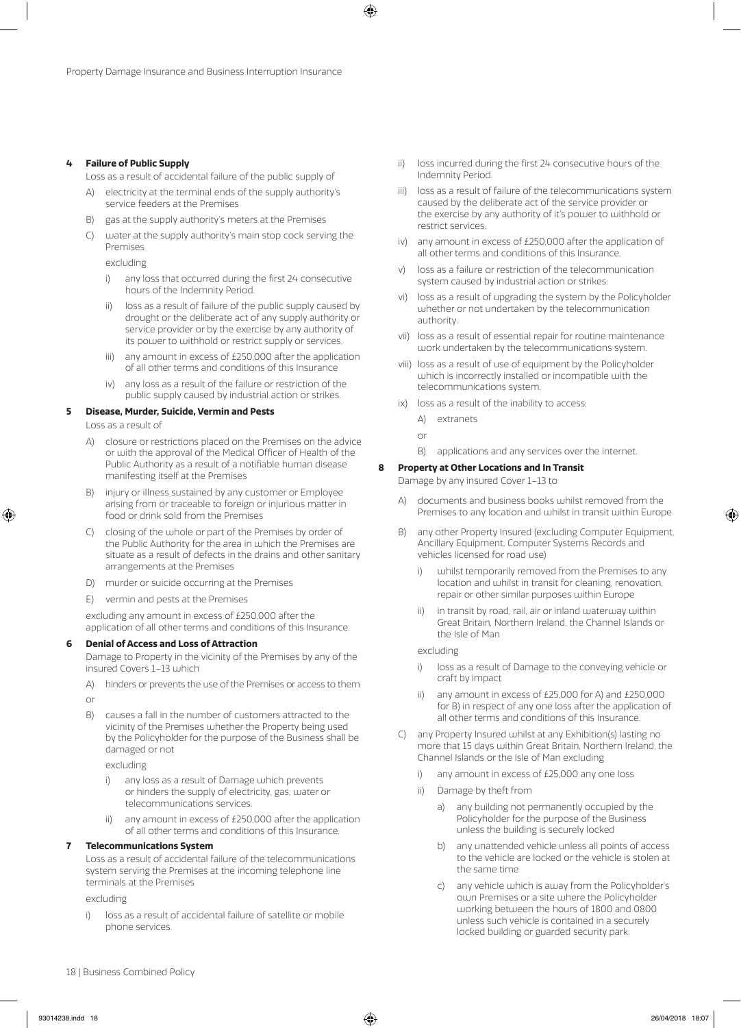**4 Failure of Public Supply**

Loss as a result of accidental failure of the public supply of

A) electricity at the terminal ends of the supply authority's service feeders at the Premises

B) gas at the supply authority's meters at the Premises

C) water at the supply authority's main stop cock serving the Premises

excluding

i) any loss that occurred during the first 24 consecutive hours of the Indemnity Period.

ii) loss as a result of failure of the public supply caused by drought or the deliberate act of any supply authority or service provider or by the exercise by any authority of its power to withhold or restrict supply or services.

iii) any amount in excess of £250,000 after the application of all other terms and conditions of this Insurance

iv) any loss as a result of the failure or restriction of the public supply caused by industrial action or strikes.

**5 Disease, Murder, Suicide, Vermin and Pests**

Loss as a result of

A) closure or restrictions placed on the Premises on the advice or with the approval of the Medical Officer of Health of the Public Authority as a result of a notifiable human disease manifesting itself at the Premises

B) injury or illness sustained by any customer or Employee arising from or traceable to foreign or injurious matter in food or drink sold from the Premises

C) closing of the whole or part of the Premises by order of the Public Authority for the area in which the Premises are situate as a result of defects in the drains and other sanitary arrangements at the Premises

D) murder or suicide occurring at the Premises

E) vermin and pests at the Premises

excluding any amount in excess of £250,000 after the application of all other terms and conditions of this Insurance.

**6 Denial of Access and Loss of Attraction**

Damage to Property in the vicinity of the Premises by any of the insured Covers 1–13 which

A) hinders or prevents the use of the Premises or access to them

or

B) causes a fall in the number of customers attracted to the vicinity of the Premises whether the Property being used by the Policyholder for the purpose of the Business shall be damaged or not

excluding

i) any loss as a result of Damage which prevents or hinders the supply of electricity, gas, water or telecommunications services.

ii) any amount in excess of £250,000 after the application of all other terms and conditions of this Insurance.

**7 Telecommunications System**

Loss as a result of accidental failure of the telecommunications system serving the Premises at the incoming telephone line terminals at the Premises

excluding

i) loss as a result of accidental failure of satellite or mobile phone services.

ii) loss incurred during the first 24 consecutive hours of the Indemnity Period.

iii) loss as a result of failure of the telecommunications system caused by the deliberate act of the service provider or the exercise by any authority of it's power to withhold or restrict services.

iv) any amount in excess of £250,000 after the application of all other terms and conditions of this Insurance.

v) loss as a failure or restriction of the telecommunication system caused by industrial action or strikes.

vi) loss as a result of upgrading the system by the Policyholder whether or not undertaken by the telecommunication authority.

vii) loss as a result of essential repair for routine maintenance work undertaken by the telecommunications system.

viii) loss as a result of use of equipment by the Policyholder which is incorrectly installed or incompatible with the telecommunications system.

ix) loss as a result of the inability to access;

A) extranets

or

B) applications and any services over the internet.

**8 Property at Other Locations and In Transit**

Damage by any insured Cover 1–13 to

A) documents and business books whilst removed from the Premises to any location and whilst in transit within Europe

B) any other Property Insured (excluding Computer Equipment, Ancillary Equipment, Computer Systems Records and vehicles licensed for road use)

i) whilst temporarily removed from the Premises to any location and whilst in transit for cleaning, renovation, repair or other similar purposes within Europe

ii) in transit by road, rail, air or inland waterway within Great Britain, Northern Ireland, the Channel Islands or the Isle of Man

excluding

i) loss as a result of Damage to the conveying vehicle or craft by impact

ii) any amount in excess of £25,000 for A) and £250,000 for B) in respect of any one loss after the application of all other terms and conditions of this Insurance.

C) any Property Insured whilst at any Exhibition(s) lasting no more that 15 days within Great Britain, Northern Ireland, the Channel Islands or the Isle of Man excluding

i) any amount in excess of £25,000 any one loss

ii) Damage by theft from

a) any building not permanently occupied by the Policyholder for the purpose of the Business unless the building is securely locked

b) any unattended vehicle unless all points of access to the vehicle are locked or the vehicle is stolen at the same time

c) any vehicle which is away from the Policyholder's own Premises or a site where the Policyholder working between the hours of 1800 and 0800 unless such vehicle is contained in a securely locked building or guarded security park.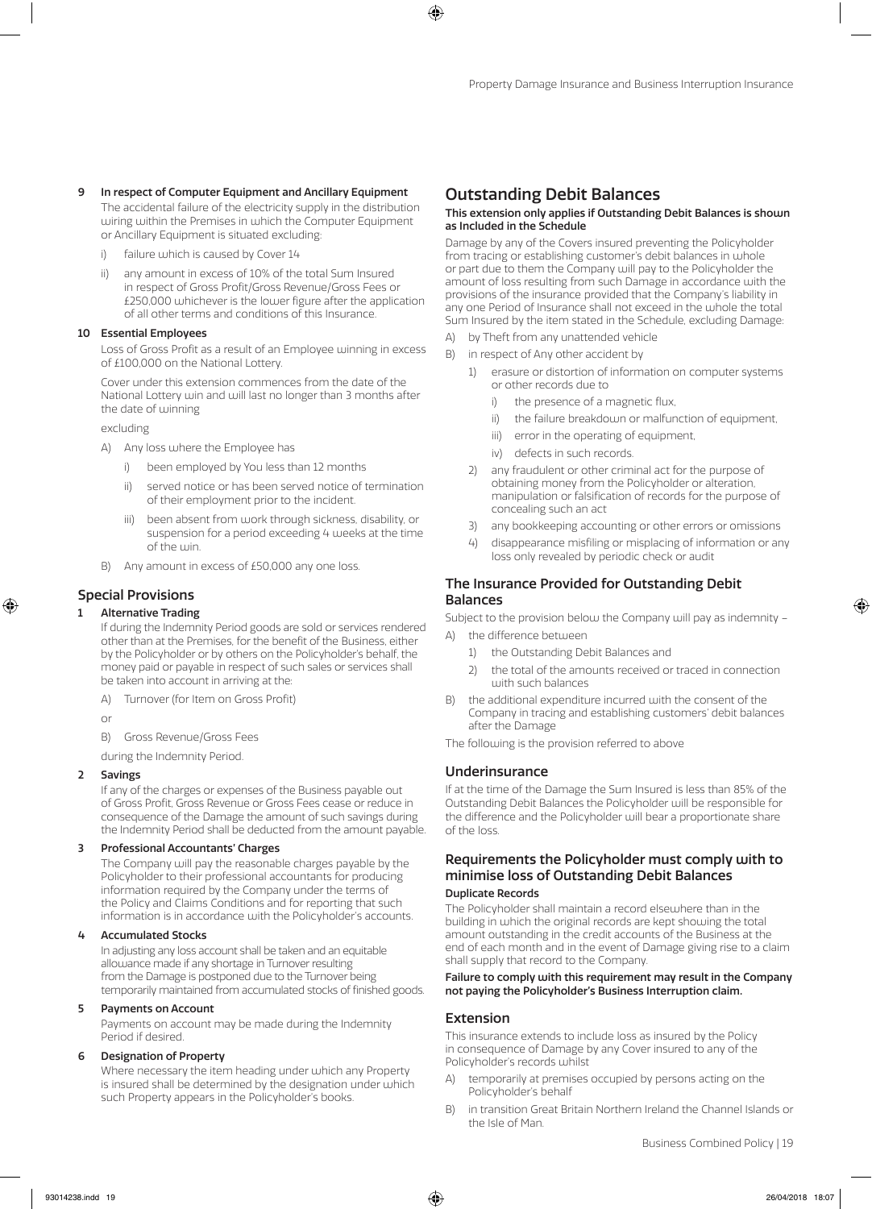**9 In respect of Computer Equipment and Ancillary Equipment**

The accidental failure of the electricity supply in the distribution wiring within the Premises in which the Computer Equipment or Ancillary Equipment is situated excluding:

i) failure which is caused by Cover 14

ii) any amount in excess of 10% of the total Sum Insured in respect of Gross Profit/Gross Revenue/Gross Fees or £250,000 whichever is the lower figure after the application of all other terms and conditions of this Insurance.

**10 Essential Employees**

Loss of Gross Profit as a result of an Employee winning in excess of £100,000 on the National Lottery.

Cover under this extension commences from the date of the National Lottery win and will last no longer than 3 months after the date of winning

excluding

A) Any loss where the Employee has

i) been employed by You less than 12 months

ii) served notice or has been served notice of termination of their employment prior to the incident.

iii) been absent from work through sickness, disability, or suspension for a period exceeding 4 weeks at the time of the win.

B) Any amount in excess of £50,000 any one loss.

## Special Provisions

**1 Alternative Trading**

If during the Indemnity Period goods are sold or services rendered other than at the Premises, for the benefit of the Business, either by the Policyholder or by others on the Policyholder's behalf, the money paid or payable in respect of such sales or services shall be taken into account in arriving at the:

A) Turnover (for Item on Gross Profit)

or

B) Gross Revenue/Gross Fees

during the Indemnity Period.

**2 Savings**

If any of the charges or expenses of the Business payable out of Gross Profit, Gross Revenue or Gross Fees cease or reduce in consequence of the Damage the amount of such savings during the Indemnity Period shall be deducted from the amount payable.

**3 Professional Accountants' Charges**

The Company will pay the reasonable charges payable by the Policyholder to their professional accountants for producing information required by the Company under the terms of the Policy and Claims Conditions and for reporting that such information is in accordance with the Policyholder's accounts.

**4 Accumulated Stocks**

In adjusting any loss account shall be taken and an equitable allowance made if any shortage in Turnover resulting from the Damage is postponed due to the Turnover being temporarily maintained from accumulated stocks of finished goods.

**5 Payments on Account**

Payments on account may be made during the Indemnity Period if desired.

**6 Designation of Property**

Where necessary the item heading under which any Property is insured shall be determined by the designation under which such Property appears in the Policyholder's books.

## Outstanding Debit Balances

**This extension only applies if Outstanding Debit Balances is shown as Included in the Schedule**

Damage by any of the Covers insured preventing the Policyholder from tracing or establishing customer's debit balances in whole or part due to them the Company will pay to the Policyholder the amount of loss resulting from such Damage in accordance with the provisions of the insurance provided that the Company's liability in any one Period of Insurance shall not exceed in the whole the total Sum Insured by the item stated in the Schedule, excluding Damage:

A) by Theft from any unattended vehicle

B) in respect of Any other accident by

1) erasure or distortion of information on computer systems or other records due to

i) the presence of a magnetic flux,

ii) the failure breakdown or malfunction of equipment,

iii) error in the operating of equipment,

iv) defects in such records.

2) any fraudulent or other criminal act for the purpose of obtaining money from the Policyholder or alteration, manipulation or falsification of records for the purpose of concealing such an act

3) any bookkeeping accounting or other errors or omissions

4) disappearance misfiling or misplacing of information or any loss only revealed by periodic check or audit

### The Insurance Provided for Outstanding Debit Balances

Subject to the provision below the Company will pay as indemnity –

A) the difference between

1) the Outstanding Debit Balances and

2) the total of the amounts received or traced in connection with such balances

B) the additional expenditure incurred with the consent of the Company in tracing and establishing customers' debit balances after the Damage

The following is the provision referred to above

### Underinsurance

If at the time of the Damage the Sum Insured is less than 85% of the Outstanding Debit Balances the Policyholder will be responsible for the difference and the Policyholder will bear a proportionate share of the loss.

### Requirements the Policyholder must comply with to minimise loss of Outstanding Debit Balances

**Duplicate Records**

The Policyholder shall maintain a record elsewhere than in the building in which the original records are kept showing the total amount outstanding in the credit accounts of the Business at the end of each month and in the event of Damage giving rise to a claim shall supply that record to the Company.

**Failure to comply with this requirement may result in the Company not paying the Policyholder's Business Interruption claim.**

### Extension

This insurance extends to include loss as insured by the Policy in consequence of Damage by any Cover insured to any of the Policyholder's records whilst

A) temporarily at premises occupied by persons acting on the Policyholder's behalf

B) in transition Great Britain Northern Ireland the Channel Islands or the Isle of Man.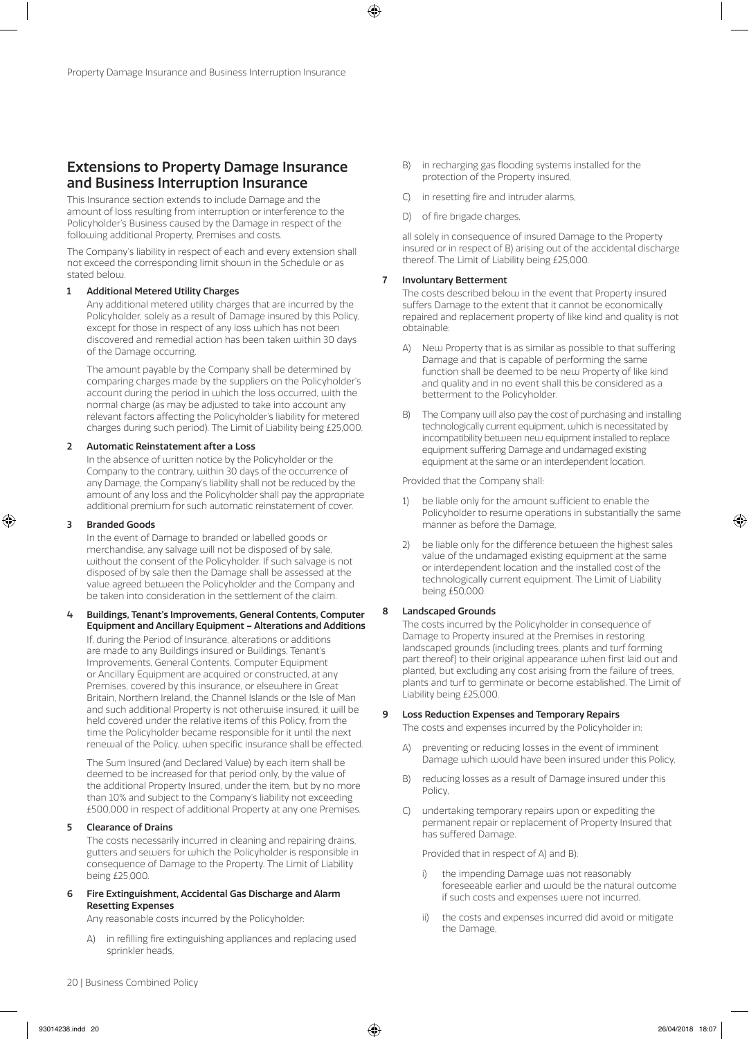## Extensions to Property Damage Insurance and Business Interruption Insurance

This Insurance section extends to include Damage and the amount of loss resulting from interruption or interference to the Policyholder's Business caused by the Damage in respect of the following additional Property, Premises and costs.

The Company's liability in respect of each and every extension shall not exceed the corresponding limit shown in the Schedule or as stated below.

**1 Additional Metered Utility Charges**

Any additional metered utility charges that are incurred by the Policyholder, solely as a result of Damage insured by this Policy, except for those in respect of any loss which has not been discovered and remedial action has been taken within 30 days of the Damage occurring.

The amount payable by the Company shall be determined by comparing charges made by the suppliers on the Policyholder's account during the period in which the loss occurred, with the normal charge (as may be adjusted to take into account any relevant factors affecting the Policyholder's liability for metered charges during such period). The Limit of Liability being £25,000.

**2 Automatic Reinstatement after a Loss**

In the absence of written notice by the Policyholder or the Company to the contrary, within 30 days of the occurrence of any Damage, the Company's liability shall not be reduced by the amount of any loss and the Policyholder shall pay the appropriate additional premium for such automatic reinstatement of cover.

**3 Branded Goods**

In the event of Damage to branded or labelled goods or merchandise, any salvage will not be disposed of by sale, without the consent of the Policyholder. If such salvage is not disposed of by sale then the Damage shall be assessed at the value agreed between the Policyholder and the Company and be taken into consideration in the settlement of the claim.

**4 Buildings, Tenant's Improvements, General Contents, Computer Equipment and Ancillary Equipment – Alterations and Additions**

If, during the Period of Insurance, alterations or additions are made to any Buildings insured or Buildings, Tenant's Improvements, General Contents, Computer Equipment or Ancillary Equipment are acquired or constructed, at any Premises, covered by this insurance, or elsewhere in Great Britain, Northern Ireland, the Channel Islands or the Isle of Man and such additional Property is not otherwise insured, it will be held covered under the relative items of this Policy, from the time the Policyholder became responsible for it until the next renewal of the Policy, when specific insurance shall be effected.

The Sum Insured (and Declared Value) by each item shall be deemed to be increased for that period only, by the value of the additional Property Insured, under the item, but by no more than 10% and subject to the Company's liability not exceeding £500,000 in respect of additional Property at any one Premises.

**5 Clearance of Drains**

The costs necessarily incurred in cleaning and repairing drains, gutters and sewers for which the Policyholder is responsible in consequence of Damage to the Property. The Limit of Liability being £25,000.

**6 Fire Extinguishment, Accidental Gas Discharge and Alarm Resetting Expenses**

Any reasonable costs incurred by the Policyholder:

A) in refilling fire extinguishing appliances and replacing used sprinkler heads,

B) in recharging gas flooding systems installed for the protection of the Property insured,

C) in resetting fire and intruder alarms,

D) of fire brigade charges,

all solely in consequence of insured Damage to the Property insured or in respect of B) arising out of the accidental discharge thereof. The Limit of Liability being £25,000.

**7 Involuntary Betterment**

The costs described below in the event that Property insured suffers Damage to the extent that it cannot be economically repaired and replacement property of like kind and quality is not obtainable:

A) New Property that is as similar as possible to that suffering Damage and that is capable of performing the same function shall be deemed to be new Property of like kind and quality and in no event shall this be considered as a betterment to the Policyholder.

B) The Company will also pay the cost of purchasing and installing technologically current equipment, which is necessitated by incompatibility between new equipment installed to replace equipment suffering Damage and undamaged existing equipment at the same or an interdependent location.

Provided that the Company shall:

1) be liable only for the amount sufficient to enable the Policyholder to resume operations in substantially the same manner as before the Damage,

2) be liable only for the difference between the highest sales value of the undamaged existing equipment at the same or interdependent location and the installed cost of the technologically current equipment. The Limit of Liability being £50,000.

**8 Landscaped Grounds**

The costs incurred by the Policyholder in consequence of Damage to Property insured at the Premises in restoring landscaped grounds (including trees, plants and turf forming part thereof) to their original appearance when first laid out and planted, but excluding any cost arising from the failure of trees, plants and turf to germinate or become established. The Limit of Liability being £25,000.

**9 Loss Reduction Expenses and Temporary Repairs**

The costs and expenses incurred by the Policyholder in:

A) preventing or reducing losses in the event of imminent Damage which would have been insured under this Policy,

B) reducing losses as a result of Damage insured under this Policy,

C) undertaking temporary repairs upon or expediting the permanent repair or replacement of Property Insured that has suffered Damage.

Provided that in respect of A) and B):

i) the impending Damage was not reasonably foreseeable earlier and would be the natural outcome if such costs and expenses were not incurred,

ii) the costs and expenses incurred did avoid or mitigate the Damage,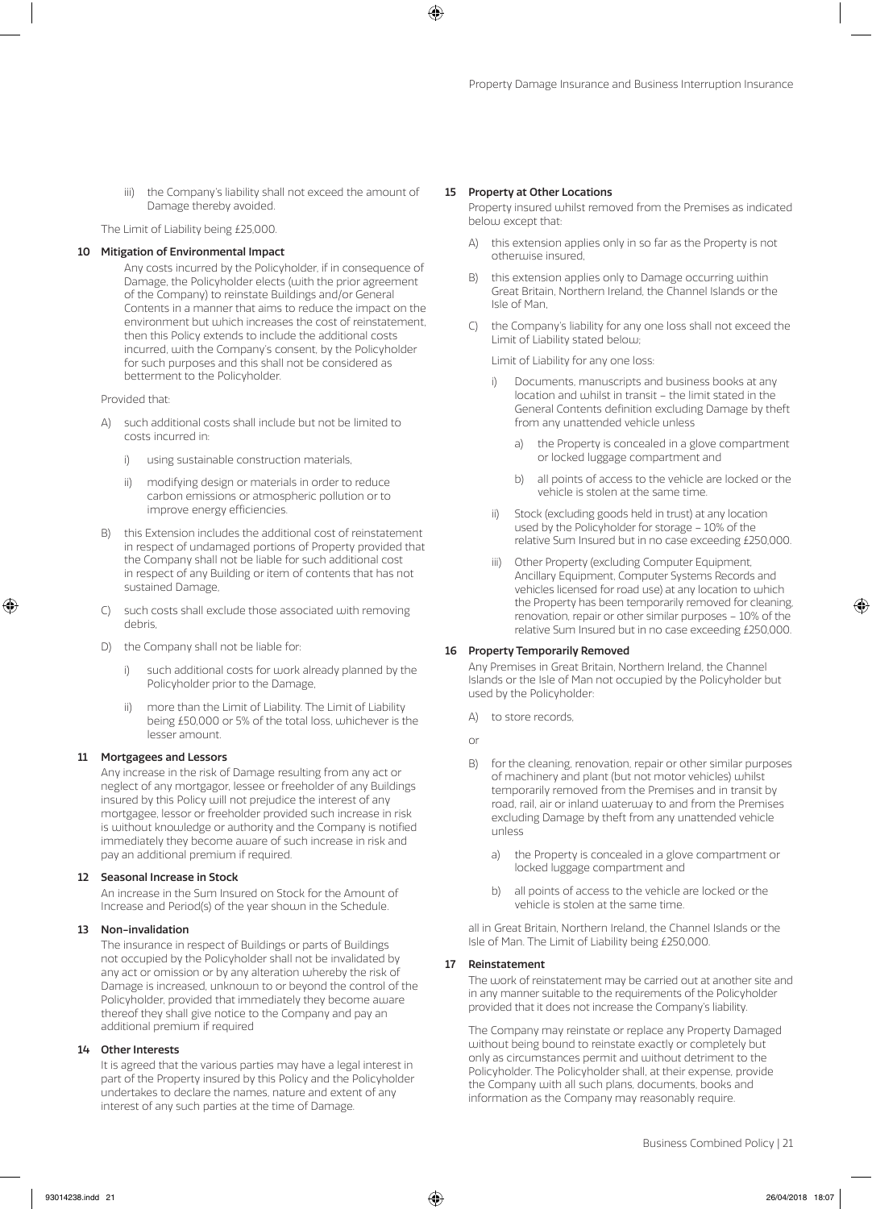iii) the Company's liability shall not exceed the amount of Damage thereby avoided.

The Limit of Liability being £25,000.

**10 Mitigation of Environmental Impact**

Any costs incurred by the Policyholder, if in consequence of Damage, the Policyholder elects (with the prior agreement of the Company) to reinstate Buildings and/or General Contents in a manner that aims to reduce the impact on the environment but which increases the cost of reinstatement, then this Policy extends to include the additional costs incurred, with the Company's consent, by the Policyholder for such purposes and this shall not be considered as betterment to the Policyholder.

Provided that:

A) such additional costs shall include but not be limited to costs incurred in:

   i) using sustainable construction materials,

   ii) modifying design or materials in order to reduce carbon emissions or atmospheric pollution or to improve energy efficiencies.

B) this Extension includes the additional cost of reinstatement in respect of undamaged portions of Property provided that the Company shall not be liable for such additional cost in respect of any Building or item of contents that has not sustained Damage,

C) such costs shall exclude those associated with removing debris,

D) the Company shall not be liable for:

   i) such additional costs for work already planned by the Policyholder prior to the Damage,

   ii) more than the Limit of Liability. The Limit of Liability being £50,000 or 5% of the total loss, whichever is the lesser amount.

**11 Mortgagees and Lessors**

Any increase in the risk of Damage resulting from any act or neglect of any mortgagor, lessee or freeholder of any Buildings insured by this Policy will not prejudice the interest of any mortgagee, lessor or freeholder provided such increase in risk is without knowledge or authority and the Company is notified immediately they become aware of such increase in risk and pay an additional premium if required.

**12 Seasonal Increase in Stock**

An increase in the Sum Insured on Stock for the Amount of Increase and Period(s) of the year shown in the Schedule.

**13 Non-invalidation**

The insurance in respect of Buildings or parts of Buildings not occupied by the Policyholder shall not be invalidated by any act or omission or by any alteration whereby the risk of Damage is increased, unknown to or beyond the control of the Policyholder, provided that immediately they become aware thereof they shall give notice to the Company and pay an additional premium if required

**14 Other Interests**

It is agreed that the various parties may have a legal interest in part of the Property insured by this Policy and the Policyholder undertakes to declare the names, nature and extent of any interest of any such parties at the time of Damage.

**15 Property at Other Locations**

Property insured whilst removed from the Premises as indicated below except that:

A) this extension applies only in so far as the Property is not otherwise insured,

B) this extension applies only to Damage occurring within Great Britain, Northern Ireland, the Channel Islands or the Isle of Man,

C) the Company's liability for any one loss shall not exceed the Limit of Liability stated below;

Limit of Liability for any one loss:

   i) Documents, manuscripts and business books at any location and whilst in transit – the limit stated in the General Contents definition excluding Damage by theft from any unattended vehicle unless

      a) the Property is concealed in a glove compartment or locked luggage compartment and

      b) all points of access to the vehicle are locked or the vehicle is stolen at the same time.

   ii) Stock (excluding goods held in trust) at any location used by the Policyholder for storage – 10% of the relative Sum Insured but in no case exceeding £250,000.

   iii) Other Property (excluding Computer Equipment, Ancillary Equipment, Computer Systems Records and vehicles licensed for road use) at any location to which the Property has been temporarily removed for cleaning, renovation, repair or other similar purposes – 10% of the relative Sum Insured but in no case exceeding £250,000.

**16 Property Temporarily Removed**

Any Premises in Great Britain, Northern Ireland, the Channel Islands or the Isle of Man not occupied by the Policyholder but used by the Policyholder:

A) to store records,

or

B) for the cleaning, renovation, repair or other similar purposes of machinery and plant (but not motor vehicles) whilst temporarily removed from the Premises and in transit by road, rail, air or inland waterway to and from the Premises excluding Damage by theft from any unattended vehicle unless

   a) the Property is concealed in a glove compartment or locked luggage compartment and

   b) all points of access to the vehicle are locked or the vehicle is stolen at the same time.

all in Great Britain, Northern Ireland, the Channel Islands or the Isle of Man. The Limit of Liability being £250,000.

**17 Reinstatement**

The work of reinstatement may be carried out at another site and in any manner suitable to the requirements of the Policyholder provided that it does not increase the Company's liability.

The Company may reinstate or replace any Property Damaged without being bound to reinstate exactly or completely but only as circumstances permit and without detriment to the Policyholder. The Policyholder shall, at their expense, provide the Company with all such plans, documents, books and information as the Company may reasonably require.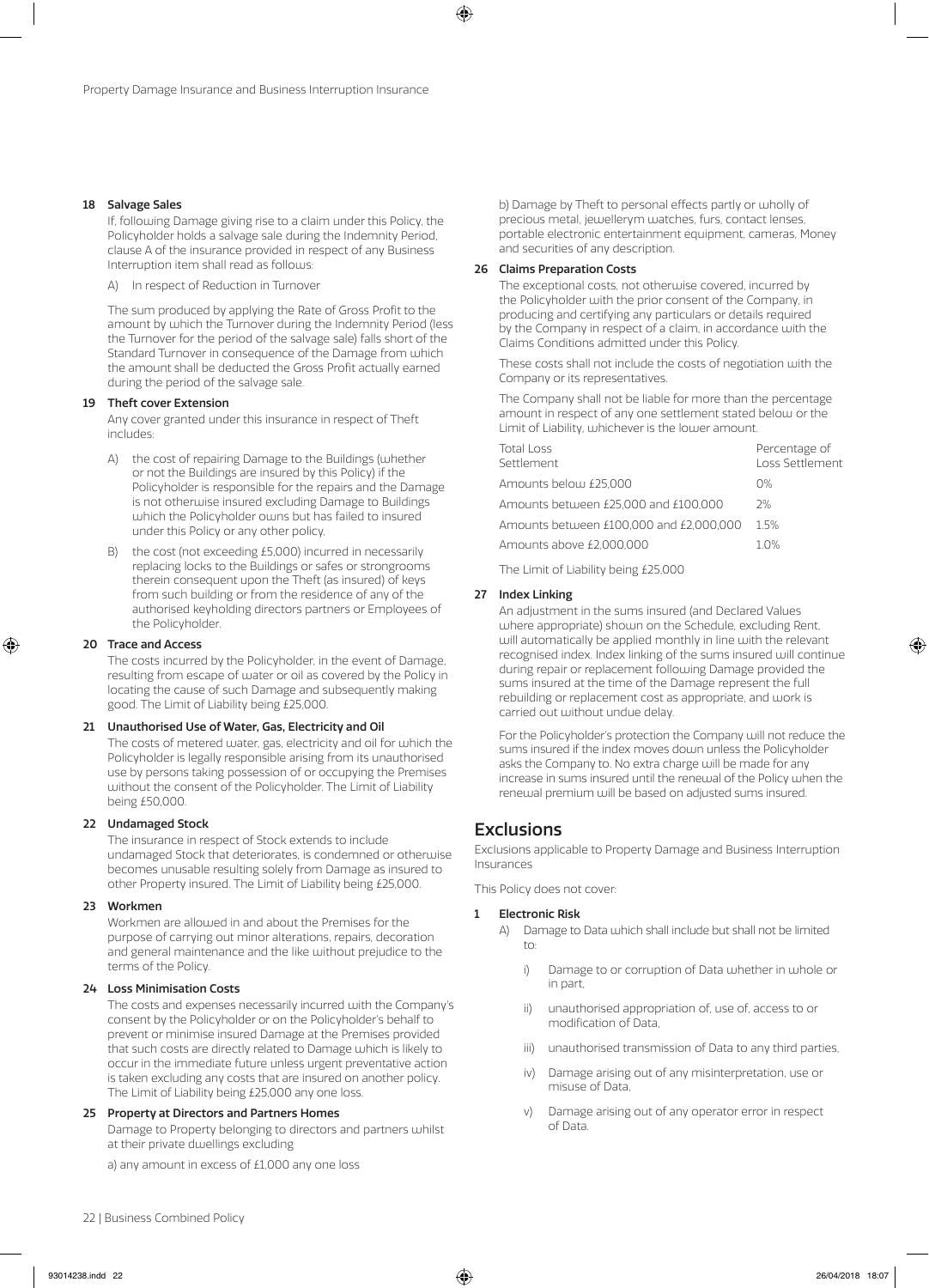### 18 Salvage Sales

If, following Damage giving rise to a claim under this Policy, the Policyholder holds a salvage sale during the Indemnity Period, clause A of the insurance provided in respect of any Business Interruption item shall read as follows:

A) In respect of Reduction in Turnover

The sum produced by applying the Rate of Gross Profit to the amount by which the Turnover during the Indemnity Period (less the Turnover for the period of the salvage sale) falls short of the Standard Turnover in consequence of the Damage from which the amount shall be deducted the Gross Profit actually earned during the period of the salvage sale.

### 19 Theft cover Extension

Any cover granted under this insurance in respect of Theft includes:

A) the cost of repairing Damage to the Buildings (whether or not the Buildings are insured by this Policy) if the Policyholder is responsible for the repairs and the Damage is not otherwise insured excluding Damage to Buildings which the Policyholder owns but has failed to insured under this Policy or any other policy,

B) the cost (not exceeding £5,000) incurred in necessarily replacing locks to the Buildings or safes or strongrooms therein consequent upon the Theft (as insured) of keys from such building or from the residence of any of the authorised keyholding directors partners or Employees of the Policyholder.

### 20 Trace and Access

The costs incurred by the Policyholder, in the event of Damage, resulting from escape of water or oil as covered by the Policy in locating the cause of such Damage and subsequently making good. The Limit of Liability being £25,000.

### 21 Unauthorised Use of Water, Gas, Electricity and Oil

The costs of metered water, gas, electricity and oil for which the Policyholder is legally responsible arising from its unauthorised use by persons taking possession of or occupying the Premises without the consent of the Policyholder. The Limit of Liability being £50,000.

### 22 Undamaged Stock

The insurance in respect of Stock extends to include undamaged Stock that deteriorates, is condemned or otherwise becomes unusable resulting solely from Damage as insured to other Property insured. The Limit of Liability being £25,000.

### 23 Workmen

Workmen are allowed in and about the Premises for the purpose of carrying out minor alterations, repairs, decoration and general maintenance and the like without prejudice to the terms of the Policy.

### 24 Loss Minimisation Costs

The costs and expenses necessarily incurred with the Company's consent by the Policyholder or on the Policyholder's behalf to prevent or minimise insured Damage at the Premises provided that such costs are directly related to Damage which is likely to occur in the immediate future unless urgent preventative action is taken excluding any costs that are insured on another policy. The Limit of Liability being £25,000 any one loss.

### 25 Property at Directors and Partners Homes

Damage to Property belonging to directors and partners whilst at their private dwellings excluding

a) any amount in excess of £1,000 any one loss

b) Damage by Theft to personal effects partly or wholly of precious metal, jewellerym watches, furs, contact lenses, portable electronic entertainment equipment, cameras, Money and securities of any description.

### 26 Claims Preparation Costs

The exceptional costs, not otherwise covered, incurred by the Policyholder with the prior consent of the Company, in producing and certifying any particulars or details required by the Company in respect of a claim, in accordance with the Claims Conditions admitted under this Policy.

These costs shall not include the costs of negotiation with the Company or its representatives.

The Company shall not be liable for more than the percentage amount in respect of any one settlement stated below or the Limit of Liability, whichever is the lower amount.

| Total Loss Settlement | Percentage of Loss Settlement |
|---|---|
| Amounts below £25,000 | 0% |
| Amounts between £25,000 and £100,000 | 2% |
| Amounts between £100,000 and £2,000,000 | 1.5% |
| Amounts above £2,000,000 | 1.0% |

The Limit of Liability being £25,000

### 27 Index Linking

An adjustment in the sums insured (and Declared Values where appropriate) shown on the Schedule, excluding Rent, will automatically be applied monthly in line with the relevant recognised index. Index linking of the sums insured will continue during repair or replacement following Damage provided the sums insured at the time of the Damage represent the full rebuilding or replacement cost as appropriate, and work is carried out without undue delay.

For the Policyholder's protection the Company will not reduce the sums insured if the index moves down unless the Policyholder asks the Company to. No extra charge will be made for any increase in sums insured until the renewal of the Policy when the renewal premium will be based on adjusted sums insured.

## Exclusions

Exclusions applicable to Property Damage and Business Interruption Insurances

This Policy does not cover:

### 1 Electronic Risk

A) Damage to Data which shall include but shall not be limited to:

i) Damage to or corruption of Data whether in whole or in part,

ii) unauthorised appropriation of, use of, access to or modification of Data,

iii) unauthorised transmission of Data to any third parties,

iv) Damage arising out of any misinterpretation, use or misuse of Data,

v) Damage arising out of any operator error in respect of Data.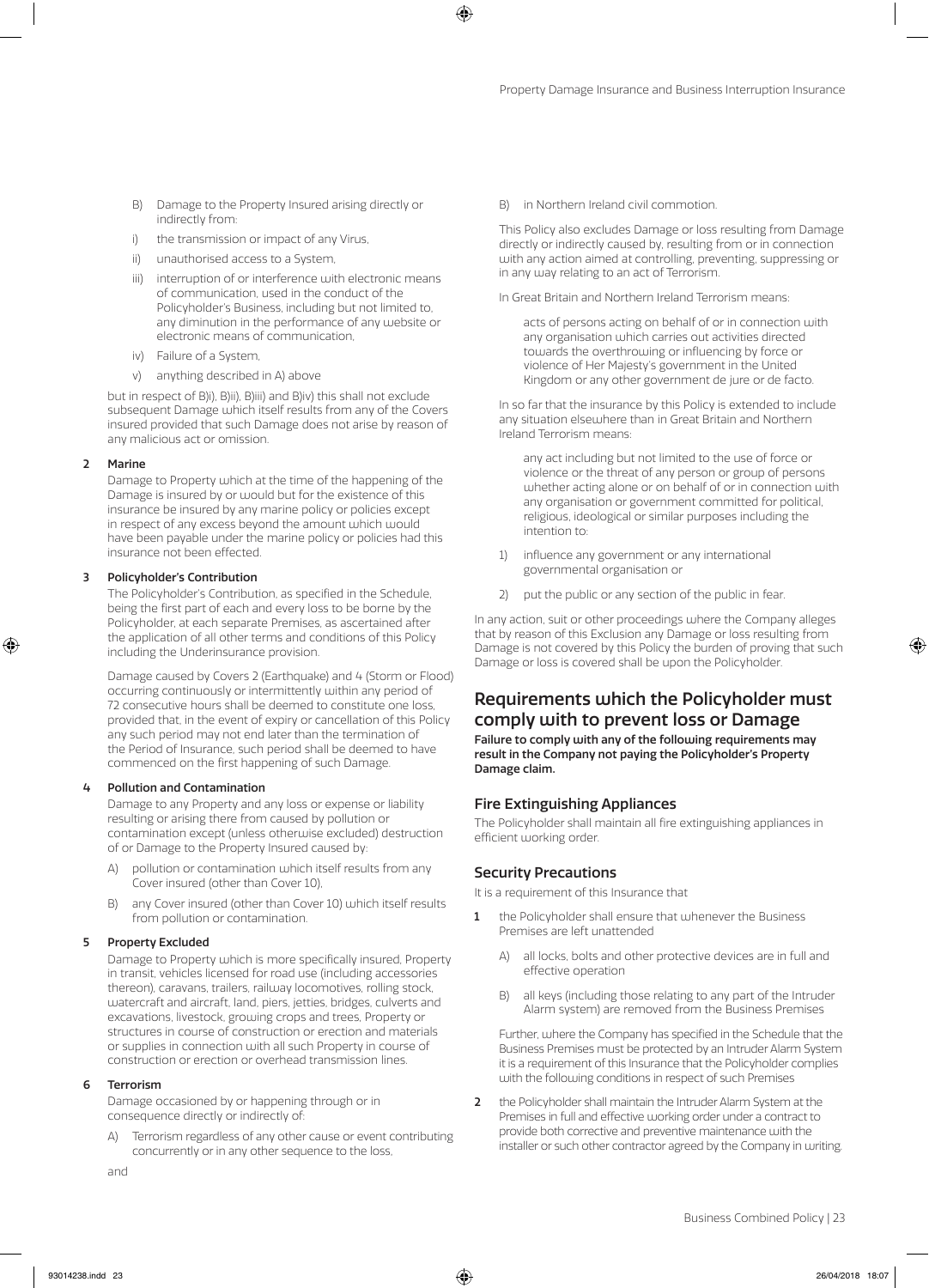B) Damage to the Property Insured arising directly or indirectly from:

i) the transmission or impact of any Virus,

ii) unauthorised access to a System,

iii) interruption of or interference with electronic means of communication, used in the conduct of the Policyholder's Business, including but not limited to, any diminution in the performance of any website or electronic means of communication,

iv) Failure of a System,

v) anything described in A) above

but in respect of B)i), B)ii), B)iii) and B)iv) this shall not exclude subsequent Damage which itself results from any of the Covers insured provided that such Damage does not arise by reason of any malicious act or omission.

**2 Marine**

Damage to Property which at the time of the happening of the Damage is insured by or would but for the existence of this insurance be insured by any marine policy or policies except in respect of any excess beyond the amount which would have been payable under the marine policy or policies had this insurance not been effected.

**3 Policyholder's Contribution**

The Policyholder's Contribution, as specified in the Schedule, being the first part of each and every loss to be borne by the Policyholder, at each separate Premises, as ascertained after the application of all other terms and conditions of this Policy including the Underinsurance provision.

Damage caused by Covers 2 (Earthquake) and 4 (Storm or Flood) occurring continuously or intermittently within any period of 72 consecutive hours shall be deemed to constitute one loss, provided that, in the event of expiry or cancellation of this Policy any such period may not end later than the termination of the Period of Insurance, such period shall be deemed to have commenced on the first happening of such Damage.

**4 Pollution and Contamination**

Damage to any Property and any loss or expense or liability resulting or arising there from caused by pollution or contamination except (unless otherwise excluded) destruction of or Damage to the Property Insured caused by:

A) pollution or contamination which itself results from any Cover insured (other than Cover 10),

B) any Cover insured (other than Cover 10) which itself results from pollution or contamination.

**5 Property Excluded**

Damage to Property which is more specifically insured, Property in transit, vehicles licensed for road use (including accessories thereon), caravans, trailers, railway locomotives, rolling stock, watercraft and aircraft, land, piers, jetties, bridges, culverts and excavations, livestock, growing crops and trees, Property or structures in course of construction or erection and materials or supplies in connection with all such Property in course of construction or erection or overhead transmission lines.

**6 Terrorism**

Damage occasioned by or happening through or in consequence directly or indirectly of:

A) Terrorism regardless of any other cause or event contributing concurrently or in any other sequence to the loss,

and

B) in Northern Ireland civil commotion.

This Policy also excludes Damage or loss resulting from Damage directly or indirectly caused by, resulting from or in connection with any action aimed at controlling, preventing, suppressing or in any way relating to an act of Terrorism.

In Great Britain and Northern Ireland Terrorism means:

> acts of persons acting on behalf of or in connection with any organisation which carries out activities directed towards the overthrowing or influencing by force or violence of Her Majesty's government in the United Kingdom or any other government de jure or de facto.

In so far that the insurance by this Policy is extended to include any situation elsewhere than in Great Britain and Northern Ireland Terrorism means:

> any act including but not limited to the use of force or violence or the threat of any person or group of persons whether acting alone or on behalf of or in connection with any organisation or government committed for political, religious, ideological or similar purposes including the intention to:
>
> 1) influence any government or any international governmental organisation or
>
> 2) put the public or any section of the public in fear.

In any action, suit or other proceedings where the Company alleges that by reason of this Exclusion any Damage or loss resulting from Damage is not covered by this Policy the burden of proving that such Damage or loss is covered shall be upon the Policyholder.

## Requirements which the Policyholder must comply with to prevent loss or Damage

**Failure to comply with any of the following requirements may result in the Company not paying the Policyholder's Property Damage claim.**

### Fire Extinguishing Appliances

The Policyholder shall maintain all fire extinguishing appliances in efficient working order.

### Security Precautions

It is a requirement of this Insurance that

1 the Policyholder shall ensure that whenever the Business Premises are left unattended

A) all locks, bolts and other protective devices are in full and effective operation

B) all keys (including those relating to any part of the Intruder Alarm system) are removed from the Business Premises

Further, where the Company has specified in the Schedule that the Business Premises must be protected by an Intruder Alarm System it is a requirement of this Insurance that the Policyholder complies with the following conditions in respect of such Premises

2 the Policyholder shall maintain the Intruder Alarm System at the Premises in full and effective working order under a contract to provide both corrective and preventive maintenance with the installer or such other contractor agreed by the Company in writing.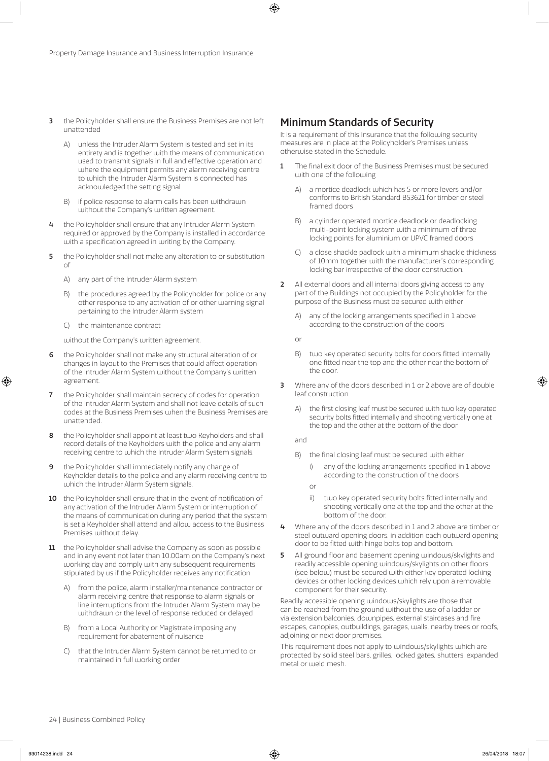3 the Policyholder shall ensure the Business Premises are not left unattended

   A) unless the Intruder Alarm System is tested and set in its entirety and is together with the means of communication used to transmit signals in full and effective operation and where the equipment permits any alarm receiving centre to which the Intruder Alarm System is connected has acknowledged the setting signal

   B) if police response to alarm calls has been withdrawn without the Company's written agreement.

4 the Policyholder shall ensure that any Intruder Alarm System required or approved by the Company is installed in accordance with a specification agreed in writing by the Company.

5 the Policyholder shall not make any alteration to or substitution of

   A) any part of the Intruder Alarm system

   B) the procedures agreed by the Policyholder for police or any other response to any activation of or other warning signal pertaining to the Intruder Alarm system

   C) the maintenance contract

   without the Company's written agreement.

6 the Policyholder shall not make any structural alteration of or changes in layout to the Premises that could affect operation of the Intruder Alarm System without the Company's written agreement.

7 the Policyholder shall maintain secrecy of codes for operation of the Intruder Alarm System and shall not leave details of such codes at the Business Premises when the Business Premises are unattended.

8 the Policyholder shall appoint at least two Keyholders and shall record details of the Keyholders with the police and any alarm receiving centre to which the Intruder Alarm System signals.

9 the Policyholder shall immediately notify any change of Keyholder details to the police and any alarm receiving centre to which the Intruder Alarm System signals.

10 the Policyholder shall ensure that in the event of notification of any activation of the Intruder Alarm System or interruption of the means of communication during any period that the system is set a Keyholder shall attend and allow access to the Business Premises without delay.

11 the Policyholder shall advise the Company as soon as possible and in any event not later than 10.00am on the Company's next working day and comply with any subsequent requirements stipulated by us if the Policyholder receives any notification

   A) from the police, alarm installer/maintenance contractor or alarm receiving centre that response to alarm signals or line interruptions from the Intruder Alarm System may be withdrawn or the level of response reduced or delayed

   B) from a Local Authority or Magistrate imposing any requirement for abatement of nuisance

   C) that the Intruder Alarm System cannot be returned to or maintained in full working order

## Minimum Standards of Security

It is a requirement of this Insurance that the following security measures are in place at the Policyholder's Premises unless otherwise stated in the Schedule.

1 The final exit door of the Business Premises must be secured with one of the following

   A) a mortice deadlock which has 5 or more levers and/or conforms to British Standard BS3621 for timber or steel framed doors

   B) a cylinder operated mortice deadlock or deadlocking multi-point locking system with a minimum of three locking points for aluminium or UPVC framed doors

   C) a close shackle padlock with a minimum shackle thickness of 10mm together with the manufacturer's corresponding locking bar irrespective of the door construction.

2 All external doors and all internal doors giving access to any part of the Buildings not occupied by the Policyholder for the purpose of the Business must be secured with either

   A) any of the locking arrangements specified in 1 above according to the construction of the doors

   or

   B) two key operated security bolts for doors fitted internally one fitted near the top and the other near the bottom of the door.

3 Where any of the doors described in 1 or 2 above are of double leaf construction

   A) the first closing leaf must be secured with two key operated security bolts fitted internally and shooting vertically one at the top and the other at the bottom of the door

   and

   B) the final closing leaf must be secured with either

      i) any of the locking arrangements specified in 1 above according to the construction of the doors

      or

      ii) two key operated security bolts fitted internally and shooting vertically one at the top and the other at the bottom of the door.

4 Where any of the doors described in 1 and 2 above are timber or steel outward opening doors, in addition each outward opening door to be fitted with hinge bolts top and bottom.

5 All ground floor and basement opening windows/skylights and readily accessible opening windows/skylights on other floors (see below) must be secured with either key operated locking devices or other locking devices which rely upon a removable component for their security.

Readily accessible opening windows/skylights are those that can be reached from the ground without the use of a ladder or via extension balconies, downpipes, external staircases and fire escapes, canopies, outbuildings, garages, walls, nearby trees or roofs, adjoining or next door premises.

This requirement does not apply to windows/skylights which are protected by solid steel bars, grilles, locked gates, shutters, expanded metal or weld mesh.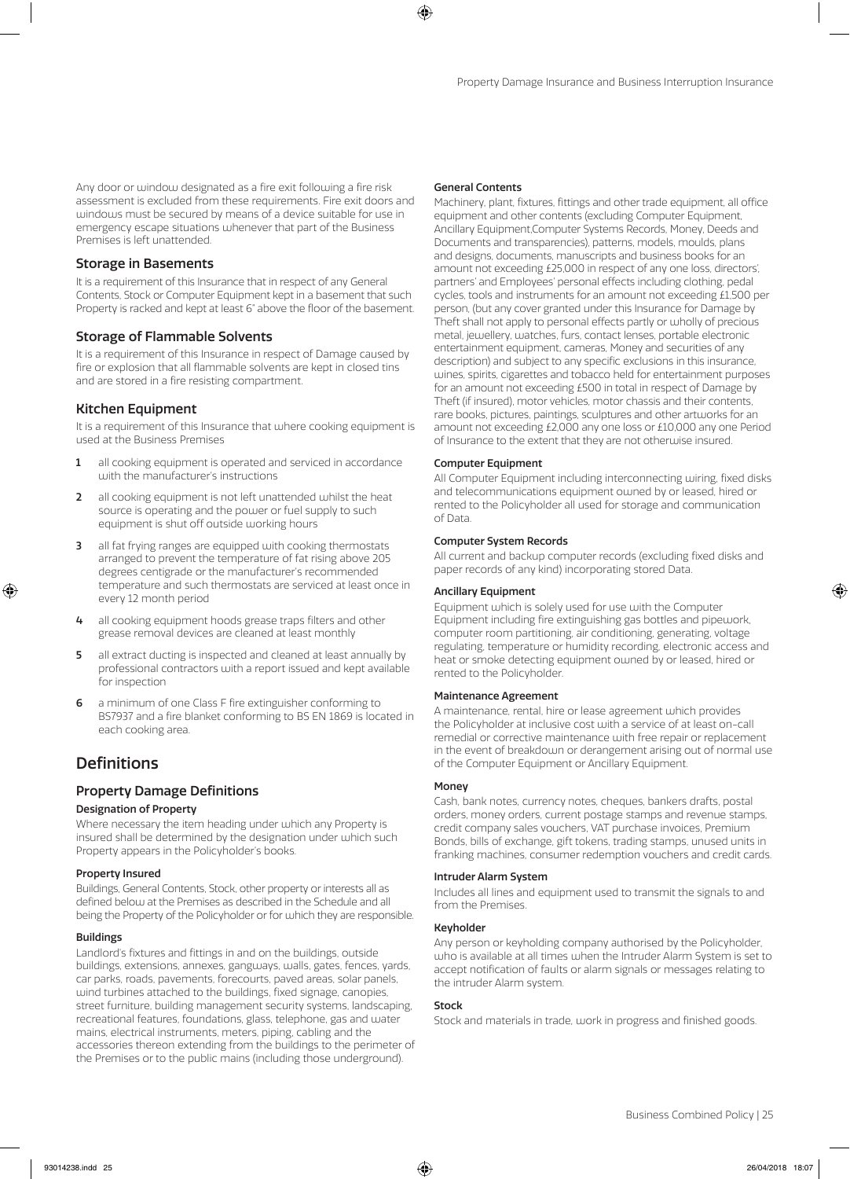Any door or window designated as a fire exit following a fire risk assessment is excluded from these requirements. Fire exit doors and windows must be secured by means of a device suitable for use in emergency escape situations whenever that part of the Business Premises is left unattended.

## Storage in Basements

It is a requirement of this Insurance that in respect of any General Contents, Stock or Computer Equipment kept in a basement that such Property is racked and kept at least 6" above the floor of the basement.

## Storage of Flammable Solvents

It is a requirement of this Insurance in respect of Damage caused by fire or explosion that all flammable solvents are kept in closed tins and are stored in a fire resisting compartment.

## Kitchen Equipment

It is a requirement of this Insurance that where cooking equipment is used at the Business Premises

1. all cooking equipment is operated and serviced in accordance with the manufacturer's instructions
2. all cooking equipment is not left unattended whilst the heat source is operating and the power or fuel supply to such equipment is shut off outside working hours
3. all fat frying ranges are equipped with cooking thermostats arranged to prevent the temperature of fat rising above 205 degrees centigrade or the manufacturer's recommended temperature and such thermostats are serviced at least once in every 12 month period
4. all cooking equipment hoods grease traps filters and other grease removal devices are cleaned at least monthly
5. all extract ducting is inspected and cleaned at least annually by professional contractors with a report issued and kept available for inspection
6. a minimum of one Class F fire extinguisher conforming to BS7937 and a fire blanket conforming to BS EN 1869 is located in each cooking area.

# Definitions

## Property Damage Definitions

**Designation of Property**

Where necessary the item heading under which any Property is insured shall be determined by the designation under which such Property appears in the Policyholder's books.

**Property Insured**

Buildings, General Contents, Stock, other property or interests all as defined below at the Premises as described in the Schedule and all being the Property of the Policyholder or for which they are responsible.

**Buildings**

Landlord's fixtures and fittings in and on the buildings, outside buildings, extensions, annexes, gangways, walls, gates, fences, yards, car parks, roads, pavements, forecourts, paved areas, solar panels, wind turbines attached to the buildings, fixed signage, canopies, street furniture, building management security systems, landscaping, recreational features, foundations, glass, telephone, gas and water mains, electrical instruments, meters, piping, cabling and the accessories thereon extending from the buildings to the perimeter of the Premises or to the public mains (including those underground).

**General Contents**

Machinery, plant, fixtures, fittings and other trade equipment, all office equipment and other contents (excluding Computer Equipment, Ancillary Equipment,Computer Systems Records, Money, Deeds and Documents and transparencies), patterns, models, moulds, plans and designs, documents, manuscripts and business books for an amount not exceeding £25,000 in respect of any one loss, directors', partners' and Employees' personal effects including clothing, pedal cycles, tools and instruments for an amount not exceeding £1,500 per person, (but any cover granted under this Insurance for Damage by Theft shall not apply to personal effects partly or wholly of precious metal, jewellery, watches, furs, contact lenses, portable electronic entertainment equipment, cameras, Money and securities of any description) and subject to any specific exclusions in this insurance, wines, spirits, cigarettes and tobacco held for entertainment purposes for an amount not exceeding £500 in total in respect of Damage by Theft (if insured), motor vehicles, motor chassis and their contents, rare books, pictures, paintings, sculptures and other artworks for an amount not exceeding £2,000 any one loss or £10,000 any one Period of Insurance to the extent that they are not otherwise insured.

**Computer Equipment**

All Computer Equipment including interconnecting wiring, fixed disks and telecommunications equipment owned by or leased, hired or rented to the Policyholder all used for storage and communication of Data.

**Computer System Records**

All current and backup computer records (excluding fixed disks and paper records of any kind) incorporating stored Data.

**Ancillary Equipment**

Equipment which is solely used for use with the Computer Equipment including fire extinguishing gas bottles and pipework, computer room partitioning, air conditioning, generating, voltage regulating, temperature or humidity recording, electronic access and heat or smoke detecting equipment owned by or leased, hired or rented to the Policyholder.

**Maintenance Agreement**

A maintenance, rental, hire or lease agreement which provides the Policyholder at inclusive cost with a service of at least on-call remedial or corrective maintenance with free repair or replacement in the event of breakdown or derangement arising out of normal use of the Computer Equipment or Ancillary Equipment.

**Money**

Cash, bank notes, currency notes, cheques, bankers drafts, postal orders, money orders, current postage stamps and revenue stamps, credit company sales vouchers, VAT purchase invoices, Premium Bonds, bills of exchange, gift tokens, trading stamps, unused units in franking machines, consumer redemption vouchers and credit cards.

**Intruder Alarm System**

Includes all lines and equipment used to transmit the signals to and from the Premises.

**Keyholder**

Any person or keyholding company authorised by the Policyholder, who is available at all times when the Intruder Alarm System is set to accept notification of faults or alarm signals or messages relating to the intruder Alarm system.

**Stock**

Stock and materials in trade, work in progress and finished goods.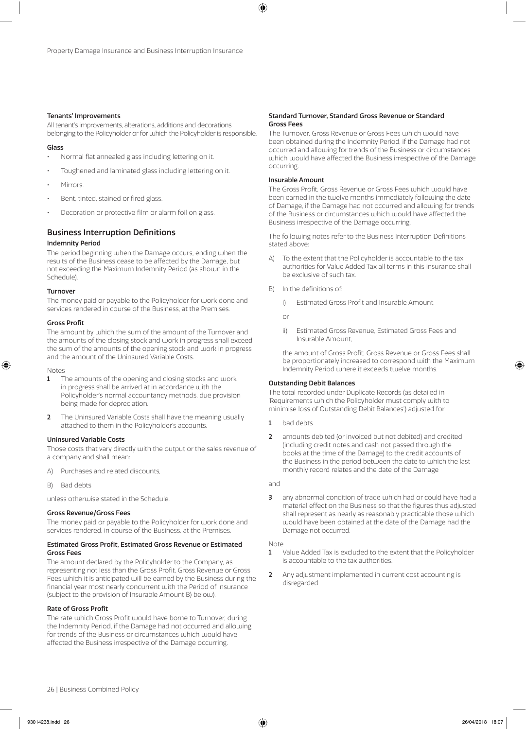#### Tenants' Improvements

All tenant's improvements, alterations, additions and decorations belonging to the Policyholder or for which the Policyholder is responsible.

#### Glass

- Normal flat annealed glass including lettering on it.
- Toughened and laminated glass including lettering on it.
- Mirrors.
- Bent, tinted, stained or fired glass.
- Decoration or protective film or alarm foil on glass.

## Business Interruption Definitions

#### Indemnity Period

The period beginning when the Damage occurs, ending when the results of the Business cease to be affected by the Damage, but not exceeding the Maximum Indemnity Period (as shown in the Schedule).

#### Turnover

The money paid or payable to the Policyholder for work done and services rendered in course of the Business, at the Premises.

#### Gross Profit

The amount by which the sum of the amount of the Turnover and the amounts of the closing stock and work in progress shall exceed the sum of the amounts of the opening stock and work in progress and the amount of the Uninsured Variable Costs.

Notes

1. The amounts of the opening and closing stocks and work in progress shall be arrived at in accordance with the Policyholder's normal accountancy methods, due provision being made for depreciation.
2. The Uninsured Variable Costs shall have the meaning usually attached to them in the Policyholder's accounts.

#### Uninsured Variable Costs

Those costs that vary directly with the output or the sales revenue of a company and shall mean:

A) Purchases and related discounts,

B) Bad debts

unless otherwise stated in the Schedule.

#### Gross Revenue/Gross Fees

The money paid or payable to the Policyholder for work done and services rendered, in course of the Business, at the Premises.

#### Estimated Gross Profit, Estimated Gross Revenue or Estimated Gross Fees

The amount declared by the Policyholder to the Company, as representing not less than the Gross Profit, Gross Revenue or Gross Fees which it is anticipated will be earned by the Business during the financial year most nearly concurrent with the Period of Insurance (subject to the provision of Insurable Amount B) below).

#### Rate of Gross Profit

The rate which Gross Profit would have borne to Turnover, during the Indemnity Period, if the Damage had not occurred and allowing for trends of the Business or circumstances which would have affected the Business irrespective of the Damage occurring.

#### Standard Turnover, Standard Gross Revenue or Standard Gross Fees

The Turnover, Gross Revenue or Gross Fees which would have been obtained during the Indemnity Period, if the Damage had not occurred and allowing for trends of the Business or circumstances which would have affected the Business irrespective of the Damage occurring.

#### Insurable Amount

The Gross Profit, Gross Revenue or Gross Fees which would have been earned in the twelve months immediately following the date of Damage, if the Damage had not occurred and allowing for trends of the Business or circumstances which would have affected the Business irrespective of the Damage occurring.

The following notes refer to the Business Interruption Definitions stated above:

A) To the extent that the Policyholder is accountable to the tax authorities for Value Added Tax all terms in this insurance shall be exclusive of such tax.

B) In the definitions of:

i) Estimated Gross Profit and Insurable Amount,

or

ii) Estimated Gross Revenue, Estimated Gross Fees and Insurable Amount,

the amount of Gross Profit, Gross Revenue or Gross Fees shall be proportionately increased to correspond with the Maximum Indemnity Period where it exceeds twelve months.

#### Outstanding Debit Balances

The total recorded under Duplicate Records (as detailed in 'Requirements which the Policyholder must comply with to minimise loss of Outstanding Debit Balances') adjusted for

1. bad debts
2. amounts debited (or invoiced but not debited) and credited (including credit notes and cash not passed through the books at the time of the Damage) to the credit accounts of the Business in the period between the date to which the last monthly record relates and the date of the Damage

and

3. any abnormal condition of trade which had or could have had a material effect on the Business so that the figures thus adjusted shall represent as nearly as reasonably practicable those which would have been obtained at the date of the Damage had the Damage not occurred.

Note

1. Value Added Tax is excluded to the extent that the Policyholder is accountable to the tax authorities.
2. Any adjustment implemented in current cost accounting is disregarded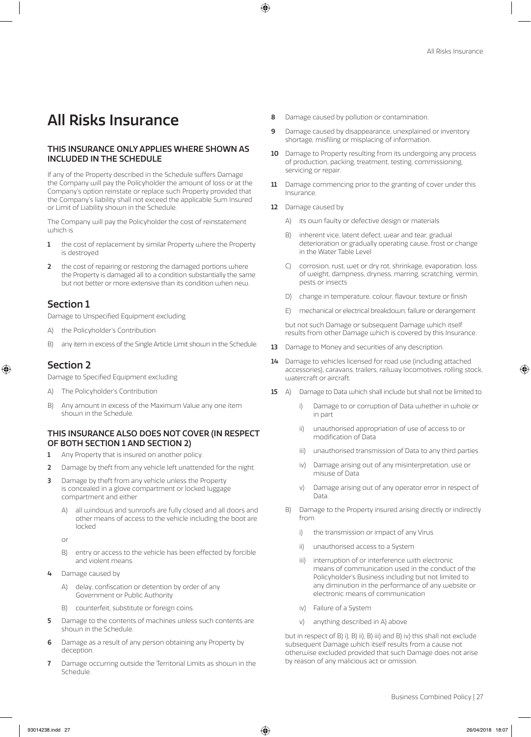# All Risks Insurance

### THIS INSURANCE ONLY APPLIES WHERE SHOWN AS INCLUDED IN THE SCHEDULE

If any of the Property described in the Schedule suffers Damage the Company will pay the Policyholder the amount of loss or at the Company's option reinstate or replace such Property provided that the Company's liability shall not exceed the applicable Sum Insured or Limit of Liability shown in the Schedule.

The Company will pay the Policyholder the cost of reinstatement which is

1. the cost of replacement by similar Property where the Property is destroyed
2. the cost of repairing or restoring the damaged portions where the Property is damaged all to a condition substantially the same but not better or more extensive than its condition when new.

## Section 1

Damage to Unspecified Equipment excluding

A) the Policyholder's Contribution

B) any item in excess of the Single Article Limit shown in the Schedule.

## Section 2

Damage to Specified Equipment excluding

A) The Policyholder's Contribution

B) Any amount in excess of the Maximum Value any one item shown in the Schedule.

### THIS INSURANCE ALSO DOES NOT COVER (IN RESPECT OF BOTH SECTION 1 AND SECTION 2)

1. Any Property that is insured on another policy.
2. Damage by theft from any vehicle left unattended for the night.
3. Damage by theft from any vehicle unless the Property is concealed in a glove compartment or locked luggage compartment and either

   A) all windows and sunroofs are fully closed and all doors and other means of access to the vehicle including the boot are locked

   or

   B) entry or access to the vehicle has been effected by forcible and violent means.
4. Damage caused by

   A) delay, confiscation or detention by order of any Government or Public Authority

   B) counterfeit, substitute or foreign coins.
5. Damage to the contents of machines unless such contents are shown in the Schedule.
6. Damage as a result of any person obtaining any Property by deception.
7. Damage occurring outside the Territorial Limits as shown in the Schedule.
8. Damage caused by pollution or contamination.
9. Damage caused by disappearance, unexplained or inventory shortage, misfiling or misplacing of information.
10. Damage to Property resulting from its undergoing any process of production, packing, treatment, testing, commissioning, servicing or repair.
11. Damage commencing prior to the granting of cover under this Insurance.
12. Damage caused by

    A) its own faulty or defective design or materials

    B) inherent vice, latent defect, wear and tear, gradual deterioration or gradually operating cause, frost or change in the Water Table Level

    C) corrosion, rust, wet or dry rot, shrinkage, evaporation, loss of weight, dampness, dryness, marring, scratching, vermin, pests or insects

    D) change in temperature, colour, flavour, texture or finish

    E) mechanical or electrical breakdown, failure or derangement

    but not such Damage or subsequent Damage which itself results from other Damage which is covered by this Insurance.
13. Damage to Money and securities of any description.
14. Damage to vehicles licensed for road use (including attached accessories), caravans, trailers, railway locomotives, rolling stock, watercraft or aircraft.
15. A) Damage to Data which shall include but shall not be limited to

    i) Damage to or corruption of Data whether in whole or in part

    ii) unauthorised appropriation of use of access to or modification of Data

    iii) unauthorised transmission of Data to any third parties

    iv) Damage arising out of any misinterpretation, use or misuse of Data

    v) Damage arising out of any operator error in respect of Data.

    B) Damage to the Property insured arising directly or indirectly from

    i) the transmission or impact of any Virus

    ii) unauthorised access to a System

    iii) interruption of or interference with electronic means of communication used in the conduct of the Policyholder's Business including but not limited to any diminution in the performance of any website or electronic means of communication

    iv) Failure of a System

    v) anything described in A) above

    but in respect of B) i), B) ii), B) iii) and B) iv) this shall not exclude subsequent Damage which itself results from a cause not otherwise excluded provided that such Damage does not arise by reason of any malicious act or omission.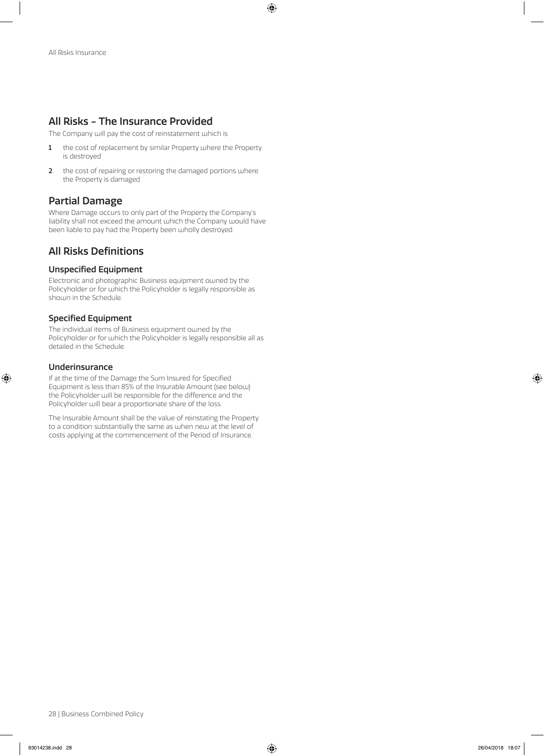## All Risks – The Insurance Provided

The Company will pay the cost of reinstatement which is

1. the cost of replacement by similar Property where the Property is destroyed
2. the cost of repairing or restoring the damaged portions where the Property is damaged

## Partial Damage

Where Damage occurs to only part of the Property the Company's liability shall not exceed the amount which the Company would have been liable to pay had the Property been wholly destroyed.

## All Risks Definitions

### Unspecified Equipment

Electronic and photographic Business equipment owned by the Policyholder or for which the Policyholder is legally responsible as shown in the Schedule.

### Specified Equipment

The individual items of Business equipment owned by the Policyholder or for which the Policyholder is legally responsible all as detailed in the Schedule.

### Underinsurance

If at the time of the Damage the Sum Insured for Specified Equipment is less than 85% of the Insurable Amount (see below) the Policyholder will be responsible for the difference and the Policyholder will bear a proportionate share of the loss.

The Insurable Amount shall be the value of reinstating the Property to a condition substantially the same as when new at the level of costs applying at the commencement of the Period of Insurance.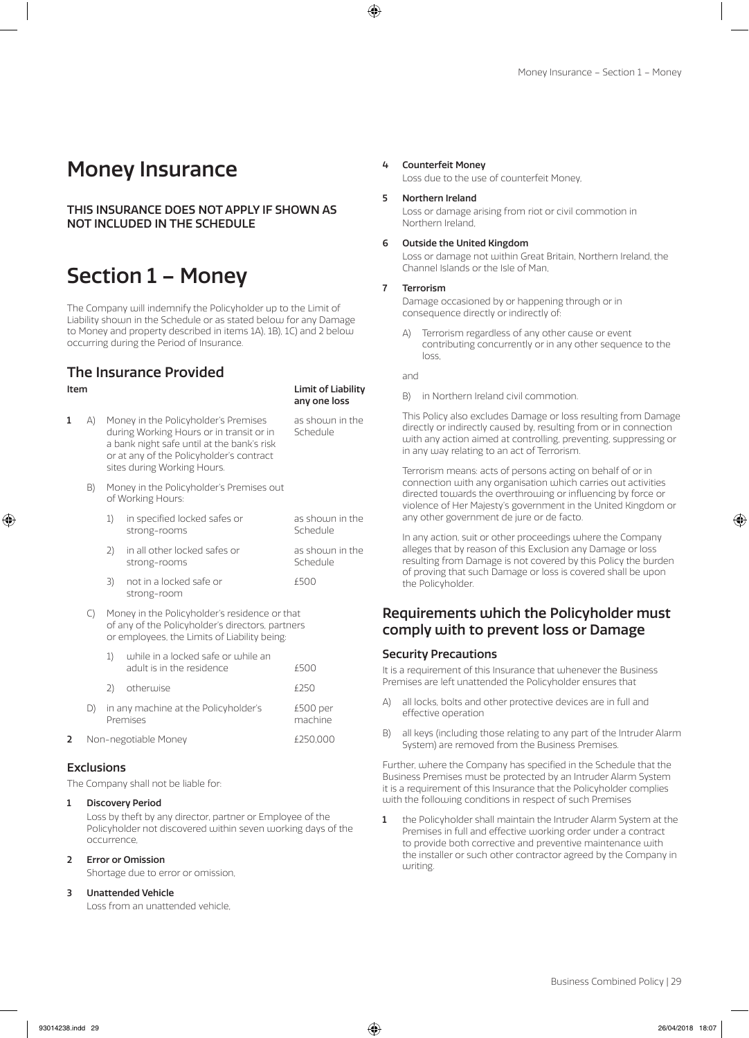# Money Insurance

**THIS INSURANCE DOES NOT APPLY IF SHOWN AS NOT INCLUDED IN THE SCHEDULE**

# Section 1 – Money

The Company will indemnify the Policyholder up to the Limit of Liability shown in the Schedule or as stated below for any Damage to Money and property described in items 1A), 1B), 1C) and 2 below occurring during the Period of Insurance.

## The Insurance Provided

| Item | | | | Limit of Liability any one loss |
|---|---|---|---|---|
| 1 | A) | | Money in the Policyholder's Premises during Working Hours or in transit or in a bank night safe until at the bank's risk or at any of the Policyholder's contract sites during Working Hours. | as shown in the Schedule |
| | B) | | Money in the Policyholder's Premises out of Working Hours: | |
| | | 1) | in specified locked safes or strong-rooms | as shown in the Schedule |
| | | 2) | in all other locked safes or strong-rooms | as shown in the Schedule |
| | | 3) | not in a locked safe or strong-room | £500 |
| | C) | | Money in the Policyholder's residence or that of any of the Policyholder's directors, partners or employees, the Limits of Liability being: | |
| | | 1) | while in a locked safe or while an adult is in the residence | £500 |
| | | 2) | otherwise | £250 |
| | D) | | in any machine at the Policyholder's Premises | £500 per machine |
| 2 | | | Non-negotiable Money | £250,000 |

### Exclusions

The Company shall not be liable for:

1. **Discovery Period**
   Loss by theft by any director, partner or Employee of the Policyholder not discovered within seven working days of the occurrence,
2. **Error or Omission**
   Shortage due to error or omission,
3. **Unattended Vehicle**
   Loss from an unattended vehicle,
4. **Counterfeit Money**
   Loss due to the use of counterfeit Money,
5. **Northern Ireland**
   Loss or damage arising from riot or civil commotion in Northern Ireland,
6. **Outside the United Kingdom**
   Loss or damage not within Great Britain, Northern Ireland, the Channel Islands or the Isle of Man,
7. **Terrorism**
   Damage occasioned by or happening through or in consequence directly or indirectly of:

   A) Terrorism regardless of any other cause or event contributing concurrently or in any other sequence to the loss,

   and

   B) in Northern Ireland civil commotion.

   This Policy also excludes Damage or loss resulting from Damage directly or indirectly caused by, resulting from or in connection with any action aimed at controlling, preventing, suppressing or in any way relating to an act of Terrorism.

   Terrorism means: acts of persons acting on behalf of or in connection with any organisation which carries out activities directed towards the overthrowing or influencing by force or violence of Her Majesty's government in the United Kingdom or any other government de jure or de facto.

   In any action, suit or other proceedings where the Company alleges that by reason of this Exclusion any Damage or loss resulting from Damage is not covered by this Policy the burden of proving that such Damage or loss is covered shall be upon the Policyholder.

## Requirements which the Policyholder must comply with to prevent loss or Damage

### Security Precautions

It is a requirement of this Insurance that whenever the Business Premises are left unattended the Policyholder ensures that

A) all locks, bolts and other protective devices are in full and effective operation

B) all keys (including those relating to any part of the Intruder Alarm System) are removed from the Business Premises.

Further, where the Company has specified in the Schedule that the Business Premises must be protected by an Intruder Alarm System it is a requirement of this Insurance that the Policyholder complies with the following conditions in respect of such Premises

1. the Policyholder shall maintain the Intruder Alarm System at the Premises in full and effective working order under a contract to provide both corrective and preventive maintenance with the installer or such other contractor agreed by the Company in writing.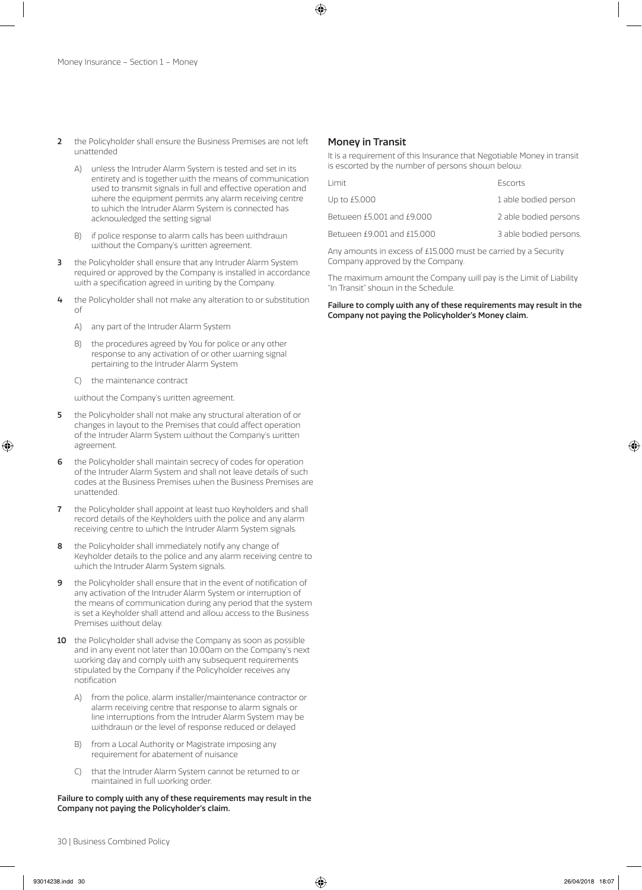2 the Policyholder shall ensure the Business Premises are not left unattended

   A) unless the Intruder Alarm System is tested and set in its entirety and is together with the means of communication used to transmit signals in full and effective operation and where the equipment permits any alarm receiving centre to which the Intruder Alarm System is connected has acknowledged the setting signal

   B) if police response to alarm calls has been withdrawn without the Company's written agreement.

3 the Policyholder shall ensure that any Intruder Alarm System required or approved by the Company is installed in accordance with a specification agreed in writing by the Company.

4 the Policyholder shall not make any alteration to or substitution of

   A) any part of the Intruder Alarm System

   B) the procedures agreed by You for police or any other response to any activation of or other warning signal pertaining to the Intruder Alarm System

   C) the maintenance contract

   without the Company's written agreement.

5 the Policyholder shall not make any structural alteration of or changes in layout to the Premises that could affect operation of the Intruder Alarm System without the Company's written agreement.

6 the Policyholder shall maintain secrecy of codes for operation of the Intruder Alarm System and shall not leave details of such codes at the Business Premises when the Business Premises are unattended.

7 the Policyholder shall appoint at least two Keyholders and shall record details of the Keyholders with the police and any alarm receiving centre to which the Intruder Alarm System signals.

8 the Policyholder shall immediately notify any change of Keyholder details to the police and any alarm receiving centre to which the Intruder Alarm System signals.

9 the Policyholder shall ensure that in the event of notification of any activation of the Intruder Alarm System or interruption of the means of communication during any period that the system is set a Keyholder shall attend and allow access to the Business Premises without delay.

10 the Policyholder shall advise the Company as soon as possible and in any event not later than 10.00am on the Company's next working day and comply with any subsequent requirements stipulated by the Company if the Policyholder receives any notification

   A) from the police, alarm installer/maintenance contractor or alarm receiving centre that response to alarm signals or line interruptions from the Intruder Alarm System may be withdrawn or the level of response reduced or delayed

   B) from a Local Authority or Magistrate imposing any requirement for abatement of nuisance

   C) that the Intruder Alarm System cannot be returned to or maintained in full working order.

**Failure to comply with any of these requirements may result in the Company not paying the Policyholder's claim.**

## Money in Transit

It is a requirement of this Insurance that Negotiable Money in transit is escorted by the number of persons shown below:

| Limit | Escorts |
|---|---|
| Up to £5,000 | 1 able bodied person |
| Between £5,001 and £9,000 | 2 able bodied persons |
| Between £9,001 and £15,000 | 3 able bodied persons. |

Any amounts in excess of £15,000 must be carried by a Security Company approved by the Company.

The maximum amount the Company will pay is the Limit of Liability "In Transit" shown in the Schedule.

**Failure to comply with any of these requirements may result in the Company not paying the Policyholder's Money claim.**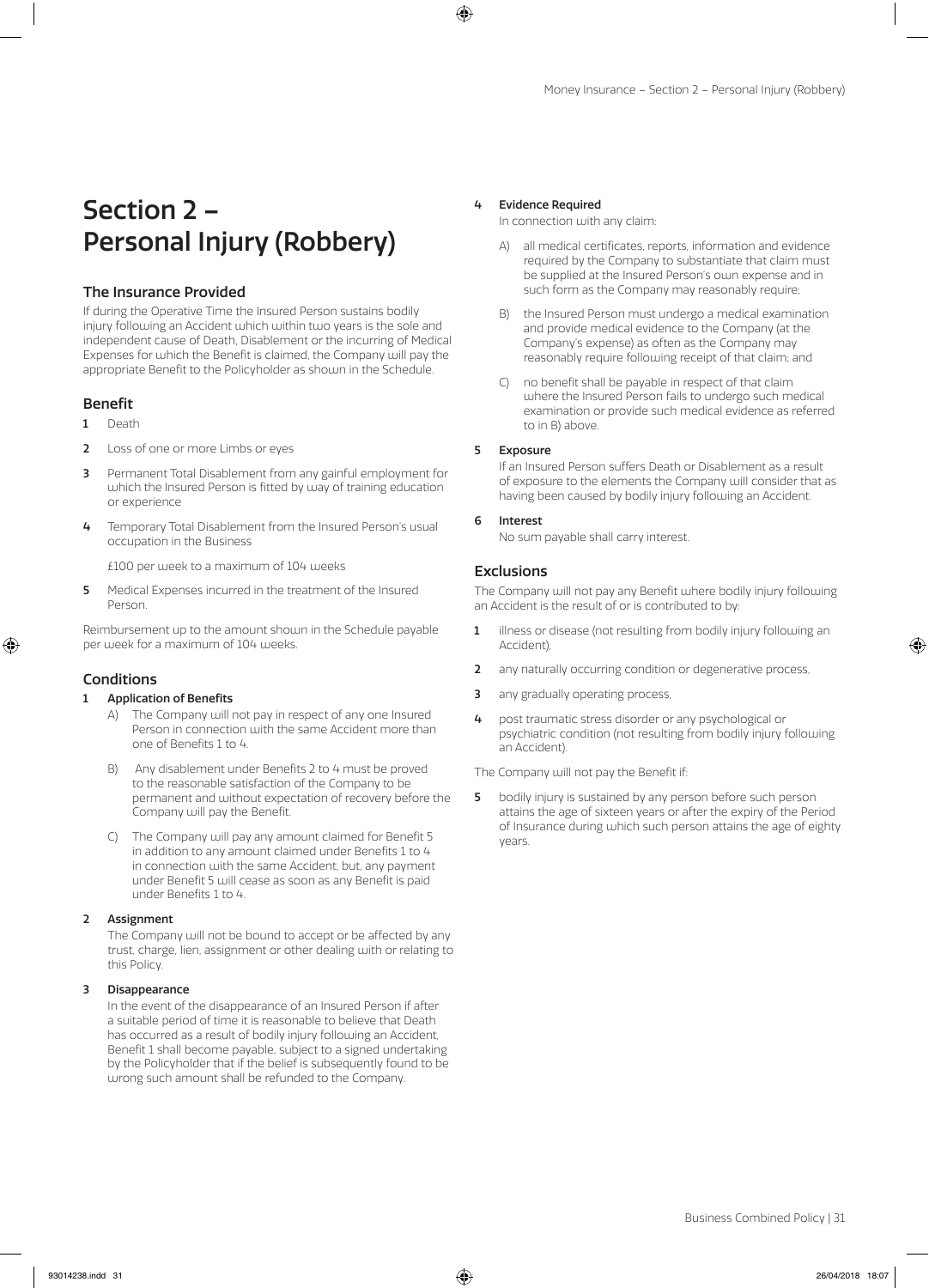# Section 2 – Personal Injury (Robbery)

## The Insurance Provided

If during the Operative Time the Insured Person sustains bodily injury following an Accident which within two years is the sole and independent cause of Death, Disablement or the incurring of Medical Expenses for which the Benefit is claimed, the Company will pay the appropriate Benefit to the Policyholder as shown in the Schedule.

## Benefit

1. Death
2. Loss of one or more Limbs or eyes
3. Permanent Total Disablement from any gainful employment for which the Insured Person is fitted by way of training education or experience
4. Temporary Total Disablement from the Insured Person's usual occupation in the Business

   £100 per week to a maximum of 104 weeks

5. Medical Expenses incurred in the treatment of the Insured Person.

Reimbursement up to the amount shown in the Schedule payable per week for a maximum of 104 weeks.

## Conditions

### 1 Application of Benefits

A) The Company will not pay in respect of any one Insured Person in connection with the same Accident more than one of Benefits 1 to 4.

B) Any disablement under Benefits 2 to 4 must be proved to the reasonable satisfaction of the Company to be permanent and without expectation of recovery before the Company will pay the Benefit.

C) The Company will pay any amount claimed for Benefit 5 in addition to any amount claimed under Benefits 1 to 4 in connection with the same Accident, but, any payment under Benefit 5 will cease as soon as any Benefit is paid under Benefits 1 to 4.

### 2 Assignment

The Company will not be bound to accept or be affected by any trust, charge, lien, assignment or other dealing with or relating to this Policy.

### 3 Disappearance

In the event of the disappearance of an Insured Person if after a suitable period of time it is reasonable to believe that Death has occurred as a result of bodily injury following an Accident, Benefit 1 shall become payable, subject to a signed undertaking by the Policyholder that if the belief is subsequently found to be wrong such amount shall be refunded to the Company.

### 4 Evidence Required

In connection with any claim:

A) all medical certificates, reports, information and evidence required by the Company to substantiate that claim must be supplied at the Insured Person's own expense and in such form as the Company may reasonably require;

B) the Insured Person must undergo a medical examination and provide medical evidence to the Company (at the Company's expense) as often as the Company may reasonably require following receipt of that claim; and

C) no benefit shall be payable in respect of that claim where the Insured Person fails to undergo such medical examination or provide such medical evidence as referred to in B) above.

### 5 Exposure

If an Insured Person suffers Death or Disablement as a result of exposure to the elements the Company will consider that as having been caused by bodily injury following an Accident.

### 6 Interest

No sum payable shall carry interest.

## Exclusions

The Company will not pay any Benefit where bodily injury following an Accident is the result of or is contributed to by:

1. illness or disease (not resulting from bodily injury following an Accident),
2. any naturally occurring condition or degenerative process,
3. any gradually operating process,
4. post traumatic stress disorder or any psychological or psychiatric condition (not resulting from bodily injury following an Accident).

The Company will not pay the Benefit if:

5. bodily injury is sustained by any person before such person attains the age of sixteen years or after the expiry of the Period of Insurance during which such person attains the age of eighty years.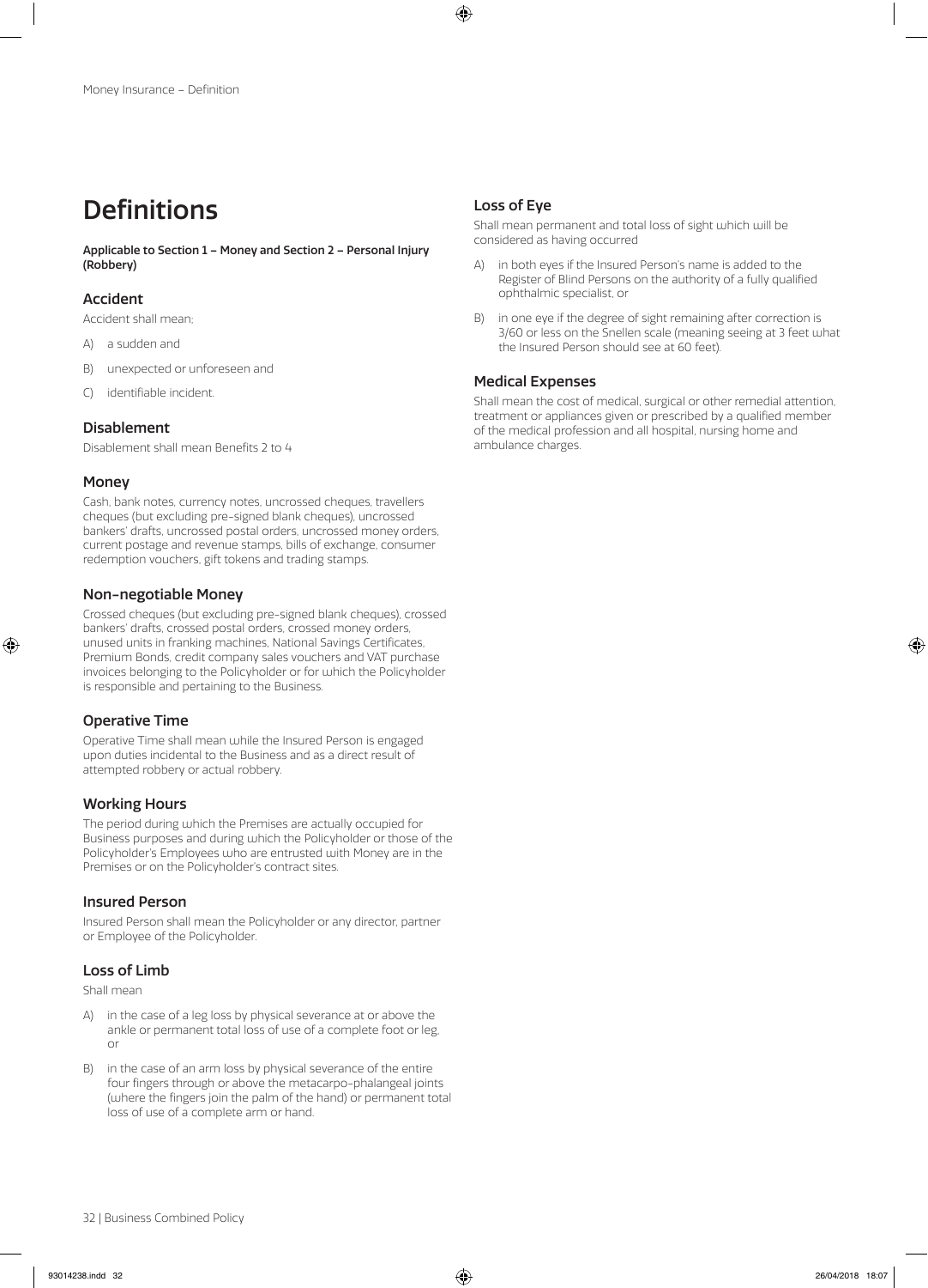# Definitions

**Applicable to Section 1 – Money and Section 2 – Personal Injury (Robbery)**

## Accident

Accident shall mean;

A) a sudden and

B) unexpected or unforeseen and

C) identifiable incident.

## Disablement

Disablement shall mean Benefits 2 to 4

## Money

Cash, bank notes, currency notes, uncrossed cheques, travellers cheques (but excluding pre-signed blank cheques), uncrossed bankers' drafts, uncrossed postal orders, uncrossed money orders, current postage and revenue stamps, bills of exchange, consumer redemption vouchers, gift tokens and trading stamps.

## Non-negotiable Money

Crossed cheques (but excluding pre-signed blank cheques), crossed bankers' drafts, crossed postal orders, crossed money orders, unused units in franking machines, National Savings Certificates, Premium Bonds, credit company sales vouchers and VAT purchase invoices belonging to the Policyholder or for which the Policyholder is responsible and pertaining to the Business.

## Operative Time

Operative Time shall mean while the Insured Person is engaged upon duties incidental to the Business and as a direct result of attempted robbery or actual robbery.

## Working Hours

The period during which the Premises are actually occupied for Business purposes and during which the Policyholder or those of the Policyholder's Employees who are entrusted with Money are in the Premises or on the Policyholder's contract sites.

## Insured Person

Insured Person shall mean the Policyholder or any director, partner or Employee of the Policyholder.

## Loss of Limb

Shall mean

A) in the case of a leg loss by physical severance at or above the ankle or permanent total loss of use of a complete foot or leg, or

B) in the case of an arm loss by physical severance of the entire four fingers through or above the metacarpo-phalangeal joints (where the fingers join the palm of the hand) or permanent total loss of use of a complete arm or hand.

## Loss of Eye

Shall mean permanent and total loss of sight which will be considered as having occurred

A) in both eyes if the Insured Person's name is added to the Register of Blind Persons on the authority of a fully qualified ophthalmic specialist, or

B) in one eye if the degree of sight remaining after correction is 3/60 or less on the Snellen scale (meaning seeing at 3 feet what the Insured Person should see at 60 feet).

## Medical Expenses

Shall mean the cost of medical, surgical or other remedial attention, treatment or appliances given or prescribed by a qualified member of the medical profession and all hospital, nursing home and ambulance charges.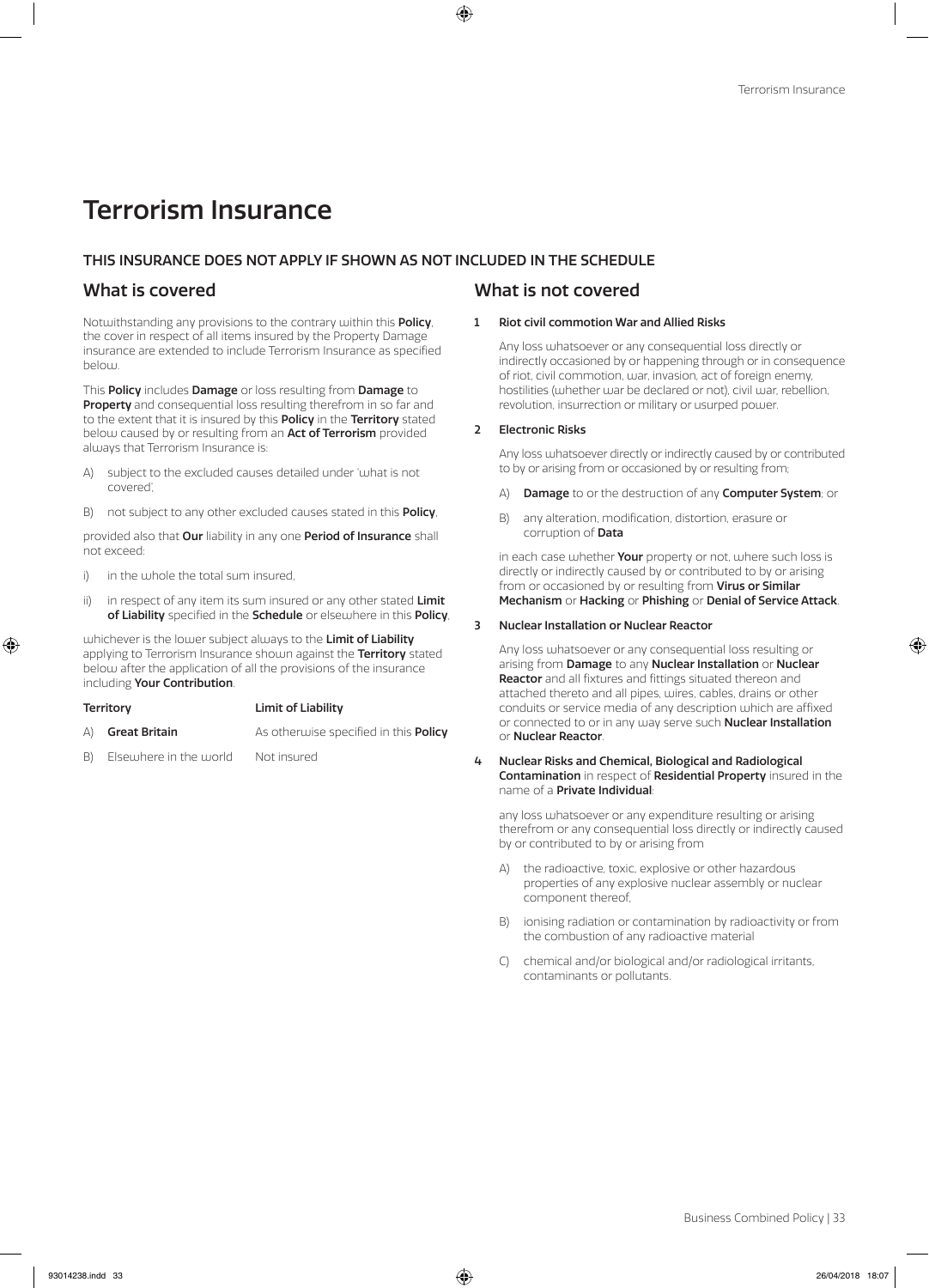# Terrorism Insurance

### THIS INSURANCE DOES NOT APPLY IF SHOWN AS NOT INCLUDED IN THE SCHEDULE

## What is covered

Notwithstanding any provisions to the contrary within this **Policy**, the cover in respect of all items insured by the Property Damage insurance are extended to include Terrorism Insurance as specified below.

This **Policy** includes **Damage** or loss resulting from **Damage** to **Property** and consequential loss resulting therefrom in so far and to the extent that it is insured by this **Policy** in the **Territory** stated below caused by or resulting from an **Act of Terrorism** provided always that Terrorism Insurance is:

A) subject to the excluded causes detailed under 'what is not covered',

B) not subject to any other excluded causes stated in this **Policy**,

provided also that **Our** liability in any one **Period of Insurance** shall not exceed:

i) in the whole the total sum insured,

ii) in respect of any item its sum insured or any other stated **Limit of Liability** specified in the **Schedule** or elsewhere in this **Policy**,

whichever is the lower subject always to the **Limit of Liability** applying to Terrorism Insurance shown against the **Territory** stated below after the application of all the provisions of the insurance including **Your Contribution**.

| Territory | Limit of Liability |
|---|---|
| A) **Great Britain** | As otherwise specified in this **Policy** |
| B) Elsewhere in the world | Not insured |

## What is not covered

**1 Riot civil commotion War and Allied Risks**

Any loss whatsoever or any consequential loss directly or indirectly occasioned by or happening through or in consequence of riot, civil commotion, war, invasion, act of foreign enemy, hostilities (whether war be declared or not), civil war, rebellion, revolution, insurrection or military or usurped power.

**2 Electronic Risks**

Any loss whatsoever directly or indirectly caused by or contributed to by or arising from or occasioned by or resulting from;

A) **Damage** to or the destruction of any **Computer System**; or

B) any alteration, modification, distortion, erasure or corruption of **Data**

in each case whether **Your** property or not, where such loss is directly or indirectly caused by or contributed to by or arising from or occasioned by or resulting from **Virus or Similar Mechanism** or **Hacking** or **Phishing** or **Denial of Service Attack**.

**3 Nuclear Installation or Nuclear Reactor**

Any loss whatsoever or any consequential loss resulting or arising from **Damage** to any **Nuclear Installation** or **Nuclear Reactor** and all fixtures and fittings situated thereon and attached thereto and all pipes, wires, cables, drains or other conduits or service media of any description which are affixed or connected to or in any way serve such **Nuclear Installation** or **Nuclear Reactor**.

**4 Nuclear Risks and Chemical, Biological and Radiological Contamination** in respect of **Residential Property** insured in the name of a **Private Individual**:

any loss whatsoever or any expenditure resulting or arising therefrom or any consequential loss directly or indirectly caused by or contributed to by or arising from

A) the radioactive, toxic, explosive or other hazardous properties of any explosive nuclear assembly or nuclear component thereof,

B) ionising radiation or contamination by radioactivity or from the combustion of any radioactive material

C) chemical and/or biological and/or radiological irritants, contaminants or pollutants.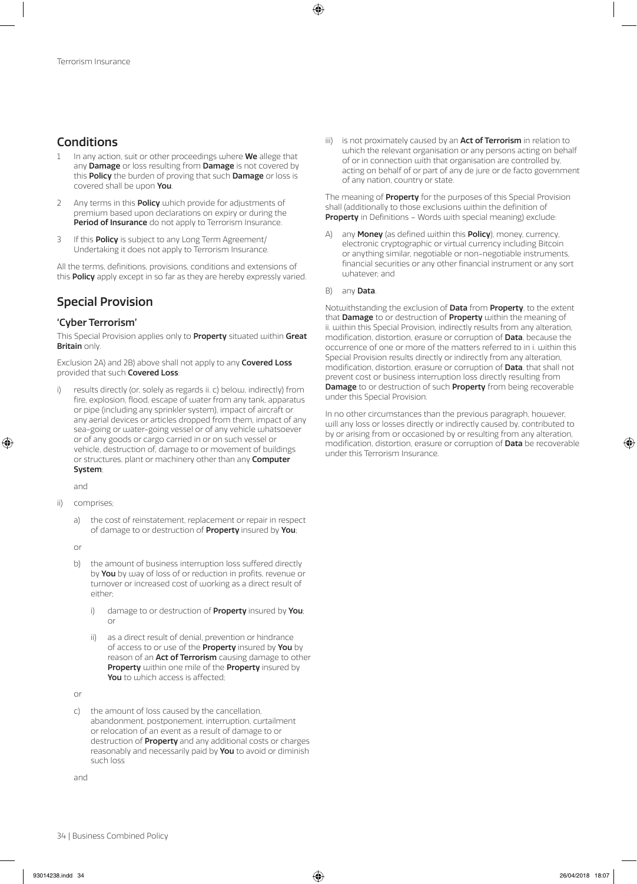## Conditions

1 In any action, suit or other proceedings where **We** allege that any **Damage** or loss resulting from **Damage** is not covered by this **Policy** the burden of proving that such **Damage** or loss is covered shall be upon **You**.

2 Any terms in this **Policy** which provide for adjustments of premium based upon declarations on expiry or during the **Period of Insurance** do not apply to Terrorism Insurance.

3 If this **Policy** is subject to any Long Term Agreement/Undertaking it does not apply to Terrorism Insurance.

All the terms, definitions, provisions, conditions and extensions of this **Policy** apply except in so far as they are hereby expressly varied.

## Special Provision

### 'Cyber Terrorism'

This Special Provision applies only to **Property** situated within **Great Britain** only.

Exclusion 2A) and 2B) above shall not apply to any **Covered Loss** provided that such **Covered Loss**:

i) results directly (or, solely as regards ii. c) below, indirectly) from fire, explosion, flood, escape of water from any tank, apparatus or pipe (including any sprinkler system), impact of aircraft or any aerial devices or articles dropped from them, impact of any sea-going or water-going vessel or of any vehicle whatsoever or of any goods or cargo carried in or on such vessel or vehicle, destruction of, damage to or movement of buildings or structures, plant or machinery other than any **Computer System**;

and

ii) comprises;

a) the cost of reinstatement, replacement or repair in respect of damage to or destruction of **Property** insured by **You**;

or

b) the amount of business interruption loss suffered directly by **You** by way of loss of or reduction in profits, revenue or turnover or increased cost of working as a direct result of either;

i) damage to or destruction of **Property** insured by **You**; or

ii) as a direct result of denial, prevention or hindrance of access to or use of the **Property** insured by **You** by reason of an **Act of Terrorism** causing damage to other **Property** within one mile of the **Property** insured by **You** to which access is affected;

or

c) the amount of loss caused by the cancellation, abandonment, postponement, interruption, curtailment or relocation of an event as a result of damage to or destruction of **Property** and any additional costs or charges reasonably and necessarily paid by **You** to avoid or diminish such loss

and

iii) is not proximately caused by an **Act of Terrorism** in relation to which the relevant organisation or any persons acting on behalf of or in connection with that organisation are controlled by, acting on behalf of or part of any de jure or de facto government of any nation, country or state.

The meaning of **Property** for the purposes of this Special Provision shall (additionally to those exclusions within the definition of **Property** in Definitions – Words with special meaning) exclude:

A) any **Money** (as defined within this **Policy**), money, currency, electronic cryptographic or virtual currency including Bitcoin or anything similar, negotiable or non-negotiable instruments, financial securities or any other financial instrument or any sort whatever; and

B) any **Data**.

Notwithstanding the exclusion of **Data** from **Property**, to the extent that **Damage** to or destruction of **Property** within the meaning of ii. within this Special Provision, indirectly results from any alteration, modification, distortion, erasure or corruption of **Data**, because the occurrence of one or more of the matters referred to in i. within this Special Provision results directly or indirectly from any alteration, modification, distortion, erasure or corruption of **Data**, that shall not prevent cost or business interruption loss directly resulting from **Damage** to or destruction of such **Property** from being recoverable under this Special Provision.

In no other circumstances than the previous paragraph, however, will any loss or losses directly or indirectly caused by, contributed to by or arising from or occasioned by or resulting from any alteration, modification, distortion, erasure or corruption of **Data** be recoverable under this Terrorism Insurance.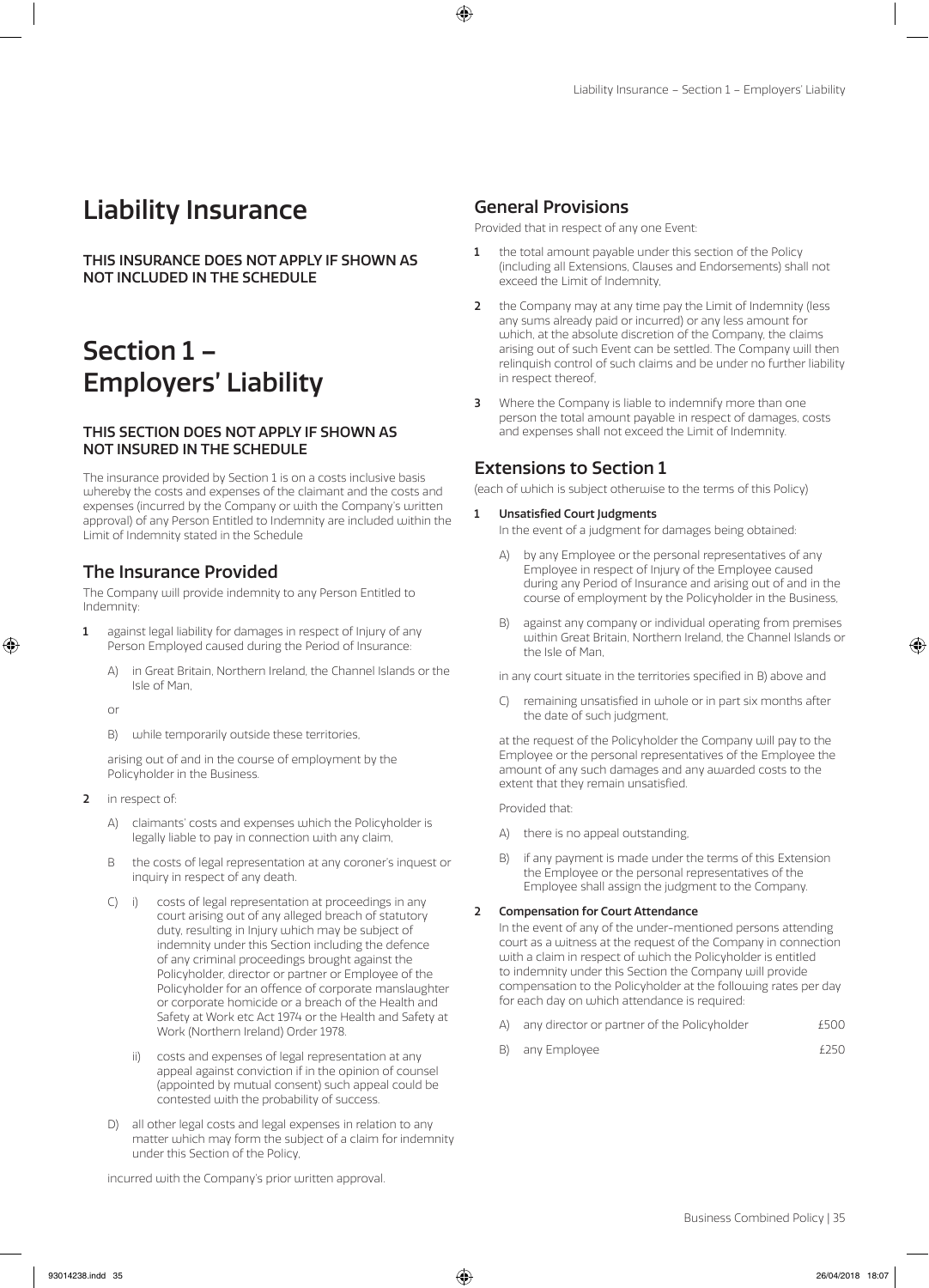# Liability Insurance

**THIS INSURANCE DOES NOT APPLY IF SHOWN AS NOT INCLUDED IN THE SCHEDULE**

# Section 1 – Employers' Liability

**THIS SECTION DOES NOT APPLY IF SHOWN AS NOT INSURED IN THE SCHEDULE**

The insurance provided by Section 1 is on a costs inclusive basis whereby the costs and expenses of the claimant and the costs and expenses (incurred by the Company or with the Company's written approval) of any Person Entitled to Indemnity are included within the Limit of Indemnity stated in the Schedule

## The Insurance Provided

The Company will provide indemnity to any Person Entitled to Indemnity:

**1** against legal liability for damages in respect of Injury of any Person Employed caused during the Period of Insurance:

A) in Great Britain, Northern Ireland, the Channel Islands or the Isle of Man,

or

B) while temporarily outside these territories,

arising out of and in the course of employment by the Policyholder in the Business.

**2** in respect of:

A) claimants' costs and expenses which the Policyholder is legally liable to pay in connection with any claim,

B the costs of legal representation at any coroner's inquest or inquiry in respect of any death.

C) i) costs of legal representation at proceedings in any court arising out of any alleged breach of statutory duty, resulting in Injury which may be subject of indemnity under this Section including the defence of any criminal proceedings brought against the Policyholder, director or partner or Employee of the Policyholder for an offence of corporate manslaughter or corporate homicide or a breach of the Health and Safety at Work etc Act 1974 or the Health and Safety at Work (Northern Ireland) Order 1978.

ii) costs and expenses of legal representation at any appeal against conviction if in the opinion of counsel (appointed by mutual consent) such appeal could be contested with the probability of success.

D) all other legal costs and legal expenses in relation to any matter which may form the subject of a claim for indemnity under this Section of the Policy,

incurred with the Company's prior written approval.

## General Provisions

Provided that in respect of any one Event:

**1** the total amount payable under this section of the Policy (including all Extensions, Clauses and Endorsements) shall not exceed the Limit of Indemnity,

**2** the Company may at any time pay the Limit of Indemnity (less any sums already paid or incurred) or any less amount for which, at the absolute discretion of the Company, the claims arising out of such Event can be settled. The Company will then relinquish control of such claims and be under no further liability in respect thereof,

**3** Where the Company is liable to indemnify more than one person the total amount payable in respect of damages, costs and expenses shall not exceed the Limit of Indemnity.

## Extensions to Section 1

(each of which is subject otherwise to the terms of this Policy)

**1 Unsatisfied Court Judgments**

In the event of a judgment for damages being obtained:

A) by any Employee or the personal representatives of any Employee in respect of Injury of the Employee caused during any Period of Insurance and arising out of and in the course of employment by the Policyholder in the Business,

B) against any company or individual operating from premises within Great Britain, Northern Ireland, the Channel Islands or the Isle of Man,

in any court situate in the territories specified in B) above and

C) remaining unsatisfied in whole or in part six months after the date of such judgment,

at the request of the Policyholder the Company will pay to the Employee or the personal representatives of the Employee the amount of any such damages and any awarded costs to the extent that they remain unsatisfied.

Provided that:

A) there is no appeal outstanding,

B) if any payment is made under the terms of this Extension the Employee or the personal representatives of the Employee shall assign the judgment to the Company.

**2 Compensation for Court Attendance**

In the event of any of the under-mentioned persons attending court as a witness at the request of the Company in connection with a claim in respect of which the Policyholder is entitled to indemnity under this Section the Company will provide compensation to the Policyholder at the following rates per day for each day on which attendance is required:

A) any director or partner of the Policyholder £500

B) any Employee £250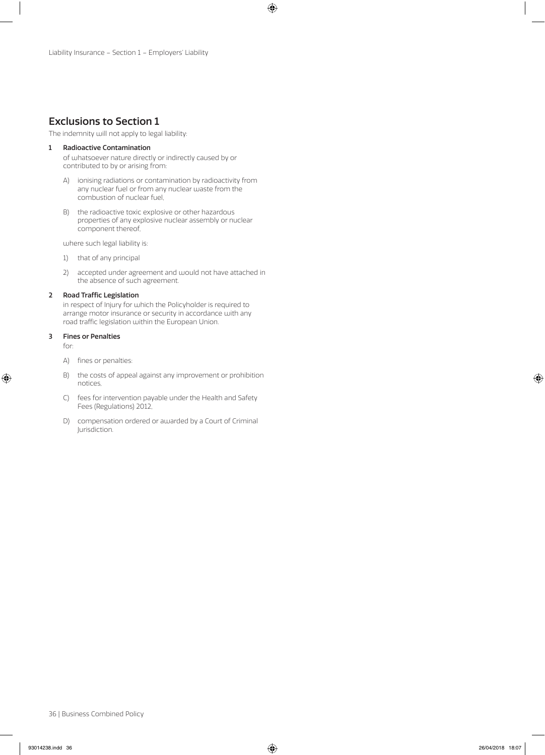## Exclusions to Section 1

The indemnity will not apply to legal liability:

**1 Radioactive Contamination**

of whatsoever nature directly or indirectly caused by or contributed to by or arising from:

A) ionising radiations or contamination by radioactivity from any nuclear fuel or from any nuclear waste from the combustion of nuclear fuel,

B) the radioactive toxic explosive or other hazardous properties of any explosive nuclear assembly or nuclear component thereof,

where such legal liability is:

1) that of any principal

2) accepted under agreement and would not have attached in the absence of such agreement.

**2 Road Traffic Legislation**

in respect of Injury for which the Policyholder is required to arrange motor insurance or security in accordance with any road traffic legislation within the European Union.

**3 Fines or Penalties**

for:

A) fines or penalties:

B) the costs of appeal against any improvement or prohibition notices,

C) fees for intervention payable under the Health and Safety Fees (Regulations) 2012,

D) compensation ordered or awarded by a Court of Criminal Jurisdiction.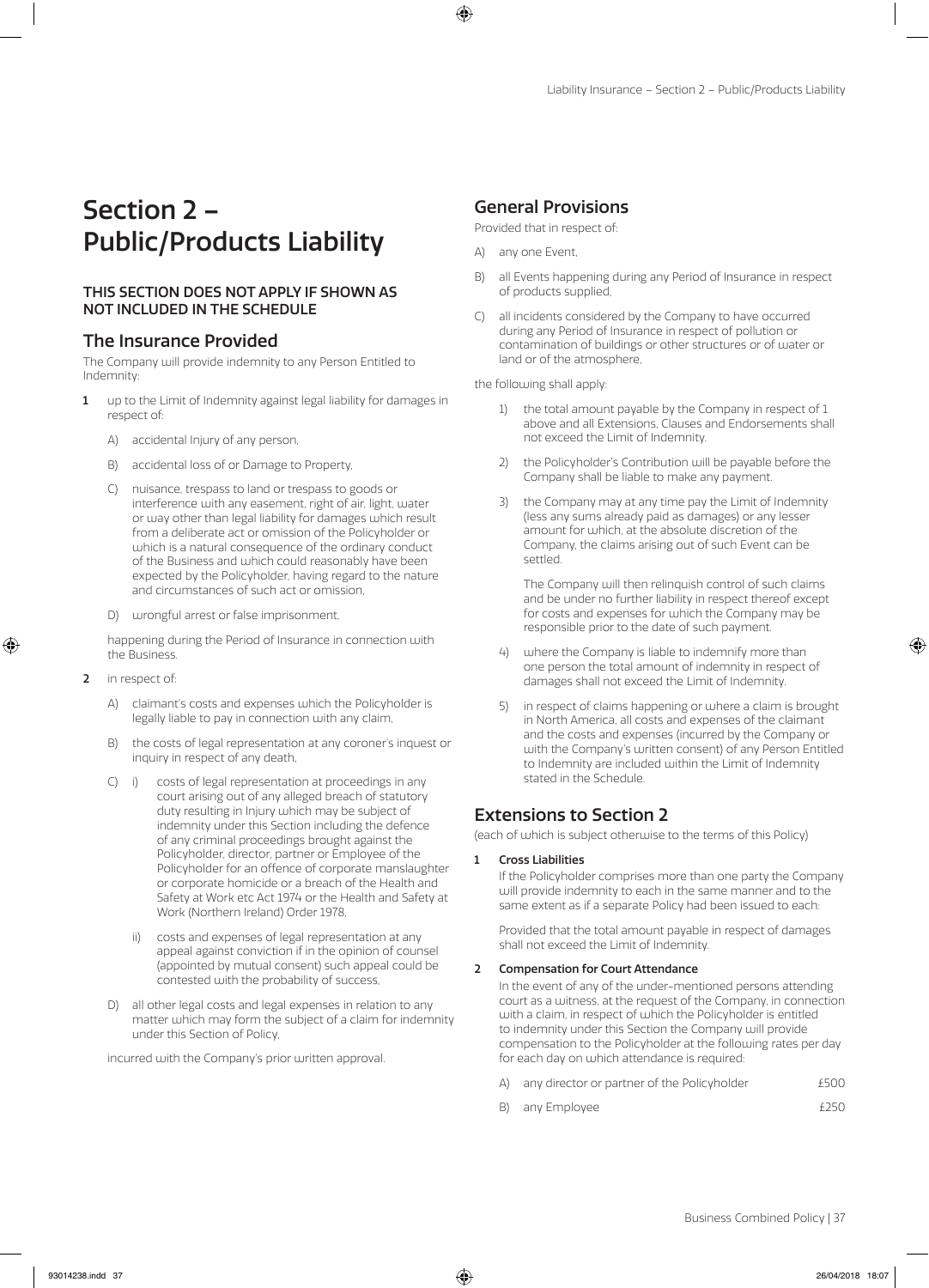# Section 2 – Public/Products Liability

**THIS SECTION DOES NOT APPLY IF SHOWN AS NOT INCLUDED IN THE SCHEDULE**

## The Insurance Provided

The Company will provide indemnity to any Person Entitled to Indemnity:

**1** up to the Limit of Indemnity against legal liability for damages in respect of:

A) accidental Injury of any person,

B) accidental loss of or Damage to Property,

C) nuisance, trespass to land or trespass to goods or interference with any easement, right of air, light, water or way other than legal liability for damages which result from a deliberate act or omission of the Policyholder or which is a natural consequence of the ordinary conduct of the Business and which could reasonably have been expected by the Policyholder, having regard to the nature and circumstances of such act or omission,

D) wrongful arrest or false imprisonment,

happening during the Period of Insurance in connection with the Business.

**2** in respect of:

A) claimant's costs and expenses which the Policyholder is legally liable to pay in connection with any claim,

B) the costs of legal representation at any coroner's inquest or inquiry in respect of any death,

C) i) costs of legal representation at proceedings in any court arising out of any alleged breach of statutory duty resulting in Injury which may be subject of indemnity under this Section including the defence of any criminal proceedings brought against the Policyholder, director, partner or Employee of the Policyholder for an offence of corporate manslaughter or corporate homicide or a breach of the Health and Safety at Work etc Act 1974 or the Health and Safety at Work (Northern Ireland) Order 1978,

ii) costs and expenses of legal representation at any appeal against conviction if in the opinion of counsel (appointed by mutual consent) such appeal could be contested with the probability of success,

D) all other legal costs and legal expenses in relation to any matter which may form the subject of a claim for indemnity under this Section of Policy,

incurred with the Company's prior written approval.

## General Provisions

Provided that in respect of:

A) any one Event,

B) all Events happening during any Period of Insurance in respect of products supplied,

C) all incidents considered by the Company to have occurred during any Period of Insurance in respect of pollution or contamination of buildings or other structures or of water or land or of the atmosphere,

the following shall apply:

1) the total amount payable by the Company in respect of 1 above and all Extensions, Clauses and Endorsements shall not exceed the Limit of Indemnity.

2) the Policyholder's Contribution will be payable before the Company shall be liable to make any payment.

3) the Company may at any time pay the Limit of Indemnity (less any sums already paid as damages) or any lesser amount for which, at the absolute discretion of the Company, the claims arising out of such Event can be settled.

The Company will then relinquish control of such claims and be under no further liability in respect thereof except for costs and expenses for which the Company may be responsible prior to the date of such payment.

4) where the Company is liable to indemnify more than one person the total amount of indemnity in respect of damages shall not exceed the Limit of Indemnity.

5) in respect of claims happening or where a claim is brought in North America, all costs and expenses of the claimant and the costs and expenses (incurred by the Company or with the Company's written consent) of any Person Entitled to Indemnity are included within the Limit of Indemnity stated in the Schedule.

## Extensions to Section 2

(each of which is subject otherwise to the terms of this Policy)

**1 Cross Liabilities**

If the Policyholder comprises more than one party the Company will provide indemnity to each in the same manner and to the same extent as if a separate Policy had been issued to each:

Provided that the total amount payable in respect of damages shall not exceed the Limit of Indemnity.

**2 Compensation for Court Attendance**

In the event of any of the under-mentioned persons attending court as a witness, at the request of the Company, in connection with a claim, in respect of which the Policyholder is entitled to indemnity under this Section the Company will provide compensation to the Policyholder at the following rates per day for each day on which attendance is required:

| | | |
|---|---|---|
| A) | any director or partner of the Policyholder | £500 |
| B) | any Employee | £250 |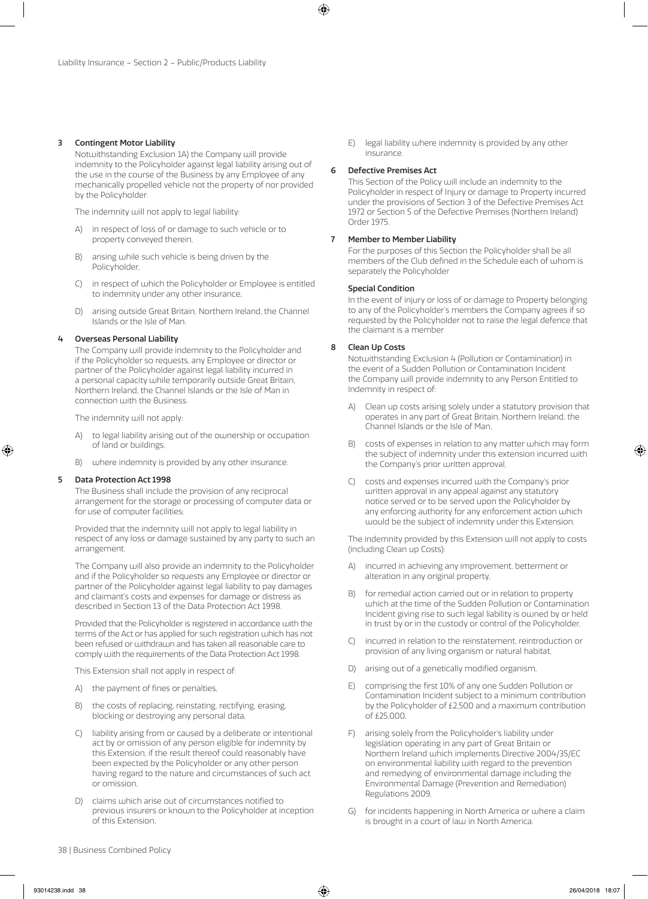### 3 Contingent Motor Liability

Notwithstanding Exclusion 1A) the Company will provide indemnity to the Policyholder against legal liability arising out of the use in the course of the Business by any Employee of any mechanically propelled vehicle not the property of nor provided by the Policyholder.

The indemnity will not apply to legal liability:

A) in respect of loss of or damage to such vehicle or to property conveyed therein,

B) arising while such vehicle is being driven by the Policyholder,

C) in respect of which the Policyholder or Employee is entitled to indemnity under any other insurance,

D) arising outside Great Britain, Northern Ireland, the Channel Islands or the Isle of Man.

### 4 Overseas Personal Liability

The Company will provide indemnity to the Policyholder and if the Policyholder so requests, any Employee or director or partner of the Policyholder against legal liability incurred in a personal capacity while temporarily outside Great Britain, Northern Ireland, the Channel Islands or the Isle of Man in connection with the Business.

The indemnity will not apply:

A) to legal liability arising out of the ownership or occupation of land or buildings,

B) where indemnity is provided by any other insurance.

### 5 Data Protection Act 1998

The Business shall include the provision of any reciprocal arrangement for the storage or processing of computer data or for use of computer facilities;

Provided that the indemnity will not apply to legal liability in respect of any loss or damage sustained by any party to such an arrangement.

The Company will also provide an indemnity to the Policyholder and if the Policyholder so requests any Employee or director or partner of the Policyholder against legal liability to pay damages and claimant's costs and expenses for damage or distress as described in Section 13 of the Data Protection Act 1998.

Provided that the Policyholder is registered in accordance with the terms of the Act or has applied for such registration which has not been refused or withdrawn and has taken all reasonable care to comply with the requirements of the Data Protection Act 1998.

This Extension shall not apply in respect of:

A) the payment of fines or penalties,

B) the costs of replacing, reinstating, rectifying, erasing, blocking or destroying any personal data,

C) liability arising from or caused by a deliberate or intentional act by or omission of any person eligible for indemnity by this Extension, if the result thereof could reasonably have been expected by the Policyholder or any other person having regard to the nature and circumstances of such act or omission,

D) claims which arise out of circumstances notified to previous insurers or known to the Policyholder at inception of this Extension,

E) legal liability where indemnity is provided by any other insurance.

### 6 Defective Premises Act

This Section of the Policy will include an indemnity to the Policyholder in respect of Injury or damage to Property incurred under the provisions of Section 3 of the Defective Premises Act 1972 or Section 5 of the Defective Premises (Northern Ireland) Order 1975.

### 7 Member to Member Liability

For the purposes of this Section the Policyholder shall be all members of the Club defined in the Schedule each of whom is separately the Policyholder

#### Special Condition

In the event of injury or loss of or damage to Property belonging to any of the Policyholder's members the Company agrees if so requested by the Policyholder not to raise the legal defence that the claimant is a member

### 8 Clean Up Costs

Notwithstanding Exclusion 4 (Pollution or Contamination) in the event of a Sudden Pollution or Contamination Incident the Company will provide indemnity to any Person Entitled to Indemnity in respect of:

A) Clean up costs arising solely under a statutory provision that operates in any part of Great Britain, Northern Ireland, the Channel Islands or the Isle of Man,

B) costs of expenses in relation to any matter which may form the subject of indemnity under this extension incurred with the Company's prior written approval,

C) costs and expenses incurred with the Company's prior written approval in any appeal against any statutory notice served or to be served upon the Policyholder by any enforcing authority for any enforcement action which would be the subject of indemnity under this Extension.

The indemnity provided by this Extension will not apply to costs (including Clean up Costs):

A) incurred in achieving any improvement, betterment or alteration in any original property,

B) for remedial action carried out or in relation to property which at the time of the Sudden Pollution or Contamination Incident giving rise to such legal liability is owned by or held in trust by or in the custody or control of the Policyholder,

C) incurred in relation to the reinstatement, reintroduction or provision of any living organism or natural habitat,

D) arising out of a genetically modified organism,

E) comprising the first 10% of any one Sudden Pollution or Contamination Incident subject to a minimum contribution by the Policyholder of £2,500 and a maximum contribution of £25,000,

F) arising solely from the Policyholder's liability under legislation operating in any part of Great Britain or Northern Ireland which implements Directive 2004/35/EC on environmental liability with regard to the prevention and remedying of environmental damage including the Environmental Damage (Prevention and Remediation) Regulations 2009,

G) for incidents happening in North America or where a claim is brought in a court of law in North America.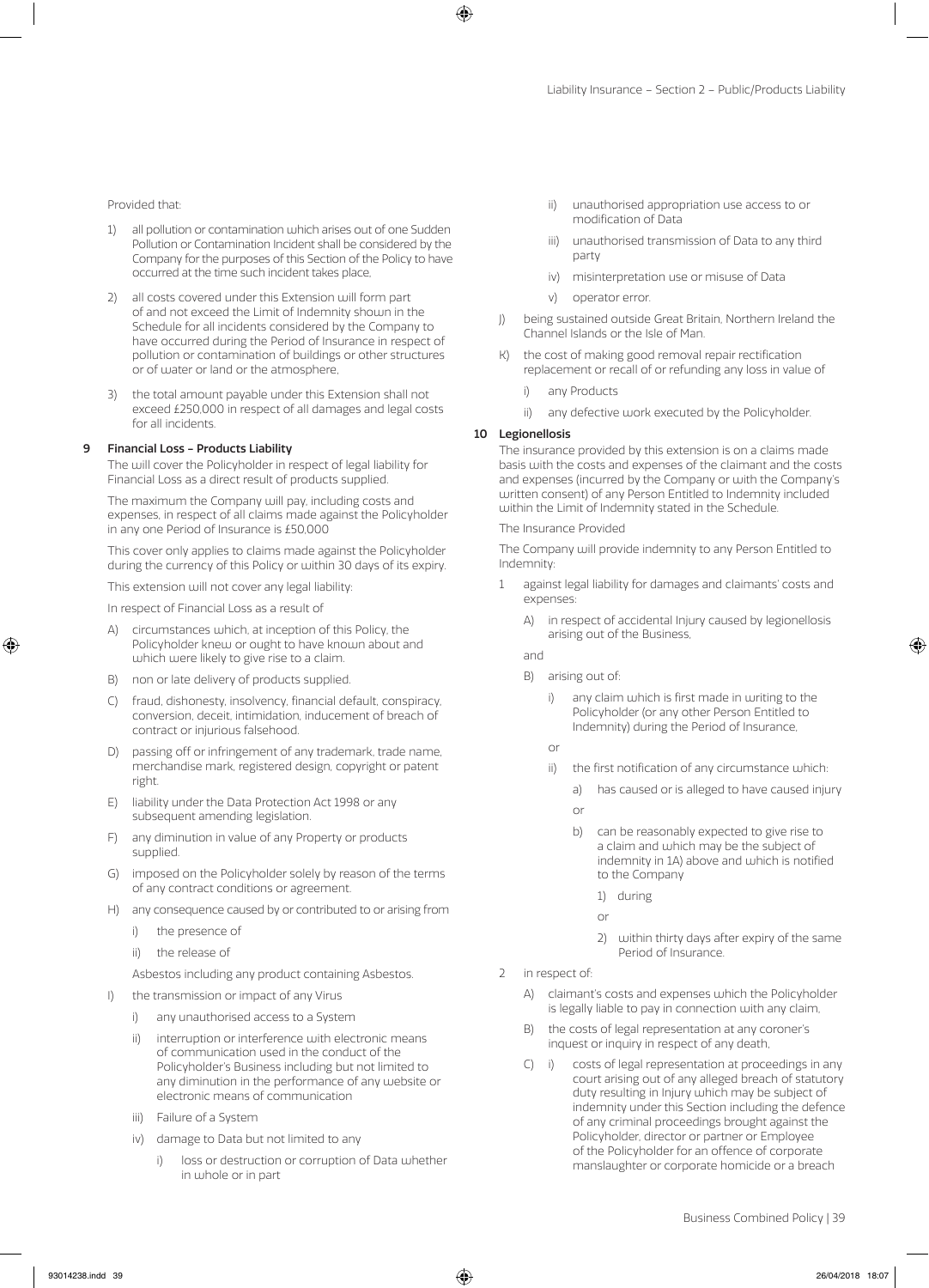Provided that:

1) all pollution or contamination which arises out of one Sudden Pollution or Contamination Incident shall be considered by the Company for the purposes of this Section of the Policy to have occurred at the time such incident takes place,

2) all costs covered under this Extension will form part of and not exceed the Limit of Indemnity shown in the Schedule for all incidents considered by the Company to have occurred during the Period of Insurance in respect of pollution or contamination of buildings or other structures or of water or land or the atmosphere,

3) the total amount payable under this Extension shall not exceed £250,000 in respect of all damages and legal costs for all incidents.

**9 Financial Loss – Products Liability**

The will cover the Policyholder in respect of legal liability for Financial Loss as a direct result of products supplied.

The maximum the Company will pay, including costs and expenses, in respect of all claims made against the Policyholder in any one Period of Insurance is £50,000

This cover only applies to claims made against the Policyholder during the currency of this Policy or within 30 days of its expiry.

This extension will not cover any legal liability:

In respect of Financial Loss as a result of

A) circumstances which, at inception of this Policy, the Policyholder knew or ought to have known about and which were likely to give rise to a claim.

B) non or late delivery of products supplied.

C) fraud, dishonesty, insolvency, financial default, conspiracy, conversion, deceit, intimidation, inducement of breach of contract or injurious falsehood.

D) passing off or infringement of any trademark, trade name, merchandise mark, registered design, copyright or patent right.

E) liability under the Data Protection Act 1998 or any subsequent amending legislation.

F) any diminution in value of any Property or products supplied.

G) imposed on the Policyholder solely by reason of the terms of any contract conditions or agreement.

H) any consequence caused by or contributed to or arising from

   i) the presence of

   ii) the release of

   Asbestos including any product containing Asbestos.

I) the transmission or impact of any Virus

   i) any unauthorised access to a System

   ii) interruption or interference with electronic means of communication used in the conduct of the Policyholder's Business including but not limited to any diminution in the performance of any website or electronic means of communication

   iii) Failure of a System

   iv) damage to Data but not limited to any

      i) loss or destruction or corruption of Data whether in whole or in part

      ii) unauthorised appropriation use access to or modification of Data

      iii) unauthorised transmission of Data to any third party

      iv) misinterpretation use or misuse of Data

      v) operator error.

J) being sustained outside Great Britain, Northern Ireland the Channel Islands or the Isle of Man.

K) the cost of making good removal repair rectification replacement or recall of or refunding any loss in value of

   i) any Products

   ii) any defective work executed by the Policyholder.

**10 Legionellosis**

The insurance provided by this extension is on a claims made basis with the costs and expenses of the claimant and the costs and expenses (incurred by the Company or with the Company's written consent) of any Person Entitled to Indemnity included within the Limit of Indemnity stated in the Schedule.

The Insurance Provided

The Company will provide indemnity to any Person Entitled to Indemnity:

1 against legal liability for damages and claimants' costs and expenses:

   A) in respect of accidental Injury caused by legionellosis arising out of the Business,

   and

   B) arising out of:

      i) any claim which is first made in writing to the Policyholder (or any other Person Entitled to Indemnity) during the Period of Insurance,

      or

      ii) the first notification of any circumstance which:

         a) has caused or is alleged to have caused injury

         or

         b) can be reasonably expected to give rise to a claim and which may be the subject of indemnity in 1A) above and which is notified to the Company

            1) during

            or

            2) within thirty days after expiry of the same Period of Insurance.

2 in respect of:

   A) claimant's costs and expenses which the Policyholder is legally liable to pay in connection with any claim,

   B) the costs of legal representation at any coroner's inquest or inquiry in respect of any death,

   C) i) costs of legal representation at proceedings in any court arising out of any alleged breach of statutory duty resulting in Injury which may be subject of indemnity under this Section including the defence of any criminal proceedings brought against the Policyholder, director or partner or Employee of the Policyholder for an offence of corporate manslaughter or corporate homicide or a breach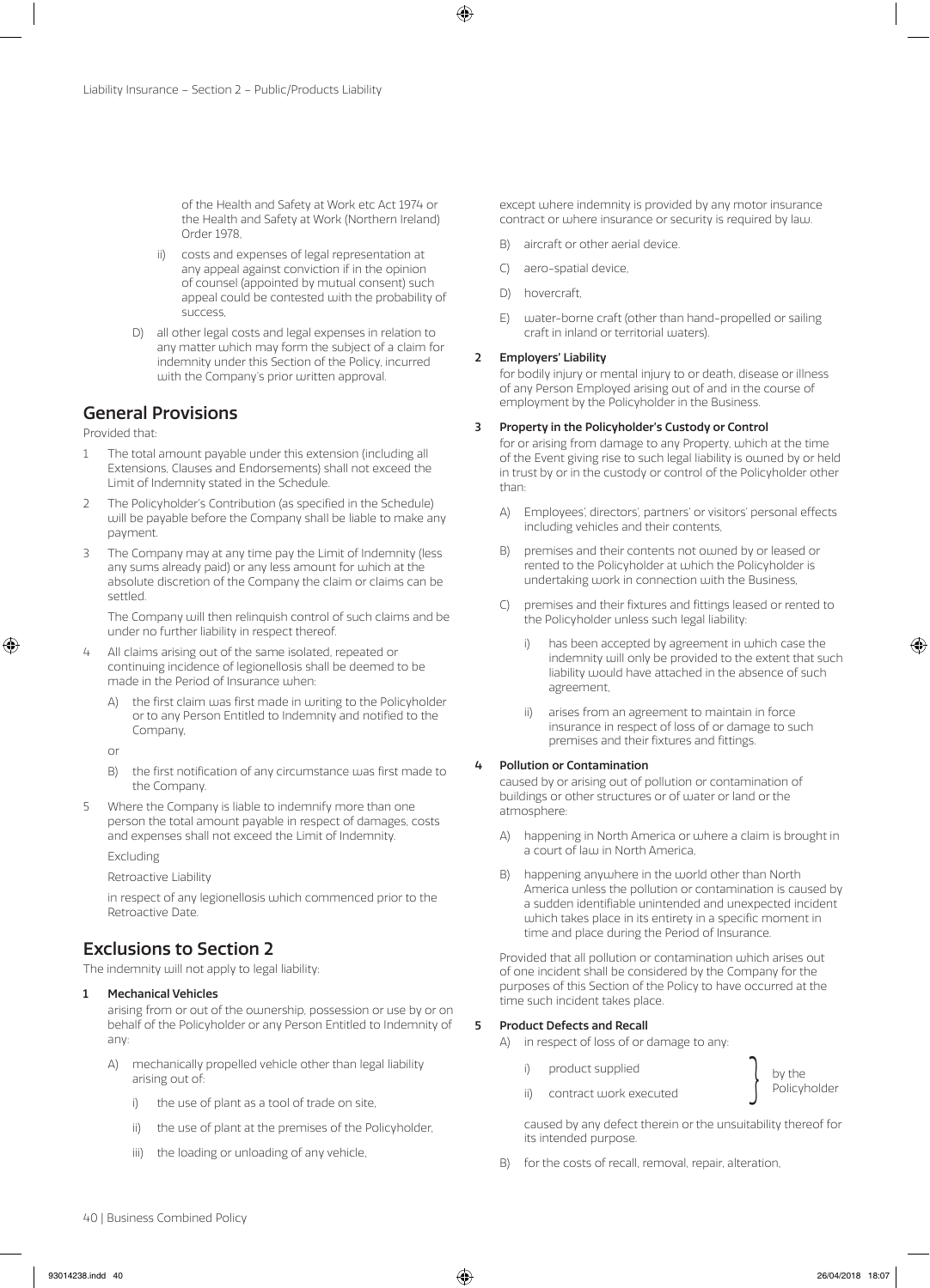of the Health and Safety at Work etc Act 1974 or the Health and Safety at Work (Northern Ireland) Order 1978,

ii) costs and expenses of legal representation at any appeal against conviction if in the opinion of counsel (appointed by mutual consent) such appeal could be contested with the probability of success,

D) all other legal costs and legal expenses in relation to any matter which may form the subject of a claim for indemnity under this Section of the Policy, incurred with the Company's prior written approval.

## General Provisions

Provided that:

1 The total amount payable under this extension (including all Extensions, Clauses and Endorsements) shall not exceed the Limit of Indemnity stated in the Schedule.

2 The Policyholder's Contribution (as specified in the Schedule) will be payable before the Company shall be liable to make any payment.

3 The Company may at any time pay the Limit of Indemnity (less any sums already paid) or any less amount for which at the absolute discretion of the Company the claim or claims can be settled.

The Company will then relinquish control of such claims and be under no further liability in respect thereof.

4 All claims arising out of the same isolated, repeated or continuing incidence of legionellosis shall be deemed to be made in the Period of Insurance when:

A) the first claim was first made in writing to the Policyholder or to any Person Entitled to Indemnity and notified to the Company,

or

B) the first notification of any circumstance was first made to the Company.

5 Where the Company is liable to indemnify more than one person the total amount payable in respect of damages, costs and expenses shall not exceed the Limit of Indemnity.

Excluding

Retroactive Liability

in respect of any legionellosis which commenced prior to the Retroactive Date.

## Exclusions to Section 2

The indemnity will not apply to legal liability:

**1 Mechanical Vehicles**

arising from or out of the ownership, possession or use by or on behalf of the Policyholder or any Person Entitled to Indemnity of any:

A) mechanically propelled vehicle other than legal liability arising out of:

i) the use of plant as a tool of trade on site,

ii) the use of plant at the premises of the Policyholder,

iii) the loading or unloading of any vehicle,

except where indemnity is provided by any motor insurance contract or where insurance or security is required by law.

B) aircraft or other aerial device.

C) aero-spatial device,

D) hovercraft,

E) water-borne craft (other than hand-propelled or sailing craft in inland or territorial waters).

**2 Employers' Liability**

for bodily injury or mental injury to or death, disease or illness of any Person Employed arising out of and in the course of employment by the Policyholder in the Business.

**3 Property in the Policyholder's Custody or Control**

for or arising from damage to any Property, which at the time of the Event giving rise to such legal liability is owned by or held in trust by or in the custody or control of the Policyholder other than:

A) Employees', directors', partners' or visitors' personal effects including vehicles and their contents,

B) premises and their contents not owned by or leased or rented to the Policyholder at which the Policyholder is undertaking work in connection with the Business,

C) premises and their fixtures and fittings leased or rented to the Policyholder unless such legal liability:

i) has been accepted by agreement in which case the indemnity will only be provided to the extent that such liability would have attached in the absence of such agreement,

ii) arises from an agreement to maintain in force insurance in respect of loss of or damage to such premises and their fixtures and fittings.

**4 Pollution or Contamination**

caused by or arising out of pollution or contamination of buildings or other structures or of water or land or the atmosphere:

A) happening in North America or where a claim is brought in a court of law in North America,

B) happening anywhere in the world other than North America unless the pollution or contamination is caused by a sudden identifiable unintended and unexpected incident which takes place in its entirety in a specific moment in time and place during the Period of Insurance.

Provided that all pollution or contamination which arises out of one incident shall be considered by the Company for the purposes of this Section of the Policy to have occurred at the time such incident takes place.

**5 Product Defects and Recall**

A) in respect of loss of or damage to any:

i) product supplied } by the Policyholder

ii) contract work executed } by the Policyholder

caused by any defect therein or the unsuitability thereof for its intended purpose.

B) for the costs of recall, removal, repair, alteration,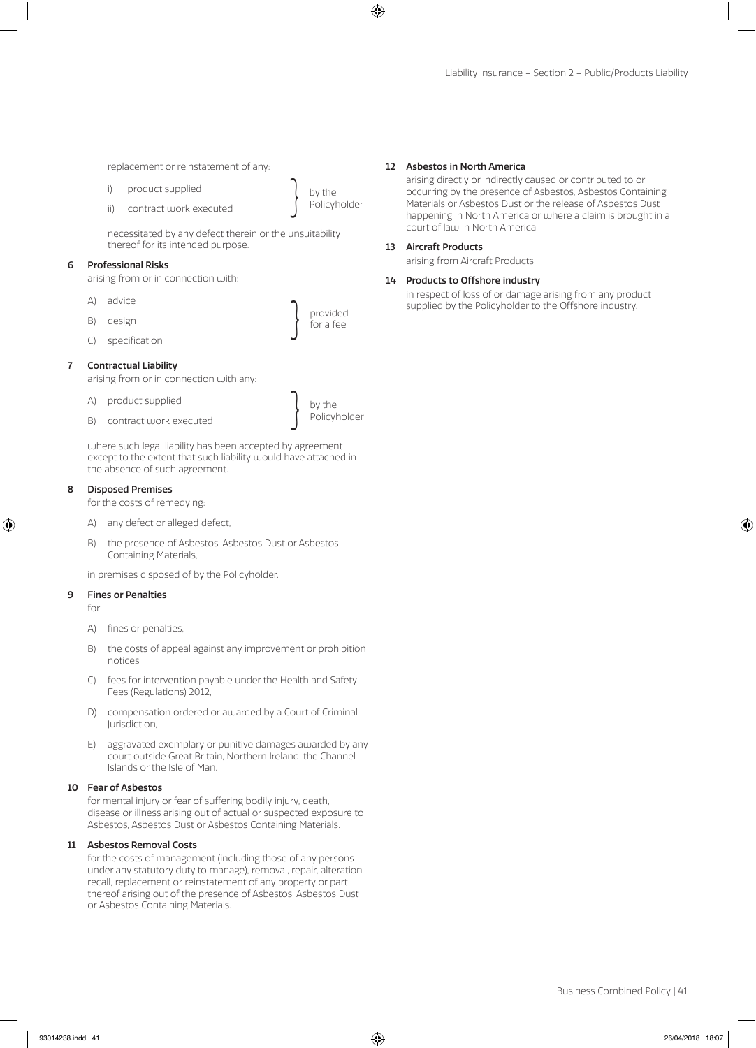replacement or reinstatement of any:

i) product supplied
ii) contract work executed

by the Policyholder

necessitated by any defect therein or the unsuitability thereof for its intended purpose.

**6 Professional Risks**

arising from or in connection with:

A) advice
B) design
C) specification

provided for a fee

**7 Contractual Liability**

arising from or in connection with any:

A) product supplied
B) contract work executed

by the Policyholder

where such legal liability has been accepted by agreement except to the extent that such liability would have attached in the absence of such agreement.

**8 Disposed Premises**

for the costs of remedying:

A) any defect or alleged defect,
B) the presence of Asbestos, Asbestos Dust or Asbestos Containing Materials,

in premises disposed of by the Policyholder.

**9 Fines or Penalties**

for:

A) fines or penalties,
B) the costs of appeal against any improvement or prohibition notices,
C) fees for intervention payable under the Health and Safety Fees (Regulations) 2012,
D) compensation ordered or awarded by a Court of Criminal Jurisdiction,
E) aggravated exemplary or punitive damages awarded by any court outside Great Britain, Northern Ireland, the Channel Islands or the Isle of Man.

**10 Fear of Asbestos**

for mental injury or fear of suffering bodily injury, death, disease or illness arising out of actual or suspected exposure to Asbestos, Asbestos Dust or Asbestos Containing Materials.

**11 Asbestos Removal Costs**

for the costs of management (including those of any persons under any statutory duty to manage), removal, repair, alteration, recall, replacement or reinstatement of any property or part thereof arising out of the presence of Asbestos, Asbestos Dust or Asbestos Containing Materials.

**12 Asbestos in North America**

arising directly or indirectly caused or contributed to or occurring by the presence of Asbestos, Asbestos Containing Materials or Asbestos Dust or the release of Asbestos Dust happening in North America or where a claim is brought in a court of law in North America.

**13 Aircraft Products**

arising from Aircraft Products.

**14 Products to Offshore industry**

in respect of loss of or damage arising from any product supplied by the Policyholder to the Offshore industry.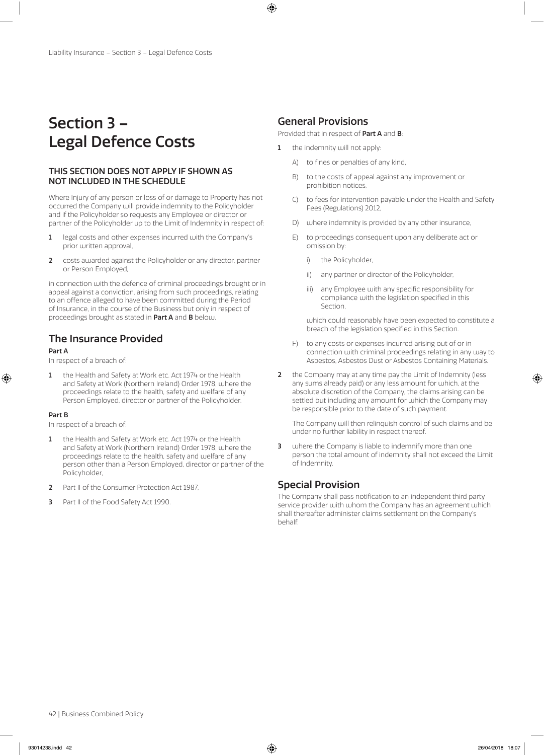# Section 3 – Legal Defence Costs

**THIS SECTION DOES NOT APPLY IF SHOWN AS NOT INCLUDED IN THE SCHEDULE**

Where Injury of any person or loss of or damage to Property has not occurred the Company will provide indemnity to the Policyholder and if the Policyholder so requests any Employee or director or partner of the Policyholder up to the Limit of Indemnity in respect of:

1. legal costs and other expenses incurred with the Company's prior written approval,
2. costs awarded against the Policyholder or any director, partner or Person Employed,

in connection with the defence of criminal proceedings brought or in appeal against a conviction, arising from such proceedings, relating to an offence alleged to have been committed during the Period of Insurance, in the course of the Business but only in respect of proceedings brought as stated in **Part A** and **B** below.

## The Insurance Provided

**Part A**

In respect of a breach of:

1. the Health and Safety at Work etc. Act 1974 or the Health and Safety at Work (Northern Ireland) Order 1978, where the proceedings relate to the health, safety and welfare of any Person Employed, director or partner of the Policyholder.

**Part B**

In respect of a breach of:

1. the Health and Safety at Work etc. Act 1974 or the Health and Safety at Work (Northern Ireland) Order 1978, where the proceedings relate to the health, safety and welfare of any person other than a Person Employed, director or partner of the Policyholder,
2. Part II of the Consumer Protection Act 1987,
3. Part II of the Food Safety Act 1990.

## General Provisions

Provided that in respect of **Part A** and **B**:

1. the indemnity will not apply:
   - A) to fines or penalties of any kind,
   - B) to the costs of appeal against any improvement or prohibition notices,
   - C) to fees for intervention payable under the Health and Safety Fees (Regulations) 2012,
   - D) where indemnity is provided by any other insurance,
   - E) to proceedings consequent upon any deliberate act or omission by:
     - i) the Policyholder,
     - ii) any partner or director of the Policyholder,
     - iii) any Employee with any specific responsibility for compliance with the legislation specified in this Section,

     which could reasonably have been expected to constitute a breach of the legislation specified in this Section.
   - F) to any costs or expenses incurred arising out of or in connection with criminal proceedings relating in any way to Asbestos, Asbestos Dust or Asbestos Containing Materials.
2. the Company may at any time pay the Limit of Indemnity (less any sums already paid) or any less amount for which, at the absolute discretion of the Company, the claims arising can be settled but including any amount for which the Company may be responsible prior to the date of such payment.

   The Company will then relinquish control of such claims and be under no further liability in respect thereof.
3. where the Company is liable to indemnify more than one person the total amount of indemnity shall not exceed the Limit of Indemnity.

## Special Provision

The Company shall pass notification to an independent third party service provider with whom the Company has an agreement which shall thereafter administer claims settlement on the Company's behalf.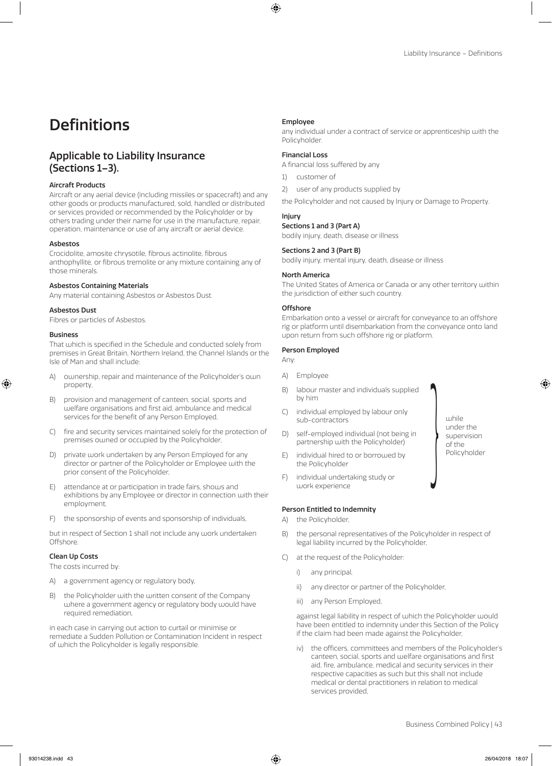# Definitions

## Applicable to Liability Insurance (Sections 1–3).

### Aircraft Products

Aircraft or any aerial device (including missiles or spacecraft) and any other goods or products manufactured, sold, handled or distributed or services provided or recommended by the Policyholder or by others trading under their name for use in the manufacture, repair, operation, maintenance or use of any aircraft or aerial device.

### Asbestos

Crocidolite, amosite chrysotile, fibrous actinolite, fibrous anthophyllite, or fibrous tremolite or any mixture containing any of those minerals.

### Asbestos Containing Materials

Any material containing Asbestos or Asbestos Dust.

### Asbestos Dust

Fibres or particles of Asbestos.

### Business

That which is specified in the Schedule and conducted solely from premises in Great Britain, Northern Ireland, the Channel Islands or the Isle of Man and shall include:

A) ownership, repair and maintenance of the Policyholder's own property,

B) provision and management of canteen, social, sports and welfare organisations and first aid, ambulance and medical services for the benefit of any Person Employed,

C) fire and security services maintained solely for the protection of premises owned or occupied by the Policyholder,

D) private work undertaken by any Person Employed for any director or partner of the Policyholder or Employee with the prior consent of the Policyholder,

E) attendance at or participation in trade fairs, shows and exhibitions by any Employee or director in connection with their employment,

F) the sponsorship of events and sponsorship of individuals,

but in respect of Section 1 shall not include any work undertaken Offshore.

### Clean Up Costs

The costs incurred by:

A) a government agency or regulatory body,

B) the Policyholder with the written consent of the Company where a government agency or regulatory body would have required remediation,

in each case in carrying out action to curtail or minimise or remediate a Sudden Pollution or Contamination Incident in respect of which the Policyholder is legally responsible.

### Employee

any individual under a contract of service or apprenticeship with the Policyholder.

### Financial Loss

A financial loss suffered by any

1) customer of

2) user of any products supplied by

the Policyholder and not caused by Injury or Damage to Property.

### Injury

**Sections 1 and 3 (Part A)**

bodily injury, death, disease or illness

**Sections 2 and 3 (Part B)**

bodily injury, mental injury, death, disease or illness

### North America

The United States of America or Canada or any other territory within the jurisdiction of either such country.

### Offshore

Embarkation onto a vessel or aircraft for conveyance to an offshore rig or platform until disembarkation from the conveyance onto land upon return from such offshore rig or platform.

### Person Employed

Any:

A) Employee

B) labour master and individuals supplied by him

C) individual employed by labour only sub-contractors

D) self-employed individual (not being in partnership with the Policyholder)

E) individual hired to or borrowed by the Policyholder

F) individual undertaking study or work experience

(B) to F) above: while under the supervision of the Policyholder)

### Person Entitled to Indemnity

A) the Policyholder,

B) the personal representatives of the Policyholder in respect of legal liability incurred by the Policyholder,

C) at the request of the Policyholder:

i) any principal,

ii) any director or partner of the Policyholder,

iii) any Person Employed,

against legal liability in respect of which the Policyholder would have been entitled to indemnity under this Section of the Policy if the claim had been made against the Policyholder,

iv) the officers, committees and members of the Policyholder's canteen, social, sports and welfare organisations and first aid, fire, ambulance, medical and security services in their respective capacities as such but this shall not include medical or dental practitioners in relation to medical services provided,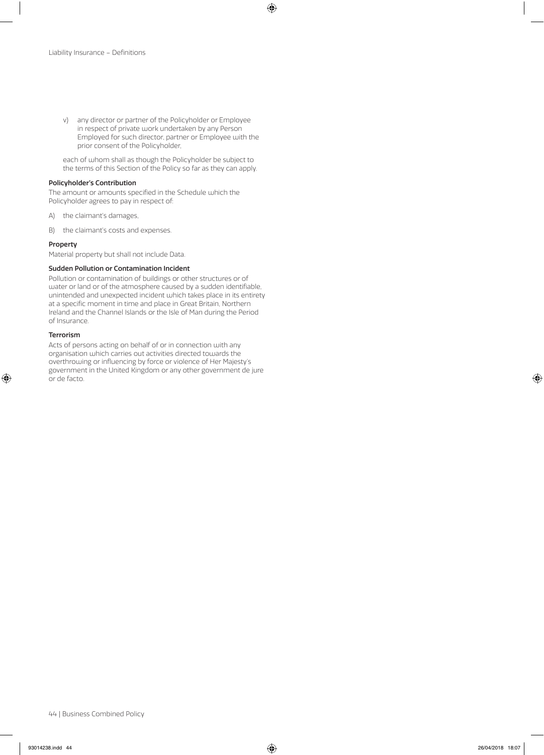v) any director or partner of the Policyholder or Employee in respect of private work undertaken by any Person Employed for such director, partner or Employee with the prior consent of the Policyholder,

each of whom shall as though the Policyholder be subject to the terms of this Section of the Policy so far as they can apply.

**Policyholder's Contribution**

The amount or amounts specified in the Schedule which the Policyholder agrees to pay in respect of:

A) the claimant's damages,

B) the claimant's costs and expenses.

**Property**

Material property but shall not include Data.

**Sudden Pollution or Contamination Incident**

Pollution or contamination of buildings or other structures or of water or land or of the atmosphere caused by a sudden identifiable, unintended and unexpected incident which takes place in its entirety at a specific moment in time and place in Great Britain, Northern Ireland and the Channel Islands or the Isle of Man during the Period of Insurance.

**Terrorism**

Acts of persons acting on behalf of or in connection with any organisation which carries out activities directed towards the overthrowing or influencing by force or violence of Her Majesty's government in the United Kingdom or any other government de jure or de facto.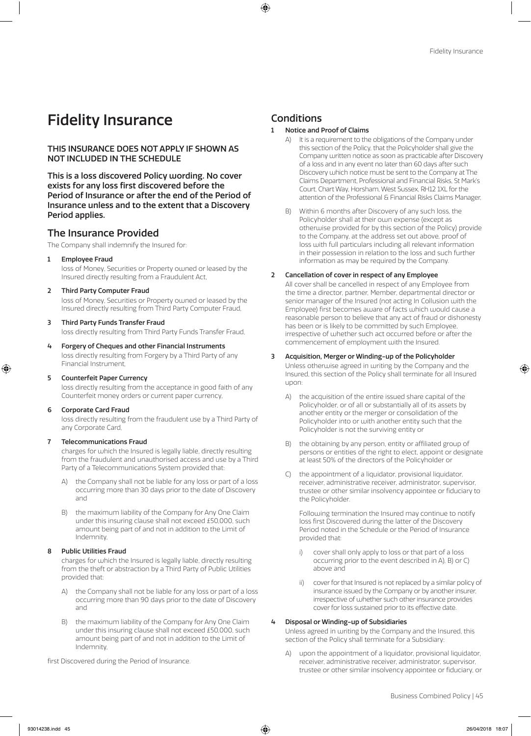# Fidelity Insurance

**THIS INSURANCE DOES NOT APPLY IF SHOWN AS NOT INCLUDED IN THE SCHEDULE**

**This is a loss discovered Policy wording. No cover exists for any loss first discovered before the Period of Insurance or after the end of the Period of Insurance unless and to the extent that a Discovery Period applies.**

## The Insurance Provided

The Company shall indemnify the Insured for:

**1 Employee Fraud**
loss of Money, Securities or Property owned or leased by the Insured directly resulting from a Fraudulent Act,

**2 Third Party Computer Fraud**
loss of Money, Securities or Property owned or leased by the Insured directly resulting from Third Party Computer Fraud,

**3 Third Party Funds Transfer Fraud**
loss directly resulting from Third Party Funds Transfer Fraud,

**4 Forgery of Cheques and other Financial Instruments**
loss directly resulting from Forgery by a Third Party of any Financial Instrument,

**5 Counterfeit Paper Currency**
loss directly resulting from the acceptance in good faith of any Counterfeit money orders or current paper currency,

**6 Corporate Card Fraud**
loss directly resulting from the fraudulent use by a Third Party of any Corporate Card,

**7 Telecommunications Fraud**
charges for which the Insured is legally liable, directly resulting from the fraudulent and unauthorised access and use by a Third Party of a Telecommunications System provided that:

- A) the Company shall not be liable for any loss or part of a loss occurring more than 30 days prior to the date of Discovery and
- B) the maximum liability of the Company for Any One Claim under this insuring clause shall not exceed £50,000, such amount being part of and not in addition to the Limit of Indemnity,

**8 Public Utilities Fraud**
charges for which the Insured is legally liable, directly resulting from the theft or abstraction by a Third Party of Public Utilities provided that:

- A) the Company shall not be liable for any loss or part of a loss occurring more than 90 days prior to the date of Discovery and
- B) the maximum liability of the Company for Any One Claim under this insuring clause shall not exceed £50,000, such amount being part of and not in addition to the Limit of Indemnity,

first Discovered during the Period of Insurance.

## Conditions

**1 Notice and Proof of Claims**

- A) It is a requirement to the obligations of the Company under this section of the Policy, that the Policyholder shall give the Company written notice as soon as practicable after Discovery of a loss and in any event no later than 60 days after such Discovery which notice must be sent to the Company at The Claims Department, Professional and Financial Risks, St Mark's Court, Chart Way, Horsham, West Sussex, RH12 1XL for the attention of the Professional & Financial Risks Claims Manager,
- B) Within 6 months after Discovery of any such loss, the Policyholder shall at their own expense (except as otherwise provided for by this section of the Policy) provide to the Company, at the address set out above, proof of loss with full particulars including all relevant information in their possession in relation to the loss and such further information as may be required by the Company.

**2 Cancellation of cover in respect of any Employee**
All cover shall be cancelled in respect of any Employee from the time a director, partner, Member, departmental director or senior manager of the Insured (not acting In Collusion with the Employee) first becomes aware of facts which would cause a reasonable person to believe that any act of fraud or dishonesty has been or is likely to be committed by such Employee, irrespective of whether such act occurred before or after the commencement of employment with the Insured.

**3 Acquisition, Merger or Winding-up of the Policyholder**
Unless otherwise agreed in writing by the Company and the Insured, this section of the Policy shall terminate for all Insured upon:

- A) the acquisition of the entire issued share capital of the Policyholder, or of all or substantially all of its assets by another entity or the merger or consolidation of the Policyholder into or with another entity such that the Policyholder is not the surviving entity or
- B) the obtaining by any person, entity or affiliated group of persons or entities of the right to elect, appoint or designate at least 50% of the directors of the Policyholder or
- C) the appointment of a liquidator, provisional liquidator, receiver, administrative receiver, administrator, supervisor, trustee or other similar insolvency appointee or fiduciary to the Policyholder.

  Following termination the Insured may continue to notify loss first Discovered during the latter of the Discovery Period noted in the Schedule or the Period of Insurance provided that:

  - i) cover shall only apply to loss or that part of a loss occurring prior to the event described in A), B) or C) above and
  - ii) cover for that Insured is not replaced by a similar policy of insurance issued by the Company or by another insurer, irrespective of whether such other insurance provides cover for loss sustained prior to its effective date.

**4 Disposal or Winding-up of Subsidiaries**
Unless agreed in writing by the Company and the Insured, this section of the Policy shall terminate for a Subsidiary:

- A) upon the appointment of a liquidator, provisional liquidator, receiver, administrative receiver, administrator, supervisor, trustee or other similar insolvency appointee or fiduciary, or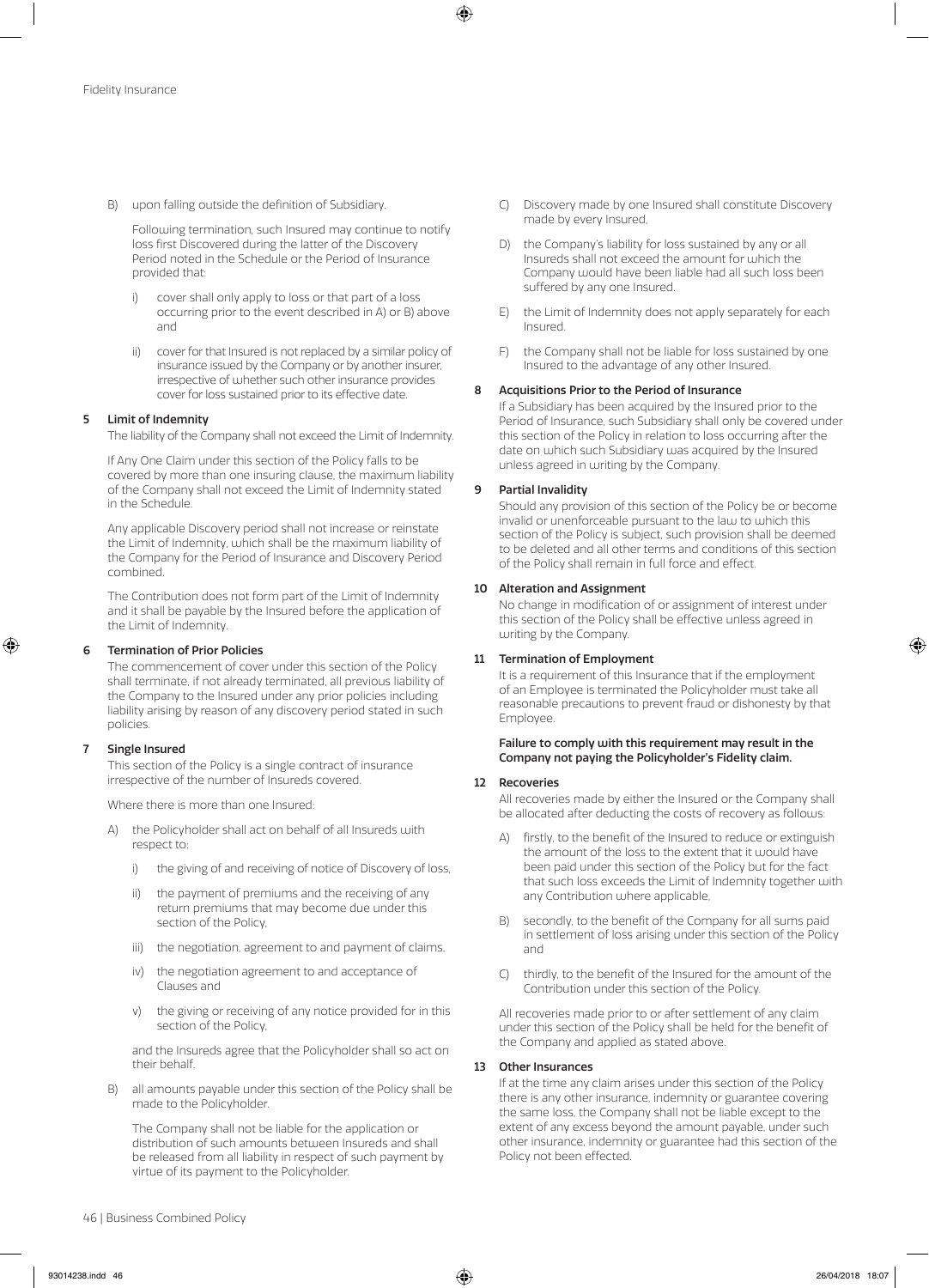B) upon falling outside the definition of Subsidiary.

Following termination, such Insured may continue to notify loss first Discovered during the latter of the Discovery Period noted in the Schedule or the Period of Insurance provided that:

i) cover shall only apply to loss or that part of a loss occurring prior to the event described in A) or B) above and

ii) cover for that Insured is not replaced by a similar policy of insurance issued by the Company or by another insurer, irrespective of whether such other insurance provides cover for loss sustained prior to its effective date.

**5 Limit of Indemnity**

The liability of the Company shall not exceed the Limit of Indemnity.

If Any One Claim under this section of the Policy falls to be covered by more than one insuring clause, the maximum liability of the Company shall not exceed the Limit of Indemnity stated in the Schedule.

Any applicable Discovery period shall not increase or reinstate the Limit of Indemnity, which shall be the maximum liability of the Company for the Period of Insurance and Discovery Period combined.

The Contribution does not form part of the Limit of Indemnity and it shall be payable by the Insured before the application of the Limit of Indemnity.

**6 Termination of Prior Policies**

The commencement of cover under this section of the Policy shall terminate, if not already terminated, all previous liability of the Company to the Insured under any prior policies including liability arising by reason of any discovery period stated in such policies.

**7 Single Insured**

This section of the Policy is a single contract of insurance irrespective of the number of Insureds covered.

Where there is more than one Insured:

A) the Policyholder shall act on behalf of all Insureds with respect to:

i) the giving of and receiving of notice of Discovery of loss,

ii) the payment of premiums and the receiving of any return premiums that may become due under this section of the Policy,

iii) the negotiation, agreement to and payment of claims,

iv) the negotiation agreement to and acceptance of Clauses and

v) the giving or receiving of any notice provided for in this section of the Policy,

and the Insureds agree that the Policyholder shall so act on their behalf.

B) all amounts payable under this section of the Policy shall be made to the Policyholder.

The Company shall not be liable for the application or distribution of such amounts between Insureds and shall be released from all liability in respect of such payment by virtue of its payment to the Policyholder.

C) Discovery made by one Insured shall constitute Discovery made by every Insured,

D) the Company's liability for loss sustained by any or all Insureds shall not exceed the amount for which the Company would have been liable had all such loss been suffered by any one Insured.

E) the Limit of Indemnity does not apply separately for each Insured.

F) the Company shall not be liable for loss sustained by one Insured to the advantage of any other Insured.

**8 Acquisitions Prior to the Period of Insurance**

If a Subsidiary has been acquired by the Insured prior to the Period of Insurance, such Subsidiary shall only be covered under this section of the Policy in relation to loss occurring after the date on which such Subsidiary was acquired by the Insured unless agreed in writing by the Company.

**9 Partial Invalidity**

Should any provision of this section of the Policy be or become invalid or unenforceable pursuant to the law to which this section of the Policy is subject, such provision shall be deemed to be deleted and all other terms and conditions of this section of the Policy shall remain in full force and effect.

**10 Alteration and Assignment**

No change in modification of or assignment of interest under this section of the Policy shall be effective unless agreed in writing by the Company.

**11 Termination of Employment**

It is a requirement of this Insurance that if the employment of an Employee is terminated the Policyholder must take all reasonable precautions to prevent fraud or dishonesty by that Employee.

**Failure to comply with this requirement may result in the Company not paying the Policyholder's Fidelity claim.**

**12 Recoveries**

All recoveries made by either the Insured or the Company shall be allocated after deducting the costs of recovery as follows:

A) firstly, to the benefit of the Insured to reduce or extinguish the amount of the loss to the extent that it would have been paid under this section of the Policy but for the fact that such loss exceeds the Limit of Indemnity together with any Contribution where applicable,

B) secondly, to the benefit of the Company for all sums paid in settlement of loss arising under this section of the Policy and

C) thirdly, to the benefit of the Insured for the amount of the Contribution under this section of the Policy.

All recoveries made prior to or after settlement of any claim under this section of the Policy shall be held for the benefit of the Company and applied as stated above.

**13 Other Insurances**

If at the time any claim arises under this section of the Policy there is any other insurance, indemnity or guarantee covering the same loss, the Company shall not be liable except to the extent of any excess beyond the amount payable, under such other insurance, indemnity or guarantee had this section of the Policy not been effected.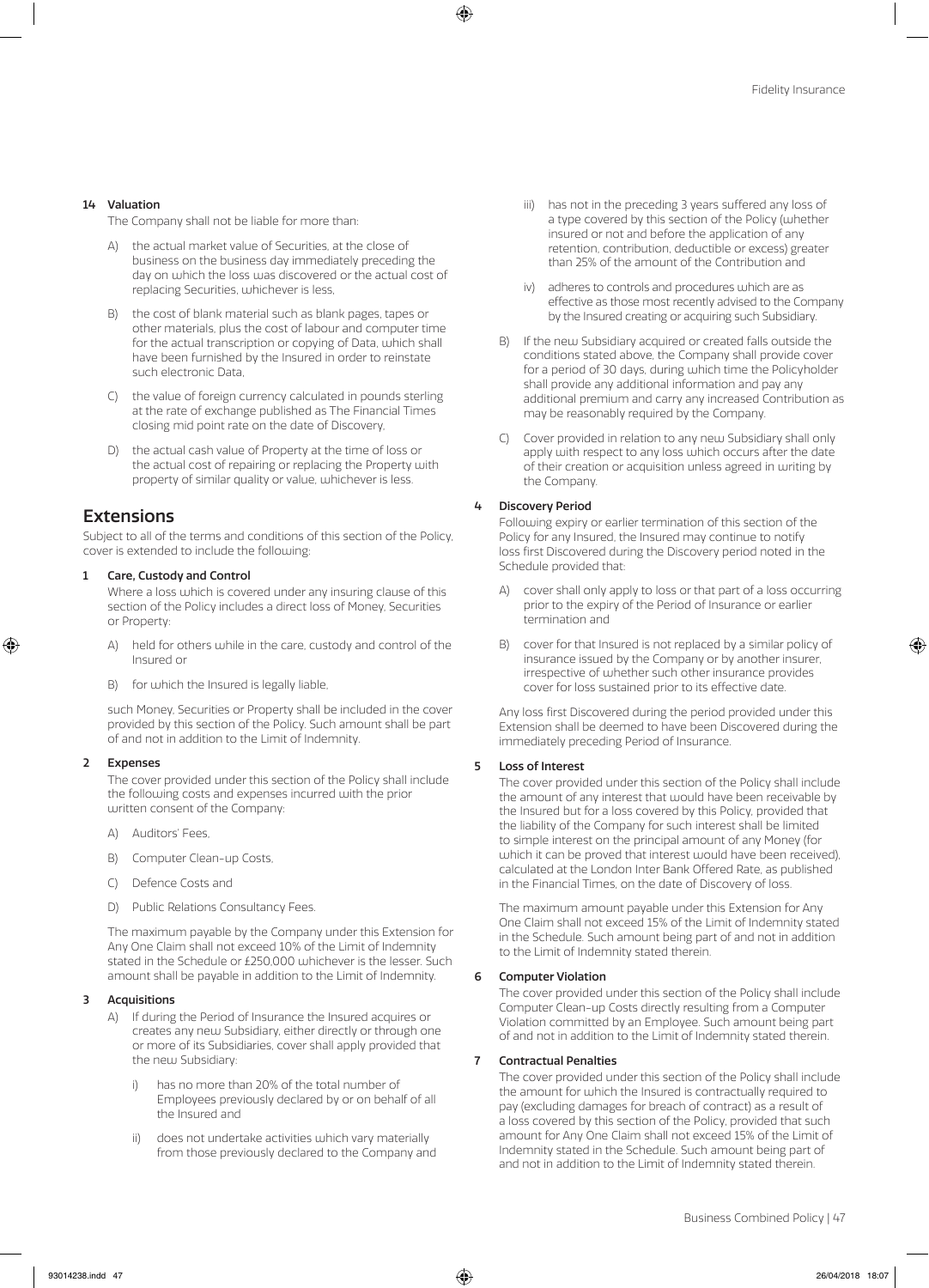### 14 Valuation

The Company shall not be liable for more than:

A) the actual market value of Securities, at the close of business on the business day immediately preceding the day on which the loss was discovered or the actual cost of replacing Securities, whichever is less,

B) the cost of blank material such as blank pages, tapes or other materials, plus the cost of labour and computer time for the actual transcription or copying of Data, which shall have been furnished by the Insured in order to reinstate such electronic Data,

C) the value of foreign currency calculated in pounds sterling at the rate of exchange published as The Financial Times closing mid point rate on the date of Discovery,

D) the actual cash value of Property at the time of loss or the actual cost of repairing or replacing the Property with property of similar quality or value, whichever is less.

## Extensions

Subject to all of the terms and conditions of this section of the Policy, cover is extended to include the following:

### 1 Care, Custody and Control

Where a loss which is covered under any insuring clause of this section of the Policy includes a direct loss of Money, Securities or Property:

A) held for others while in the care, custody and control of the Insured or

B) for which the Insured is legally liable,

such Money, Securities or Property shall be included in the cover provided by this section of the Policy. Such amount shall be part of and not in addition to the Limit of Indemnity.

### 2 Expenses

The cover provided under this section of the Policy shall include the following costs and expenses incurred with the prior written consent of the Company:

A) Auditors' Fees,

B) Computer Clean-up Costs,

C) Defence Costs and

D) Public Relations Consultancy Fees.

The maximum payable by the Company under this Extension for Any One Claim shall not exceed 10% of the Limit of Indemnity stated in the Schedule or £250,000 whichever is the lesser. Such amount shall be payable in addition to the Limit of Indemnity.

### 3 Acquisitions

A) If during the Period of Insurance the Insured acquires or creates any new Subsidiary, either directly or through one or more of its Subsidiaries, cover shall apply provided that the new Subsidiary:

i) has no more than 20% of the total number of Employees previously declared by or on behalf of all the Insured and

ii) does not undertake activities which vary materially from those previously declared to the Company and

iii) has not in the preceding 3 years suffered any loss of a type covered by this section of the Policy (whether insured or not and before the application of any retention, contribution, deductible or excess) greater than 25% of the amount of the Contribution and

iv) adheres to controls and procedures which are as effective as those most recently advised to the Company by the Insured creating or acquiring such Subsidiary.

B) If the new Subsidiary acquired or created falls outside the conditions stated above, the Company shall provide cover for a period of 30 days, during which time the Policyholder shall provide any additional information and pay any additional premium and carry any increased Contribution as may be reasonably required by the Company.

C) Cover provided in relation to any new Subsidiary shall only apply with respect to any loss which occurs after the date of their creation or acquisition unless agreed in writing by the Company.

### 4 Discovery Period

Following expiry or earlier termination of this section of the Policy for any Insured, the Insured may continue to notify loss first Discovered during the Discovery period noted in the Schedule provided that:

A) cover shall only apply to loss or that part of a loss occurring prior to the expiry of the Period of Insurance or earlier termination and

B) cover for that Insured is not replaced by a similar policy of insurance issued by the Company or by another insurer, irrespective of whether such other insurance provides cover for loss sustained prior to its effective date.

Any loss first Discovered during the period provided under this Extension shall be deemed to have been Discovered during the immediately preceding Period of Insurance.

### 5 Loss of Interest

The cover provided under this section of the Policy shall include the amount of any interest that would have been receivable by the Insured but for a loss covered by this Policy, provided that the liability of the Company for such interest shall be limited to simple interest on the principal amount of any Money (for which it can be proved that interest would have been received), calculated at the London Inter Bank Offered Rate, as published in the Financial Times, on the date of Discovery of loss.

The maximum amount payable under this Extension for Any One Claim shall not exceed 15% of the Limit of Indemnity stated in the Schedule. Such amount being part of and not in addition to the Limit of Indemnity stated therein.

### 6 Computer Violation

The cover provided under this section of the Policy shall include Computer Clean-up Costs directly resulting from a Computer Violation committed by an Employee. Such amount being part of and not in addition to the Limit of Indemnity stated therein.

### 7 Contractual Penalties

The cover provided under this section of the Policy shall include the amount for which the Insured is contractually required to pay (excluding damages for breach of contract) as a result of a loss covered by this section of the Policy, provided that such amount for Any One Claim shall not exceed 15% of the Limit of Indemnity stated in the Schedule. Such amount being part of and not in addition to the Limit of Indemnity stated therein.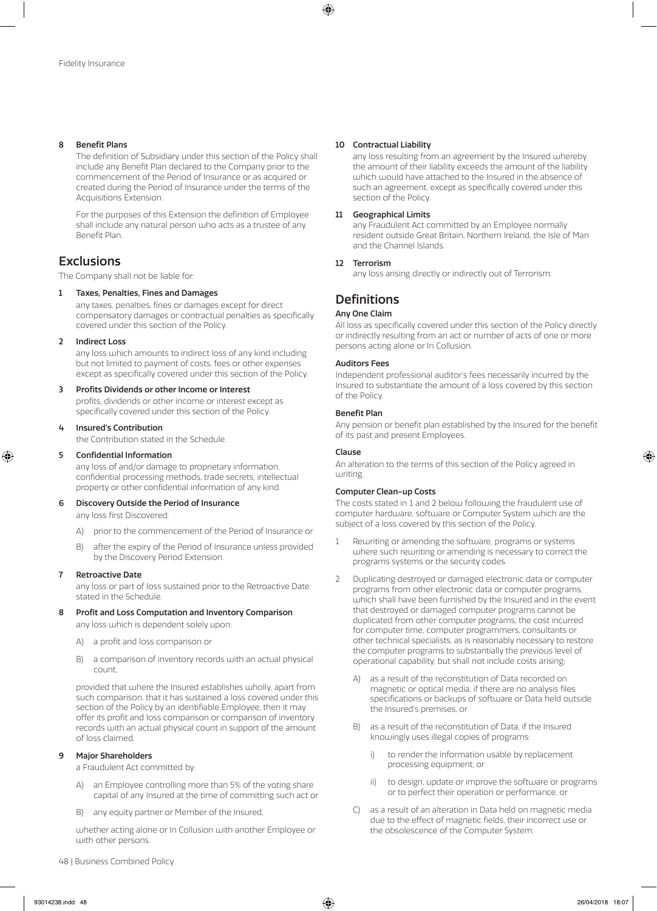#### 8 Benefit Plans

The definition of Subsidiary under this section of the Policy shall include any Benefit Plan declared to the Company prior to the commencement of the Period of Insurance or as acquired or created during the Period of Insurance under the terms of the Acquisitions Extension.

For the purposes of this Extension the definition of Employee shall include any natural person who acts as a trustee of any Benefit Plan.

## Exclusions

The Company shall not be liable for:

#### 1 Taxes, Penalties, Fines and Damages

any taxes, penalties, fines or damages except for direct compensatory damages or contractual penalties as specifically covered under this section of the Policy.

#### 2 Indirect Loss

any loss which amounts to indirect loss of any kind including but not limited to payment of costs, fees or other expenses except as specifically covered under this section of the Policy.

#### 3 Profits Dividends or other Income or Interest

profits, dividends or other income or interest except as specifically covered under this section of the Policy.

#### 4 Insured's Contribution

the Contribution stated in the Schedule.

#### 5 Confidential Information

any loss of and/or damage to proprietary information, confidential processing methods, trade secrets, intellectual property or other confidential information of any kind.

#### 6 Discovery Outside the Period of Insurance

any loss first Discovered:

A) prior to the commencement of the Period of Insurance or

B) after the expiry of the Period of Insurance unless provided by the Discovery Period Extension.

#### 7 Retroactive Date

any loss or part of loss sustained prior to the Retroactive Date stated in the Schedule.

#### 8 Profit and Loss Computation and Inventory Comparison

any loss which is dependent solely upon:

A) a profit and loss comparison or

B) a comparison of inventory records with an actual physical count,

provided that where the Insured establishes wholly, apart from such comparison, that it has sustained a loss covered under this section of the Policy by an identifiable Employee, then it may offer its profit and loss comparison or comparison of inventory records with an actual physical count in support of the amount of loss claimed.

#### 9 Major Shareholders

a Fraudulent Act committed by:

A) an Employee controlling more than 5% of the voting share capital of any Insured at the time of committing such act or

B) any equity partner or Member of the Insured,

whether acting alone or In Collusion with another Employee or with other persons.

#### 10 Contractual Liability

any loss resulting from an agreement by the Insured whereby the amount of their liability exceeds the amount of the liability which would have attached to the Insured in the absence of such an agreement, except as specifically covered under this section of the Policy.

#### 11 Geographical Limits

any Fraudulent Act committed by an Employee normally resident outside Great Britain, Northern Ireland, the Isle of Man and the Channel Islands.

#### 12 Terrorism

any loss arising directly or indirectly out of Terrorism.

## Definitions

#### Any One Claim

All loss as specifically covered under this section of the Policy directly or indirectly resulting from an act or number of acts of one or more persons acting alone or In Collusion.

#### Auditors Fees

Independent professional auditor's fees necessarily incurred by the Insured to substantiate the amount of a loss covered by this section of the Policy.

#### Benefit Plan

Any pension or benefit plan established by the Insured for the benefit of its past and present Employees.

#### Clause

An alteration to the terms of this section of the Policy agreed in writing.

#### Computer Clean-up Costs

The costs stated in 1 and 2 below following the fraudulent use of computer hardware, software or Computer System which are the subject of a loss covered by this section of the Policy.

1 Rewriting or amending the software, programs or systems where such rewriting or amending is necessary to correct the programs systems or the security codes.

2 Duplicating destroyed or damaged electronic data or computer programs from other electronic data or computer programs, which shall have been furnished by the Insured and in the event that destroyed or damaged computer programs cannot be duplicated from other computer programs, the cost incurred for computer time, computer programmers, consultants or other technical specialists, as is reasonably necessary to restore the computer programs to substantially the previous level of operational capability, but shall not include costs arising:

   A) as a result of the reconstitution of Data recorded on magnetic or optical media, if there are no analysis files specifications or backups of software or Data held outside the Insured's premises, or

   B) as a result of the reconstitution of Data, if the Insured knowingly uses illegal copies of programs:

      i) to render the information usable by replacement processing equipment, or

      ii) to design, update or improve the software or programs or to perfect their operation or performance, or

   C) as a result of an alteration in Data held on magnetic media due to the effect of magnetic fields, their incorrect use or the obsolescence of the Computer System.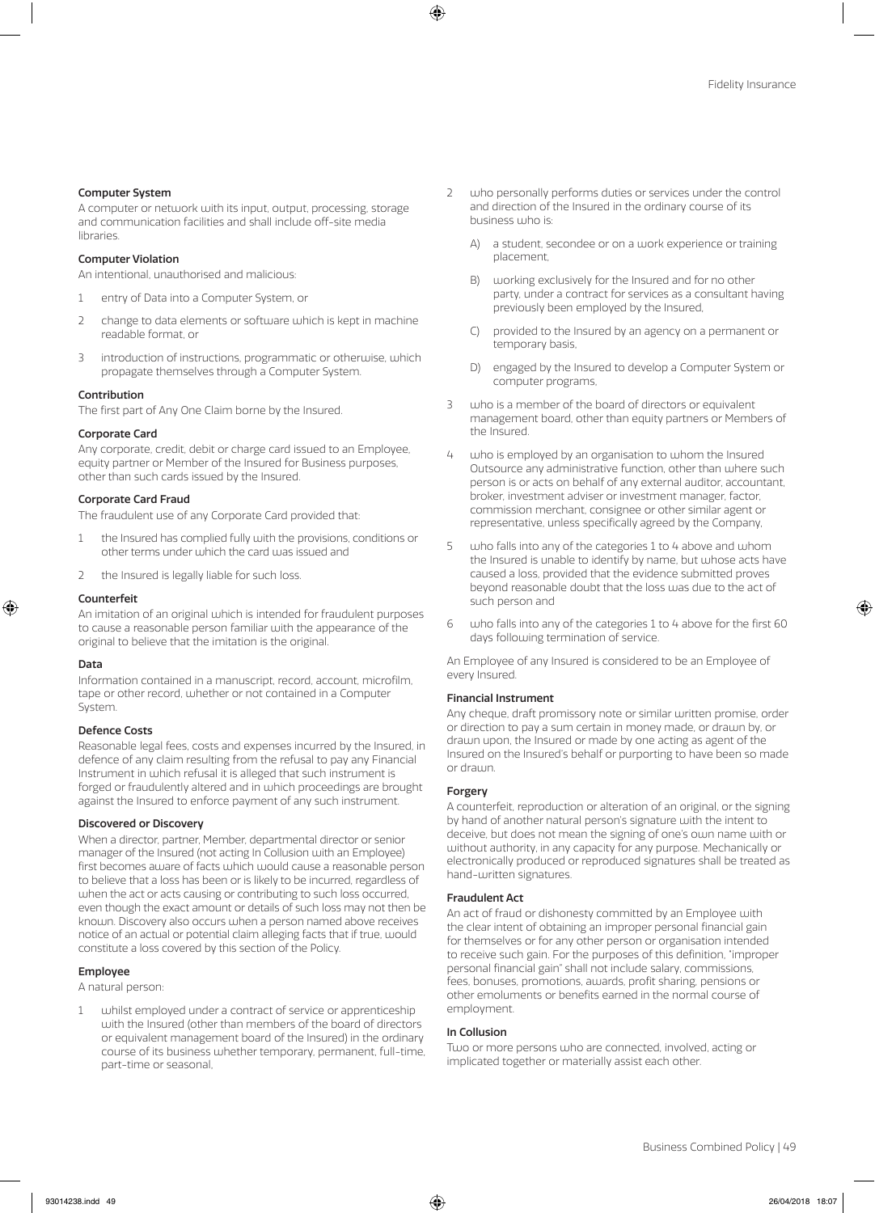**Computer System**

A computer or network with its input, output, processing, storage and communication facilities and shall include off-site media libraries.

**Computer Violation**

An intentional, unauthorised and malicious:

1. entry of Data into a Computer System, or
2. change to data elements or software which is kept in machine readable format, or
3. introduction of instructions, programmatic or otherwise, which propagate themselves through a Computer System.

**Contribution**

The first part of Any One Claim borne by the Insured.

**Corporate Card**

Any corporate, credit, debit or charge card issued to an Employee, equity partner or Member of the Insured for Business purposes, other than such cards issued by the Insured.

**Corporate Card Fraud**

The fraudulent use of any Corporate Card provided that:

1. the Insured has complied fully with the provisions, conditions or other terms under which the card was issued and
2. the Insured is legally liable for such loss.

**Counterfeit**

An imitation of an original which is intended for fraudulent purposes to cause a reasonable person familiar with the appearance of the original to believe that the imitation is the original.

**Data**

Information contained in a manuscript, record, account, microfilm, tape or other record, whether or not contained in a Computer System.

**Defence Costs**

Reasonable legal fees, costs and expenses incurred by the Insured, in defence of any claim resulting from the refusal to pay any Financial Instrument in which refusal it is alleged that such instrument is forged or fraudulently altered and in which proceedings are brought against the Insured to enforce payment of any such instrument.

**Discovered or Discovery**

When a director, partner, Member, departmental director or senior manager of the Insured (not acting In Collusion with an Employee) first becomes aware of facts which would cause a reasonable person to believe that a loss has been or is likely to be incurred, regardless of when the act or acts causing or contributing to such loss occurred, even though the exact amount or details of such loss may not then be known. Discovery also occurs when a person named above receives notice of an actual or potential claim alleging facts that if true, would constitute a loss covered by this section of the Policy.

**Employee**

A natural person:

1. whilst employed under a contract of service or apprenticeship with the Insured (other than members of the board of directors or equivalent management board of the Insured) in the ordinary course of its business whether temporary, permanent, full-time, part-time or seasonal,
2. who personally performs duties or services under the control and direction of the Insured in the ordinary course of its business who is:
   A) a student, secondee or on a work experience or training placement,
   B) working exclusively for the Insured and for no other party, under a contract for services as a consultant having previously been employed by the Insured,
   C) provided to the Insured by an agency on a permanent or temporary basis,
   D) engaged by the Insured to develop a Computer System or computer programs,
3. who is a member of the board of directors or equivalent management board, other than equity partners or Members of the Insured.
4. who is employed by an organisation to whom the Insured Outsource any administrative function, other than where such person is or acts on behalf of any external auditor, accountant, broker, investment adviser or investment manager, factor, commission merchant, consignee or other similar agent or representative, unless specifically agreed by the Company,
5. who falls into any of the categories 1 to 4 above and whom the Insured is unable to identify by name, but whose acts have caused a loss, provided that the evidence submitted proves beyond reasonable doubt that the loss was due to the act of such person and
6. who falls into any of the categories 1 to 4 above for the first 60 days following termination of service.

An Employee of any Insured is considered to be an Employee of every Insured.

**Financial Instrument**

Any cheque, draft promissory note or similar written promise, order or direction to pay a sum certain in money made, or drawn by, or drawn upon, the Insured or made by one acting as agent of the Insured on the Insured's behalf or purporting to have been so made or drawn.

**Forgery**

A counterfeit, reproduction or alteration of an original, or the signing by hand of another natural person's signature with the intent to deceive, but does not mean the signing of one's own name with or without authority, in any capacity for any purpose. Mechanically or electronically produced or reproduced signatures shall be treated as hand-written signatures.

**Fraudulent Act**

An act of fraud or dishonesty committed by an Employee with the clear intent of obtaining an improper personal financial gain for themselves or for any other person or organisation intended to receive such gain. For the purposes of this definition, "improper personal financial gain" shall not include salary, commissions, fees, bonuses, promotions, awards, profit sharing, pensions or other emoluments or benefits earned in the normal course of employment.

**In Collusion**

Two or more persons who are connected, involved, acting or implicated together or materially assist each other.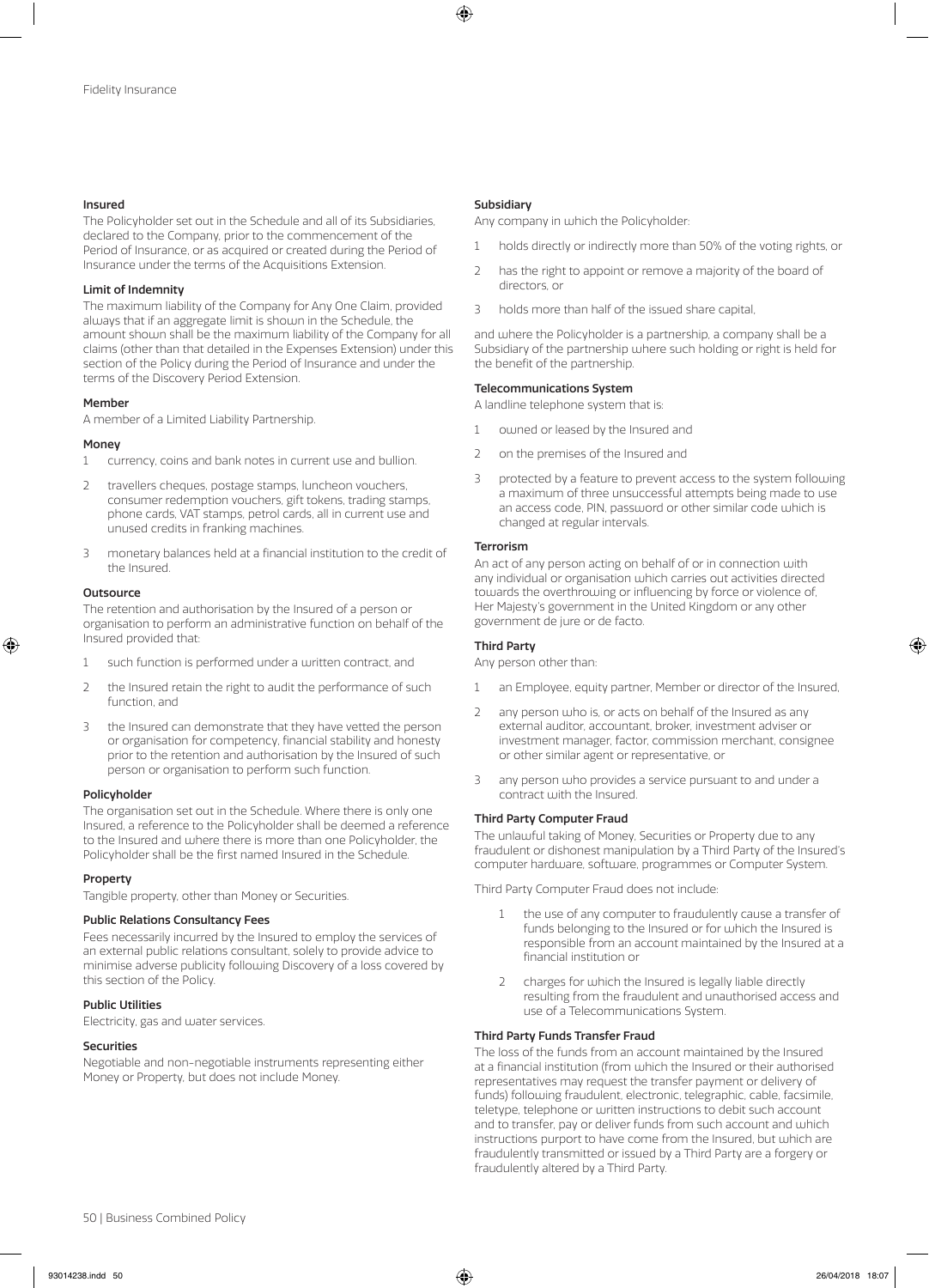**Insured**

The Policyholder set out in the Schedule and all of its Subsidiaries, declared to the Company, prior to the commencement of the Period of Insurance, or as acquired or created during the Period of Insurance under the terms of the Acquisitions Extension.

**Limit of Indemnity**

The maximum liability of the Company for Any One Claim, provided always that if an aggregate limit is shown in the Schedule, the amount shown shall be the maximum liability of the Company for all claims (other than that detailed in the Expenses Extension) under this section of the Policy during the Period of Insurance and under the terms of the Discovery Period Extension.

**Member**

A member of a Limited Liability Partnership.

**Money**

1 currency, coins and bank notes in current use and bullion.

2 travellers cheques, postage stamps, luncheon vouchers, consumer redemption vouchers, gift tokens, trading stamps, phone cards, VAT stamps, petrol cards, all in current use and unused credits in franking machines.

3 monetary balances held at a financial institution to the credit of the Insured.

**Outsource**

The retention and authorisation by the Insured of a person or organisation to perform an administrative function on behalf of the Insured provided that:

1 such function is performed under a written contract, and

2 the Insured retain the right to audit the performance of such function, and

3 the Insured can demonstrate that they have vetted the person or organisation for competency, financial stability and honesty prior to the retention and authorisation by the Insured of such person or organisation to perform such function.

**Policyholder**

The organisation set out in the Schedule. Where there is only one Insured, a reference to the Policyholder shall be deemed a reference to the Insured and where there is more than one Policyholder, the Policyholder shall be the first named Insured in the Schedule.

**Property**

Tangible property, other than Money or Securities.

**Public Relations Consultancy Fees**

Fees necessarily incurred by the Insured to employ the services of an external public relations consultant, solely to provide advice to minimise adverse publicity following Discovery of a loss covered by this section of the Policy.

**Public Utilities**

Electricity, gas and water services.

**Securities**

Negotiable and non-negotiable instruments representing either Money or Property, but does not include Money.

**Subsidiary**

Any company in which the Policyholder:

1 holds directly or indirectly more than 50% of the voting rights, or

2 has the right to appoint or remove a majority of the board of directors, or

3 holds more than half of the issued share capital,

and where the Policyholder is a partnership, a company shall be a Subsidiary of the partnership where such holding or right is held for the benefit of the partnership.

**Telecommunications System**

A landline telephone system that is:

1 owned or leased by the Insured and

2 on the premises of the Insured and

3 protected by a feature to prevent access to the system following a maximum of three unsuccessful attempts being made to use an access code, PIN, password or other similar code which is changed at regular intervals.

**Terrorism**

An act of any person acting on behalf of or in connection with any individual or organisation which carries out activities directed towards the overthrowing or influencing by force or violence of, Her Majesty's government in the United Kingdom or any other government de jure or de facto.

**Third Party**

Any person other than:

1 an Employee, equity partner, Member or director of the Insured,

2 any person who is, or acts on behalf of the Insured as any external auditor, accountant, broker, investment adviser or investment manager, factor, commission merchant, consignee or other similar agent or representative, or

3 any person who provides a service pursuant to and under a contract with the Insured.

**Third Party Computer Fraud**

The unlawful taking of Money, Securities or Property due to any fraudulent or dishonest manipulation by a Third Party of the Insured's computer hardware, software, programmes or Computer System.

Third Party Computer Fraud does not include:

1 the use of any computer to fraudulently cause a transfer of funds belonging to the Insured or for which the Insured is responsible from an account maintained by the Insured at a financial institution or

2 charges for which the Insured is legally liable directly resulting from the fraudulent and unauthorised access and use of a Telecommunications System.

**Third Party Funds Transfer Fraud**

The loss of the funds from an account maintained by the Insured at a financial institution (from which the Insured or their authorised representatives may request the transfer payment or delivery of funds) following fraudulent, electronic, telegraphic, cable, facsimile, teletype, telephone or written instructions to debit such account and to transfer, pay or deliver funds from such account and which instructions purport to have come from the Insured, but which are fraudulently transmitted or issued by a Third Party are a forgery or fraudulently altered by a Third Party.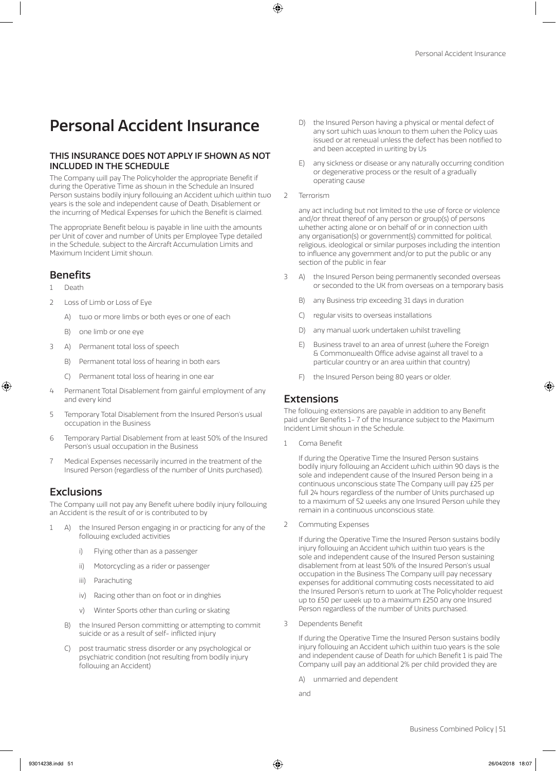# Personal Accident Insurance

**THIS INSURANCE DOES NOT APPLY IF SHOWN AS NOT INCLUDED IN THE SCHEDULE**

The Company will pay The Policyholder the appropriate Benefit if during the Operative Time as shown in the Schedule an Insured Person sustains bodily injury following an Accident which within two years is the sole and independent cause of Death, Disablement or the incurring of Medical Expenses for which the Benefit is claimed.

The appropriate Benefit below is payable in line with the amounts per Unit of cover and number of Units per Employee Type detailed in the Schedule, subject to the Aircraft Accumulation Limits and Maximum Incident Limit shown.

## Benefits

1 Death

2 Loss of Limb or Loss of Eye

   A) two or more limbs or both eyes or one of each

   B) one limb or one eye

3 A) Permanent total loss of speech

   B) Permanent total loss of hearing in both ears

   C) Permanent total loss of hearing in one ear

4 Permanent Total Disablement from gainful employment of any and every kind

5 Temporary Total Disablement from the Insured Person's usual occupation in the Business

6 Temporary Partial Disablement from at least 50% of the Insured Person's usual occupation in the Business

7 Medical Expenses necessarily incurred in the treatment of the Insured Person (regardless of the number of Units purchased).

## Exclusions

The Company will not pay any Benefit where bodily injury following an Accident is the result of or is contributed to by

1 A) the Insured Person engaging in or practicing for any of the following excluded activities

      i) Flying other than as a passenger

      ii) Motorcycling as a rider or passenger

      iii) Parachuting

      iv) Racing other than on foot or in dinghies

      v) Winter Sports other than curling or skating

   B) the Insured Person committing or attempting to commit suicide or as a result of self- inflicted injury

   C) post traumatic stress disorder or any psychological or psychiatric condition (not resulting from bodily injury following an Accident)

   D) the Insured Person having a physical or mental defect of any sort which was known to them when the Policy was issued or at renewal unless the defect has been notified to and been accepted in writing by Us

   E) any sickness or disease or any naturally occurring condition or degenerative process or the result of a gradually operating cause

2 Terrorism

   any act including but not limited to the use of force or violence and/or threat thereof of any person or group(s) of persons whether acting alone or on behalf of or in connection with any organisation(s) or government(s) committed for political, religious, ideological or similar purposes including the intention to influence any government and/or to put the public or any section of the public in fear

3 A) the Insured Person being permanently seconded overseas or seconded to the UK from overseas on a temporary basis

   B) any Business trip exceeding 31 days in duration

   C) regular visits to overseas installations

   D) any manual work undertaken whilst travelling

   E) Business travel to an area of unrest (where the Foreign & Commonwealth Office advise against all travel to a particular country or an area within that country)

   F) the Insured Person being 80 years or older.

## Extensions

The following extensions are payable in addition to any Benefit paid under Benefits 1- 7 of the Insurance subject to the Maximum Incident Limit shown in the Schedule.

1 Coma Benefit

   If during the Operative Time the Insured Person sustains bodily injury following an Accident which within 90 days is the sole and independent cause of the Insured Person being in a continuous unconscious state The Company will pay £25 per full 24 hours regardless of the number of Units purchased up to a maximum of 52 weeks any one Insured Person while they remain in a continuous unconscious state.

2 Commuting Expenses

   If during the Operative Time the Insured Person sustains bodily injury following an Accident which within two years is the sole and independent cause of the Insured Person sustaining disablement from at least 50% of the Insured Person's usual occupation in the Business The Company will pay necessary expenses for additional commuting costs necessitated to aid the Insured Person's return to work at The Policyholder request up to £50 per week up to a maximum £250 any one Insured Person regardless of the number of Units purchased.

3 Dependents Benefit

   If during the Operative Time the Insured Person sustains bodily injury following an Accident which within two years is the sole and independent cause of Death for which Benefit 1 is paid The Company will pay an additional 2% per child provided they are

   A) unmarried and dependent

   and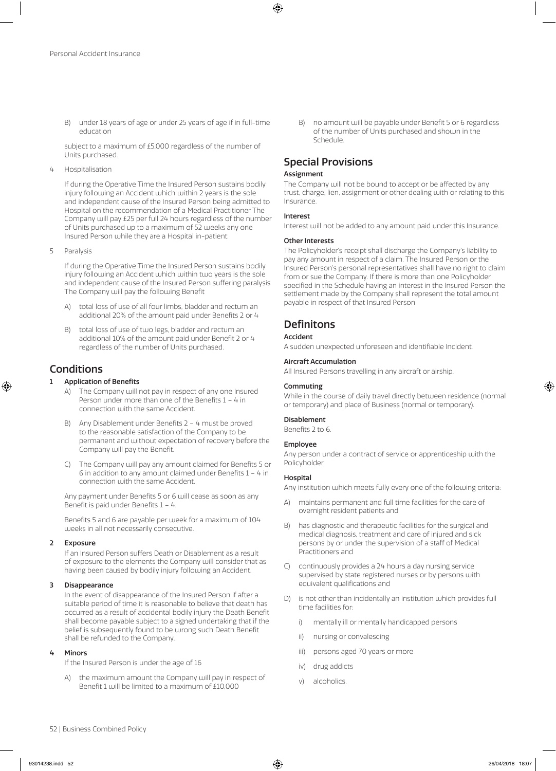B) under 18 years of age or under 25 years of age if in full-time education

subject to a maximum of £5,000 regardless of the number of Units purchased.

4 Hospitalisation

If during the Operative Time the Insured Person sustains bodily injury following an Accident which within 2 years is the sole and independent cause of the Insured Person being admitted to Hospital on the recommendation of a Medical Practitioner The Company will pay £25 per full 24 hours regardless of the number of Units purchased up to a maximum of 52 weeks any one Insured Person while they are a Hospital in-patient.

5 Paralysis

If during the Operative Time the Insured Person sustains bodily injury following an Accident which within two years is the sole and independent cause of the Insured Person suffering paralysis The Company will pay the following Benefit

A) total loss of use of all four limbs, bladder and rectum an additional 20% of the amount paid under Benefits 2 or 4

B) total loss of use of two legs, bladder and rectum an additional 10% of the amount paid under Benefit 2 or 4 regardless of the number of Units purchased.

## Conditions

### 1 Application of Benefits

A) The Company will not pay in respect of any one Insured Person under more than one of the Benefits 1 – 4 in connection with the same Accident.

B) Any Disablement under Benefits 2 – 4 must be proved to the reasonable satisfaction of the Company to be permanent and without expectation of recovery before the Company will pay the Benefit.

C) The Company will pay any amount claimed for Benefits 5 or 6 in addition to any amount claimed under Benefits 1 – 4 in connection with the same Accident.

Any payment under Benefits 5 or 6 will cease as soon as any Benefit is paid under Benefits 1 – 4.

Benefits 5 and 6 are payable per week for a maximum of 104 weeks in all not necessarily consecutive.

### 2 Exposure

If an Insured Person suffers Death or Disablement as a result of exposure to the elements the Company will consider that as having been caused by bodily injury following an Accident.

### 3 Disappearance

In the event of disappearance of the Insured Person if after a suitable period of time it is reasonable to believe that death has occurred as a result of accidental bodily injury the Death Benefit shall become payable subject to a signed undertaking that if the belief is subsequently found to be wrong such Death Benefit shall be refunded to the Company.

### 4 Minors

If the Insured Person is under the age of 16

A) the maximum amount the Company will pay in respect of Benefit 1 will be limited to a maximum of £10,000

B) no amount will be payable under Benefit 5 or 6 regardless of the number of Units purchased and shown in the Schedule.

## Special Provisions

### Assignment

The Company will not be bound to accept or be affected by any trust, charge, lien, assignment or other dealing with or relating to this Insurance.

### Interest

Interest will not be added to any amount paid under this Insurance.

### Other Interests

The Policyholder's receipt shall discharge the Company's liability to pay any amount in respect of a claim. The Insured Person or the Insured Person's personal representatives shall have no right to claim from or sue the Company. If there is more than one Policyholder specified in the Schedule having an interest in the Insured Person the settlement made by the Company shall represent the total amount payable in respect of that Insured Person

## Definitons

### Accident

A sudden unexpected unforeseen and identifiable Incident.

### Aircraft Accumulation

All Insured Persons travelling in any aircraft or airship.

### Commuting

While in the course of daily travel directly between residence (normal or temporary) and place of Business (normal or temporary).

### Disablement

Benefits 2 to 6.

### Employee

Any person under a contract of service or apprenticeship with the Policyholder.

### Hospital

Any institution which meets fully every one of the following criteria:

A) maintains permanent and full time facilities for the care of overnight resident patients and

B) has diagnostic and therapeutic facilities for the surgical and medical diagnosis, treatment and care of injured and sick persons by or under the supervision of a staff of Medical Practitioners and

C) continuously provides a 24 hours a day nursing service supervised by state registered nurses or by persons with equivalent qualifications and

D) is not other than incidentally an institution which provides full time facilities for:

i) mentally ill or mentally handicapped persons

ii) nursing or convalescing

iii) persons aged 70 years or more

iv) drug addicts

v) alcoholics.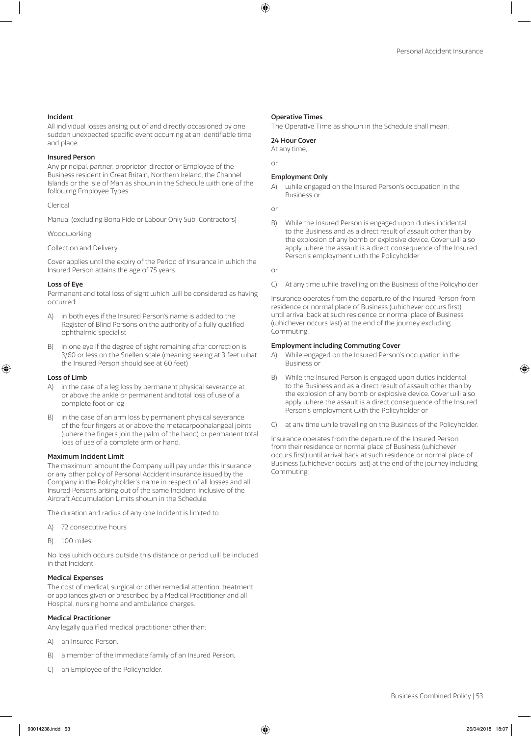#### Incident

All individual losses arising out of and directly occasioned by one sudden unexpected specific event occurring at an identifiable time and place.

#### Insured Person

Any principal, partner, proprietor, director or Employee of the Business resident in Great Britain, Northern Ireland, the Channel Islands or the Isle of Man as shown in the Schedule with one of the following Employee Types

Clerical

Manual (excluding Bona Fide or Labour Only Sub-Contractors)

Woodworking

Collection and Delivery.

Cover applies until the expiry of the Period of Insurance in which the Insured Person attains the age of 75 years.

#### Loss of Eye

Permanent and total loss of sight which will be considered as having occurred:

A) in both eyes if the Insured Person's name is added to the Register of Blind Persons on the authority of a fully qualified ophthalmic specialist

B) in one eye if the degree of sight remaining after correction is 3/60 or less on the Snellen scale (meaning seeing at 3 feet what the Insured Person should see at 60 feet)

#### Loss of Limb

A) in the case of a leg loss by permanent physical severance at or above the ankle or permanent and total loss of use of a complete foot or leg

B) in the case of an arm loss by permanent physical severance of the four fingers at or above the metacarpophalangeal joints (where the fingers join the palm of the hand) or permanent total loss of use of a complete arm or hand.

#### Maximum Incident Limit

The maximum amount the Company will pay under this Insurance or any other policy of Personal Accident insurance issued by the Company in the Policyholder's name in respect of all losses and all Insured Persons arising out of the same Incident, inclusive of the Aircraft Accumulation Limits shown in the Schedule.

The duration and radius of any one Incident is limited to

A) 72 consecutive hours

B) 100 miles.

No loss which occurs outside this distance or period will be included in that Incident.

#### Medical Expenses

The cost of medical, surgical or other remedial attention, treatment or appliances given or prescribed by a Medical Practitioner and all Hospital, nursing home and ambulance charges.

#### Medical Practitioner

Any legally qualified medical practitioner other than:

A) an Insured Person,

B) a member of the immediate family of an Insured Person,

C) an Employee of the Policyholder.

#### Operative Times

The Operative Time as shown in the Schedule shall mean:

#### 24 Hour Cover

At any time,

or

#### Employment Only

A) while engaged on the Insured Person's occupation in the Business or

or

B) While the Insured Person is engaged upon duties incidental to the Business and as a direct result of assault other than by the explosion of any bomb or explosive device. Cover will also apply where the assault is a direct consequence of the Insured Person's employment with the Policyholder

or

C) At any time while travelling on the Business of the Policyholder

Insurance operates from the departure of the Insured Person from residence or normal place of Business (whichever occurs first) until arrival back at such residence or normal place of Business (whichever occurs last) at the end of the journey excluding Commuting.

#### Employment including Commuting Cover

A) While engaged on the Insured Person's occupation in the Business or

B) While the Insured Person is engaged upon duties incidental to the Business and as a direct result of assault other than by the explosion of any bomb or explosive device. Cover will also apply where the assault is a direct consequence of the Insured Person's employment with the Policyholder or

C) at any time while travelling on the Business of the Policyholder.

Insurance operates from the departure of the Insured Person from their residence or normal place of Business (whichever occurs first) until arrival back at such residence or normal place of Business (whichever occurs last) at the end of the journey including Commuting.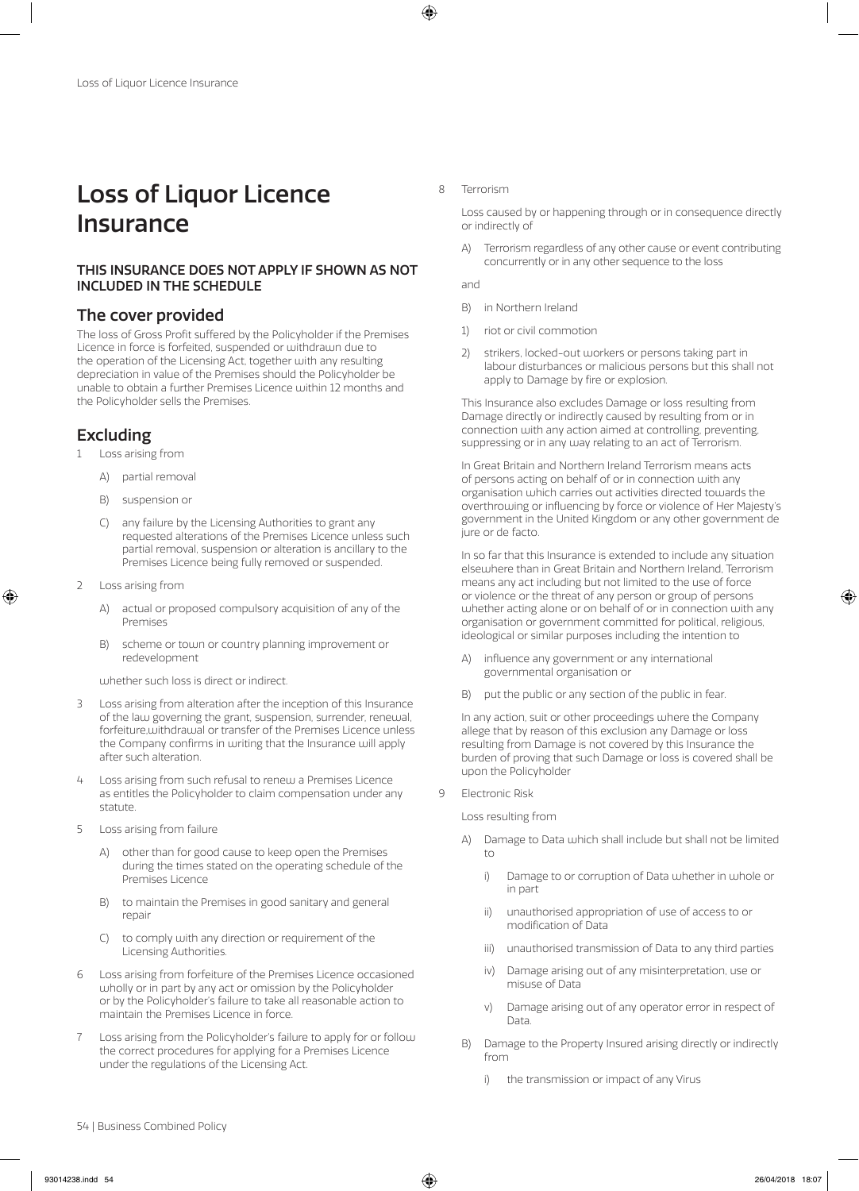# Loss of Liquor Licence Insurance

**THIS INSURANCE DOES NOT APPLY IF SHOWN AS NOT INCLUDED IN THE SCHEDULE**

## The cover provided

The loss of Gross Profit suffered by the Policyholder if the Premises Licence in force is forfeited, suspended or withdrawn due to the operation of the Licensing Act, together with any resulting depreciation in value of the Premises should the Policyholder be unable to obtain a further Premises Licence within 12 months and the Policyholder sells the Premises.

## Excluding

1 Loss arising from

   A) partial removal

   B) suspension or

   C) any failure by the Licensing Authorities to grant any requested alterations of the Premises Licence unless such partial removal, suspension or alteration is ancillary to the Premises Licence being fully removed or suspended.

2 Loss arising from

   A) actual or proposed compulsory acquisition of any of the Premises

   B) scheme or town or country planning improvement or redevelopment

   whether such loss is direct or indirect.

3 Loss arising from alteration after the inception of this Insurance of the law governing the grant, suspension, surrender, renewal, forfeiture,withdrawal or transfer of the Premises Licence unless the Company confirms in writing that the Insurance will apply after such alteration.

4 Loss arising from such refusal to renew a Premises Licence as entitles the Policyholder to claim compensation under any statute.

5 Loss arising from failure

   A) other than for good cause to keep open the Premises during the times stated on the operating schedule of the Premises Licence

   B) to maintain the Premises in good sanitary and general repair

   C) to comply with any direction or requirement of the Licensing Authorities.

6 Loss arising from forfeiture of the Premises Licence occasioned wholly or in part by any act or omission by the Policyholder or by the Policyholder's failure to take all reasonable action to maintain the Premises Licence in force.

7 Loss arising from the Policyholder's failure to apply for or follow the correct procedures for applying for a Premises Licence under the regulations of the Licensing Act.

8 Terrorism

   Loss caused by or happening through or in consequence directly or indirectly of

   A) Terrorism regardless of any other cause or event contributing concurrently or in any other sequence to the loss

   and

   B) in Northern Ireland

   1) riot or civil commotion

   2) strikers, locked-out workers or persons taking part in labour disturbances or malicious persons but this shall not apply to Damage by fire or explosion.

   This Insurance also excludes Damage or loss resulting from Damage directly or indirectly caused by resulting from or in connection with any action aimed at controlling, preventing, suppressing or in any way relating to an act of Terrorism.

   In Great Britain and Northern Ireland Terrorism means acts of persons acting on behalf of or in connection with any organisation which carries out activities directed towards the overthrowing or influencing by force or violence of Her Majesty's government in the United Kingdom or any other government de jure or de facto.

   In so far that this Insurance is extended to include any situation elsewhere than in Great Britain and Northern Ireland, Terrorism means any act including but not limited to the use of force or violence or the threat of any person or group of persons whether acting alone or on behalf of or in connection with any organisation or government committed for political, religious, ideological or similar purposes including the intention to

   A) influence any government or any international governmental organisation or

   B) put the public or any section of the public in fear.

   In any action, suit or other proceedings where the Company allege that by reason of this exclusion any Damage or loss resulting from Damage is not covered by this Insurance the burden of proving that such Damage or loss is covered shall be upon the Policyholder

9 Electronic Risk

   Loss resulting from

   A) Damage to Data which shall include but shall not be limited to

      i) Damage to or corruption of Data whether in whole or in part

      ii) unauthorised appropriation of use of access to or modification of Data

      iii) unauthorised transmission of Data to any third parties

      iv) Damage arising out of any misinterpretation, use or misuse of Data

      v) Damage arising out of any operator error in respect of Data.

   B) Damage to the Property Insured arising directly or indirectly from

      i) the transmission or impact of any Virus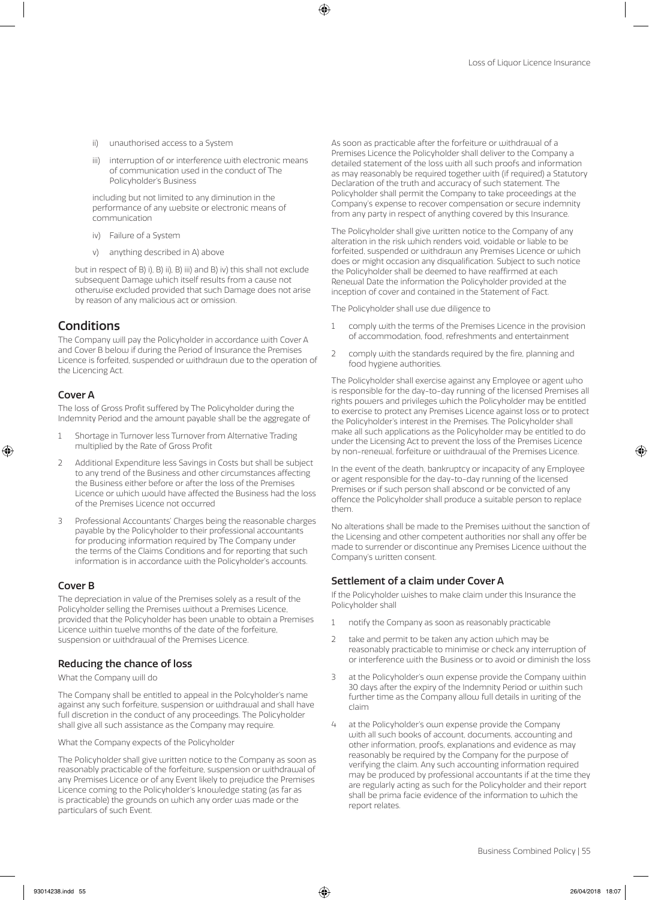ii) unauthorised access to a System

iii) interruption of or interference with electronic means of communication used in the conduct of The Policyholder's Business

including but not limited to any diminution in the performance of any website or electronic means of communication

iv) Failure of a System

v) anything described in A) above

but in respect of B) i), B) ii), B) iii) and B) iv) this shall not exclude subsequent Damage which itself results from a cause not otherwise excluded provided that such Damage does not arise by reason of any malicious act or omission.

## Conditions

The Company will pay the Policyholder in accordance with Cover A and Cover B below if during the Period of Insurance the Premises Licence is forfeited, suspended or withdrawn due to the operation of the Licencing Act.

### Cover A

The loss of Gross Profit suffered by The Policyholder during the Indemnity Period and the amount payable shall be the aggregate of

1. Shortage in Turnover less Turnover from Alternative Trading multiplied by the Rate of Gross Profit
2. Additional Expenditure less Savings in Costs but shall be subject to any trend of the Business and other circumstances affecting the Business either before or after the loss of the Premises Licence or which would have affected the Business had the loss of the Premises Licence not occurred
3. Professional Accountants' Charges being the reasonable charges payable by the Policyholder to their professional accountants for producing information required by The Company under the terms of the Claims Conditions and for reporting that such information is in accordance with the Policyholder's accounts.

### Cover B

The depreciation in value of the Premises solely as a result of the Policyholder selling the Premises without a Premises Licence, provided that the Policyholder has been unable to obtain a Premises Licence within twelve months of the date of the forfeiture, suspension or withdrawal of the Premises Licence.

### Reducing the chance of loss

What the Company will do

The Company shall be entitled to appeal in the Polcyholder's name against any such forfeiture, suspension or withdrawal and shall have full discretion in the conduct of any proceedings. The Policyholder shall give all such assistance as the Company may require.

What the Company expects of the Policyholder

The Policyholder shall give written notice to the Company as soon as reasonably practicable of the forfeiture, suspension or withdrawal of any Premises Licence or of any Event likely to prejudice the Premises Licence coming to the Policyholder's knowledge stating (as far as is practicable) the grounds on which any order was made or the particulars of such Event.

As soon as practicable after the forfeiture or withdrawal of a Premises Licence the Policyholder shall deliver to the Company a detailed statement of the loss with all such proofs and information as may reasonably be required together with (if required) a Statutory Declaration of the truth and accuracy of such statement. The Policyholder shall permit the Company to take proceedings at the Company's expense to recover compensation or secure indemnity from any party in respect of anything covered by this Insurance.

The Policyholder shall give written notice to the Company of any alteration in the risk which renders void, voidable or liable to be forfeited, suspended or withdrawn any Premises Licence or which does or might occasion any disqualification. Subject to such notice the Policyholder shall be deemed to have reaffirmed at each Renewal Date the information the Policyholder provided at the inception of cover and contained in the Statement of Fact.

The Policyholder shall use due diligence to

1. comply with the terms of the Premises Licence in the provision of accommodation, food, refreshments and entertainment
2. comply with the standards required by the fire, planning and food hygiene authorities.

The Policyholder shall exercise against any Employee or agent who is responsible for the day-to-day running of the licensed Premises all rights powers and privileges which the Policyholder may be entitled to exercise to protect any Premises Licence against loss or to protect the Policyholder's interest in the Premises. The Policyholder shall make all such applications as the Policyholder may be entitled to do under the Licensing Act to prevent the loss of the Premises Licence by non-renewal, forfeiture or withdrawal of the Premises Licence.

In the event of the death, bankruptcy or incapacity of any Employee or agent responsible for the day-to-day running of the licensed Premises or if such person shall abscond or be convicted of any offence the Policyholder shall produce a suitable person to replace them.

No alterations shall be made to the Premises without the sanction of the Licensing and other competent authorities nor shall any offer be made to surrender or discontinue any Premises Licence without the Company's written consent.

### Settlement of a claim under Cover A

If the Policyholder wishes to make claim under this Insurance the Policyholder shall

1. notify the Company as soon as reasonably practicable
2. take and permit to be taken any action which may be reasonably practicable to minimise or check any interruption of or interference with the Business or to avoid or diminish the loss
3. at the Policyholder's own expense provide the Company within 30 days after the expiry of the Indemnity Period or within such further time as the Company allow full details in writing of the claim
4. at the Policyholder's own expense provide the Company with all such books of account, documents, accounting and other information, proofs, explanations and evidence as may reasonably be required by the Company for the purpose of verifying the claim. Any such accounting information required may be produced by professional accountants if at the time they are regularly acting as such for the Policyholder and their report shall be prima facie evidence of the information to which the report relates.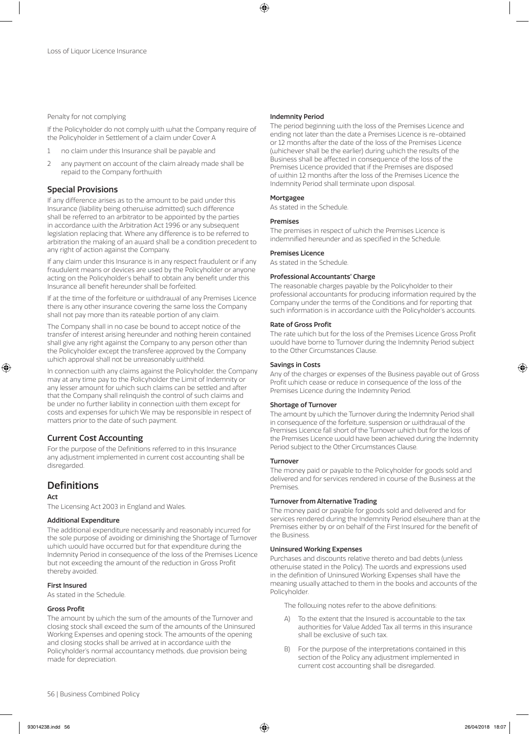Penalty for not complying

If the Policyholder do not comply with what the Company require of the Policyholder in Settlement of a claim under Cover A

1 no claim under this Insurance shall be payable and

2 any payment on account of the claim already made shall be repaid to the Company forthwith

## Special Provisions

If any difference arises as to the amount to be paid under this Insurance (liability being otherwise admitted) such difference shall be referred to an arbitrator to be appointed by the parties in accordance with the Arbitration Act 1996 or any subsequent legislation replacing that. Where any difference is to be referred to arbitration the making of an award shall be a condition precedent to any right of action against the Company.

If any claim under this Insurance is in any respect fraudulent or if any fraudulent means or devices are used by the Policyholder or anyone acting on the Policyholder's behalf to obtain any benefit under this Insurance all benefit hereunder shall be forfeited.

If at the time of the forfeiture or withdrawal of any Premises Licence there is any other insurance covering the same loss the Company shall not pay more than its rateable portion of any claim.

The Company shall in no case be bound to accept notice of the transfer of interest arising hereunder and nothing herein contained shall give any right against the Company to any person other than the Policyholder except the transferee approved by the Company which approval shall not be unreasonably withheld.

In connection with any claims against the Policyholder, the Company may at any time pay to the Policyholder the Limit of Indemnity or any lesser amount for which such claims can be settled and after that the Company shall relinquish the control of such claims and be under no further liability in connection with them except for costs and expenses for which We may be responsible in respect of matters prior to the date of such payment.

## Current Cost Accounting

For the purpose of the Definitions referred to in this Insurance any adjustment implemented in current cost accounting shall be disregarded.

# Definitions

**Act**

The Licensing Act 2003 in England and Wales.

**Additional Expenditure**

The additional expenditure necessarily and reasonably incurred for the sole purpose of avoiding or diminishing the Shortage of Turnover which would have occurred but for that expenditure during the Indemnity Period in consequence of the loss of the Premises Licence but not exceeding the amount of the reduction in Gross Profit thereby avoided.

**First Insured**

As stated in the Schedule.

**Gross Profit**

The amount by which the sum of the amounts of the Turnover and closing stock shall exceed the sum of the amounts of the Uninsured Working Expenses and opening stock. The amounts of the opening and closing stocks shall be arrived at in accordance with the Policyholder's normal accountancy methods, due provision being made for depreciation.

**Indemnity Period**

The period beginning with the loss of the Premises Licence and ending not later than the date a Premises Licence is re-obtained or 12 months after the date of the loss of the Premises Licence (whichever shall be the earlier) during which the results of the Business shall be affected in consequence of the loss of the Premises Licence provided that if the Premises are disposed of within 12 months after the loss of the Premises Licence the Indemnity Period shall terminate upon disposal.

**Mortgagee**

As stated in the Schedule.

**Premises**

The premises in respect of which the Premises Licence is indemnified hereunder and as specified in the Schedule.

**Premises Licence**

As stated in the Schedule.

**Professional Accountants' Charge**

The reasonable charges payable by the Policyholder to their professional accountants for producing information required by the Company under the terms of the Conditions and for reporting that such information is in accordance with the Policyholder's accounts.

**Rate of Gross Profit**

The rate which but for the loss of the Premises Licence Gross Profit would have borne to Turnover during the Indemnity Period subject to the Other Circumstances Clause.

**Savings in Costs**

Any of the charges or expenses of the Business payable out of Gross Profit which cease or reduce in consequence of the loss of the Premises Licence during the Indemnity Period.

**Shortage of Turnover**

The amount by which the Turnover during the Indemnity Period shall in consequence of the forfeiture, suspension or withdrawal of the Premises Licence fall short of the Turnover which but for the loss of the Premises Licence would have been achieved during the Indemnity Period subject to the Other Circumstances Clause.

**Turnover**

The money paid or payable to the Policyholder for goods sold and delivered and for services rendered in course of the Business at the Premises.

**Turnover from Alternative Trading**

The money paid or payable for goods sold and delivered and for services rendered during the Indemnity Period elsewhere than at the Premises either by or on behalf of the First Insured for the benefit of the Business.

**Uninsured Working Expenses**

Purchases and discounts relative thereto and bad debts (unless otherwise stated in the Policy). The words and expressions used in the definition of Uninsured Working Expenses shall have the meaning usually attached to them in the books and accounts of the Policyholder.

The following notes refer to the above definitions:

A) To the extent that the Insured is accountable to the tax authorities for Value Added Tax all terms in this insurance shall be exclusive of such tax.

B) For the purpose of the interpretations contained in this section of the Policy any adjustment implemented in current cost accounting shall be disregarded.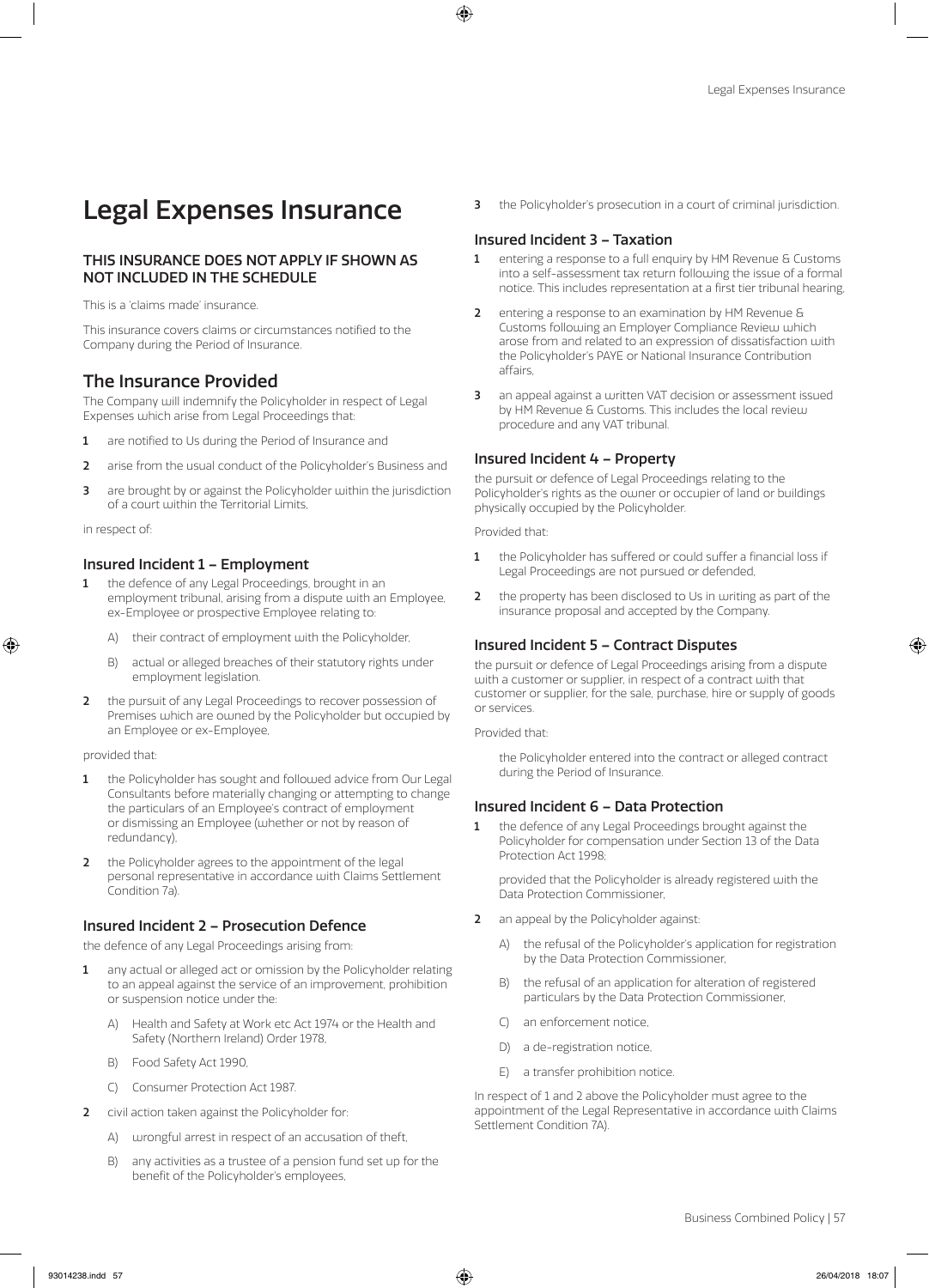# Legal Expenses Insurance

**THIS INSURANCE DOES NOT APPLY IF SHOWN AS NOT INCLUDED IN THE SCHEDULE**

This is a 'claims made' insurance.

This insurance covers claims or circumstances notified to the Company during the Period of Insurance.

## The Insurance Provided

The Company will indemnify the Policyholder in respect of Legal Expenses which arise from Legal Proceedings that:

1. are notified to Us during the Period of Insurance and
2. arise from the usual conduct of the Policyholder's Business and
3. are brought by or against the Policyholder within the jurisdiction of a court within the Territorial Limits,

in respect of:

### Insured Incident 1 – Employment

1. the defence of any Legal Proceedings, brought in an employment tribunal, arising from a dispute with an Employee, ex-Employee or prospective Employee relating to:
   - A) their contract of employment with the Policyholder,
   - B) actual or alleged breaches of their statutory rights under employment legislation.
2. the pursuit of any Legal Proceedings to recover possession of Premises which are owned by the Policyholder but occupied by an Employee or ex-Employee,

provided that:

1. the Policyholder has sought and followed advice from Our Legal Consultants before materially changing or attempting to change the particulars of an Employee's contract of employment or dismissing an Employee (whether or not by reason of redundancy),
2. the Policyholder agrees to the appointment of the legal personal representative in accordance with Claims Settlement Condition 7a).

### Insured Incident 2 – Prosecution Defence

the defence of any Legal Proceedings arising from:

1. any actual or alleged act or omission by the Policyholder relating to an appeal against the service of an improvement, prohibition or suspension notice under the:
   - A) Health and Safety at Work etc Act 1974 or the Health and Safety (Northern Ireland) Order 1978,
   - B) Food Safety Act 1990,
   - C) Consumer Protection Act 1987.
2. civil action taken against the Policyholder for:
   - A) wrongful arrest in respect of an accusation of theft,
   - B) any activities as a trustee of a pension fund set up for the benefit of the Policyholder's employees,
3. the Policyholder's prosecution in a court of criminal jurisdiction.

### Insured Incident 3 – Taxation

1. entering a response to a full enquiry by HM Revenue & Customs into a self-assessment tax return following the issue of a formal notice. This includes representation at a first tier tribunal hearing,
2. entering a response to an examination by HM Revenue & Customs following an Employer Compliance Review which arose from and related to an expression of dissatisfaction with the Policyholder's PAYE or National Insurance Contribution affairs,
3. an appeal against a written VAT decision or assessment issued by HM Revenue & Customs. This includes the local review procedure and any VAT tribunal.

### Insured Incident 4 – Property

the pursuit or defence of Legal Proceedings relating to the Policyholder's rights as the owner or occupier of land or buildings physically occupied by the Policyholder.

Provided that:

1. the Policyholder has suffered or could suffer a financial loss if Legal Proceedings are not pursued or defended,
2. the property has been disclosed to Us in writing as part of the insurance proposal and accepted by the Company.

### Insured Incident 5 – Contract Disputes

the pursuit or defence of Legal Proceedings arising from a dispute with a customer or supplier, in respect of a contract with that customer or supplier, for the sale, purchase, hire or supply of goods or services.

Provided that:

the Policyholder entered into the contract or alleged contract during the Period of Insurance.

### Insured Incident 6 – Data Protection

1. the defence of any Legal Proceedings brought against the Policyholder for compensation under Section 13 of the Data Protection Act 1998;

   provided that the Policyholder is already registered with the Data Protection Commissioner,

2. an appeal by the Policyholder against:
   - A) the refusal of the Policyholder's application for registration by the Data Protection Commissioner,
   - B) the refusal of an application for alteration of registered particulars by the Data Protection Commissioner,
   - C) an enforcement notice,
   - D) a de-registration notice,
   - E) a transfer prohibition notice.

In respect of 1 and 2 above the Policyholder must agree to the appointment of the Legal Representative in accordance with Claims Settlement Condition 7A).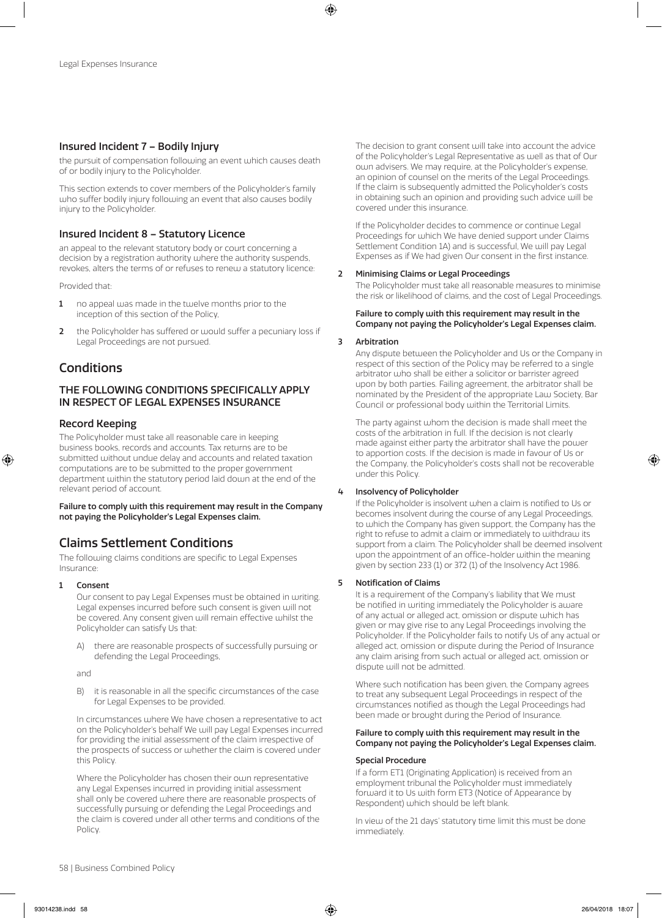### Insured Incident 7 – Bodily Injury

the pursuit of compensation following an event which causes death of or bodily injury to the Policyholder.

This section extends to cover members of the Policyholder's family who suffer bodily injury following an event that also causes bodily injury to the Policyholder.

### Insured Incident 8 – Statutory Licence

an appeal to the relevant statutory body or court concerning a decision by a registration authority where the authority suspends, revokes, alters the terms of or refuses to renew a statutory licence:

Provided that:

1. no appeal was made in the twelve months prior to the inception of this section of the Policy,
2. the Policyholder has suffered or would suffer a pecuniary loss if Legal Proceedings are not pursued.

## Conditions

### THE FOLLOWING CONDITIONS SPECIFICALLY APPLY IN RESPECT OF LEGAL EXPENSES INSURANCE

### Record Keeping

The Policyholder must take all reasonable care in keeping business books, records and accounts. Tax returns are to be submitted without undue delay and accounts and related taxation computations are to be submitted to the proper government department within the statutory period laid down at the end of the relevant period of account.

**Failure to comply with this requirement may result in the Company not paying the Policyholder's Legal Expenses claim.**

## Claims Settlement Conditions

The following claims conditions are specific to Legal Expenses Insurance:

**1 Consent**

Our consent to pay Legal Expenses must be obtained in writing. Legal expenses incurred before such consent is given will not be covered. Any consent given will remain effective whilst the Policyholder can satisfy Us that:

A) there are reasonable prospects of successfully pursuing or defending the Legal Proceedings,

and

B) it is reasonable in all the specific circumstances of the case for Legal Expenses to be provided.

In circumstances where We have chosen a representative to act on the Policyholder's behalf We will pay Legal Expenses incurred for providing the initial assessment of the claim irrespective of the prospects of success or whether the claim is covered under this Policy.

Where the Policyholder has chosen their own representative any Legal Expenses incurred in providing initial assessment shall only be covered where there are reasonable prospects of successfully pursuing or defending the Legal Proceedings and the claim is covered under all other terms and conditions of the Policy.

The decision to grant consent will take into account the advice of the Policyholder's Legal Representative as well as that of Our own advisers. We may require, at the Policyholder's expense, an opinion of counsel on the merits of the Legal Proceedings. If the claim is subsequently admitted the Policyholder's costs in obtaining such an opinion and providing such advice will be covered under this insurance.

If the Policyholder decides to commence or continue Legal Proceedings for which We have denied support under Claims Settlement Condition 1A) and is successful, We will pay Legal Expenses as if We had given Our consent in the first instance.

**2 Minimising Claims or Legal Proceedings**

The Policyholder must take all reasonable measures to minimise the risk or likelihood of claims, and the cost of Legal Proceedings.

**Failure to comply with this requirement may result in the Company not paying the Policyholder's Legal Expenses claim.**

**3 Arbitration**

Any dispute between the Policyholder and Us or the Company in respect of this section of the Policy may be referred to a single arbitrator who shall be either a solicitor or barrister agreed upon by both parties. Failing agreement, the arbitrator shall be nominated by the President of the appropriate Law Society, Bar Council or professional body within the Territorial Limits.

The party against whom the decision is made shall meet the costs of the arbitration in full. If the decision is not clearly made against either party the arbitrator shall have the power to apportion costs. If the decision is made in favour of Us or the Company, the Policyholder's costs shall not be recoverable under this Policy.

**4 Insolvency of Policyholder**

If the Policyholder is insolvent when a claim is notified to Us or becomes insolvent during the course of any Legal Proceedings, to which the Company has given support, the Company has the right to refuse to admit a claim or immediately to withdraw its support from a claim. The Policyholder shall be deemed insolvent upon the appointment of an office-holder within the meaning given by section 233 (1) or 372 (1) of the Insolvency Act 1986.

**5 Notification of Claims**

It is a requirement of the Company's liability that We must be notified in writing immediately the Policyholder is aware of any actual or alleged act, omission or dispute which has given or may give rise to any Legal Proceedings involving the Policyholder. If the Policyholder fails to notify Us of any actual or alleged act, omission or dispute during the Period of Insurance any claim arising from such actual or alleged act, omission or dispute will not be admitted.

Where such notification has been given, the Company agrees to treat any subsequent Legal Proceedings in respect of the circumstances notified as though the Legal Proceedings had been made or brought during the Period of Insurance.

**Failure to comply with this requirement may result in the Company not paying the Policyholder's Legal Expenses claim.**

**Special Procedure**

If a form ET1 (Originating Application) is received from an employment tribunal the Policyholder must immediately forward it to Us with form ET3 (Notice of Appearance by Respondent) which should be left blank.

In view of the 21 days' statutory time limit this must be done immediately.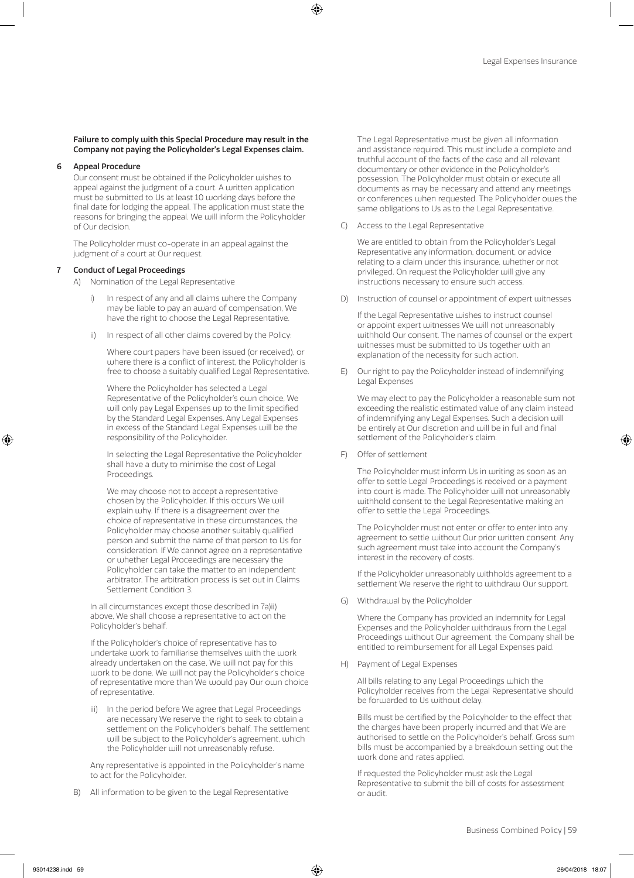**Failure to comply with this Special Procedure may result in the Company not paying the Policyholder's Legal Expenses claim.**

### 6 Appeal Procedure

Our consent must be obtained if the Policyholder wishes to appeal against the judgment of a court. A written application must be submitted to Us at least 10 working days before the final date for lodging the appeal. The application must state the reasons for bringing the appeal. We will inform the Policyholder of Our decision.

The Policyholder must co-operate in an appeal against the judgment of a court at Our request.

### 7 Conduct of Legal Proceedings

A) Nomination of the Legal Representative

i) In respect of any and all claims where the Company may be liable to pay an award of compensation, We have the right to choose the Legal Representative.

ii) In respect of all other claims covered by the Policy:

Where court papers have been issued (or received), or where there is a conflict of interest, the Policyholder is free to choose a suitably qualified Legal Representative.

Where the Policyholder has selected a Legal Representative of the Policyholder's own choice, We will only pay Legal Expenses up to the limit specified by the Standard Legal Expenses. Any Legal Expenses in excess of the Standard Legal Expenses will be the responsibility of the Policyholder.

In selecting the Legal Representative the Policyholder shall have a duty to minimise the cost of Legal Proceedings.

We may choose not to accept a representative chosen by the Policyholder. If this occurs We will explain why. If there is a disagreement over the choice of representative in these circumstances, the Policyholder may choose another suitably qualified person and submit the name of that person to Us for consideration. If We cannot agree on a representative or whether Legal Proceedings are necessary the Policyholder can take the matter to an independent arbitrator. The arbitration process is set out in Claims Settlement Condition 3.

In all circumstances except those described in 7a)ii) above, We shall choose a representative to act on the Policyholder's behalf.

If the Policyholder's choice of representative has to undertake work to familiarise themselves with the work already undertaken on the case, We will not pay for this work to be done. We will not pay the Policyholder's choice of representative more than We would pay Our own choice of representative.

iii) In the period before We agree that Legal Proceedings are necessary We reserve the right to seek to obtain a settlement on the Policyholder's behalf. The settlement will be subject to the Policyholder's agreement, which the Policyholder will not unreasonably refuse.

Any representative is appointed in the Policyholder's name to act for the Policyholder.

B) All information to be given to the Legal Representative

The Legal Representative must be given all information and assistance required. This must include a complete and truthful account of the facts of the case and all relevant documentary or other evidence in the Policyholder's possession. The Policyholder must obtain or execute all documents as may be necessary and attend any meetings or conferences when requested. The Policyholder owes the same obligations to Us as to the Legal Representative.

C) Access to the Legal Representative

We are entitled to obtain from the Policyholder's Legal Representative any information, document, or advice relating to a claim under this insurance, whether or not privileged. On request the Policyholder will give any instructions necessary to ensure such access.

D) Instruction of counsel or appointment of expert witnesses

If the Legal Representative wishes to instruct counsel or appoint expert witnesses We will not unreasonably withhold Our consent. The names of counsel or the expert witnesses must be submitted to Us together with an explanation of the necessity for such action.

E) Our right to pay the Policyholder instead of indemnifying Legal Expenses

We may elect to pay the Policyholder a reasonable sum not exceeding the realistic estimated value of any claim instead of indemnifying any Legal Expenses. Such a decision will be entirely at Our discretion and will be in full and final settlement of the Policyholder's claim.

F) Offer of settlement

The Policyholder must inform Us in writing as soon as an offer to settle Legal Proceedings is received or a payment into court is made. The Policyholder will not unreasonably withhold consent to the Legal Representative making an offer to settle the Legal Proceedings.

The Policyholder must not enter or offer to enter into any agreement to settle without Our prior written consent. Any such agreement must take into account the Company's interest in the recovery of costs.

If the Policyholder unreasonably withholds agreement to a settlement We reserve the right to withdraw Our support.

G) Withdrawal by the Policyholder

Where the Company has provided an indemnity for Legal Expenses and the Policyholder withdraws from the Legal Proceedings without Our agreement, the Company shall be entitled to reimbursement for all Legal Expenses paid.

H) Payment of Legal Expenses

All bills relating to any Legal Proceedings which the Policyholder receives from the Legal Representative should be forwarded to Us without delay.

Bills must be certified by the Policyholder to the effect that the charges have been properly incurred and that We are authorised to settle on the Policyholder's behalf. Gross sum bills must be accompanied by a breakdown setting out the work done and rates applied.

If requested the Policyholder must ask the Legal Representative to submit the bill of costs for assessment or audit.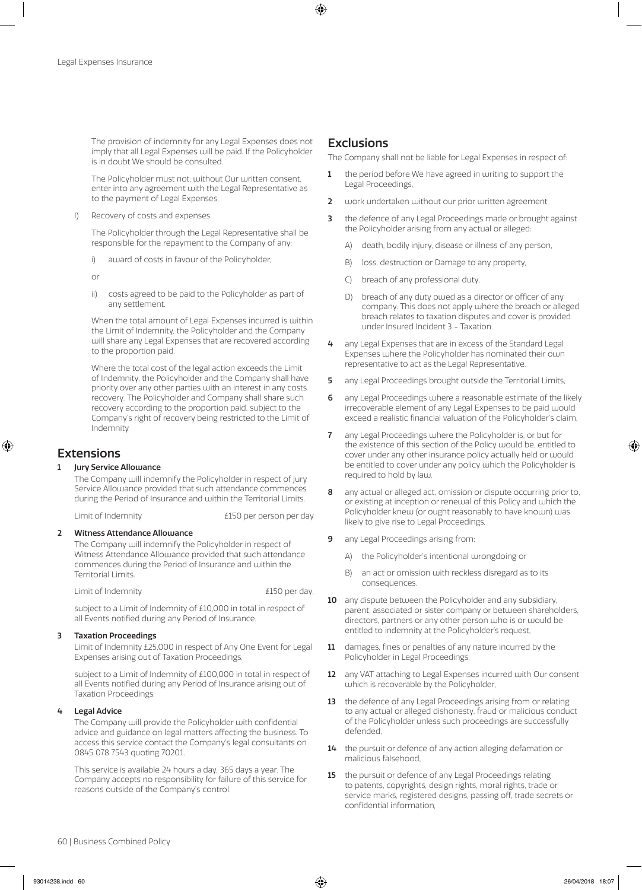The provision of indemnity for any Legal Expenses does not imply that all Legal Expenses will be paid. If the Policyholder is in doubt We should be consulted.

The Policyholder must not, without Our written consent, enter into any agreement with the Legal Representative as to the payment of Legal Expenses.

l) Recovery of costs and expenses

The Policyholder through the Legal Representative shall be responsible for the repayment to the Company of any:

i) award of costs in favour of the Policyholder,

or

ii) costs agreed to be paid to the Policyholder as part of any settlement.

When the total amount of Legal Expenses incurred is within the Limit of Indemnity, the Policyholder and the Company will share any Legal Expenses that are recovered according to the proportion paid.

Where the total cost of the legal action exceeds the Limit of Indemnity, the Policyholder and the Company shall have priority over any other parties with an interest in any costs recovery. The Policyholder and Company shall share such recovery according to the proportion paid, subject to the Company's right of recovery being restricted to the Limit of Indemnity

## Extensions

**1 Jury Service Allowance**

The Company will indemnify the Policyholder in respect of Jury Service Allowance provided that such attendance commences during the Period of Insurance and within the Territorial Limits.

Limit of Indemnity £150 per person per day

**2 Witness Attendance Allowance**

The Company will indemnify the Policyholder in respect of Witness Attendance Allowance provided that such attendance commences during the Period of Insurance and within the Territorial Limits.

Limit of Indemnity £150 per day,

subject to a Limit of Indemnity of £10,000 in total in respect of all Events notified during any Period of Insurance.

**3 Taxation Proceedings**

Limit of Indemnity £25,000 in respect of Any One Event for Legal Expenses arising out of Taxation Proceedings,

subject to a Limit of Indemnity of £100,000 in total in respect of all Events notified during any Period of Insurance arising out of Taxation Proceedings.

**4 Legal Advice**

The Company will provide the Policyholder with confidential advice and guidance on legal matters affecting the business. To access this service contact the Company's legal consultants on 0845 078 7543 quoting 70201.

This service is available 24 hours a day, 365 days a year. The Company accepts no responsibility for failure of this service for reasons outside of the Company's control.

## Exclusions

The Company shall not be liable for Legal Expenses in respect of:

1 the period before We have agreed in writing to support the Legal Proceedings,

2 work undertaken without our prior written agreement

3 the defence of any Legal Proceedings made or brought against the Policyholder arising from any actual or alleged:

 A) death, bodily injury, disease or illness of any person,

 B) loss, destruction or Damage to any property,

 C) breach of any professional duty,

 D) breach of any duty owed as a director or officer of any company. This does not apply where the breach or alleged breach relates to taxation disputes and cover is provided under Insured Incident 3 - Taxation.

4 any Legal Expenses that are in excess of the Standard Legal Expenses where the Policyholder has nominated their own representative to act as the Legal Representative.

5 any Legal Proceedings brought outside the Territorial Limits,

6 any Legal Proceedings where a reasonable estimate of the likely irrecoverable element of any Legal Expenses to be paid would exceed a realistic financial valuation of the Policyholder's claim,

7 any Legal Proceedings where the Policyholder is, or but for the existence of this section of the Policy would be, entitled to cover under any other insurance policy actually held or would be entitled to cover under any policy which the Policyholder is required to hold by law,

8 any actual or alleged act, omission or dispute occurring prior to, or existing at inception or renewal of this Policy and which the Policyholder knew (or ought reasonably to have known) was likely to give rise to Legal Proceedings,

9 any Legal Proceedings arising from:

 A) the Policyholder's intentional wrongdoing or

 B) an act or omission with reckless disregard as to its consequences.

10 any dispute between the Policyholder and any subsidiary, parent, associated or sister company or between shareholders, directors, partners or any other person who is or would be entitled to indemnity at the Policyholder's request,

11 damages, fines or penalties of any nature incurred by the Policyholder in Legal Proceedings,

12 any VAT attaching to Legal Expenses incurred with Our consent which is recoverable by the Policyholder,

13 the defence of any Legal Proceedings arising from or relating to any actual or alleged dishonesty, fraud or malicious conduct of the Policyholder unless such proceedings are successfully defended,

14 the pursuit or defence of any action alleging defamation or malicious falsehood,

15 the pursuit or defence of any Legal Proceedings relating to patents, copyrights, design rights, moral rights, trade or service marks, registered designs, passing off, trade secrets or confidential information,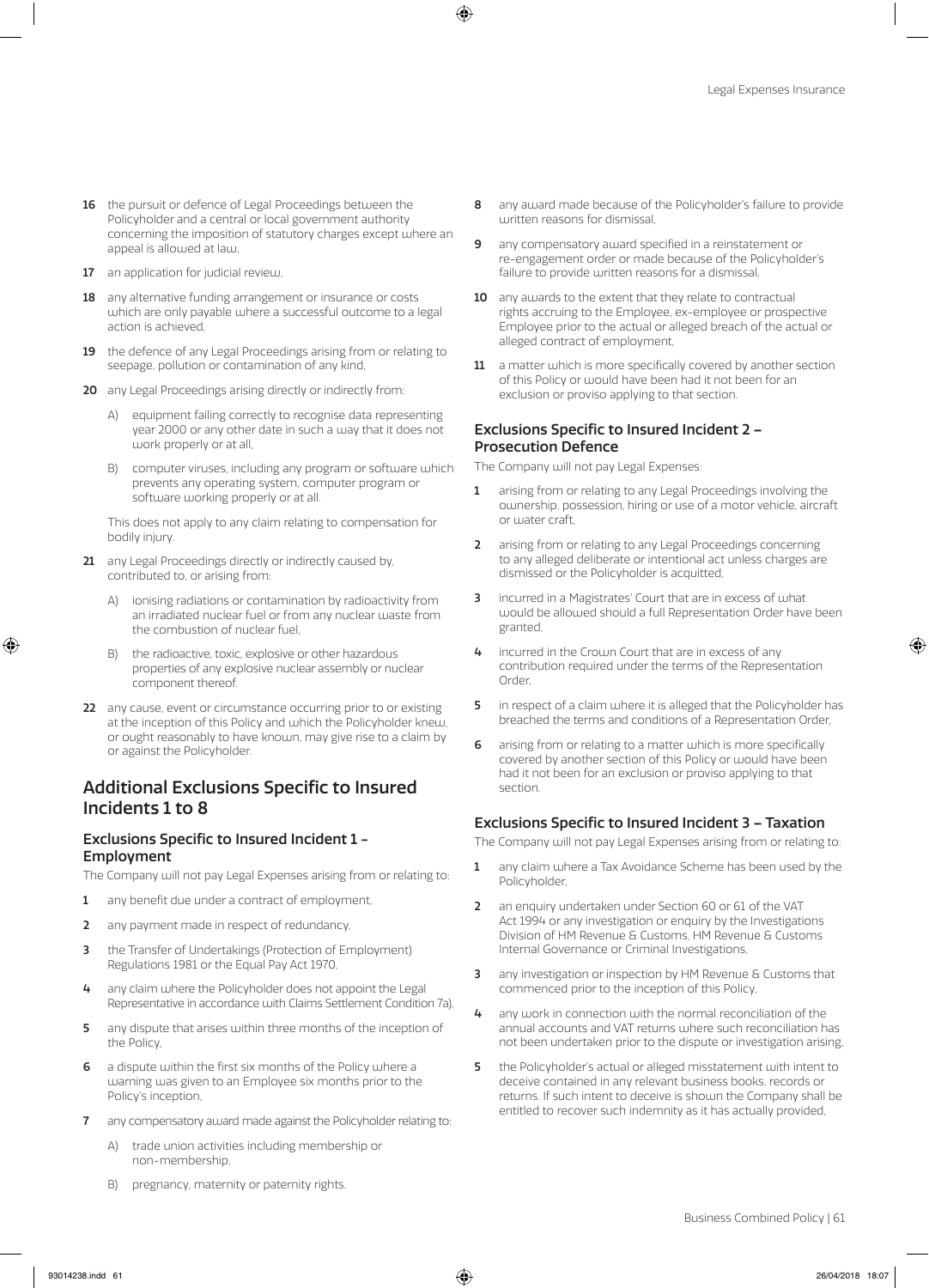16 the pursuit or defence of Legal Proceedings between the Policyholder and a central or local government authority concerning the imposition of statutory charges except where an appeal is allowed at law,

17 an application for judicial review,

18 any alternative funding arrangement or insurance or costs which are only payable where a successful outcome to a legal action is achieved,

19 the defence of any Legal Proceedings arising from or relating to seepage, pollution or contamination of any kind,

20 any Legal Proceedings arising directly or indirectly from:

A) equipment failing correctly to recognise data representing year 2000 or any other date in such a way that it does not work properly or at all,

B) computer viruses, including any program or software which prevents any operating system, computer program or software working properly or at all.

This does not apply to any claim relating to compensation for bodily injury.

21 any Legal Proceedings directly or indirectly caused by, contributed to, or arising from:

A) ionising radiations or contamination by radioactivity from an irradiated nuclear fuel or from any nuclear waste from the combustion of nuclear fuel,

B) the radioactive, toxic, explosive or other hazardous properties of any explosive nuclear assembly or nuclear component thereof.

22 any cause, event or circumstance occurring prior to or existing at the inception of this Policy and which the Policyholder knew, or ought reasonably to have known, may give rise to a claim by or against the Policyholder.

## Additional Exclusions Specific to Insured Incidents 1 to 8

### Exclusions Specific to Insured Incident 1 – Employment

The Company will not pay Legal Expenses arising from or relating to:

1 any benefit due under a contract of employment,

2 any payment made in respect of redundancy,

3 the Transfer of Undertakings (Protection of Employment) Regulations 1981 or the Equal Pay Act 1970,

4 any claim where the Policyholder does not appoint the Legal Representative in accordance with Claims Settlement Condition 7a),

5 any dispute that arises within three months of the inception of the Policy,

6 a dispute within the first six months of the Policy where a warning was given to an Employee six months prior to the Policy's inception,

7 any compensatory award made against the Policyholder relating to:

A) trade union activities including membership or non-membership,

B) pregnancy, maternity or paternity rights.

8 any award made because of the Policyholder's failure to provide written reasons for dismissal,

9 any compensatory award specified in a reinstatement or re-engagement order or made because of the Policyholder's failure to provide written reasons for a dismissal,

10 any awards to the extent that they relate to contractual rights accruing to the Employee, ex-employee or prospective Employee prior to the actual or alleged breach of the actual or alleged contract of employment,

11 a matter which is more specifically covered by another section of this Policy or would have been had it not been for an exclusion or proviso applying to that section.

### Exclusions Specific to Insured Incident 2 – Prosecution Defence

The Company will not pay Legal Expenses:

1 arising from or relating to any Legal Proceedings involving the ownership, possession, hiring or use of a motor vehicle, aircraft or water craft,

2 arising from or relating to any Legal Proceedings concerning to any alleged deliberate or intentional act unless charges are dismissed or the Policyholder is acquitted,

3 incurred in a Magistrates' Court that are in excess of what would be allowed should a full Representation Order have been granted,

4 incurred in the Crown Court that are in excess of any contribution required under the terms of the Representation Order,

5 in respect of a claim where it is alleged that the Policyholder has breached the terms and conditions of a Representation Order,

6 arising from or relating to a matter which is more specifically covered by another section of this Policy or would have been had it not been for an exclusion or proviso applying to that section.

### Exclusions Specific to Insured Incident 3 – Taxation

The Company will not pay Legal Expenses arising from or relating to:

1 any claim where a Tax Avoidance Scheme has been used by the Policyholder,

2 an enquiry undertaken under Section 60 or 61 of the VAT Act 1994 or any investigation or enquiry by the Investigations Division of HM Revenue & Customs, HM Revenue & Customs Internal Governance or Criminal Investigations,

3 any investigation or inspection by HM Revenue & Customs that commenced prior to the inception of this Policy,

4 any work in connection with the normal reconciliation of the annual accounts and VAT returns where such reconciliation has not been undertaken prior to the dispute or investigation arising,

5 the Policyholder's actual or alleged misstatement with intent to deceive contained in any relevant business books, records or returns. If such intent to deceive is shown the Company shall be entitled to recover such indemnity as it has actually provided,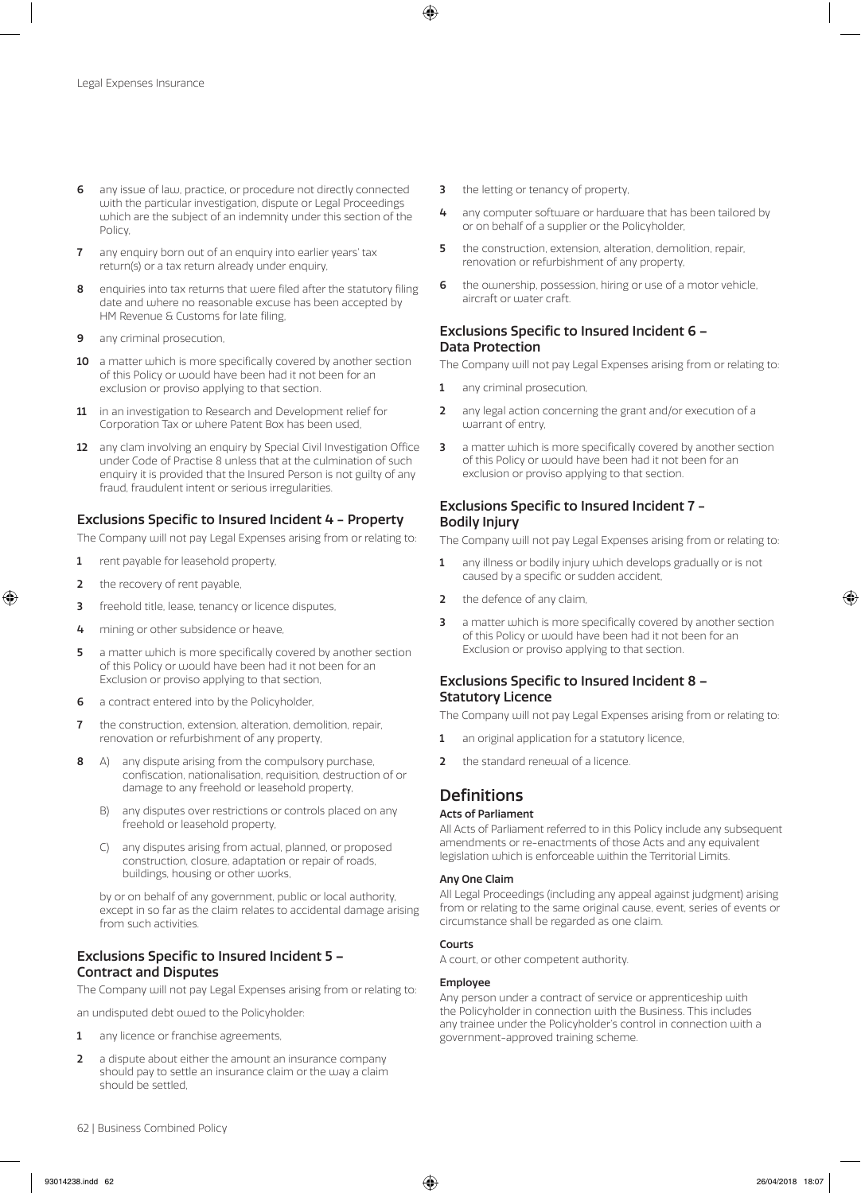6 any issue of law, practice, or procedure not directly connected with the particular investigation, dispute or Legal Proceedings which are the subject of an indemnity under this section of the Policy,

7 any enquiry born out of an enquiry into earlier years' tax return(s) or a tax return already under enquiry,

8 enquiries into tax returns that were filed after the statutory filing date and where no reasonable excuse has been accepted by HM Revenue & Customs for late filing,

9 any criminal prosecution,

10 a matter which is more specifically covered by another section of this Policy or would have been had it not been for an exclusion or proviso applying to that section,

11 in an investigation to Research and Development relief for Corporation Tax or where Patent Box has been used,

12 any clam involving an enquiry by Special Civil Investigation Office under Code of Practise 8 unless that at the culmination of such enquiry it is provided that the Insured Person is not guilty of any fraud, fraudulent intent or serious irregularities.

### Exclusions Specific to Insured Incident 4 - Property

The Company will not pay Legal Expenses arising from or relating to:

1 rent payable for leasehold property,

2 the recovery of rent payable,

3 freehold title, lease, tenancy or licence disputes,

4 mining or other subsidence or heave,

5 a matter which is more specifically covered by another section of this Policy or would have been had it not been for an Exclusion or proviso applying to that section,

6 a contract entered into by the Policyholder,

7 the construction, extension, alteration, demolition, repair, renovation or refurbishment of any property,

8 A) any dispute arising from the compulsory purchase, confiscation, nationalisation, requisition, destruction of or damage to any freehold or leasehold property,

B) any disputes over restrictions or controls placed on any freehold or leasehold property,

C) any disputes arising from actual, planned, or proposed construction, closure, adaptation or repair of roads, buildings, housing or other works,

by or on behalf of any government, public or local authority, except in so far as the claim relates to accidental damage arising from such activities.

### Exclusions Specific to Insured Incident 5 – Contract and Disputes

The Company will not pay Legal Expenses arising from or relating to:

an undisputed debt owed to the Policyholder:

1 any licence or franchise agreements,

2 a dispute about either the amount an insurance company should pay to settle an insurance claim or the way a claim should be settled,

3 the letting or tenancy of property,

4 any computer software or hardware that has been tailored by or on behalf of a supplier or the Policyholder,

5 the construction, extension, alteration, demolition, repair, renovation or refurbishment of any property,

6 the ownership, possession, hiring or use of a motor vehicle, aircraft or water craft.

### Exclusions Specific to Insured Incident 6 – Data Protection

The Company will not pay Legal Expenses arising from or relating to:

1 any criminal prosecution,

2 any legal action concerning the grant and/or execution of a warrant of entry,

3 a matter which is more specifically covered by another section of this Policy or would have been had it not been for an exclusion or proviso applying to that section.

### Exclusions Specific to Insured Incident 7 - Bodily Injury

The Company will not pay Legal Expenses arising from or relating to:

1 any illness or bodily injury which develops gradually or is not caused by a specific or sudden accident,

2 the defence of any claim,

3 a matter which is more specifically covered by another section of this Policy or would have been had it not been for an Exclusion or proviso applying to that section.

### Exclusions Specific to Insured Incident 8 – Statutory Licence

The Company will not pay Legal Expenses arising from or relating to:

1 an original application for a statutory licence,

2 the standard renewal of a licence.

## Definitions

**Acts of Parliament**

All Acts of Parliament referred to in this Policy include any subsequent amendments or re-enactments of those Acts and any equivalent legislation which is enforceable within the Territorial Limits.

**Any One Claim**

All Legal Proceedings (including any appeal against judgment) arising from or relating to the same original cause, event, series of events or circumstance shall be regarded as one claim.

**Courts**

A court, or other competent authority.

**Employee**

Any person under a contract of service or apprenticeship with the Policyholder in connection with the Business. This includes any trainee under the Policyholder's control in connection with a government-approved training scheme.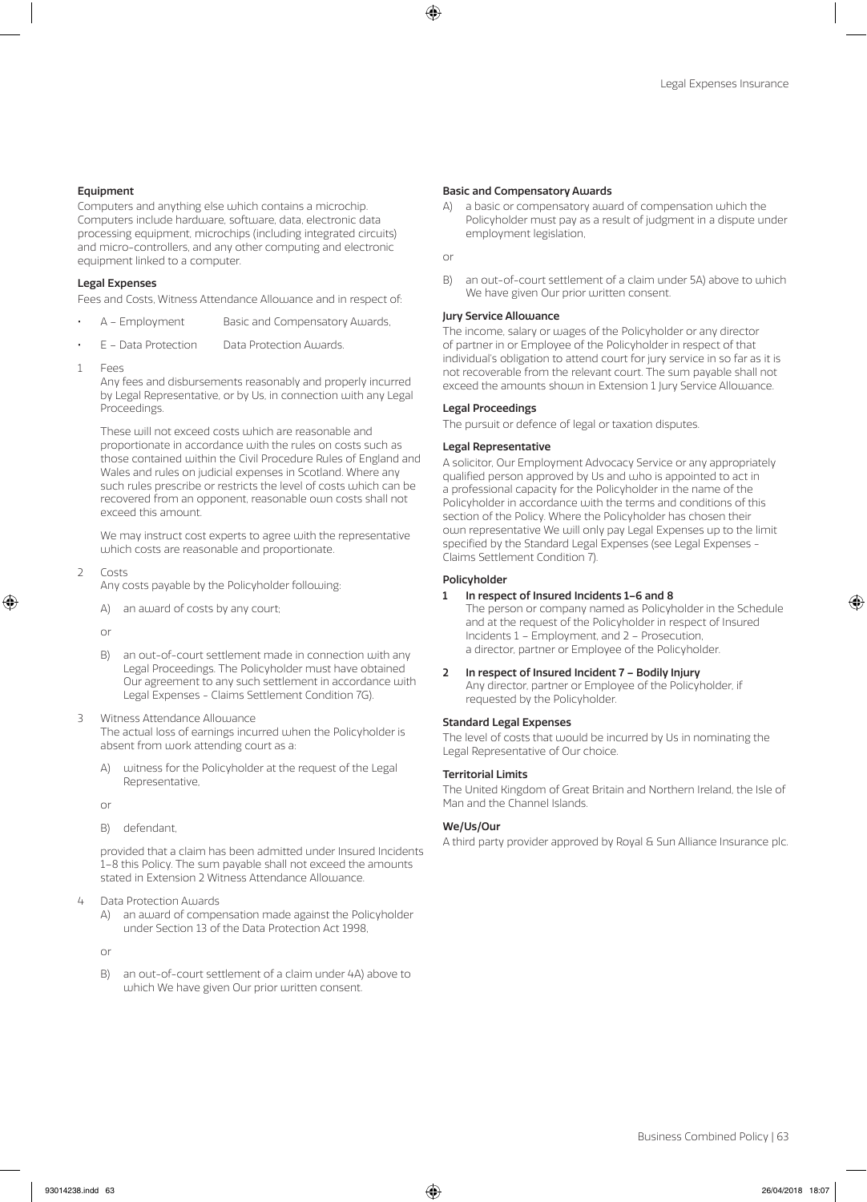**Equipment**

Computers and anything else which contains a microchip. Computers include hardware, software, data, electronic data processing equipment, microchips (including integrated circuits) and micro-controllers, and any other computing and electronic equipment linked to a computer.

**Legal Expenses**

Fees and Costs, Witness Attendance Allowance and in respect of:

- A – Employment Basic and Compensatory Awards,
- E – Data Protection Data Protection Awards.

1 Fees

Any fees and disbursements reasonably and properly incurred by Legal Representative, or by Us, in connection with any Legal Proceedings.

These will not exceed costs which are reasonable and proportionate in accordance with the rules on costs such as those contained within the Civil Procedure Rules of England and Wales and rules on judicial expenses in Scotland. Where any such rules prescribe or restricts the level of costs which can be recovered from an opponent, reasonable own costs shall not exceed this amount.

We may instruct cost experts to agree with the representative which costs are reasonable and proportionate.

2 Costs

Any costs payable by the Policyholder following:

A) an award of costs by any court;

or

B) an out-of-court settlement made in connection with any Legal Proceedings. The Policyholder must have obtained Our agreement to any such settlement in accordance with Legal Expenses - Claims Settlement Condition 7G).

3 Witness Attendance Allowance

The actual loss of earnings incurred when the Policyholder is absent from work attending court as a:

A) witness for the Policyholder at the request of the Legal Representative,

or

B) defendant,

provided that a claim has been admitted under Insured Incidents 1–8 this Policy. The sum payable shall not exceed the amounts stated in Extension 2 Witness Attendance Allowance.

4 Data Protection Awards

A) an award of compensation made against the Policyholder under Section 13 of the Data Protection Act 1998,

or

B) an out-of-court settlement of a claim under 4A) above to which We have given Our prior written consent.

**Basic and Compensatory Awards**

A) a basic or compensatory award of compensation which the Policyholder must pay as a result of judgment in a dispute under employment legislation,

or

B) an out-of-court settlement of a claim under 5A) above to which We have given Our prior written consent.

**Jury Service Allowance**

The income, salary or wages of the Policyholder or any director of partner in or Employee of the Policyholder in respect of that individual's obligation to attend court for jury service in so far as it is not recoverable from the relevant court. The sum payable shall not exceed the amounts shown in Extension 1 Jury Service Allowance.

**Legal Proceedings**

The pursuit or defence of legal or taxation disputes.

**Legal Representative**

A solicitor, Our Employment Advocacy Service or any appropriately qualified person approved by Us and who is appointed to act in a professional capacity for the Policyholder in the name of the Policyholder in accordance with the terms and conditions of this section of the Policy. Where the Policyholder has chosen their own representative We will only pay Legal Expenses up to the limit specified by the Standard Legal Expenses (see Legal Expenses - Claims Settlement Condition 7).

**Policyholder**

**1 In respect of Insured Incidents 1–6 and 8**

The person or company named as Policyholder in the Schedule and at the request of the Policyholder in respect of Insured Incidents 1 – Employment, and 2 – Prosecution, a director, partner or Employee of the Policyholder.

**2 In respect of Insured Incident 7 – Bodily Injury**

Any director, partner or Employee of the Policyholder, if requested by the Policyholder.

**Standard Legal Expenses**

The level of costs that would be incurred by Us in nominating the Legal Representative of Our choice.

**Territorial Limits**

The United Kingdom of Great Britain and Northern Ireland, the Isle of Man and the Channel Islands.

**We/Us/Our**

A third party provider approved by Royal & Sun Alliance Insurance plc.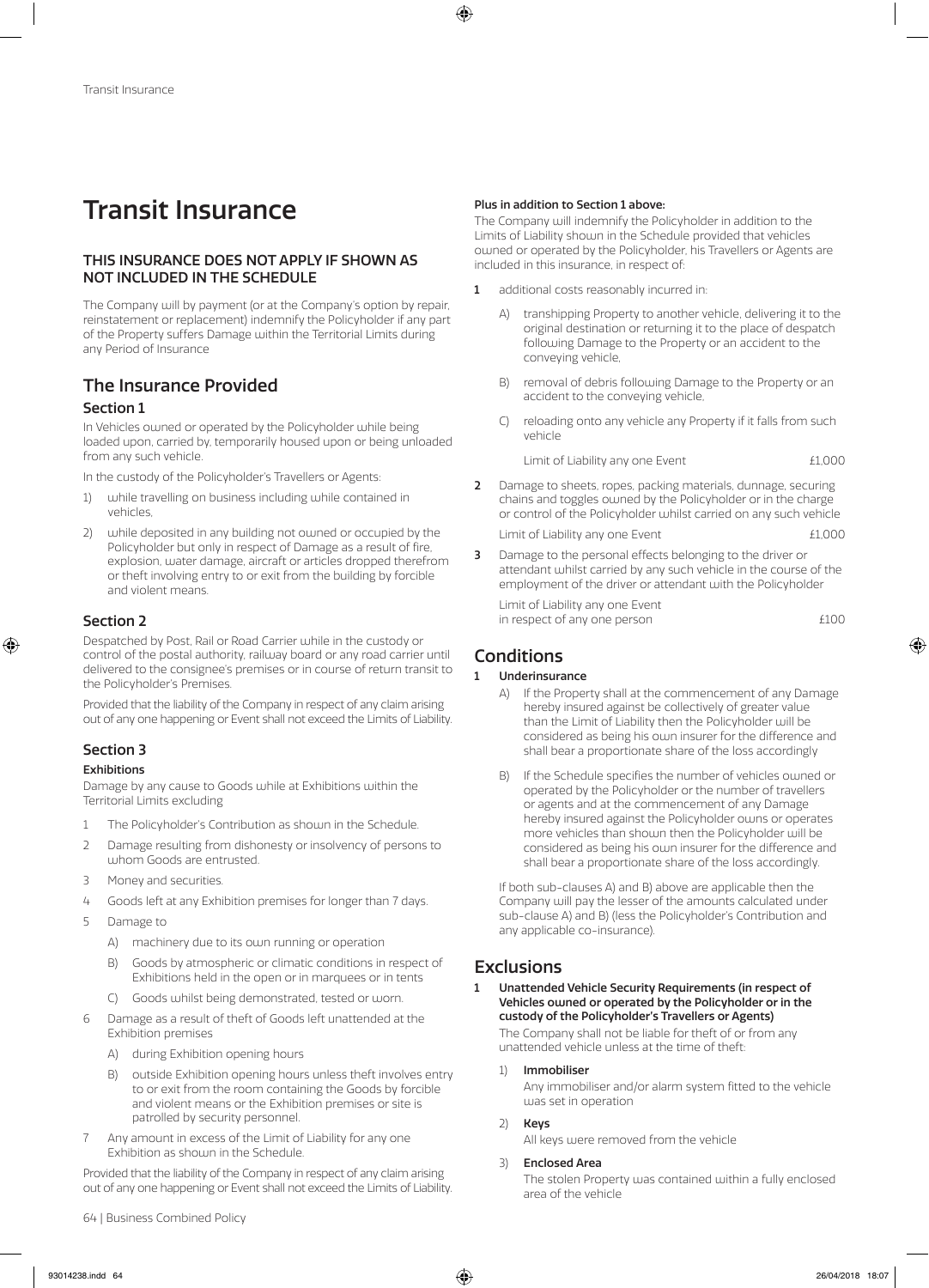# Transit Insurance

## THIS INSURANCE DOES NOT APPLY IF SHOWN AS NOT INCLUDED IN THE SCHEDULE

The Company will by payment (or at the Company's option by repair, reinstatement or replacement) indemnify the Policyholder if any part of the Property suffers Damage within the Territorial Limits during any Period of Insurance

## The Insurance Provided

### Section 1

In Vehicles owned or operated by the Policyholder while being loaded upon, carried by, temporarily housed upon or being unloaded from any such vehicle.

In the custody of the Policyholder's Travellers or Agents:

1) while travelling on business including while contained in vehicles,
2) while deposited in any building not owned or occupied by the Policyholder but only in respect of Damage as a result of fire, explosion, water damage, aircraft or articles dropped therefrom or theft involving entry to or exit from the building by forcible and violent means.

### Section 2

Despatched by Post, Rail or Road Carrier while in the custody or control of the postal authority, railway board or any road carrier until delivered to the consignee's premises or in course of return transit to the Policyholder's Premises.

Provided that the liability of the Company in respect of any claim arising out of any one happening or Event shall not exceed the Limits of Liability.

### Section 3

#### Exhibitions

Damage by any cause to Goods while at Exhibitions within the Territorial Limits excluding

1. The Policyholder's Contribution as shown in the Schedule.
2. Damage resulting from dishonesty or insolvency of persons to whom Goods are entrusted.
3. Money and securities.
4. Goods left at any Exhibition premises for longer than 7 days.
5. Damage to
   - A) machinery due to its own running or operation
   - B) Goods by atmospheric or climatic conditions in respect of Exhibitions held in the open or in marquees or in tents
   - C) Goods whilst being demonstrated, tested or worn.
6. Damage as a result of theft of Goods left unattended at the Exhibition premises
   - A) during Exhibition opening hours
   - B) outside Exhibition opening hours unless theft involves entry to or exit from the room containing the Goods by forcible and violent means or the Exhibition premises or site is patrolled by security personnel.
7. Any amount in excess of the Limit of Liability for any one Exhibition as shown in the Schedule.

Provided that the liability of the Company in respect of any claim arising out of any one happening or Event shall not exceed the Limits of Liability.

#### Plus in addition to Section 1 above:

The Company will indemnify the Policyholder in addition to the Limits of Liability shown in the Schedule provided that vehicles owned or operated by the Policyholder, his Travellers or Agents are included in this insurance, in respect of:

1. additional costs reasonably incurred in:
   - A) transhipping Property to another vehicle, delivering it to the original destination or returning it to the place of despatch following Damage to the Property or an accident to the conveying vehicle,
   - B) removal of debris following Damage to the Property or an accident to the conveying vehicle,
   - C) reloading onto any vehicle any Property if it falls from such vehicle

   Limit of Liability any one Event £1,000

2. Damage to sheets, ropes, packing materials, dunnage, securing chains and toggles owned by the Policyholder or in the charge or control of the Policyholder whilst carried on any such vehicle

   Limit of Liability any one Event £1,000

3. Damage to the personal effects belonging to the driver or attendant whilst carried by any such vehicle in the course of the employment of the driver or attendant with the Policyholder

   Limit of Liability any one Event in respect of any one person £100

## Conditions

### 1 Underinsurance

- A) If the Property shall at the commencement of any Damage hereby insured against be collectively of greater value than the Limit of Liability then the Policyholder will be considered as being his own insurer for the difference and shall bear a proportionate share of the loss accordingly
- B) If the Schedule specifies the number of vehicles owned or operated by the Policyholder or the number of travellers or agents and at the commencement of any Damage hereby insured against the Policyholder owns or operates more vehicles than shown then the Policyholder will be considered as being his own insurer for the difference and shall bear a proportionate share of the loss accordingly.

If both sub-clauses A) and B) above are applicable then the Company will pay the lesser of the amounts calculated under sub-clause A) and B) (less the Policyholder's Contribution and any applicable co-insurance).

## Exclusions

### 1 Unattended Vehicle Security Requirements (in respect of Vehicles owned or operated by the Policyholder or in the custody of the Policyholder's Travellers or Agents)

The Company shall not be liable for theft of or from any unattended vehicle unless at the time of theft:

1) **Immobiliser**
   Any immobiliser and/or alarm system fitted to the vehicle was set in operation
2) **Keys**
   All keys were removed from the vehicle
3) **Enclosed Area**
   The stolen Property was contained within a fully enclosed area of the vehicle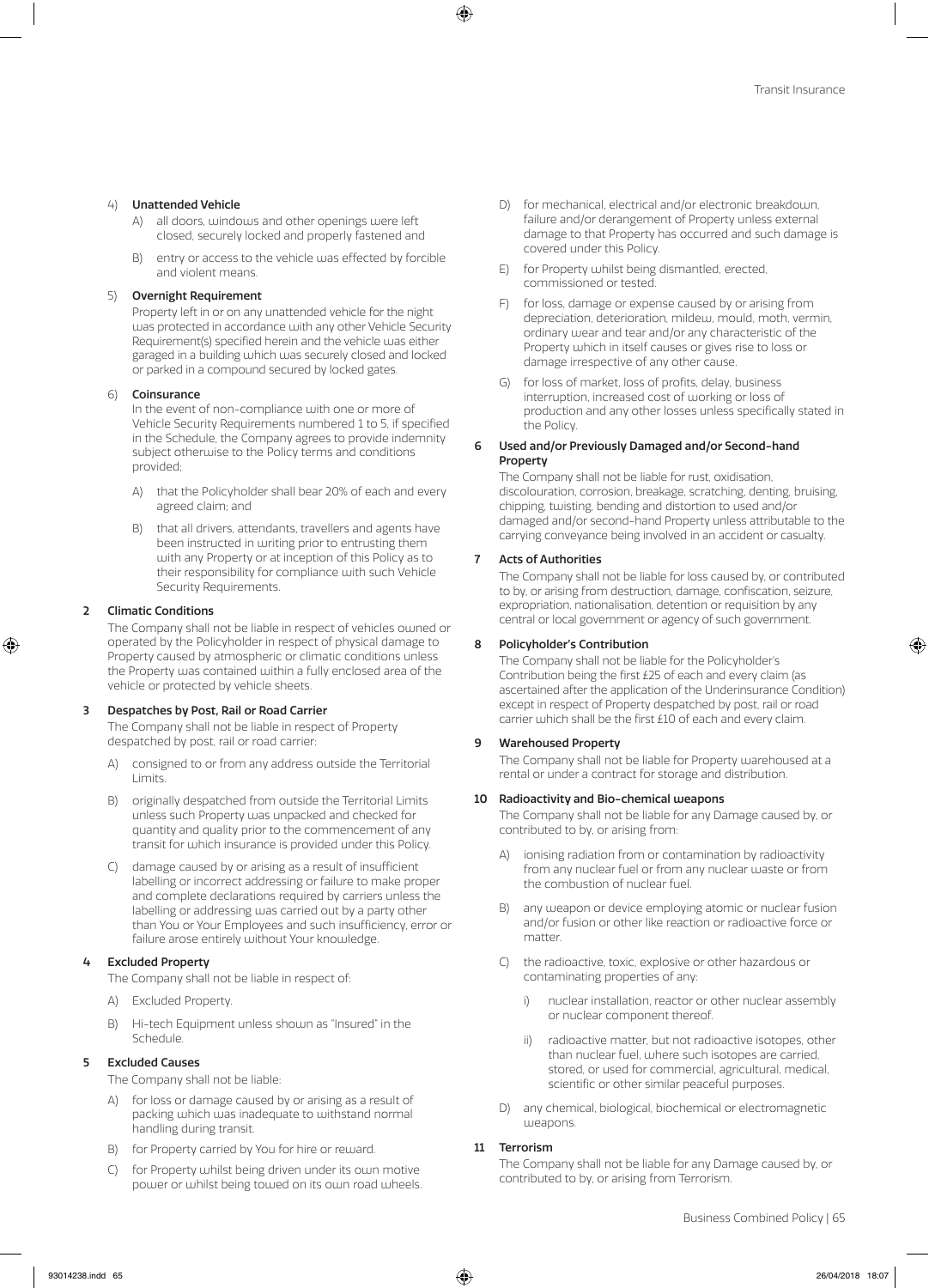4) **Unattended Vehicle**

   A) all doors, windows and other openings were left closed, securely locked and properly fastened and

   B) entry or access to the vehicle was effected by forcible and violent means.

5) **Overnight Requirement**

   Property left in or on any unattended vehicle for the night was protected in accordance with any other Vehicle Security Requirement(s) specified herein and the vehicle was either garaged in a building which was securely closed and locked or parked in a compound secured by locked gates.

6) **Coinsurance**

   In the event of non-compliance with one or more of Vehicle Security Requirements numbered 1 to 5, if specified in the Schedule, the Company agrees to provide indemnity subject otherwise to the Policy terms and conditions provided;

   A) that the Policyholder shall bear 20% of each and every agreed claim; and

   B) that all drivers, attendants, travellers and agents have been instructed in writing prior to entrusting them with any Property or at inception of this Policy as to their responsibility for compliance with such Vehicle Security Requirements.

**2 Climatic Conditions**

The Company shall not be liable in respect of vehicles owned or operated by the Policyholder in respect of physical damage to Property caused by atmospheric or climatic conditions unless the Property was contained within a fully enclosed area of the vehicle or protected by vehicle sheets.

**3 Despatches by Post, Rail or Road Carrier**

The Company shall not be liable in respect of Property despatched by post, rail or road carrier:

A) consigned to or from any address outside the Territorial Limits.

B) originally despatched from outside the Territorial Limits unless such Property was unpacked and checked for quantity and quality prior to the commencement of any transit for which insurance is provided under this Policy.

C) damage caused by or arising as a result of insufficient labelling or incorrect addressing or failure to make proper and complete declarations required by carriers unless the labelling or addressing was carried out by a party other than You or Your Employees and such insufficiency, error or failure arose entirely without Your knowledge.

**4 Excluded Property**

The Company shall not be liable in respect of:

A) Excluded Property.

B) Hi-tech Equipment unless shown as "Insured" in the Schedule.

**5 Excluded Causes**

The Company shall not be liable:

A) for loss or damage caused by or arising as a result of packing which was inadequate to withstand normal handling during transit.

B) for Property carried by You for hire or reward.

C) for Property whilst being driven under its own motive power or whilst being towed on its own road wheels.

D) for mechanical, electrical and/or electronic breakdown, failure and/or derangement of Property unless external damage to that Property has occurred and such damage is covered under this Policy.

E) for Property whilst being dismantled, erected, commissioned or tested.

F) for loss, damage or expense caused by or arising from depreciation, deterioration, mildew, mould, moth, vermin, ordinary wear and tear and/or any characteristic of the Property which in itself causes or gives rise to loss or damage irrespective of any other cause.

G) for loss of market, loss of profits, delay, business interruption, increased cost of working or loss of production and any other losses unless specifically stated in the Policy.

**6 Used and/or Previously Damaged and/or Second-hand Property**

The Company shall not be liable for rust, oxidisation, discolouration, corrosion, breakage, scratching, denting, bruising, chipping, twisting, bending and distortion to used and/or damaged and/or second-hand Property unless attributable to the carrying conveyance being involved in an accident or casualty.

**7 Acts of Authorities**

The Company shall not be liable for loss caused by, or contributed to by, or arising from destruction, damage, confiscation, seizure, expropriation, nationalisation, detention or requisition by any central or local government or agency of such government.

**8 Policyholder's Contribution**

The Company shall not be liable for the Policyholder's Contribution being the first £25 of each and every claim (as ascertained after the application of the Underinsurance Condition) except in respect of Property despatched by post, rail or road carrier which shall be the first £10 of each and every claim.

**9 Warehoused Property**

The Company shall not be liable for Property warehoused at a rental or under a contract for storage and distribution.

**10 Radioactivity and Bio-chemical weapons**

The Company shall not be liable for any Damage caused by, or contributed to by, or arising from:

A) ionising radiation from or contamination by radioactivity from any nuclear fuel or from any nuclear waste or from the combustion of nuclear fuel.

B) any weapon or device employing atomic or nuclear fusion and/or fusion or other like reaction or radioactive force or matter.

C) the radioactive, toxic, explosive or other hazardous or contaminating properties of any:

   i) nuclear installation, reactor or other nuclear assembly or nuclear component thereof.

   ii) radioactive matter, but not radioactive isotopes, other than nuclear fuel, where such isotopes are carried, stored, or used for commercial, agricultural, medical, scientific or other similar peaceful purposes.

D) any chemical, biological, biochemical or electromagnetic weapons.

**11 Terrorism**

The Company shall not be liable for any Damage caused by, or contributed to by, or arising from Terrorism.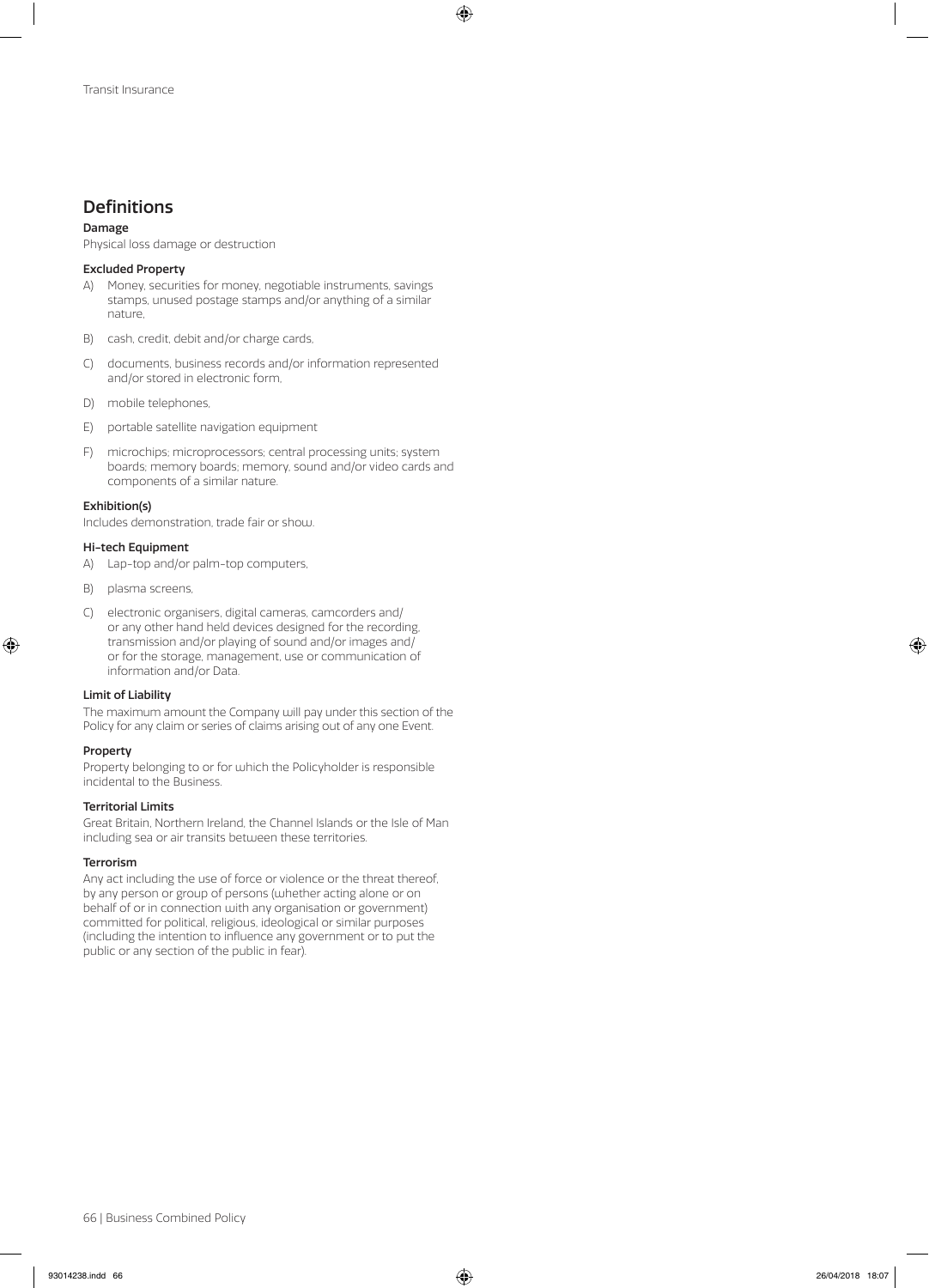## Definitions

**Damage**

Physical loss damage or destruction

**Excluded Property**

A) Money, securities for money, negotiable instruments, savings stamps, unused postage stamps and/or anything of a similar nature,

B) cash, credit, debit and/or charge cards,

C) documents, business records and/or information represented and/or stored in electronic form,

D) mobile telephones,

E) portable satellite navigation equipment

F) microchips; microprocessors; central processing units; system boards; memory boards; memory, sound and/or video cards and components of a similar nature.

**Exhibition(s)**

Includes demonstration, trade fair or show.

**Hi-tech Equipment**

A) Lap-top and/or palm-top computers,

B) plasma screens,

C) electronic organisers, digital cameras, camcorders and/ or any other hand held devices designed for the recording, transmission and/or playing of sound and/or images and/ or for the storage, management, use or communication of information and/or Data.

**Limit of Liability**

The maximum amount the Company will pay under this section of the Policy for any claim or series of claims arising out of any one Event.

**Property**

Property belonging to or for which the Policyholder is responsible incidental to the Business.

**Territorial Limits**

Great Britain, Northern Ireland, the Channel Islands or the Isle of Man including sea or air transits between these territories.

**Terrorism**

Any act including the use of force or violence or the threat thereof, by any person or group of persons (whether acting alone or on behalf of or in connection with any organisation or government) committed for political, religious, ideological or similar purposes (including the intention to influence any government or to put the public or any section of the public in fear).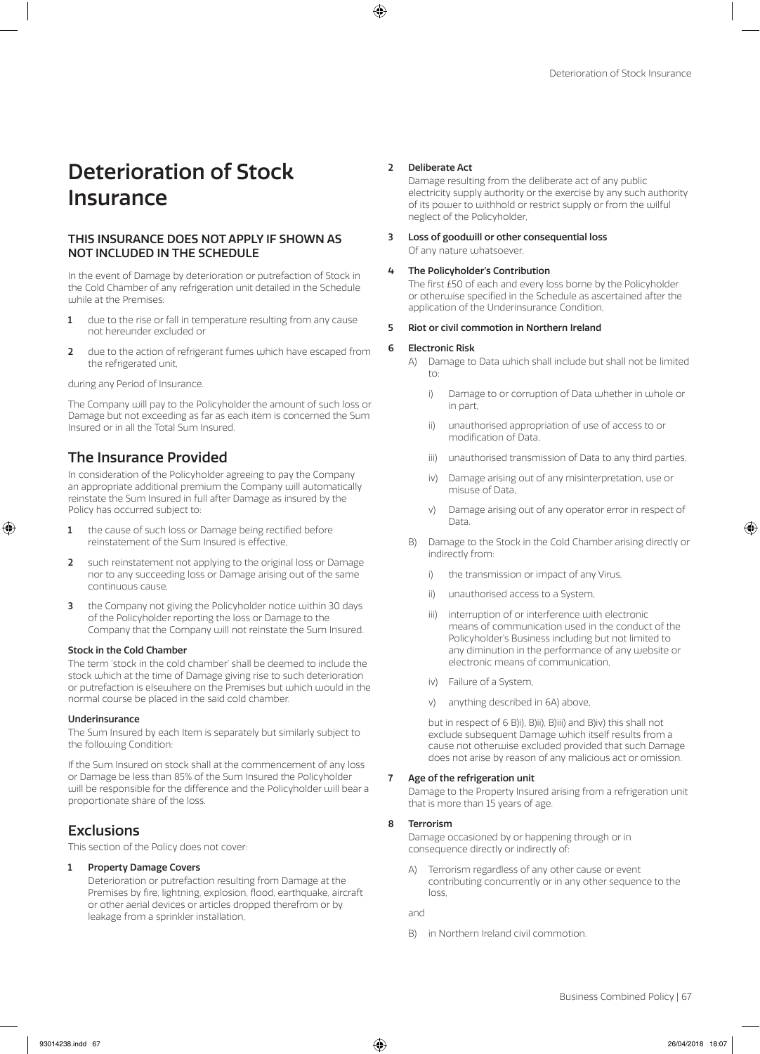# Deterioration of Stock Insurance

## THIS INSURANCE DOES NOT APPLY IF SHOWN AS NOT INCLUDED IN THE SCHEDULE

In the event of Damage by deterioration or putrefaction of Stock in the Cold Chamber of any refrigeration unit detailed in the Schedule while at the Premises:

1. due to the rise or fall in temperature resulting from any cause not hereunder excluded or
2. due to the action of refrigerant fumes which have escaped from the refrigerated unit,

during any Period of Insurance.

The Company will pay to the Policyholder the amount of such loss or Damage but not exceeding as far as each item is concerned the Sum Insured or in all the Total Sum Insured.

## The Insurance Provided

In consideration of the Policyholder agreeing to pay the Company an appropriate additional premium the Company will automatically reinstate the Sum Insured in full after Damage as insured by the Policy has occurred subject to:

1. the cause of such loss or Damage being rectified before reinstatement of the Sum Insured is effective,
2. such reinstatement not applying to the original loss or Damage nor to any succeeding loss or Damage arising out of the same continuous cause,
3. the Company not giving the Policyholder notice within 30 days of the Policyholder reporting the loss or Damage to the Company that the Company will not reinstate the Sum Insured.

#### Stock in the Cold Chamber

The term 'stock in the cold chamber' shall be deemed to include the stock which at the time of Damage giving rise to such deterioration or putrefaction is elsewhere on the Premises but which would in the normal course be placed in the said cold chamber.

#### Underinsurance

The Sum Insured by each Item is separately but similarly subject to the following Condition:

If the Sum Insured on stock shall at the commencement of any loss or Damage be less than 85% of the Sum Insured the Policyholder will be responsible for the difference and the Policyholder will bear a proportionate share of the loss.

## Exclusions

This section of the Policy does not cover:

1. **Property Damage Covers**
   Deterioration or putrefaction resulting from Damage at the Premises by fire, lightning, explosion, flood, earthquake, aircraft or other aerial devices or articles dropped therefrom or by leakage from a sprinkler installation,

2. **Deliberate Act**
   Damage resulting from the deliberate act of any public electricity supply authority or the exercise by any such authority of its power to withhold or restrict supply or from the wilful neglect of the Policyholder,

3. **Loss of goodwill or other consequential loss**
   Of any nature whatsoever,

4. **The Policyholder's Contribution**
   The first £50 of each and every loss borne by the Policyholder or otherwise specified in the Schedule as ascertained after the application of the Underinsurance Condition,

5. **Riot or civil commotion in Northern Ireland**

6. **Electronic Risk**
   A) Damage to Data which shall include but shall not be limited to:
      i) Damage to or corruption of Data whether in whole or in part,
      ii) unauthorised appropriation of use of access to or modification of Data,
      iii) unauthorised transmission of Data to any third parties,
      iv) Damage arising out of any misinterpretation, use or misuse of Data,
      v) Damage arising out of any operator error in respect of Data.

   B) Damage to the Stock in the Cold Chamber arising directly or indirectly from:
      i) the transmission or impact of any Virus,
      ii) unauthorised access to a System,
      iii) interruption of or interference with electronic means of communication used in the conduct of the Policyholder's Business including but not limited to any diminution in the performance of any website or electronic means of communication,
      iv) Failure of a System,
      v) anything described in 6A) above,

   but in respect of 6 B)i), B)ii), B)iii) and B)iv) this shall not exclude subsequent Damage which itself results from a cause not otherwise excluded provided that such Damage does not arise by reason of any malicious act or omission.

7. **Age of the refrigeration unit**
   Damage to the Property Insured arising from a refrigeration unit that is more than 15 years of age.

8. **Terrorism**
   Damage occasioned by or happening through or in consequence directly or indirectly of:

   A) Terrorism regardless of any other cause or event contributing concurrently or in any other sequence to the loss,

   and

   B) in Northern Ireland civil commotion.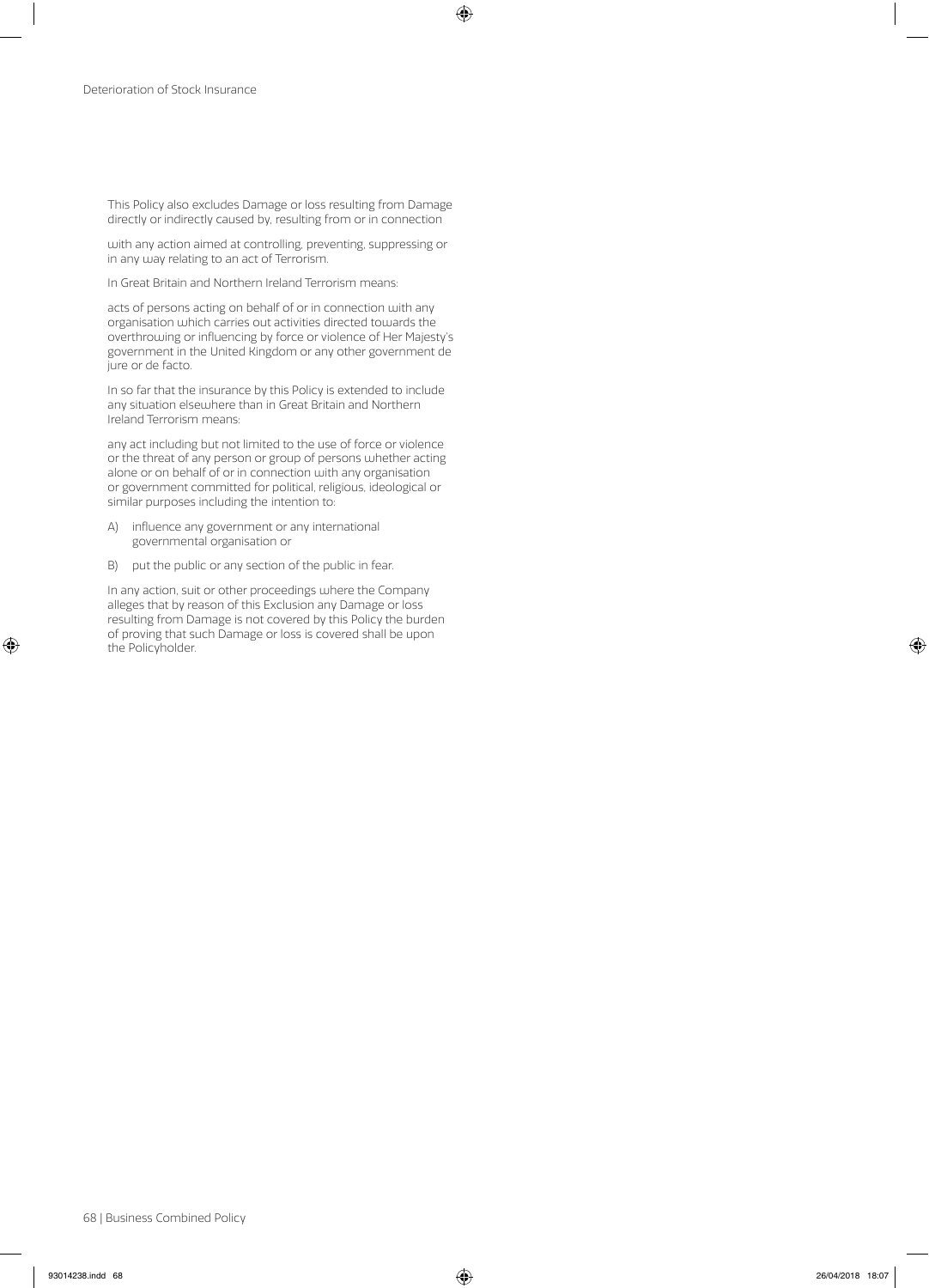This Policy also excludes Damage or loss resulting from Damage directly or indirectly caused by, resulting from or in connection

with any action aimed at controlling, preventing, suppressing or in any way relating to an act of Terrorism.

In Great Britain and Northern Ireland Terrorism means:

acts of persons acting on behalf of or in connection with any organisation which carries out activities directed towards the overthrowing or influencing by force or violence of Her Majesty's government in the United Kingdom or any other government de jure or de facto.

In so far that the insurance by this Policy is extended to include any situation elsewhere than in Great Britain and Northern Ireland Terrorism means:

any act including but not limited to the use of force or violence or the threat of any person or group of persons whether acting alone or on behalf of or in connection with any organisation or government committed for political, religious, ideological or similar purposes including the intention to:

A) influence any government or any international governmental organisation or

B) put the public or any section of the public in fear.

In any action, suit or other proceedings where the Company alleges that by reason of this Exclusion any Damage or loss resulting from Damage is not covered by this Policy the burden of proving that such Damage or loss is covered shall be upon the Policyholder.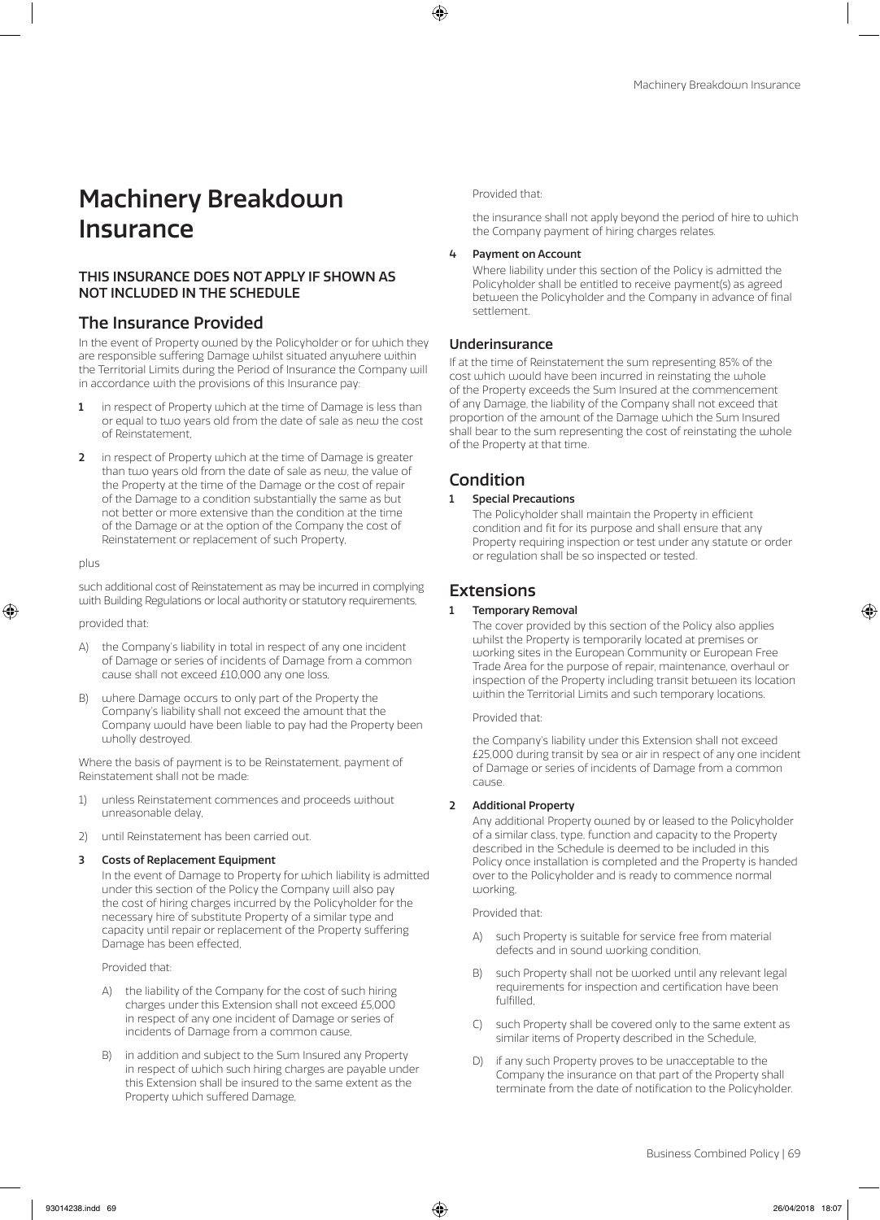# Machinery Breakdown Insurance

**THIS INSURANCE DOES NOT APPLY IF SHOWN AS NOT INCLUDED IN THE SCHEDULE**

## The Insurance Provided

In the event of Property owned by the Policyholder or for which they are responsible suffering Damage whilst situated anywhere within the Territorial Limits during the Period of Insurance the Company will in accordance with the provisions of this Insurance pay:

1. in respect of Property which at the time of Damage is less than or equal to two years old from the date of sale as new the cost of Reinstatement,
2. in respect of Property which at the time of Damage is greater than two years old from the date of sale as new, the value of the Property at the time of the Damage or the cost of repair of the Damage to a condition substantially the same as but not better or more extensive than the condition at the time of the Damage or at the option of the Company the cost of Reinstatement or replacement of such Property,

plus

such additional cost of Reinstatement as may be incurred in complying with Building Regulations or local authority or statutory requirements,

provided that:

A) the Company's liability in total in respect of any one incident of Damage or series of incidents of Damage from a common cause shall not exceed £10,000 any one loss,

B) where Damage occurs to only part of the Property the Company's liability shall not exceed the amount that the Company would have been liable to pay had the Property been wholly destroyed.

Where the basis of payment is to be Reinstatement, payment of Reinstatement shall not be made:

1) unless Reinstatement commences and proceeds without unreasonable delay,
2) until Reinstatement has been carried out.

**3 Costs of Replacement Equipment**

In the event of Damage to Property for which liability is admitted under this section of the Policy the Company will also pay the cost of hiring charges incurred by the Policyholder for the necessary hire of substitute Property of a similar type and capacity until repair or replacement of the Property suffering Damage has been effected,

Provided that:

A) the liability of the Company for the cost of such hiring charges under this Extension shall not exceed £5,000 in respect of any one incident of Damage or series of incidents of Damage from a common cause,

B) in addition and subject to the Sum Insured any Property in respect of which such hiring charges are payable under this Extension shall be insured to the same extent as the Property which suffered Damage,

Provided that:

the insurance shall not apply beyond the period of hire to which the Company payment of hiring charges relates.

**4 Payment on Account**

Where liability under this section of the Policy is admitted the Policyholder shall be entitled to receive payment(s) as agreed between the Policyholder and the Company in advance of final settlement.

## Underinsurance

If at the time of Reinstatement the sum representing 85% of the cost which would have been incurred in reinstating the whole of the Property exceeds the Sum Insured at the commencement of any Damage, the liability of the Company shall not exceed that proportion of the amount of the Damage which the Sum Insured shall bear to the sum representing the cost of reinstating the whole of the Property at that time.

## Condition

**1 Special Precautions**

The Policyholder shall maintain the Property in efficient condition and fit for its purpose and shall ensure that any Property requiring inspection or test under any statute or order or regulation shall be so inspected or tested.

## Extensions

**1 Temporary Removal**

The cover provided by this section of the Policy also applies whilst the Property is temporarily located at premises or working sites in the European Community or European Free Trade Area for the purpose of repair, maintenance, overhaul or inspection of the Property including transit between its location within the Territorial Limits and such temporary locations.

Provided that:

the Company's liability under this Extension shall not exceed £25,000 during transit by sea or air in respect of any one incident of Damage or series of incidents of Damage from a common cause.

**2 Additional Property**

Any additional Property owned by or leased to the Policyholder of a similar class, type, function and capacity to the Property described in the Schedule is deemed to be included in this Policy once installation is completed and the Property is handed over to the Policyholder and is ready to commence normal working,

Provided that:

A) such Property is suitable for service free from material defects and in sound working condition,

B) such Property shall not be worked until any relevant legal requirements for inspection and certification have been fulfilled,

C) such Property shall be covered only to the same extent as similar items of Property described in the Schedule,

D) if any such Property proves to be unacceptable to the Company the insurance on that part of the Property shall terminate from the date of notification to the Policyholder.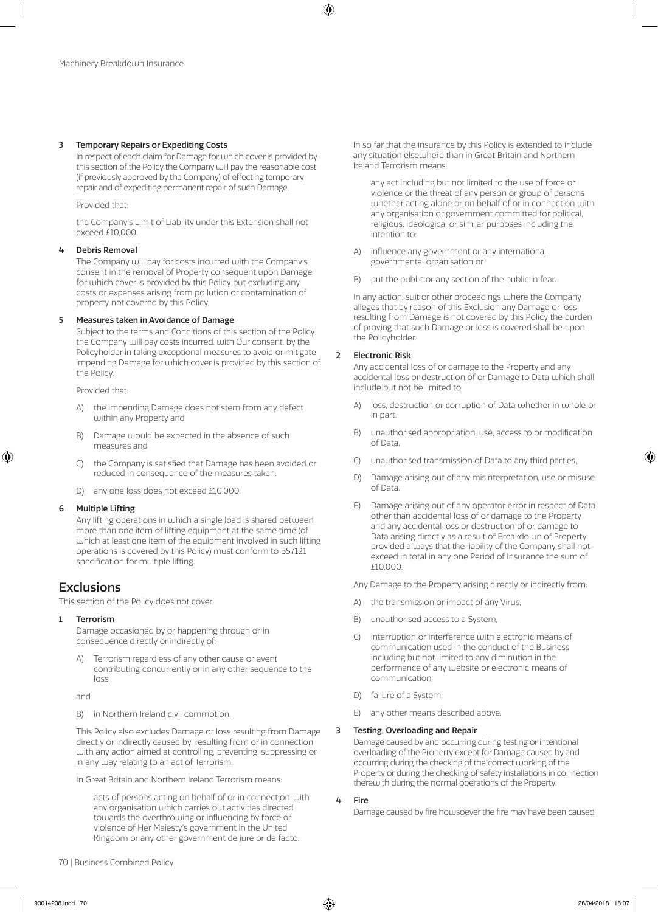### 3 Temporary Repairs or Expediting Costs

In respect of each claim for Damage for which cover is provided by this section of the Policy the Company will pay the reasonable cost (if previously approved by the Company) of effecting temporary repair and of expediting permanent repair of such Damage.

Provided that:

the Company's Limit of Liability under this Extension shall not exceed £10,000.

### 4 Debris Removal

The Company will pay for costs incurred with the Company's consent in the removal of Property consequent upon Damage for which cover is provided by this Policy but excluding any costs or expenses arising from pollution or contamination of property not covered by this Policy.

### 5 Measures taken in Avoidance of Damage

Subject to the terms and Conditions of this section of the Policy the Company will pay costs incurred, with Our consent, by the Policyholder in taking exceptional measures to avoid or mitigate impending Damage for which cover is provided by this section of the Policy.

Provided that:

A) the impending Damage does not stem from any defect within any Property and

B) Damage would be expected in the absence of such measures and

C) the Company is satisfied that Damage has been avoided or reduced in consequence of the measures taken.

D) any one loss does not exceed £10,000.

### 6 Multiple Lifting

Any lifting operations in which a single load is shared between more than one item of lifting equipment at the same time (of which at least one item of the equipment involved in such lifting operations is covered by this Policy) must conform to BS7121 specification for multiple lifting.

## Exclusions

This section of the Policy does not cover:

### 1 Terrorism

Damage occasioned by or happening through or in consequence directly or indirectly of:

A) Terrorism regardless of any other cause or event contributing concurrently or in any other sequence to the loss,

and

B) in Northern Ireland civil commotion.

This Policy also excludes Damage or loss resulting from Damage directly or indirectly caused by, resulting from or in connection with any action aimed at controlling, preventing, suppressing or in any way relating to an act of Terrorism.

In Great Britain and Northern Ireland Terrorism means:

acts of persons acting on behalf of or in connection with any organisation which carries out activities directed towards the overthrowing or influencing by force or violence of Her Majesty's government in the United Kingdom or any other government de jure or de facto.

In so far that the insurance by this Policy is extended to include any situation elsewhere than in Great Britain and Northern Ireland Terrorism means:

any act including but not limited to the use of force or violence or the threat of any person or group of persons whether acting alone or on behalf of or in connection with any organisation or government committed for political, religious, ideological or similar purposes including the intention to:

A) influence any government or any international governmental organisation or

B) put the public or any section of the public in fear.

In any action, suit or other proceedings where the Company alleges that by reason of this Exclusion any Damage or loss resulting from Damage is not covered by this Policy the burden of proving that such Damage or loss is covered shall be upon the Policyholder.

### 2 Electronic Risk

Any accidental loss of or damage to the Property and any accidental loss or destruction of or Damage to Data which shall include but not be limited to:

A) loss, destruction or corruption of Data whether in whole or in part,

B) unauthorised appropriation, use, access to or modification of Data,

C) unauthorised transmission of Data to any third parties,

D) Damage arising out of any misinterpretation, use or misuse of Data,

E) Damage arising out of any operator error in respect of Data other than accidental loss of or damage to the Property and any accidental loss or destruction of or damage to Data arising directly as a result of Breakdown of Property provided always that the liability of the Company shall not exceed in total in any one Period of Insurance the sum of £10,000.

Any Damage to the Property arising directly or indirectly from:

A) the transmission or impact of any Virus,

B) unauthorised access to a System,

C) interruption or interference with electronic means of communication used in the conduct of the Business including but not limited to any diminution in the performance of any website or electronic means of communication,

D) failure of a System,

E) any other means described above.

### 3 Testing, Overloading and Repair

Damage caused by and occurring during testing or intentional overloading of the Property except for Damage caused by and occurring during the checking of the correct working of the Property or during the checking of safety installations in connection therewith during the normal operations of the Property.

### 4 Fire

Damage caused by fire howsoever the fire may have been caused.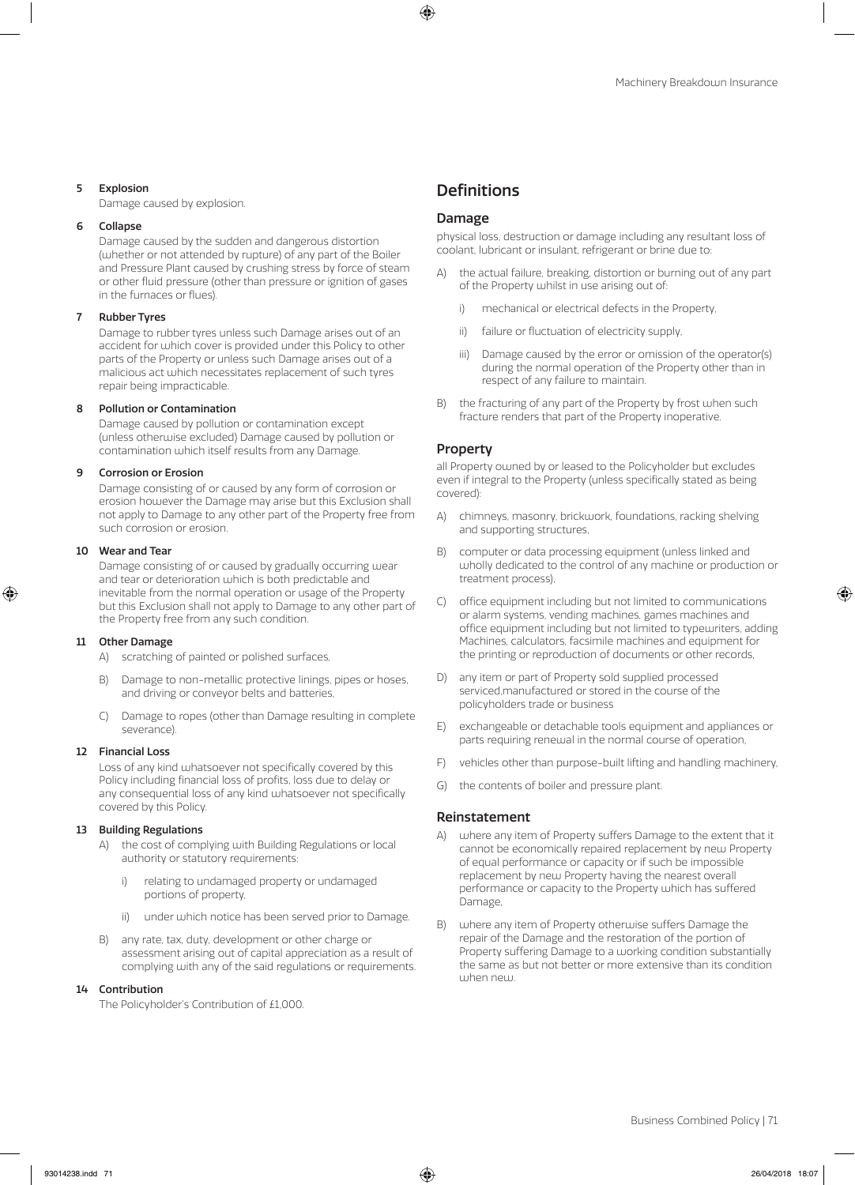**5 Explosion**

Damage caused by explosion.

**6 Collapse**

Damage caused by the sudden and dangerous distortion (whether or not attended by rupture) of any part of the Boiler and Pressure Plant caused by crushing stress by force of steam or other fluid pressure (other than pressure or ignition of gases in the furnaces or flues).

**7 Rubber Tyres**

Damage to rubber tyres unless such Damage arises out of an accident for which cover is provided under this Policy to other parts of the Property or unless such Damage arises out of a malicious act which necessitates replacement of such tyres repair being impracticable.

**8 Pollution or Contamination**

Damage caused by pollution or contamination except (unless otherwise excluded) Damage caused by pollution or contamination which itself results from any Damage.

**9 Corrosion or Erosion**

Damage consisting of or caused by any form of corrosion or erosion however the Damage may arise but this Exclusion shall not apply to Damage to any other part of the Property free from such corrosion or erosion.

**10 Wear and Tear**

Damage consisting of or caused by gradually occurring wear and tear or deterioration which is both predictable and inevitable from the normal operation or usage of the Property but this Exclusion shall not apply to Damage to any other part of the Property free from any such condition.

**11 Other Damage**

A) scratching of painted or polished surfaces,

B) Damage to non-metallic protective linings, pipes or hoses, and driving or conveyor belts and batteries,

C) Damage to ropes (other than Damage resulting in complete severance).

**12 Financial Loss**

Loss of any kind whatsoever not specifically covered by this Policy including financial loss of profits, loss due to delay or any consequential loss of any kind whatsoever not specifically covered by this Policy.

**13 Building Regulations**

A) the cost of complying with Building Regulations or local authority or statutory requirements:

i) relating to undamaged property or undamaged portions of property,

ii) under which notice has been served prior to Damage.

B) any rate, tax, duty, development or other charge or assessment arising out of capital appreciation as a result of complying with any of the said regulations or requirements.

**14 Contribution**

The Policyholder's Contribution of £1,000.

## Definitions

### Damage

physical loss, destruction or damage including any resultant loss of coolant, lubricant or insulant, refrigerant or brine due to:

A) the actual failure, breaking, distortion or burning out of any part of the Property whilst in use arising out of:

i) mechanical or electrical defects in the Property,

ii) failure or fluctuation of electricity supply,

iii) Damage caused by the error or omission of the operator(s) during the normal operation of the Property other than in respect of any failure to maintain.

B) the fracturing of any part of the Property by frost when such fracture renders that part of the Property inoperative.

### Property

all Property owned by or leased to the Policyholder but excludes even if integral to the Property (unless specifically stated as being covered):

A) chimneys, masonry, brickwork, foundations, racking shelving and supporting structures,

B) computer or data processing equipment (unless linked and wholly dedicated to the control of any machine or production or treatment process),

C) office equipment including but not limited to communications or alarm systems, vending machines, games machines and office equipment including but not limited to typewriters, adding Machines, calculators, facsimile machines and equipment for the printing or reproduction of documents or other records,

D) any item or part of Property sold supplied processed serviced,manufactured or stored in the course of the policyholders trade or business

E) exchangeable or detachable tools equipment and appliances or parts requiring renewal in the normal course of operation,

F) vehicles other than purpose-built lifting and handling machinery,

G) the contents of boiler and pressure plant.

### Reinstatement

A) where any item of Property suffers Damage to the extent that it cannot be economically repaired replacement by new Property of equal performance or capacity or if such be impossible replacement by new Property having the nearest overall performance or capacity to the Property which has suffered Damage,

B) where any item of Property otherwise suffers Damage the repair of the Damage and the restoration of the portion of Property suffering Damage to a working condition substantially the same as but not better or more extensive than its condition when new.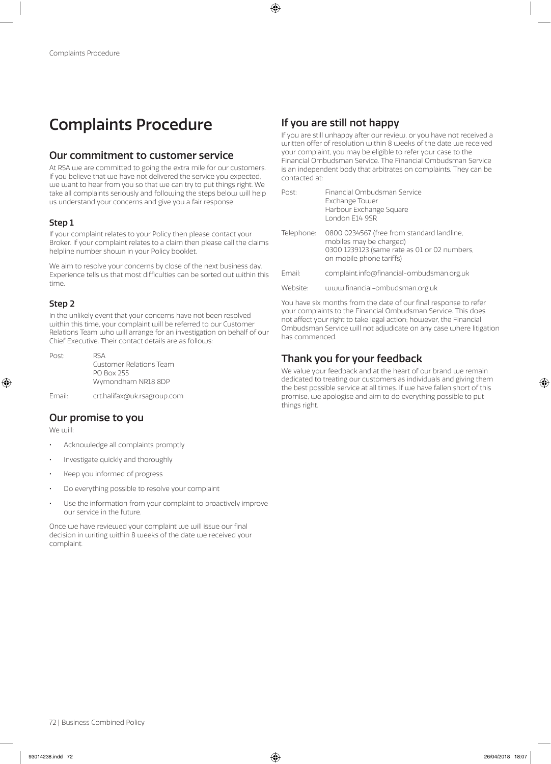# Complaints Procedure

## Our commitment to customer service

At RSA we are committed to going the extra mile for our customers. If you believe that we have not delivered the service you expected, we want to hear from you so that we can try to put things right. We take all complaints seriously and following the steps below will help us understand your concerns and give you a fair response.

### Step 1

If your complaint relates to your Policy then please contact your Broker. If your complaint relates to a claim then please call the claims helpline number shown in your Policy booklet.

We aim to resolve your concerns by close of the next business day. Experience tells us that most difficulties can be sorted out within this time.

### Step 2

In the unlikely event that your concerns have not been resolved within this time, your complaint will be referred to our Customer Relations Team who will arrange for an investigation on behalf of our Chief Executive. Their contact details are as follows:

| | |
|---|---|
| Post: | RSA<br>Customer Relations Team<br>PO Box 255<br>Wymondham NR18 8DP |
| Email: | crt.halifax@uk.rsagroup.com |

## Our promise to you

We will:

- Acknowledge all complaints promptly
- Investigate quickly and thoroughly
- Keep you informed of progress
- Do everything possible to resolve your complaint
- Use the information from your complaint to proactively improve our service in the future.

Once we have reviewed your complaint we will issue our final decision in writing within 8 weeks of the date we received your complaint.

## If you are still not happy

If you are still unhappy after our review, or you have not received a written offer of resolution within 8 weeks of the date we received your complaint, you may be eligible to refer your case to the Financial Ombudsman Service. The Financial Ombudsman Service is an independent body that arbitrates on complaints. They can be contacted at:

| | |
|---|---|
| Post: | Financial Ombudsman Service<br>Exchange Tower<br>Harbour Exchange Square<br>London E14 9SR |
| Telephone: | 0800 0234567 (free from standard landline, mobiles may be charged)<br>0300 1239123 (same rate as 01 or 02 numbers, on mobile phone tariffs) |
| Email: | complaint.info@financial-ombudsman.org.uk |
| Website: | www.financial-ombudsman.org.uk |

You have six months from the date of our final response to refer your complaints to the Financial Ombudsman Service. This does not affect your right to take legal action; however, the Financial Ombudsman Service will not adjudicate on any case where litigation has commenced.

## Thank you for your feedback

We value your feedback and at the heart of our brand we remain dedicated to treating our customers as individuals and giving them the best possible service at all times. If we have fallen short of this promise, we apologise and aim to do everything possible to put things right.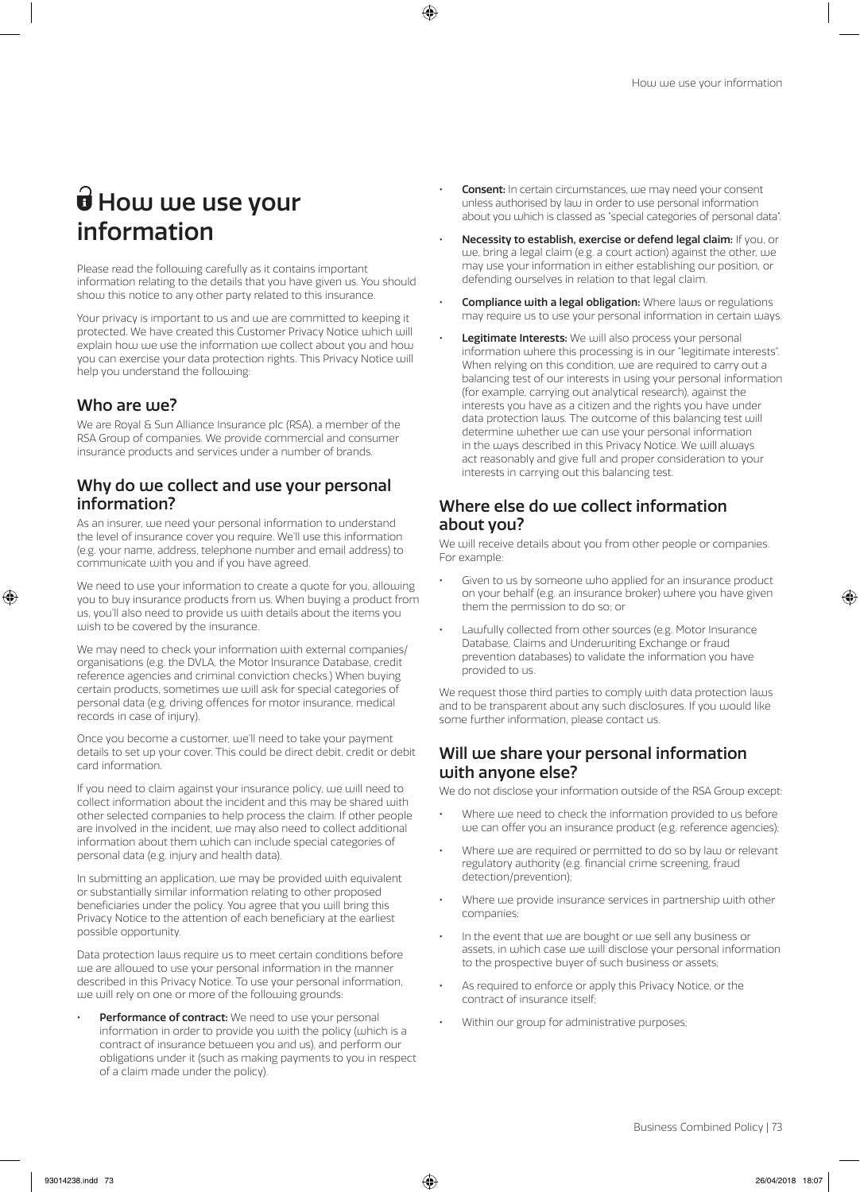# How we use your information

Please read the following carefully as it contains important information relating to the details that you have given us. You should show this notice to any other party related to this insurance.

Your privacy is important to us and we are committed to keeping it protected. We have created this Customer Privacy Notice which will explain how we use the information we collect about you and how you can exercise your data protection rights. This Privacy Notice will help you understand the following:

## Who are we?

We are Royal & Sun Alliance Insurance plc (RSA), a member of the RSA Group of companies. We provide commercial and consumer insurance products and services under a number of brands.

## Why do we collect and use your personal information?

As an insurer, we need your personal information to understand the level of insurance cover you require. We'll use this information (e.g. your name, address, telephone number and email address) to communicate with you and if you have agreed.

We need to use your information to create a quote for you, allowing you to buy insurance products from us. When buying a product from us, you'll also need to provide us with details about the items you wish to be covered by the insurance.

We may need to check your information with external companies/ organisations (e.g. the DVLA, the Motor Insurance Database, credit reference agencies and criminal conviction checks.) When buying certain products, sometimes we will ask for special categories of personal data (e.g. driving offences for motor insurance, medical records in case of injury).

Once you become a customer, we'll need to take your payment details to set up your cover. This could be direct debit, credit or debit card information.

If you need to claim against your insurance policy, we will need to collect information about the incident and this may be shared with other selected companies to help process the claim. If other people are involved in the incident, we may also need to collect additional information about them which can include special categories of personal data (e.g. injury and health data).

In submitting an application, we may be provided with equivalent or substantially similar information relating to other proposed beneficiaries under the policy. You agree that you will bring this Privacy Notice to the attention of each beneficiary at the earliest possible opportunity.

Data protection laws require us to meet certain conditions before we are allowed to use your personal information in the manner described in this Privacy Notice. To use your personal information, we will rely on one or more of the following grounds:

- **Performance of contract:** We need to use your personal information in order to provide you with the policy (which is a contract of insurance between you and us), and perform our obligations under it (such as making payments to you in respect of a claim made under the policy).
- **Consent:** In certain circumstances, we may need your consent unless authorised by law in order to use personal information about you which is classed as "special categories of personal data".
- **Necessity to establish, exercise or defend legal claim:** If you, or we, bring a legal claim (e.g. a court action) against the other, we may use your information in either establishing our position, or defending ourselves in relation to that legal claim.
- **Compliance with a legal obligation:** Where laws or regulations may require us to use your personal information in certain ways.
- **Legitimate Interests:** We will also process your personal information where this processing is in our "legitimate interests". When relying on this condition, we are required to carry out a balancing test of our interests in using your personal information (for example, carrying out analytical research), against the interests you have as a citizen and the rights you have under data protection laws. The outcome of this balancing test will determine whether we can use your personal information in the ways described in this Privacy Notice. We will always act reasonably and give full and proper consideration to your interests in carrying out this balancing test.

## Where else do we collect information about you?

We will receive details about you from other people or companies. For example:

- Given to us by someone who applied for an insurance product on your behalf (e.g. an insurance broker) where you have given them the permission to do so; or
- Lawfully collected from other sources (e.g. Motor Insurance Database, Claims and Underwriting Exchange or fraud prevention databases) to validate the information you have provided to us.

We request those third parties to comply with data protection laws and to be transparent about any such disclosures. If you would like some further information, please contact us.

## Will we share your personal information with anyone else?

We do not disclose your information outside of the RSA Group except:

- Where we need to check the information provided to us before we can offer you an insurance product (e.g. reference agencies);
- Where we are required or permitted to do so by law or relevant regulatory authority (e.g. financial crime screening, fraud detection/prevention);
- Where we provide insurance services in partnership with other companies;
- In the event that we are bought or we sell any business or assets, in which case we will disclose your personal information to the prospective buyer of such business or assets;
- As required to enforce or apply this Privacy Notice, or the contract of insurance itself;
- Within our group for administrative purposes;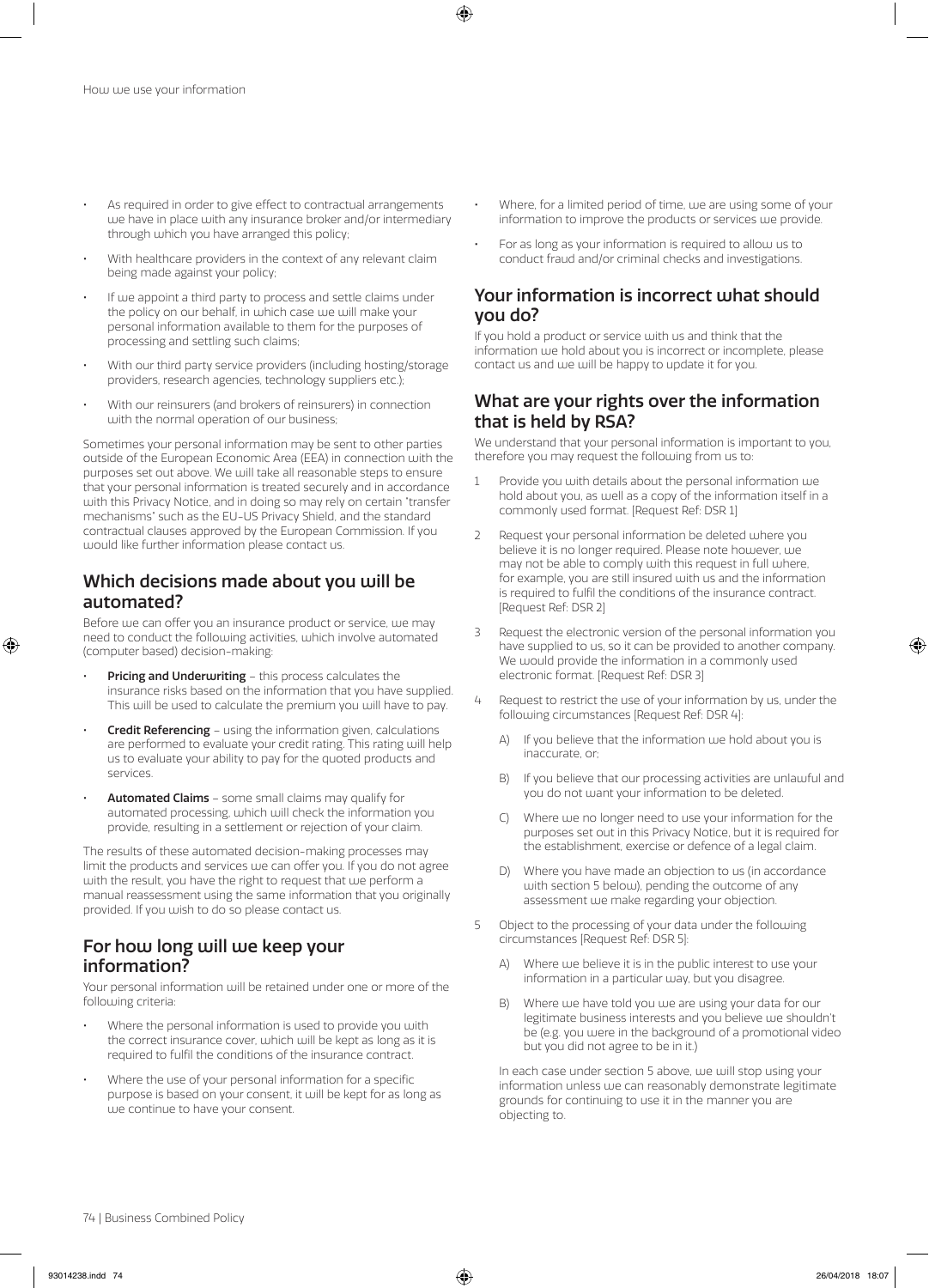- As required in order to give effect to contractual arrangements we have in place with any insurance broker and/or intermediary through which you have arranged this policy;
- With healthcare providers in the context of any relevant claim being made against your policy;
- If we appoint a third party to process and settle claims under the policy on our behalf, in which case we will make your personal information available to them for the purposes of processing and settling such claims;
- With our third party service providers (including hosting/storage providers, research agencies, technology suppliers etc.);
- With our reinsurers (and brokers of reinsurers) in connection with the normal operation of our business;

Sometimes your personal information may be sent to other parties outside of the European Economic Area (EEA) in connection with the purposes set out above. We will take all reasonable steps to ensure that your personal information is treated securely and in accordance with this Privacy Notice, and in doing so may rely on certain "transfer mechanisms" such as the EU-US Privacy Shield, and the standard contractual clauses approved by the European Commission. If you would like further information please contact us.

## Which decisions made about you will be automated?

Before we can offer you an insurance product or service, we may need to conduct the following activities, which involve automated (computer based) decision-making:

- **Pricing and Underwriting** – this process calculates the insurance risks based on the information that you have supplied. This will be used to calculate the premium you will have to pay.
- **Credit Referencing** – using the information given, calculations are performed to evaluate your credit rating. This rating will help us to evaluate your ability to pay for the quoted products and services.
- **Automated Claims** – some small claims may qualify for automated processing, which will check the information you provide, resulting in a settlement or rejection of your claim.

The results of these automated decision-making processes may limit the products and services we can offer you. If you do not agree with the result, you have the right to request that we perform a manual reassessment using the same information that you originally provided. If you wish to do so please contact us.

## For how long will we keep your information?

Your personal information will be retained under one or more of the following criteria:

- Where the personal information is used to provide you with the correct insurance cover, which will be kept as long as it is required to fulfil the conditions of the insurance contract.
- Where the use of your personal information for a specific purpose is based on your consent, it will be kept for as long as we continue to have your consent.
- Where, for a limited period of time, we are using some of your information to improve the products or services we provide.
- For as long as your information is required to allow us to conduct fraud and/or criminal checks and investigations.

## Your information is incorrect what should you do?

If you hold a product or service with us and think that the information we hold about you is incorrect or incomplete, please contact us and we will be happy to update it for you.

## What are your rights over the information that is held by RSA?

We understand that your personal information is important to you, therefore you may request the following from us to:

1. Provide you with details about the personal information we hold about you, as well as a copy of the information itself in a commonly used format. [Request Ref: DSR 1]
2. Request your personal information be deleted where you believe it is no longer required. Please note however, we may not be able to comply with this request in full where, for example, you are still insured with us and the information is required to fulfil the conditions of the insurance contract. [Request Ref: DSR 2]
3. Request the electronic version of the personal information you have supplied to us, so it can be provided to another company. We would provide the information in a commonly used electronic format. [Request Ref: DSR 3]
4. Request to restrict the use of your information by us, under the following circumstances [Request Ref: DSR 4]:
   A) If you believe that the information we hold about you is inaccurate, or;
   B) If you believe that our processing activities are unlawful and you do not want your information to be deleted.
   C) Where we no longer need to use your information for the purposes set out in this Privacy Notice, but it is required for the establishment, exercise or defence of a legal claim.
   D) Where you have made an objection to us (in accordance with section 5 below), pending the outcome of any assessment we make regarding your objection.
5. Object to the processing of your data under the following circumstances [Request Ref: DSR 5]:
   A) Where we believe it is in the public interest to use your information in a particular way, but you disagree.
   B) Where we have told you we are using your data for our legitimate business interests and you believe we shouldn't be (e.g. you were in the background of a promotional video but you did not agree to be in it.)

   In each case under section 5 above, we will stop using your information unless we can reasonably demonstrate legitimate grounds for continuing to use it in the manner you are objecting to.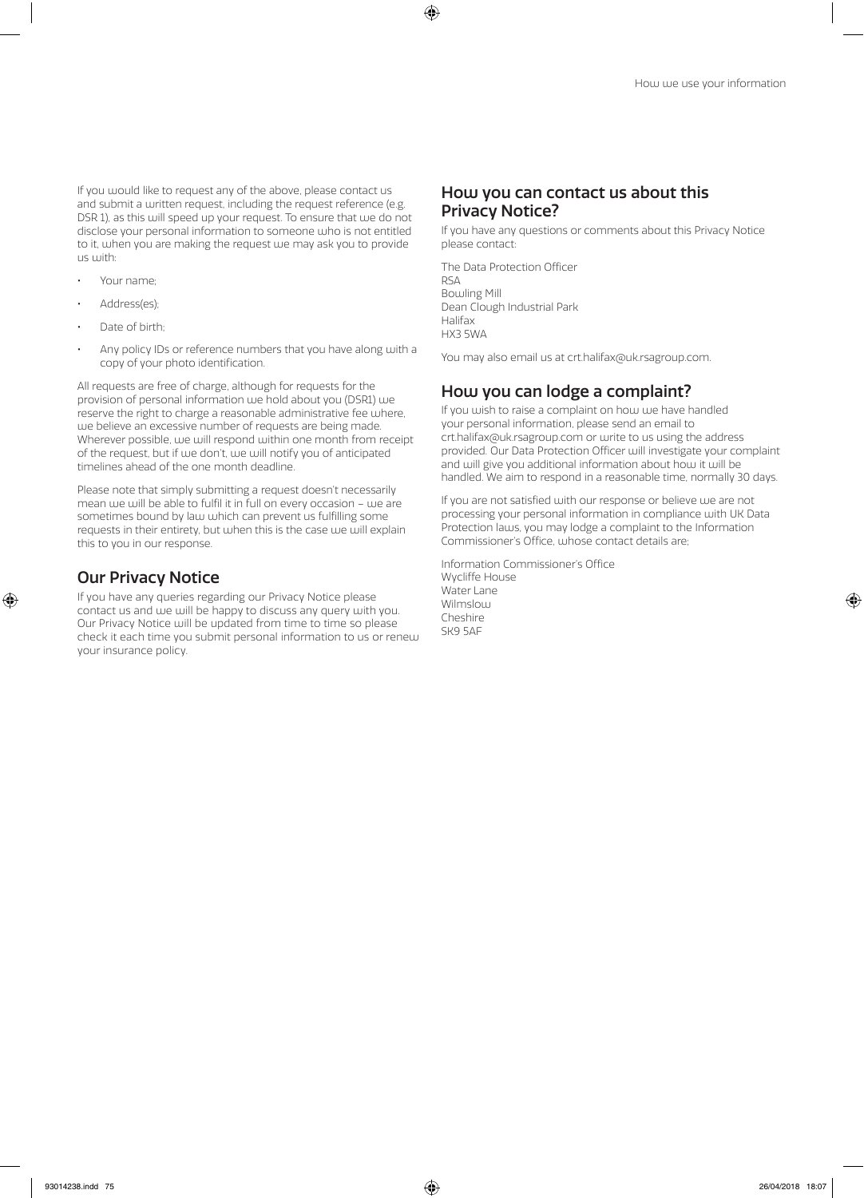If you would like to request any of the above, please contact us and submit a written request, including the request reference (e.g. DSR 1), as this will speed up your request. To ensure that we do not disclose your personal information to someone who is not entitled to it, when you are making the request we may ask you to provide us with:

- Your name;
- Address(es);
- Date of birth;
- Any policy IDs or reference numbers that you have along with a copy of your photo identification.

All requests are free of charge, although for requests for the provision of personal information we hold about you (DSR1) we reserve the right to charge a reasonable administrative fee where, we believe an excessive number of requests are being made. Wherever possible, we will respond within one month from receipt of the request, but if we don't, we will notify you of anticipated timelines ahead of the one month deadline.

Please note that simply submitting a request doesn't necessarily mean we will be able to fulfil it in full on every occasion – we are sometimes bound by law which can prevent us fulfilling some requests in their entirety, but when this is the case we will explain this to you in our response.

## Our Privacy Notice

If you have any queries regarding our Privacy Notice please contact us and we will be happy to discuss any query with you. Our Privacy Notice will be updated from time to time so please check it each time you submit personal information to us or renew your insurance policy.

## How you can contact us about this Privacy Notice?

If you have any questions or comments about this Privacy Notice please contact:

The Data Protection Officer
RSA
Bowling Mill
Dean Clough Industrial Park
Halifax
HX3 5WA

You may also email us at crt.halifax@uk.rsagroup.com.

## How you can lodge a complaint?

If you wish to raise a complaint on how we have handled your personal information, please send an email to crt.halifax@uk.rsagroup.com or write to us using the address provided. Our Data Protection Officer will investigate your complaint and will give you additional information about how it will be handled. We aim to respond in a reasonable time, normally 30 days.

If you are not satisfied with our response or believe we are not processing your personal information in compliance with UK Data Protection laws, you may lodge a complaint to the Information Commissioner's Office, whose contact details are;

Information Commissioner's Office
Wycliffe House
Water Lane
Wilmslow
Cheshire
SK9 5AF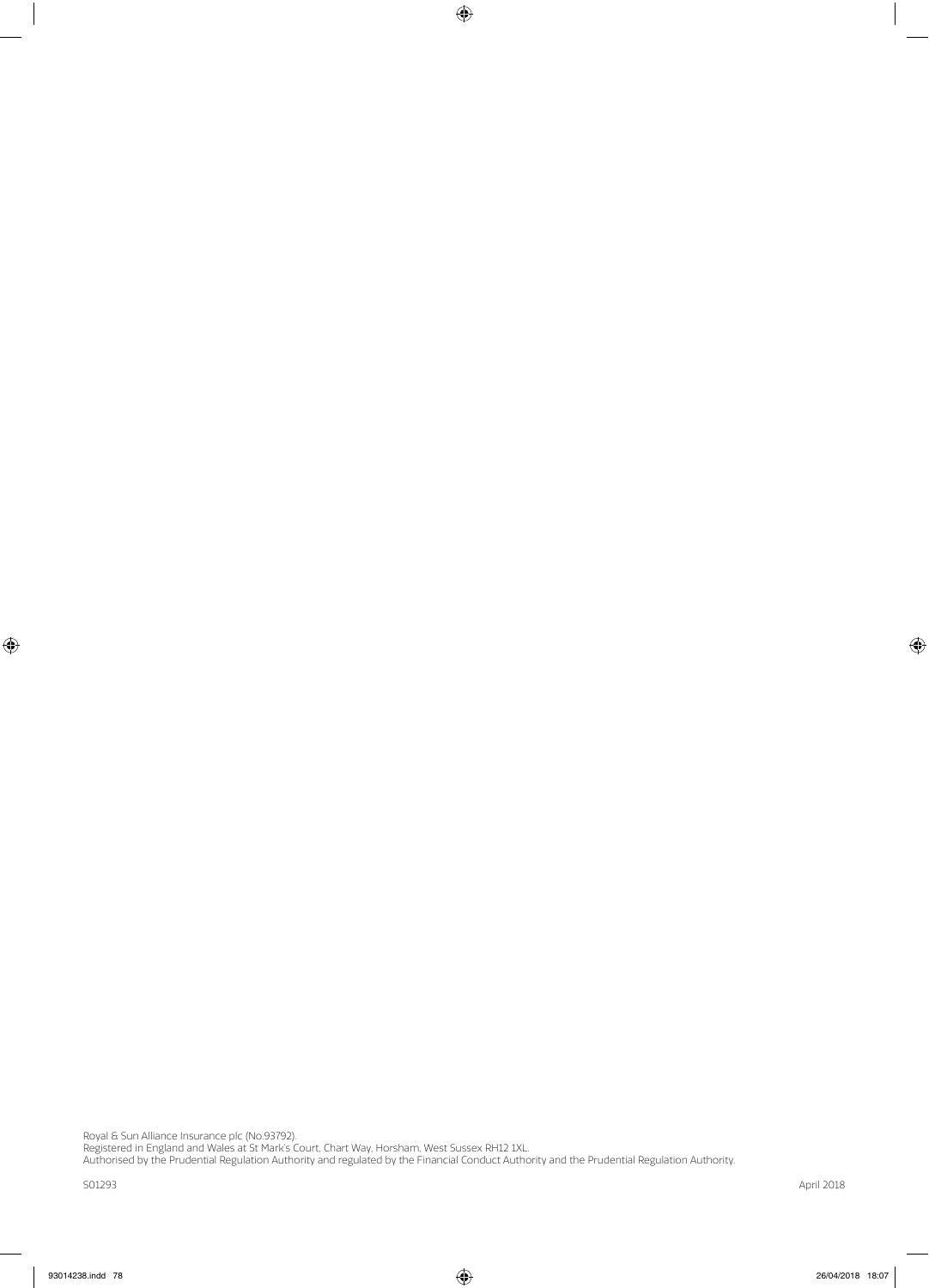Royal & Sun Alliance Insurance plc (No.93792).
Registered in England and Wales at St Mark's Court, Chart Way, Horsham, West Sussex RH12 1XL.
Authorised by the Prudential Regulation Authority and regulated by the Financial Conduct Authority and the Prudential Regulation Authority.

S01293

April 2018